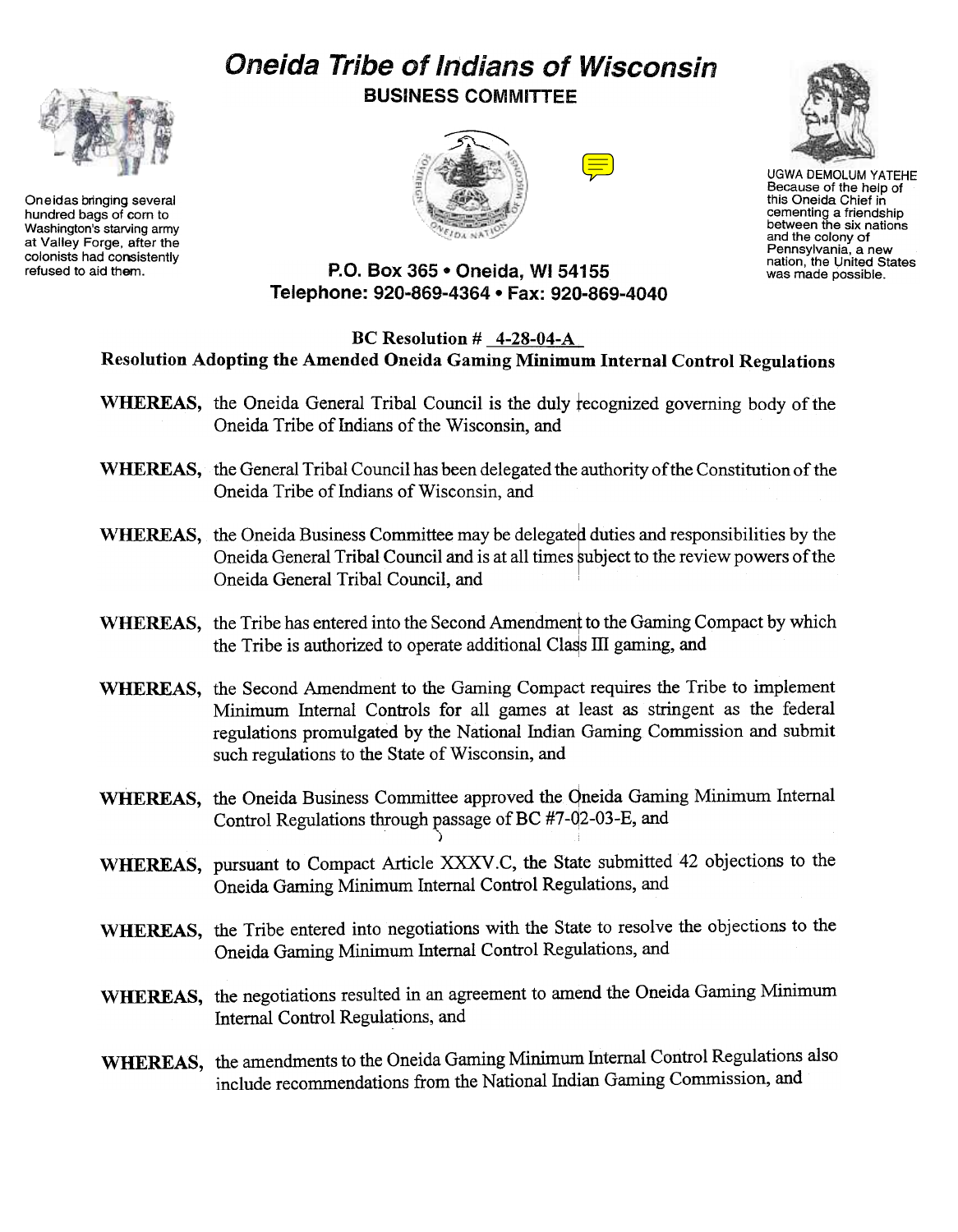# Oneida Tribe of Indians of Wisconsin

**BUSINESS COMMITTEE**

Oneidas bringing several hundred bags of corn to Washington's starving army at Valley Forge, after the colonists had consistently refused to aid them.

UGWA DEMOLUM YATEHE Because of the help of this Oneida Chief in cementing a friendship between the six nations and the colony of Pennsylvania, a new nation, the United States was made possible.

**P.O. Box 365 • Oneida, WI 54155**
**Telephone: 920-869-4364 • Fax: 920-869-4040**

**BC Resolution # 4-28-04-A**

**Resolution Adopting the Amended Oneida Gaming Minimum Internal Control Regulations**

**WHEREAS,** the Oneida General Tribal Council is the duly recognized governing body of the Oneida Tribe of Indians of the Wisconsin, and

**WHEREAS,** the General Tribal Council has been delegated the authority of the Constitution of the Oneida Tribe of Indians of Wisconsin, and

**WHEREAS,** the Oneida Business Committee may be delegated duties and responsibilities by the Oneida General Tribal Council and is at all times subject to the review powers of the Oneida General Tribal Council, and

**WHEREAS,** the Tribe has entered into the Second Amendment to the Gaming Compact by which the Tribe is authorized to operate additional Class III gaming, and

**WHEREAS,** the Second Amendment to the Gaming Compact requires the Tribe to implement Minimum Internal Controls for all games at least as stringent as the federal regulations promulgated by the National Indian Gaming Commission and submit such regulations to the State of Wisconsin, and

**WHEREAS,** the Oneida Business Committee approved the Oneida Gaming Minimum Internal Control Regulations through passage of BC #7-02-03-E, and

**WHEREAS,** pursuant to Compact Article XXXV.C, the State submitted 42 objections to the Oneida Gaming Minimum Internal Control Regulations, and

**WHEREAS,** the Tribe entered into negotiations with the State to resolve the objections to the Oneida Gaming Minimum Internal Control Regulations, and

**WHEREAS,** the negotiations resulted in an agreement to amend the Oneida Gaming Minimum Internal Control Regulations, and

**WHEREAS,** the amendments to the Oneida Gaming Minimum Internal Control Regulations also include recommendations from the National Indian Gaming Commission, and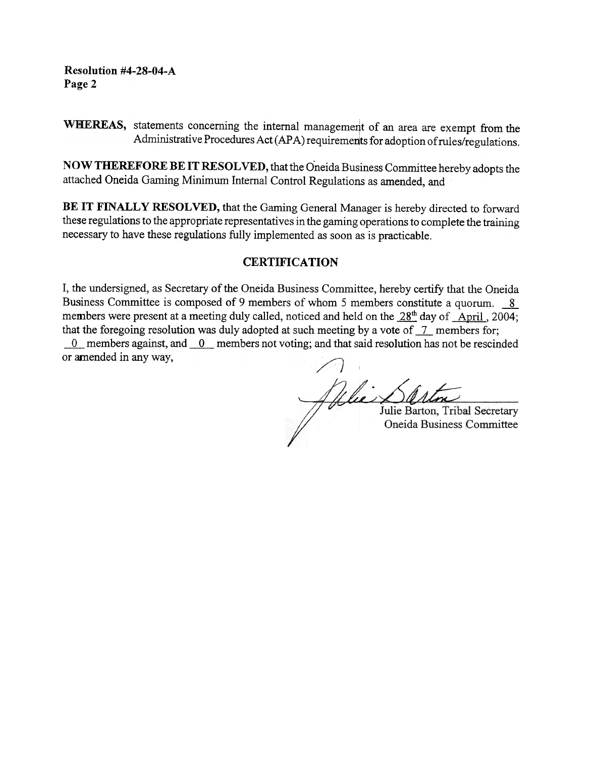**Resolution #4-28-04-A**
**Page 2**

**WHEREAS,** statements concerning the internal management of an area are exempt from the Administrative Procedures Act (APA) requirements for adoption of rules/regulations.

**NOW THEREFORE BE IT RESOLVED,** that the Oneida Business Committee hereby adopts the attached Oneida Gaming Minimum Internal Control Regulations as amended, and

**BE IT FINALLY RESOLVED,** that the Gaming General Manager is hereby directed to forward these regulations to the appropriate representatives in the gaming operations to complete the training necessary to have these regulations fully implemented as soon as is practicable.

## CERTIFICATION

I, the undersigned, as Secretary of the Oneida Business Committee, hereby certify that the Oneida Business Committee is composed of 9 members of whom 5 members constitute a quorum. 8 members were present at a meeting duly called, noticed and held on the 28th day of April, 2004; that the foregoing resolution was duly adopted at such meeting by a vote of 7 members for; 0 members against, and 0 members not voting; and that said resolution has not be rescinded or amended in any way,

Julie Barton, Tribal Secretary
Oneida Business Committee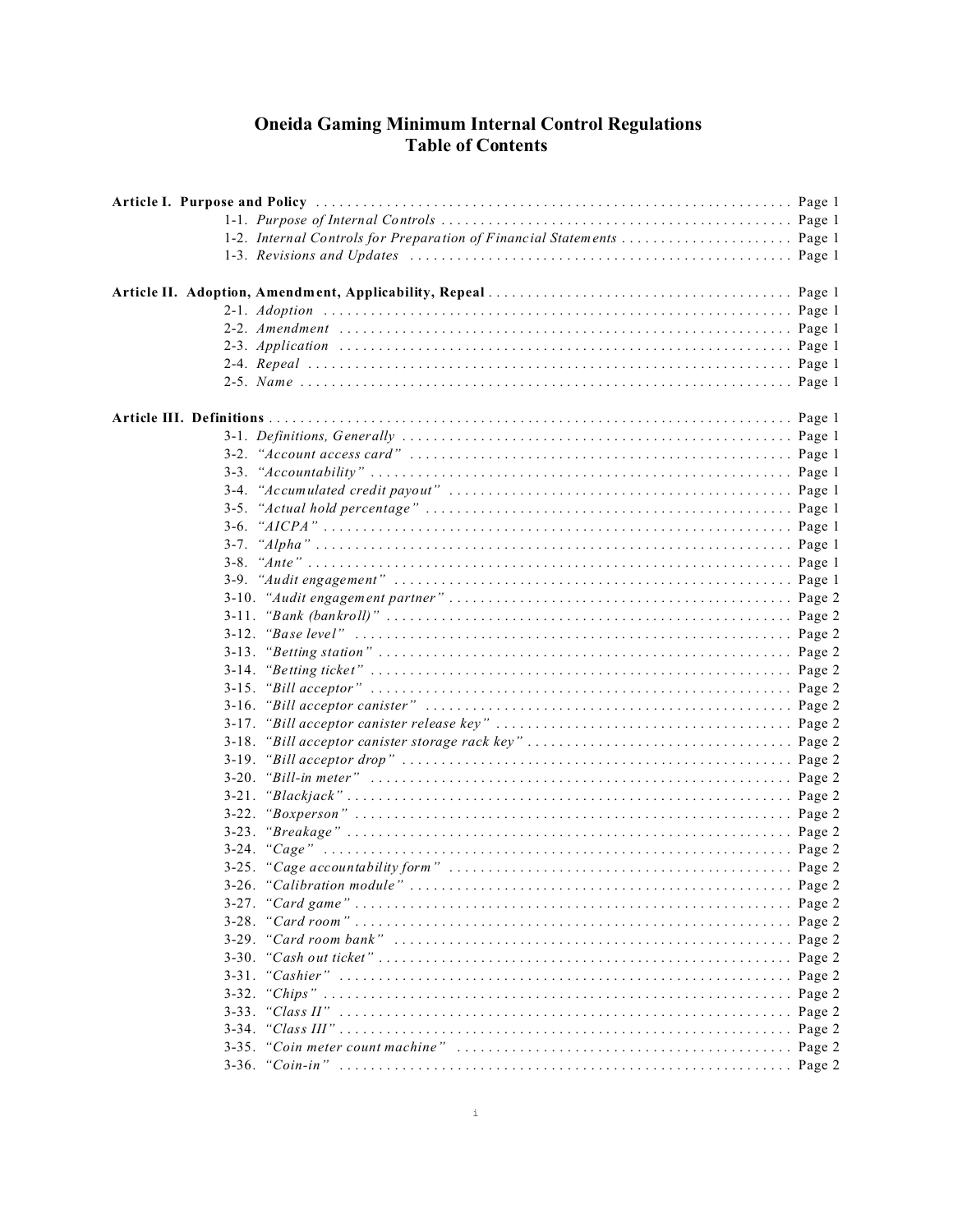# Oneida Gaming Minimum Internal Control Regulations
## Table of Contents

**Article I. Purpose and Policy** . . . . . . . . . . Page 1
- 1-1. *Purpose of Internal Controls* . . . . . . . . . . Page 1
- 1-2. *Internal Controls for Preparation of Financial Statements* . . . . . . . . . . Page 1
- 1-3. *Revisions and Updates* . . . . . . . . . . Page 1

**Article II. Adoption, Amendment, Applicability, Repeal** . . . . . . . . . . Page 1
- 2-1. *Adoption* . . . . . . . . . . Page 1
- 2-2. *Amendment* . . . . . . . . . . Page 1
- 2-3. *Application* . . . . . . . . . . Page 1
- 2-4. *Repeal* . . . . . . . . . . Page 1
- 2-5. *Name* . . . . . . . . . . Page 1

**Article III. Definitions** . . . . . . . . . . Page 1
- 3-1. *Definitions, Generally* . . . . . . . . . . Page 1
- 3-2. *"Account access card"* . . . . . . . . . . Page 1
- 3-3. *"Accountability"* . . . . . . . . . . Page 1
- 3-4. *"Accumulated credit payout"* . . . . . . . . . . Page 1
- 3-5. *"Actual hold percentage"* . . . . . . . . . . Page 1
- 3-6. *"AICPA"* . . . . . . . . . . Page 1
- 3-7. *"Alpha"* . . . . . . . . . . Page 1
- 3-8. *"Ante"* . . . . . . . . . . Page 1
- 3-9. *"Audit engagement"* . . . . . . . . . . Page 1
- 3-10. *"Audit engagement partner"* . . . . . . . . . . Page 2
- 3-11. *"Bank (bankroll)"* . . . . . . . . . . Page 2
- 3-12. *"Base level"* . . . . . . . . . . Page 2
- 3-13. *"Betting station"* . . . . . . . . . . Page 2
- 3-14. *"Betting ticket"* . . . . . . . . . . Page 2
- 3-15. *"Bill acceptor"* . . . . . . . . . . Page 2
- 3-16. *"Bill acceptor canister"* . . . . . . . . . . Page 2
- 3-17. *"Bill acceptor canister release key"* . . . . . . . . . . Page 2
- 3-18. *"Bill acceptor canister storage rack key"* . . . . . . . . . . Page 2
- 3-19. *"Bill acceptor drop"* . . . . . . . . . . Page 2
- 3-20. *"Bill-in meter"* . . . . . . . . . . Page 2
- 3-21. *"Blackjack"* . . . . . . . . . . Page 2
- 3-22. *"Boxperson"* . . . . . . . . . . Page 2
- 3-23. *"Breakage"* . . . . . . . . . . Page 2
- 3-24. *"Cage"* . . . . . . . . . . Page 2
- 3-25. *"Cage accountability form"* . . . . . . . . . . Page 2
- 3-26. *"Calibration module"* . . . . . . . . . . Page 2
- 3-27. *"Card game"* . . . . . . . . . . Page 2
- 3-28. *"Card room"* . . . . . . . . . . Page 2
- 3-29. *"Card room bank"* . . . . . . . . . . Page 2
- 3-30. *"Cash out ticket"* . . . . . . . . . . Page 2
- 3-31. *"Cashier"* . . . . . . . . . . Page 2
- 3-32. *"Chips"* . . . . . . . . . . Page 2
- 3-33. *"Class II"* . . . . . . . . . . Page 2
- 3-34. *"Class III"* . . . . . . . . . . Page 2
- 3-35. *"Coin meter count machine"* . . . . . . . . . . Page 2
- 3-36. *"Coin-in"* . . . . . . . . . . Page 2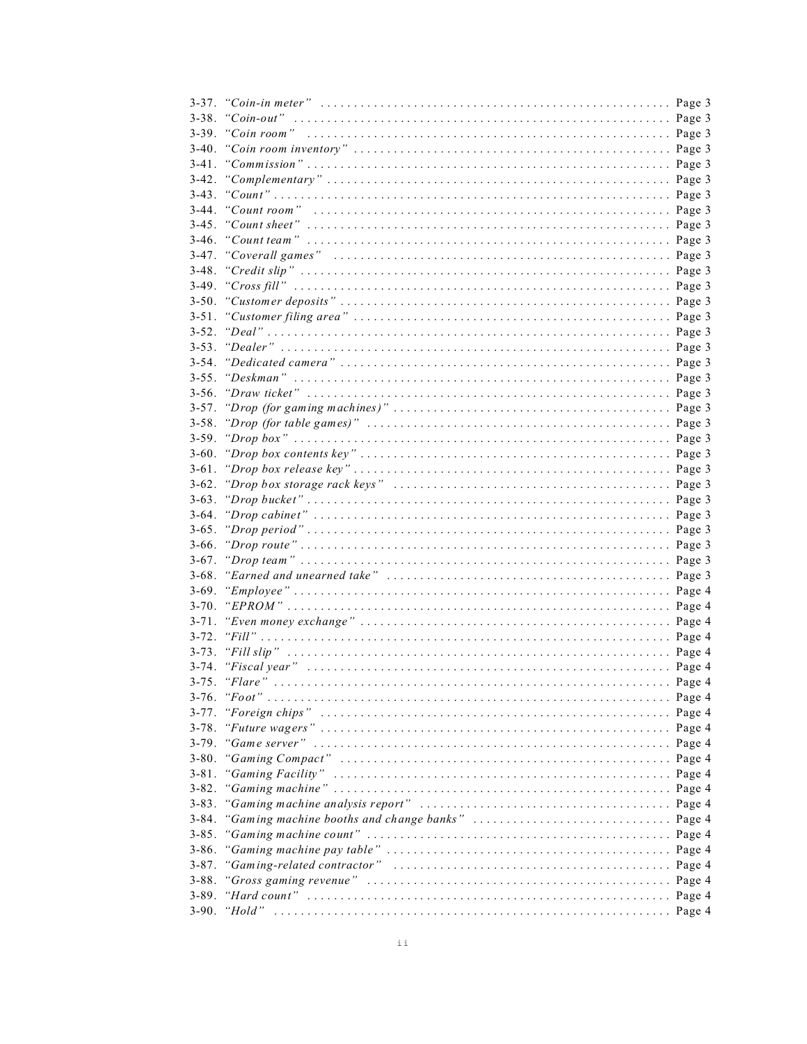3-37. *"Coin-in meter"* . . . . . . . . . . . . . . . . . . . . . . . . . . . . . . . . . . . . . . . . . . . . . . . . . . . Page 3
3-38. *"Coin-out"* . . . . . . . . . . . . . . . . . . . . . . . . . . . . . . . . . . . . . . . . . . . . . . . . . . . . . . . . Page 3
3-39. *"Coin room"* . . . . . . . . . . . . . . . . . . . . . . . . . . . . . . . . . . . . . . . . . . . . . . . . . . . . . . Page 3
3-40. *"Coin room inventory"* . . . . . . . . . . . . . . . . . . . . . . . . . . . . . . . . . . . . . . . . . . . . . . . Page 3
3-41. *"Commission"* . . . . . . . . . . . . . . . . . . . . . . . . . . . . . . . . . . . . . . . . . . . . . . . . . . . . . . Page 3
3-42. *"Complementary"* . . . . . . . . . . . . . . . . . . . . . . . . . . . . . . . . . . . . . . . . . . . . . . . . . . . Page 3
3-43. *"Count"* . . . . . . . . . . . . . . . . . . . . . . . . . . . . . . . . . . . . . . . . . . . . . . . . . . . . . . . . . . . Page 3
3-44. *"Count room"* . . . . . . . . . . . . . . . . . . . . . . . . . . . . . . . . . . . . . . . . . . . . . . . . . . . . . . Page 3
3-45. *"Count sheet"* . . . . . . . . . . . . . . . . . . . . . . . . . . . . . . . . . . . . . . . . . . . . . . . . . . . . . . Page 3
3-46. *"Count team"* . . . . . . . . . . . . . . . . . . . . . . . . . . . . . . . . . . . . . . . . . . . . . . . . . . . . . . Page 3
3-47. *"Coverall games"* . . . . . . . . . . . . . . . . . . . . . . . . . . . . . . . . . . . . . . . . . . . . . . . . . . . Page 3
3-48. *"Credit slip"* . . . . . . . . . . . . . . . . . . . . . . . . . . . . . . . . . . . . . . . . . . . . . . . . . . . . . . . Page 3
3-49. *"Cross fill"* . . . . . . . . . . . . . . . . . . . . . . . . . . . . . . . . . . . . . . . . . . . . . . . . . . . . . . . . Page 3
3-50. *"Customer deposits"* . . . . . . . . . . . . . . . . . . . . . . . . . . . . . . . . . . . . . . . . . . . . . . . . . Page 3
3-51. *"Customer filing area"* . . . . . . . . . . . . . . . . . . . . . . . . . . . . . . . . . . . . . . . . . . . . . . . . Page 3
3-52. *"Deal"* . . . . . . . . . . . . . . . . . . . . . . . . . . . . . . . . . . . . . . . . . . . . . . . . . . . . . . . . . . . . Page 3
3-53. *"Dealer"* . . . . . . . . . . . . . . . . . . . . . . . . . . . . . . . . . . . . . . . . . . . . . . . . . . . . . . . . . . . Page 3
3-54. *"Dedicated camera"* . . . . . . . . . . . . . . . . . . . . . . . . . . . . . . . . . . . . . . . . . . . . . . . . . . Page 3
3-55. *"Deskman"* . . . . . . . . . . . . . . . . . . . . . . . . . . . . . . . . . . . . . . . . . . . . . . . . . . . . . . . . . Page 3
3-56. *"Draw ticket"* . . . . . . . . . . . . . . . . . . . . . . . . . . . . . . . . . . . . . . . . . . . . . . . . . . . . . . . Page 3
3-57. *"Drop (for gaming machines)"* . . . . . . . . . . . . . . . . . . . . . . . . . . . . . . . . . . . . . . . . . . Page 3
3-58. *"Drop (for table games)"* . . . . . . . . . . . . . . . . . . . . . . . . . . . . . . . . . . . . . . . . . . . . . . Page 3
3-59. *"Drop box"* . . . . . . . . . . . . . . . . . . . . . . . . . . . . . . . . . . . . . . . . . . . . . . . . . . . . . . . . . Page 3
3-60. *"Drop box contents key"* . . . . . . . . . . . . . . . . . . . . . . . . . . . . . . . . . . . . . . . . . . . . . . . Page 3
3-61. *"Drop box release key"* . . . . . . . . . . . . . . . . . . . . . . . . . . . . . . . . . . . . . . . . . . . . . . . . Page 3
3-62. *"Drop box storage rack keys"* . . . . . . . . . . . . . . . . . . . . . . . . . . . . . . . . . . . . . . . . . . . Page 3
3-63. *"Drop bucket"* . . . . . . . . . . . . . . . . . . . . . . . . . . . . . . . . . . . . . . . . . . . . . . . . . . . . . . . Page 3
3-64. *"Drop cabinet"* . . . . . . . . . . . . . . . . . . . . . . . . . . . . . . . . . . . . . . . . . . . . . . . . . . . . . . Page 3
3-65. *"Drop period"* . . . . . . . . . . . . . . . . . . . . . . . . . . . . . . . . . . . . . . . . . . . . . . . . . . . . . . . Page 3
3-66. *"Drop route"* . . . . . . . . . . . . . . . . . . . . . . . . . . . . . . . . . . . . . . . . . . . . . . . . . . . . . . . . Page 3
3-67. *"Drop team"* . . . . . . . . . . . . . . . . . . . . . . . . . . . . . . . . . . . . . . . . . . . . . . . . . . . . . . . . Page 3
3-68. *"Earned and unearned take"* . . . . . . . . . . . . . . . . . . . . . . . . . . . . . . . . . . . . . . . . . . . Page 3
3-69. *"Employee"* . . . . . . . . . . . . . . . . . . . . . . . . . . . . . . . . . . . . . . . . . . . . . . . . . . . . . . . . Page 4
3-70. *"EPROM"* . . . . . . . . . . . . . . . . . . . . . . . . . . . . . . . . . . . . . . . . . . . . . . . . . . . . . . . . . . Page 4
3-71. *"Even money exchange"* . . . . . . . . . . . . . . . . . . . . . . . . . . . . . . . . . . . . . . . . . . . . . . . Page 4
3-72. *"Fill"* . . . . . . . . . . . . . . . . . . . . . . . . . . . . . . . . . . . . . . . . . . . . . . . . . . . . . . . . . . . . . Page 4
3-73. *"Fill slip"* . . . . . . . . . . . . . . . . . . . . . . . . . . . . . . . . . . . . . . . . . . . . . . . . . . . . . . . . . . Page 4
3-74. *"Fiscal year"* . . . . . . . . . . . . . . . . . . . . . . . . . . . . . . . . . . . . . . . . . . . . . . . . . . . . . . . Page 4
3-75. *"Flare"* . . . . . . . . . . . . . . . . . . . . . . . . . . . . . . . . . . . . . . . . . . . . . . . . . . . . . . . . . . . . Page 4
3-76. *"Foot"* . . . . . . . . . . . . . . . . . . . . . . . . . . . . . . . . . . . . . . . . . . . . . . . . . . . . . . . . . . . . Page 4
3-77. *"Foreign chips"* . . . . . . . . . . . . . . . . . . . . . . . . . . . . . . . . . . . . . . . . . . . . . . . . . . . . . Page 4
3-78. *"Future wagers"* . . . . . . . . . . . . . . . . . . . . . . . . . . . . . . . . . . . . . . . . . . . . . . . . . . . . . Page 4
3-79. *"Game server"* . . . . . . . . . . . . . . . . . . . . . . . . . . . . . . . . . . . . . . . . . . . . . . . . . . . . . . Page 4
3-80. *"Gaming Compact"* . . . . . . . . . . . . . . . . . . . . . . . . . . . . . . . . . . . . . . . . . . . . . . . . . . . Page 4
3-81. *"Gaming Facility"* . . . . . . . . . . . . . . . . . . . . . . . . . . . . . . . . . . . . . . . . . . . . . . . . . . . . Page 4
3-82. *"Gaming machine"* . . . . . . . . . . . . . . . . . . . . . . . . . . . . . . . . . . . . . . . . . . . . . . . . . . . Page 4
3-83. *"Gaming machine analysis report"* . . . . . . . . . . . . . . . . . . . . . . . . . . . . . . . . . . . . . . . Page 4
3-84. *"Gaming machine booths and change banks"* . . . . . . . . . . . . . . . . . . . . . . . . . . . . . . Page 4
3-85. *"Gaming machine count"* . . . . . . . . . . . . . . . . . . . . . . . . . . . . . . . . . . . . . . . . . . . . . . Page 4
3-86. *"Gaming machine pay table"* . . . . . . . . . . . . . . . . . . . . . . . . . . . . . . . . . . . . . . . . . . . Page 4
3-87. *"Gaming-related contractor"* . . . . . . . . . . . . . . . . . . . . . . . . . . . . . . . . . . . . . . . . . . . Page 4
3-88. *"Gross gaming revenue"* . . . . . . . . . . . . . . . . . . . . . . . . . . . . . . . . . . . . . . . . . . . . . . Page 4
3-89. *"Hard count"* . . . . . . . . . . . . . . . . . . . . . . . . . . . . . . . . . . . . . . . . . . . . . . . . . . . . . . . Page 4
3-90. *"Hold"* . . . . . . . . . . . . . . . . . . . . . . . . . . . . . . . . . . . . . . . . . . . . . . . . . . . . . . . . . . . . Page 4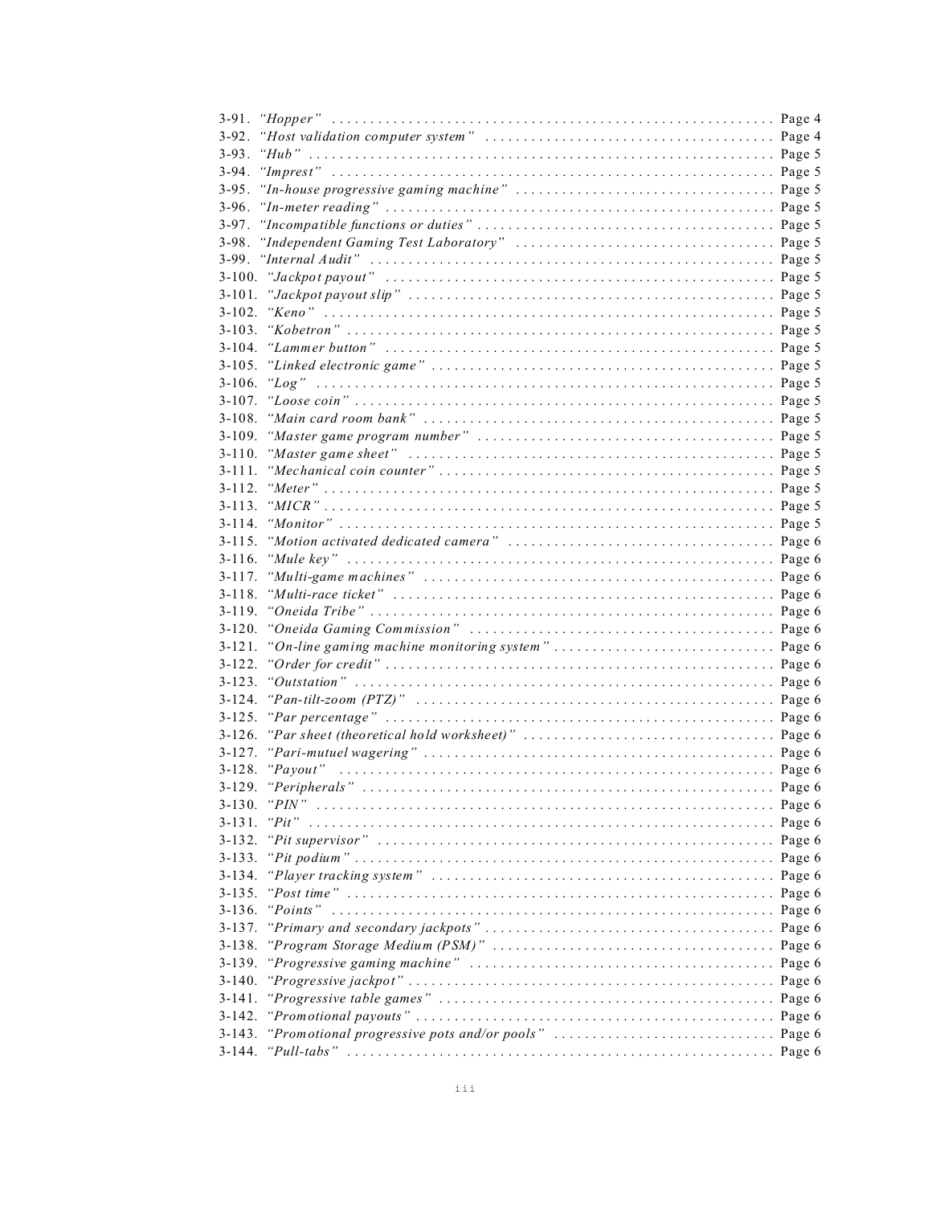3-91. *"Hopper"* . . . . . . . . . . . . . . . . . . . . . . . . . . . . . . . . . . . . . . . . . . . . . . . . . . . . . . . . . . Page 4
3-92. *"Host validation computer system"* . . . . . . . . . . . . . . . . . . . . . . . . . . . . . . . . . . . . . . Page 4
3-93. *"Hub"* . . . . . . . . . . . . . . . . . . . . . . . . . . . . . . . . . . . . . . . . . . . . . . . . . . . . . . . . . . . . Page 5
3-94. *"Imprest"* . . . . . . . . . . . . . . . . . . . . . . . . . . . . . . . . . . . . . . . . . . . . . . . . . . . . . . . . . Page 5
3-95. *"In-house progressive gaming machine"* . . . . . . . . . . . . . . . . . . . . . . . . . . . . . . . . . . Page 5
3-96. *"In-meter reading"* . . . . . . . . . . . . . . . . . . . . . . . . . . . . . . . . . . . . . . . . . . . . . . . . . . Page 5
3-97. *"Incompatible functions or duties"* . . . . . . . . . . . . . . . . . . . . . . . . . . . . . . . . . . . . . . Page 5
3-98. *"Independent Gaming Test Laboratory"* . . . . . . . . . . . . . . . . . . . . . . . . . . . . . . . . . . Page 5
3-99. *"Internal Audit"* . . . . . . . . . . . . . . . . . . . . . . . . . . . . . . . . . . . . . . . . . . . . . . . . . . . . Page 5
3-100. *"Jackpot payout"* . . . . . . . . . . . . . . . . . . . . . . . . . . . . . . . . . . . . . . . . . . . . . . . . . . . Page 5
3-101. *"Jackpot payout slip"* . . . . . . . . . . . . . . . . . . . . . . . . . . . . . . . . . . . . . . . . . . . . . . . . Page 5
3-102. *"Keno"* . . . . . . . . . . . . . . . . . . . . . . . . . . . . . . . . . . . . . . . . . . . . . . . . . . . . . . . . . . . Page 5
3-103. *"Kobetron"* . . . . . . . . . . . . . . . . . . . . . . . . . . . . . . . . . . . . . . . . . . . . . . . . . . . . . . . Page 5
3-104. *"Lammer button"* . . . . . . . . . . . . . . . . . . . . . . . . . . . . . . . . . . . . . . . . . . . . . . . . . . . Page 5
3-105. *"Linked electronic game"* . . . . . . . . . . . . . . . . . . . . . . . . . . . . . . . . . . . . . . . . . . . . Page 5
3-106. *"Log"* . . . . . . . . . . . . . . . . . . . . . . . . . . . . . . . . . . . . . . . . . . . . . . . . . . . . . . . . . . . . Page 5
3-107. *"Loose coin"* . . . . . . . . . . . . . . . . . . . . . . . . . . . . . . . . . . . . . . . . . . . . . . . . . . . . . . Page 5
3-108. *"Main card room bank"* . . . . . . . . . . . . . . . . . . . . . . . . . . . . . . . . . . . . . . . . . . . . . . Page 5
3-109. *"Master game program number"* . . . . . . . . . . . . . . . . . . . . . . . . . . . . . . . . . . . . . . . Page 5
3-110. *"Master game sheet"* . . . . . . . . . . . . . . . . . . . . . . . . . . . . . . . . . . . . . . . . . . . . . . . . Page 5
3-111. *"Mechanical coin counter"* . . . . . . . . . . . . . . . . . . . . . . . . . . . . . . . . . . . . . . . . . . . Page 5
3-112. *"Meter"* . . . . . . . . . . . . . . . . . . . . . . . . . . . . . . . . . . . . . . . . . . . . . . . . . . . . . . . . . . Page 5
3-113. *"MICR"* . . . . . . . . . . . . . . . . . . . . . . . . . . . . . . . . . . . . . . . . . . . . . . . . . . . . . . . . . . Page 5
3-114. *"Monitor"* . . . . . . . . . . . . . . . . . . . . . . . . . . . . . . . . . . . . . . . . . . . . . . . . . . . . . . . . . Page 5
3-115. *"Motion activated dedicated camera"* . . . . . . . . . . . . . . . . . . . . . . . . . . . . . . . . . . . Page 6
3-116. *"Mule key"* . . . . . . . . . . . . . . . . . . . . . . . . . . . . . . . . . . . . . . . . . . . . . . . . . . . . . . . Page 6
3-117. *"Multi-game machines"* . . . . . . . . . . . . . . . . . . . . . . . . . . . . . . . . . . . . . . . . . . . . . Page 6
3-118. *"Multi-race ticket"* . . . . . . . . . . . . . . . . . . . . . . . . . . . . . . . . . . . . . . . . . . . . . . . . . . Page 6
3-119. *"Oneida Tribe"* . . . . . . . . . . . . . . . . . . . . . . . . . . . . . . . . . . . . . . . . . . . . . . . . . . . . Page 6
3-120. *"Oneida Gaming Commission"* . . . . . . . . . . . . . . . . . . . . . . . . . . . . . . . . . . . . . . . . Page 6
3-121. *"On-line gaming machine monitoring system"* . . . . . . . . . . . . . . . . . . . . . . . . . . . . Page 6
3-122. *"Order for credit"* . . . . . . . . . . . . . . . . . . . . . . . . . . . . . . . . . . . . . . . . . . . . . . . . . . Page 6
3-123. *"Outstation"* . . . . . . . . . . . . . . . . . . . . . . . . . . . . . . . . . . . . . . . . . . . . . . . . . . . . . . Page 6
3-124. *"Pan-tilt-zoom (PTZ)"* . . . . . . . . . . . . . . . . . . . . . . . . . . . . . . . . . . . . . . . . . . . . . . Page 6
3-125. *"Par percentage"* . . . . . . . . . . . . . . . . . . . . . . . . . . . . . . . . . . . . . . . . . . . . . . . . . . . Page 6
3-126. *"Par sheet (theoretical hold worksheet)"* . . . . . . . . . . . . . . . . . . . . . . . . . . . . . . . . Page 6
3-127. *"Pari-mutuel wagering"* . . . . . . . . . . . . . . . . . . . . . . . . . . . . . . . . . . . . . . . . . . . . . Page 6
3-128. *"Payout"* . . . . . . . . . . . . . . . . . . . . . . . . . . . . . . . . . . . . . . . . . . . . . . . . . . . . . . . . . Page 6
3-129. *"Peripherals"* . . . . . . . . . . . . . . . . . . . . . . . . . . . . . . . . . . . . . . . . . . . . . . . . . . . . . Page 6
3-130. *"PIN"* . . . . . . . . . . . . . . . . . . . . . . . . . . . . . . . . . . . . . . . . . . . . . . . . . . . . . . . . . . . Page 6
3-131. *"Pit"* . . . . . . . . . . . . . . . . . . . . . . . . . . . . . . . . . . . . . . . . . . . . . . . . . . . . . . . . . . . . Page 6
3-132. *"Pit supervisor"* . . . . . . . . . . . . . . . . . . . . . . . . . . . . . . . . . . . . . . . . . . . . . . . . . . . . Page 6
3-133. *"Pit podium"* . . . . . . . . . . . . . . . . . . . . . . . . . . . . . . . . . . . . . . . . . . . . . . . . . . . . . . Page 6
3-134. *"Player tracking system"* . . . . . . . . . . . . . . . . . . . . . . . . . . . . . . . . . . . . . . . . . . . . . Page 6
3-135. *"Post time"* . . . . . . . . . . . . . . . . . . . . . . . . . . . . . . . . . . . . . . . . . . . . . . . . . . . . . . . Page 6
3-136. *"Points"* . . . . . . . . . . . . . . . . . . . . . . . . . . . . . . . . . . . . . . . . . . . . . . . . . . . . . . . . . Page 6
3-137. *"Primary and secondary jackpots"* . . . . . . . . . . . . . . . . . . . . . . . . . . . . . . . . . . . . . . Page 6
3-138. *"Program Storage Medium (PSM)"* . . . . . . . . . . . . . . . . . . . . . . . . . . . . . . . . . . . . . Page 6
3-139. *"Progressive gaming machine"* . . . . . . . . . . . . . . . . . . . . . . . . . . . . . . . . . . . . . . . . Page 6
3-140. *"Progressive jackpot"* . . . . . . . . . . . . . . . . . . . . . . . . . . . . . . . . . . . . . . . . . . . . . . . Page 6
3-141. *"Progressive table games"* . . . . . . . . . . . . . . . . . . . . . . . . . . . . . . . . . . . . . . . . . . . Page 6
3-142. *"Promotional payouts"* . . . . . . . . . . . . . . . . . . . . . . . . . . . . . . . . . . . . . . . . . . . . . . Page 6
3-143. *"Promotional progressive pots and/or pools"* . . . . . . . . . . . . . . . . . . . . . . . . . . . . Page 6
3-144. *"Pull-tabs"* . . . . . . . . . . . . . . . . . . . . . . . . . . . . . . . . . . . . . . . . . . . . . . . . . . . . . . . Page 6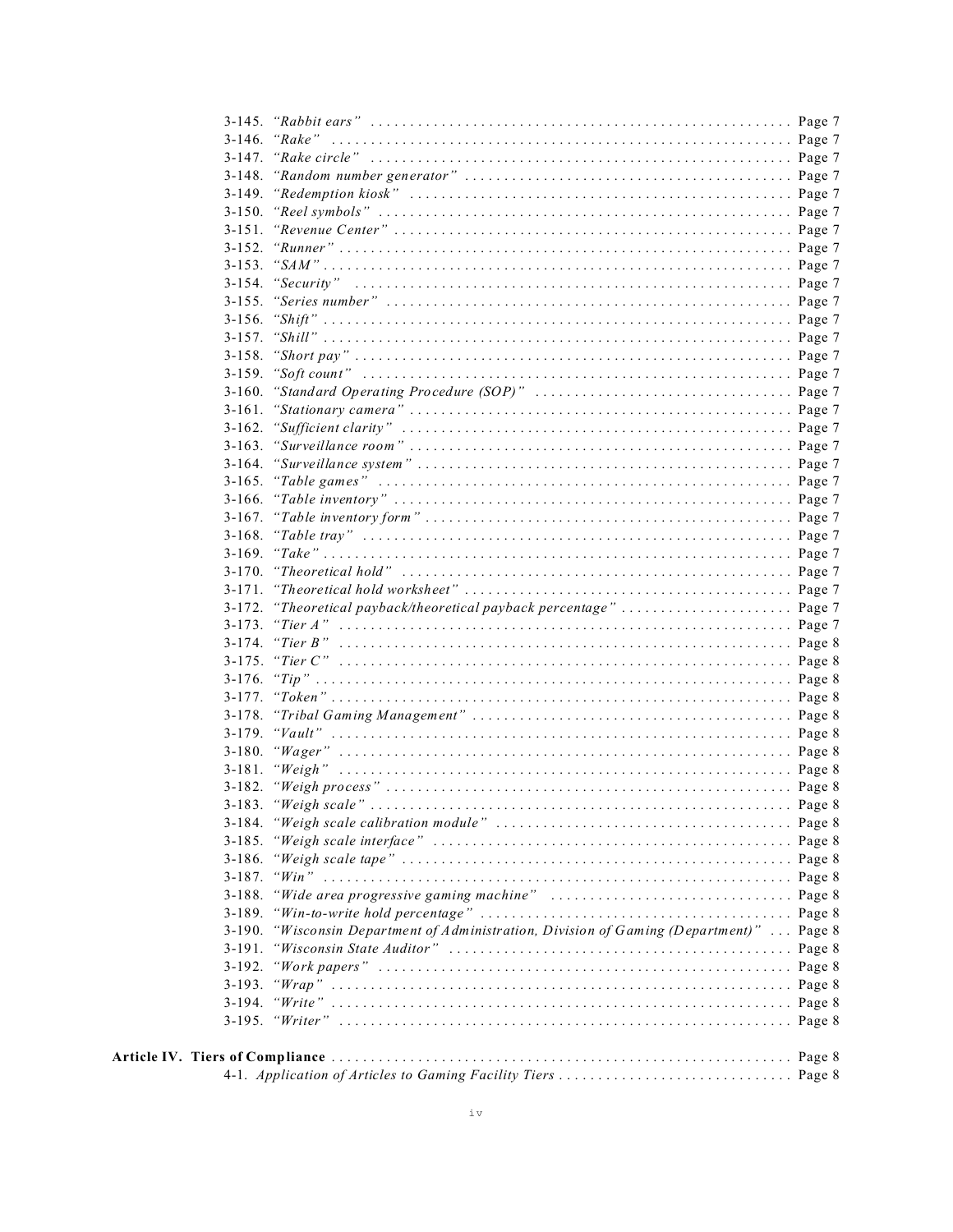3-145. *"Rabbit ears"* . . . . . . . . . . . . . . . . . . . . . . . . . . . . . . . . . . . . . . . . . . . . . . . . . . . . . . Page 7
3-146. *"Rake"* . . . . . . . . . . . . . . . . . . . . . . . . . . . . . . . . . . . . . . . . . . . . . . . . . . . . . . . . . . . Page 7
3-147. *"Rake circle"* . . . . . . . . . . . . . . . . . . . . . . . . . . . . . . . . . . . . . . . . . . . . . . . . . . . . . Page 7
3-148. *"Random number generator"* . . . . . . . . . . . . . . . . . . . . . . . . . . . . . . . . . . . . . . . . . . Page 7
3-149. *"Redemption kiosk"* . . . . . . . . . . . . . . . . . . . . . . . . . . . . . . . . . . . . . . . . . . . . . . . . . Page 7
3-150. *"Reel symbols"* . . . . . . . . . . . . . . . . . . . . . . . . . . . . . . . . . . . . . . . . . . . . . . . . . . . . Page 7
3-151. *"Revenue Center"* . . . . . . . . . . . . . . . . . . . . . . . . . . . . . . . . . . . . . . . . . . . . . . . . . . . Page 7
3-152. *"Runner"* . . . . . . . . . . . . . . . . . . . . . . . . . . . . . . . . . . . . . . . . . . . . . . . . . . . . . . . . . Page 7
3-153. *"SAM"* . . . . . . . . . . . . . . . . . . . . . . . . . . . . . . . . . . . . . . . . . . . . . . . . . . . . . . . . . . . Page 7
3-154. *"Security"* . . . . . . . . . . . . . . . . . . . . . . . . . . . . . . . . . . . . . . . . . . . . . . . . . . . . . . . . Page 7
3-155. *"Series number"* . . . . . . . . . . . . . . . . . . . . . . . . . . . . . . . . . . . . . . . . . . . . . . . . . . . Page 7
3-156. *"Shift"* . . . . . . . . . . . . . . . . . . . . . . . . . . . . . . . . . . . . . . . . . . . . . . . . . . . . . . . . . . . Page 7
3-157. *"Shill"* . . . . . . . . . . . . . . . . . . . . . . . . . . . . . . . . . . . . . . . . . . . . . . . . . . . . . . . . . . . Page 7
3-158. *"Short pay"* . . . . . . . . . . . . . . . . . . . . . . . . . . . . . . . . . . . . . . . . . . . . . . . . . . . . . . . Page 7
3-159. *"Soft count"* . . . . . . . . . . . . . . . . . . . . . . . . . . . . . . . . . . . . . . . . . . . . . . . . . . . . . . Page 7
3-160. *"Standard Operating Procedure (SOP)"* . . . . . . . . . . . . . . . . . . . . . . . . . . . . . . . . . Page 7
3-161. *"Stationary camera"* . . . . . . . . . . . . . . . . . . . . . . . . . . . . . . . . . . . . . . . . . . . . . . . . . Page 7
3-162. *"Sufficient clarity"* . . . . . . . . . . . . . . . . . . . . . . . . . . . . . . . . . . . . . . . . . . . . . . . . . . Page 7
3-163. *"Surveillance room"* . . . . . . . . . . . . . . . . . . . . . . . . . . . . . . . . . . . . . . . . . . . . . . . . . Page 7
3-164. *"Surveillance system"* . . . . . . . . . . . . . . . . . . . . . . . . . . . . . . . . . . . . . . . . . . . . . . . . Page 7
3-165. *"Table games"* . . . . . . . . . . . . . . . . . . . . . . . . . . . . . . . . . . . . . . . . . . . . . . . . . . . . . Page 7
3-166. *"Table inventory"* . . . . . . . . . . . . . . . . . . . . . . . . . . . . . . . . . . . . . . . . . . . . . . . . . . . Page 7
3-167. *"Table inventory form"* . . . . . . . . . . . . . . . . . . . . . . . . . . . . . . . . . . . . . . . . . . . . . . . Page 7
3-168. *"Table tray"* . . . . . . . . . . . . . . . . . . . . . . . . . . . . . . . . . . . . . . . . . . . . . . . . . . . . . . . Page 7
3-169. *"Take"* . . . . . . . . . . . . . . . . . . . . . . . . . . . . . . . . . . . . . . . . . . . . . . . . . . . . . . . . . . . Page 7
3-170. *"Theoretical hold"* . . . . . . . . . . . . . . . . . . . . . . . . . . . . . . . . . . . . . . . . . . . . . . . . . . Page 7
3-171. *"Theoretical hold worksheet"* . . . . . . . . . . . . . . . . . . . . . . . . . . . . . . . . . . . . . . . . . . Page 7
3-172. *"Theoretical payback/theoretical payback percentage"* . . . . . . . . . . . . . . . . . . . . . . Page 7
3-173. *"Tier A"* . . . . . . . . . . . . . . . . . . . . . . . . . . . . . . . . . . . . . . . . . . . . . . . . . . . . . . . . . . Page 7
3-174. *"Tier B"* . . . . . . . . . . . . . . . . . . . . . . . . . . . . . . . . . . . . . . . . . . . . . . . . . . . . . . . . . . Page 8
3-175. *"Tier C"* . . . . . . . . . . . . . . . . . . . . . . . . . . . . . . . . . . . . . . . . . . . . . . . . . . . . . . . . . . Page 8
3-176. *"Tip"* . . . . . . . . . . . . . . . . . . . . . . . . . . . . . . . . . . . . . . . . . . . . . . . . . . . . . . . . . . . . . Page 8
3-177. *"Token"* . . . . . . . . . . . . . . . . . . . . . . . . . . . . . . . . . . . . . . . . . . . . . . . . . . . . . . . . . . . Page 8
3-178. *"Tribal Gaming Management"* . . . . . . . . . . . . . . . . . . . . . . . . . . . . . . . . . . . . . . . . . Page 8
3-179. *"Vault"* . . . . . . . . . . . . . . . . . . . . . . . . . . . . . . . . . . . . . . . . . . . . . . . . . . . . . . . . . . . Page 8
3-180. *"Wager"* . . . . . . . . . . . . . . . . . . . . . . . . . . . . . . . . . . . . . . . . . . . . . . . . . . . . . . . . . . Page 8
3-181. *"Weigh"* . . . . . . . . . . . . . . . . . . . . . . . . . . . . . . . . . . . . . . . . . . . . . . . . . . . . . . . . . . Page 8
3-182. *"Weigh process"* . . . . . . . . . . . . . . . . . . . . . . . . . . . . . . . . . . . . . . . . . . . . . . . . . . . . Page 8
3-183. *"Weigh scale"* . . . . . . . . . . . . . . . . . . . . . . . . . . . . . . . . . . . . . . . . . . . . . . . . . . . . . . Page 8
3-184. *"Weigh scale calibration module"* . . . . . . . . . . . . . . . . . . . . . . . . . . . . . . . . . . . . . . Page 8
3-185. *"Weigh scale interface"* . . . . . . . . . . . . . . . . . . . . . . . . . . . . . . . . . . . . . . . . . . . . . . Page 8
3-186. *"Weigh scale tape"* . . . . . . . . . . . . . . . . . . . . . . . . . . . . . . . . . . . . . . . . . . . . . . . . . . Page 8
3-187. *"Win"* . . . . . . . . . . . . . . . . . . . . . . . . . . . . . . . . . . . . . . . . . . . . . . . . . . . . . . . . . . . . Page 8
3-188. *"Wide area progressive gaming machine"* . . . . . . . . . . . . . . . . . . . . . . . . . . . . . . . Page 8
3-189. *"Win-to-write hold percentage"* . . . . . . . . . . . . . . . . . . . . . . . . . . . . . . . . . . . . . . . Page 8
3-190. *"Wisconsin Department of Administration, Division of Gaming (Department)"* . . . Page 8
3-191. *"Wisconsin State Auditor"* . . . . . . . . . . . . . . . . . . . . . . . . . . . . . . . . . . . . . . . . . . . Page 8
3-192. *"Work papers"* . . . . . . . . . . . . . . . . . . . . . . . . . . . . . . . . . . . . . . . . . . . . . . . . . . . . . Page 8
3-193. *"Wrap"* . . . . . . . . . . . . . . . . . . . . . . . . . . . . . . . . . . . . . . . . . . . . . . . . . . . . . . . . . . . Page 8
3-194. *"Write"* . . . . . . . . . . . . . . . . . . . . . . . . . . . . . . . . . . . . . . . . . . . . . . . . . . . . . . . . . . . Page 8
3-195. *"Writer"* . . . . . . . . . . . . . . . . . . . . . . . . . . . . . . . . . . . . . . . . . . . . . . . . . . . . . . . . . . Page 8

**Article IV. Tiers of Compliance** . . . . . . . . . . . . . . . . . . . . . . . . . . . . . . . . . . . . . . . . . . . . . . . . . . . . Page 8
4-1. *Application of Articles to Gaming Facility Tiers* . . . . . . . . . . . . . . . . . . . . . . . . . . . . . Page 8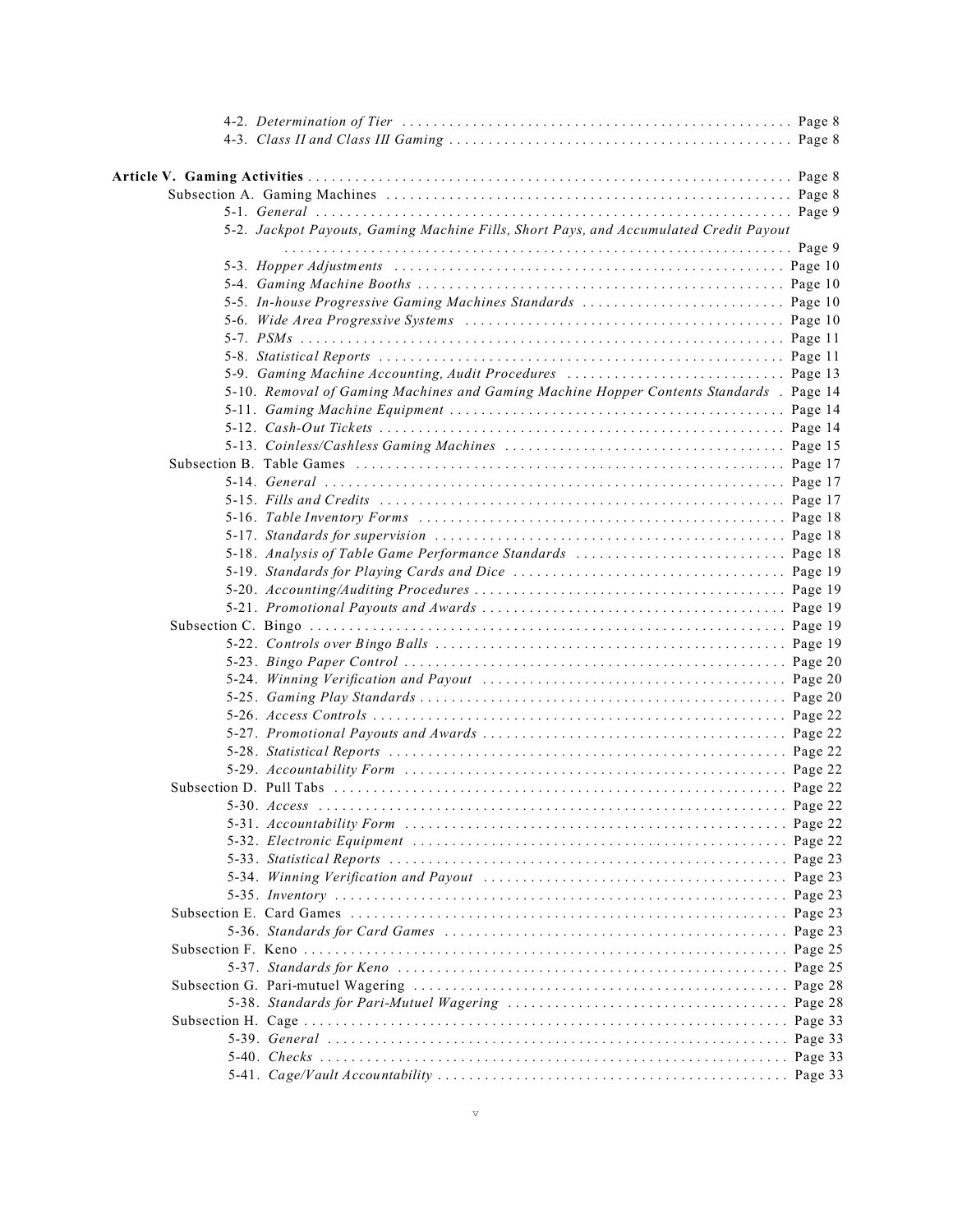4-2. *Determination of Tier* . . . . . . . . . . . . . . . . . . . . . . . . . . . . . . . . . . . . . . . . . . . . . . . . . Page 8
4-3. *Class II and Class III Gaming* . . . . . . . . . . . . . . . . . . . . . . . . . . . . . . . . . . . . . . . . . . . Page 8

**Article V. Gaming Activities** . . . . . . . . . . . . . . . . . . . . . . . . . . . . . . . . . . . . . . . . . . . . . . . . . . . . . . Page 8
Subsection A. Gaming Machines . . . . . . . . . . . . . . . . . . . . . . . . . . . . . . . . . . . . . . . . . . . . . . . . . Page 8
5-1. *General* . . . . . . . . . . . . . . . . . . . . . . . . . . . . . . . . . . . . . . . . . . . . . . . . . . . . . . . . . . . Page 9
5-2. *Jackpot Payouts, Gaming Machine Fills, Short Pays, and Accumulated Credit Payout* . . . . . . . . . . . . . . . . . . . . . . . . . . . . . . . . . . . . . . . . . . . . . . . . . . . . . . . . . . . . . . Page 9
5-3. *Hopper Adjustments* . . . . . . . . . . . . . . . . . . . . . . . . . . . . . . . . . . . . . . . . . . . . . . . . . Page 10
5-4. *Gaming Machine Booths* . . . . . . . . . . . . . . . . . . . . . . . . . . . . . . . . . . . . . . . . . . . . . . Page 10
5-5. *In-house Progressive Gaming Machines Standards* . . . . . . . . . . . . . . . . . . . . . . . . . . Page 10
5-6. *Wide Area Progressive Systems* . . . . . . . . . . . . . . . . . . . . . . . . . . . . . . . . . . . . . . . . Page 10
5-7. *PSMs* . . . . . . . . . . . . . . . . . . . . . . . . . . . . . . . . . . . . . . . . . . . . . . . . . . . . . . . . . . . . Page 11
5-8. *Statistical Reports* . . . . . . . . . . . . . . . . . . . . . . . . . . . . . . . . . . . . . . . . . . . . . . . . . . . Page 11
5-9. *Gaming Machine Accounting, Audit Procedures* . . . . . . . . . . . . . . . . . . . . . . . . . . . Page 13
5-10. *Removal of Gaming Machines and Gaming Machine Hopper Contents Standards* . Page 14
5-11. *Gaming Machine Equipment* . . . . . . . . . . . . . . . . . . . . . . . . . . . . . . . . . . . . . . . . . . Page 14
5-12. *Cash-Out Tickets* . . . . . . . . . . . . . . . . . . . . . . . . . . . . . . . . . . . . . . . . . . . . . . . . . . . Page 14
5-13. *Coinless/Cashless Gaming Machines* . . . . . . . . . . . . . . . . . . . . . . . . . . . . . . . . . . . Page 15
Subsection B. Table Games . . . . . . . . . . . . . . . . . . . . . . . . . . . . . . . . . . . . . . . . . . . . . . . . . . . . . Page 17
5-14. *General* . . . . . . . . . . . . . . . . . . . . . . . . . . . . . . . . . . . . . . . . . . . . . . . . . . . . . . . . . . Page 17
5-15. *Fills and Credits* . . . . . . . . . . . . . . . . . . . . . . . . . . . . . . . . . . . . . . . . . . . . . . . . . . . Page 17
5-16. *Table Inventory Forms* . . . . . . . . . . . . . . . . . . . . . . . . . . . . . . . . . . . . . . . . . . . . . . Page 18
5-17. *Standards for supervision* . . . . . . . . . . . . . . . . . . . . . . . . . . . . . . . . . . . . . . . . . . . . Page 18
5-18. *Analysis of Table Game Performance Standards* . . . . . . . . . . . . . . . . . . . . . . . . . . Page 18
5-19. *Standards for Playing Cards and Dice* . . . . . . . . . . . . . . . . . . . . . . . . . . . . . . . . . . Page 19
5-20. *Accounting/Auditing Procedures* . . . . . . . . . . . . . . . . . . . . . . . . . . . . . . . . . . . . . . . Page 19
5-21. *Promotional Payouts and Awards* . . . . . . . . . . . . . . . . . . . . . . . . . . . . . . . . . . . . . . Page 19
Subsection C. Bingo . . . . . . . . . . . . . . . . . . . . . . . . . . . . . . . . . . . . . . . . . . . . . . . . . . . . . . . . . . . Page 19
5-22. *Controls over Bingo Balls* . . . . . . . . . . . . . . . . . . . . . . . . . . . . . . . . . . . . . . . . . . . . Page 19
5-23. *Bingo Paper Control* . . . . . . . . . . . . . . . . . . . . . . . . . . . . . . . . . . . . . . . . . . . . . . . . Page 20
5-24. *Winning Verification and Payout* . . . . . . . . . . . . . . . . . . . . . . . . . . . . . . . . . . . . . . Page 20
5-25. *Gaming Play Standards* . . . . . . . . . . . . . . . . . . . . . . . . . . . . . . . . . . . . . . . . . . . . . . Page 20
5-26. *Access Controls* . . . . . . . . . . . . . . . . . . . . . . . . . . . . . . . . . . . . . . . . . . . . . . . . . . . . Page 22
5-27. *Promotional Payouts and Awards* . . . . . . . . . . . . . . . . . . . . . . . . . . . . . . . . . . . . . . Page 22
5-28. *Statistical Reports* . . . . . . . . . . . . . . . . . . . . . . . . . . . . . . . . . . . . . . . . . . . . . . . . . . Page 22
5-29. *Accountability Form* . . . . . . . . . . . . . . . . . . . . . . . . . . . . . . . . . . . . . . . . . . . . . . . . Page 22
Subsection D. Pull Tabs . . . . . . . . . . . . . . . . . . . . . . . . . . . . . . . . . . . . . . . . . . . . . . . . . . . . . . . . Page 22
5-30. *Access* . . . . . . . . . . . . . . . . . . . . . . . . . . . . . . . . . . . . . . . . . . . . . . . . . . . . . . . . . . . Page 22
5-31. *Accountability Form* . . . . . . . . . . . . . . . . . . . . . . . . . . . . . . . . . . . . . . . . . . . . . . . . Page 22
5-32. *Electronic Equipment* . . . . . . . . . . . . . . . . . . . . . . . . . . . . . . . . . . . . . . . . . . . . . . . Page 22
5-33. *Statistical Reports* . . . . . . . . . . . . . . . . . . . . . . . . . . . . . . . . . . . . . . . . . . . . . . . . . . Page 23
5-34. *Winning Verification and Payout* . . . . . . . . . . . . . . . . . . . . . . . . . . . . . . . . . . . . . . Page 23
5-35. *Inventory* . . . . . . . . . . . . . . . . . . . . . . . . . . . . . . . . . . . . . . . . . . . . . . . . . . . . . . . . . Page 23
Subsection E. Card Games . . . . . . . . . . . . . . . . . . . . . . . . . . . . . . . . . . . . . . . . . . . . . . . . . . . . . . Page 23
5-36. *Standards for Card Games* . . . . . . . . . . . . . . . . . . . . . . . . . . . . . . . . . . . . . . . . . . . Page 23
Subsection F. Keno . . . . . . . . . . . . . . . . . . . . . . . . . . . . . . . . . . . . . . . . . . . . . . . . . . . . . . . . . . . . Page 25
5-37. *Standards for Keno* . . . . . . . . . . . . . . . . . . . . . . . . . . . . . . . . . . . . . . . . . . . . . . . . . Page 25
Subsection G. Pari-mutuel Wagering . . . . . . . . . . . . . . . . . . . . . . . . . . . . . . . . . . . . . . . . . . . . . . Page 28
5-38. *Standards for Pari-Mutuel Wagering* . . . . . . . . . . . . . . . . . . . . . . . . . . . . . . . . . . . Page 28
Subsection H. Cage . . . . . . . . . . . . . . . . . . . . . . . . . . . . . . . . . . . . . . . . . . . . . . . . . . . . . . . . . . . . Page 33
5-39. *General* . . . . . . . . . . . . . . . . . . . . . . . . . . . . . . . . . . . . . . . . . . . . . . . . . . . . . . . . . . Page 33
5-40. *Checks* . . . . . . . . . . . . . . . . . . . . . . . . . . . . . . . . . . . . . . . . . . . . . . . . . . . . . . . . . . . Page 33
5-41. *Cage/Vault Accountability* . . . . . . . . . . . . . . . . . . . . . . . . . . . . . . . . . . . . . . . . . . . Page 33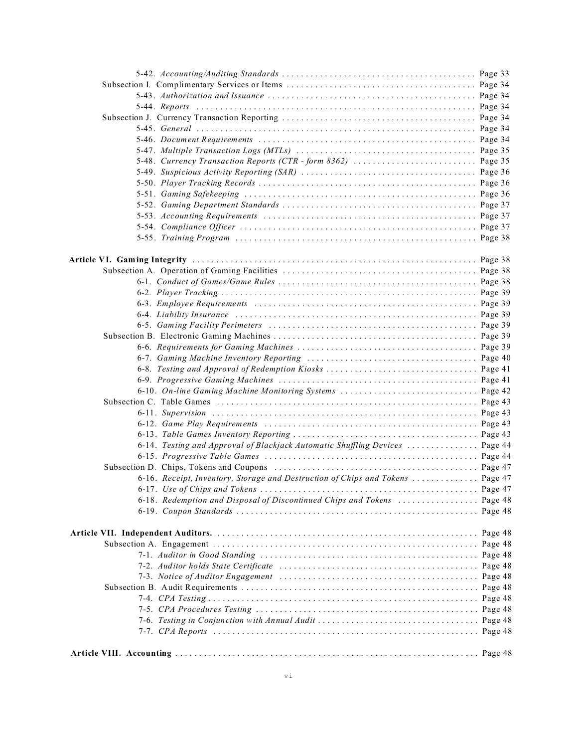5-42. *Accounting/Auditing Standards* . . . . . . . . . . . . . . . . . . . . . . . . . . . . . . . . . . . . . . . . Page 33

Subsection I. Complimentary Services or Items . . . . . . . . . . . . . . . . . . . . . . . . . . . . . . . . . . . . . . . Page 34

5-43. *Authorization and Issuance* . . . . . . . . . . . . . . . . . . . . . . . . . . . . . . . . . . . . . . . . . . . Page 34

5-44. *Reports* . . . . . . . . . . . . . . . . . . . . . . . . . . . . . . . . . . . . . . . . . . . . . . . . . . . . . . . . . . Page 34

Subsection J. Currency Transaction Reporting . . . . . . . . . . . . . . . . . . . . . . . . . . . . . . . . . . . . . . . . Page 34

5-45. *General* . . . . . . . . . . . . . . . . . . . . . . . . . . . . . . . . . . . . . . . . . . . . . . . . . . . . . . . . . . Page 34

5-46. *Document Requirements* . . . . . . . . . . . . . . . . . . . . . . . . . . . . . . . . . . . . . . . . . . . . . Page 34

5-47. *Multiple Transaction Logs (MTLs)* . . . . . . . . . . . . . . . . . . . . . . . . . . . . . . . . . . . . . Page 35

5-48. *Currency Transaction Reports (CTR - form 8362)* . . . . . . . . . . . . . . . . . . . . . . . . . Page 35

5-49. *Suspicious Activity Reporting (SAR)* . . . . . . . . . . . . . . . . . . . . . . . . . . . . . . . . . . . Page 36

5-50. *Player Tracking Records* . . . . . . . . . . . . . . . . . . . . . . . . . . . . . . . . . . . . . . . . . . . . . Page 36

5-51. *Gaming Safekeeping* . . . . . . . . . . . . . . . . . . . . . . . . . . . . . . . . . . . . . . . . . . . . . . . . Page 36

5-52. *Gaming Department Standards* . . . . . . . . . . . . . . . . . . . . . . . . . . . . . . . . . . . . . . . . Page 37

5-53. *Accounting Requirements* . . . . . . . . . . . . . . . . . . . . . . . . . . . . . . . . . . . . . . . . . . . . Page 37

5-54. *Compliance Officer* . . . . . . . . . . . . . . . . . . . . . . . . . . . . . . . . . . . . . . . . . . . . . . . . . Page 37

5-55. *Training Program* . . . . . . . . . . . . . . . . . . . . . . . . . . . . . . . . . . . . . . . . . . . . . . . . . . Page 38

**Article VI. Gaming Integrity** . . . . . . . . . . . . . . . . . . . . . . . . . . . . . . . . . . . . . . . . . . . . . . . . . . . . . . . . . Page 38

Subsection A. Operation of Gaming Facilities . . . . . . . . . . . . . . . . . . . . . . . . . . . . . . . . . . . . . . . . Page 38

6-1. *Conduct of Games/Game Rules* . . . . . . . . . . . . . . . . . . . . . . . . . . . . . . . . . . . . . . . . . Page 38

6-2. *Player Tracking* . . . . . . . . . . . . . . . . . . . . . . . . . . . . . . . . . . . . . . . . . . . . . . . . . . . . . Page 39

6-3. *Employee Requirements* . . . . . . . . . . . . . . . . . . . . . . . . . . . . . . . . . . . . . . . . . . . . . . Page 39

6-4. *Liability Insurance* . . . . . . . . . . . . . . . . . . . . . . . . . . . . . . . . . . . . . . . . . . . . . . . . . . Page 39

6-5. *Gaming Facility Perimeters* . . . . . . . . . . . . . . . . . . . . . . . . . . . . . . . . . . . . . . . . . . . Page 39

Subsection B. Electronic Gaming Machines . . . . . . . . . . . . . . . . . . . . . . . . . . . . . . . . . . . . . . . . . . Page 39

6-6. *Requirements for Gaming Machines* . . . . . . . . . . . . . . . . . . . . . . . . . . . . . . . . . . . . . Page 39

6-7. *Gaming Machine Inventory Reporting* . . . . . . . . . . . . . . . . . . . . . . . . . . . . . . . . . . . Page 40

6-8. *Testing and Approval of Redemption Kiosks* . . . . . . . . . . . . . . . . . . . . . . . . . . . . . . . Page 41

6-9. *Progressive Gaming Machines* . . . . . . . . . . . . . . . . . . . . . . . . . . . . . . . . . . . . . . . . . Page 41

6-10. *On-line Gaming Machine Monitoring Systems* . . . . . . . . . . . . . . . . . . . . . . . . . . . . Page 42

Subsection C. Table Games . . . . . . . . . . . . . . . . . . . . . . . . . . . . . . . . . . . . . . . . . . . . . . . . . . . . . . Page 43

6-11. *Supervision* . . . . . . . . . . . . . . . . . . . . . . . . . . . . . . . . . . . . . . . . . . . . . . . . . . . . . . . Page 43

6-12. *Game Play Requirements* . . . . . . . . . . . . . . . . . . . . . . . . . . . . . . . . . . . . . . . . . . . . Page 43

6-13. *Table Games Inventory Reporting* . . . . . . . . . . . . . . . . . . . . . . . . . . . . . . . . . . . . . . Page 43

6-14. *Testing and Approval of Blackjack Automatic Shuffling Devices* . . . . . . . . . . . . . . Page 44

6-15. *Progressive Table Games* . . . . . . . . . . . . . . . . . . . . . . . . . . . . . . . . . . . . . . . . . . . . Page 44

Subsection D. Chips, Tokens and Coupons . . . . . . . . . . . . . . . . . . . . . . . . . . . . . . . . . . . . . . . . . . Page 47

6-16. *Receipt, Inventory, Storage and Destruction of Chips and Tokens* . . . . . . . . . . . . . Page 47

6-17. *Use of Chips and Tokens* . . . . . . . . . . . . . . . . . . . . . . . . . . . . . . . . . . . . . . . . . . . . . Page 47

6-18. *Redemption and Disposal of Discontinued Chips and Tokens* . . . . . . . . . . . . . . . . . Page 48

6-19. *Coupon Standards* . . . . . . . . . . . . . . . . . . . . . . . . . . . . . . . . . . . . . . . . . . . . . . . . . . Page 48

**Article VII. Independent Auditors.** . . . . . . . . . . . . . . . . . . . . . . . . . . . . . . . . . . . . . . . . . . . . . . . . . . . . Page 48

Subsection A. Engagement . . . . . . . . . . . . . . . . . . . . . . . . . . . . . . . . . . . . . . . . . . . . . . . . . . . . . . . Page 48

7-1. *Auditor in Good Standing* . . . . . . . . . . . . . . . . . . . . . . . . . . . . . . . . . . . . . . . . . . . . . Page 48

7-2. *Auditor holds State Certificate* . . . . . . . . . . . . . . . . . . . . . . . . . . . . . . . . . . . . . . . . . Page 48

7-3. *Notice of Auditor Engagement* . . . . . . . . . . . . . . . . . . . . . . . . . . . . . . . . . . . . . . . . . Page 48

Subsection B. Audit Requirements . . . . . . . . . . . . . . . . . . . . . . . . . . . . . . . . . . . . . . . . . . . . . . . . . Page 48

7-4. *CPA Testing* . . . . . . . . . . . . . . . . . . . . . . . . . . . . . . . . . . . . . . . . . . . . . . . . . . . . . . . . Page 48

7-5. *CPA Procedures Testing* . . . . . . . . . . . . . . . . . . . . . . . . . . . . . . . . . . . . . . . . . . . . . . Page 48

7-6. *Testing in Conjunction with Annual Audit* . . . . . . . . . . . . . . . . . . . . . . . . . . . . . . . . Page 48

7-7. *CPA Reports* . . . . . . . . . . . . . . . . . . . . . . . . . . . . . . . . . . . . . . . . . . . . . . . . . . . . . . . Page 48

**Article VIII. Accounting** . . . . . . . . . . . . . . . . . . . . . . . . . . . . . . . . . . . . . . . . . . . . . . . . . . . . . . . . . . . . Page 48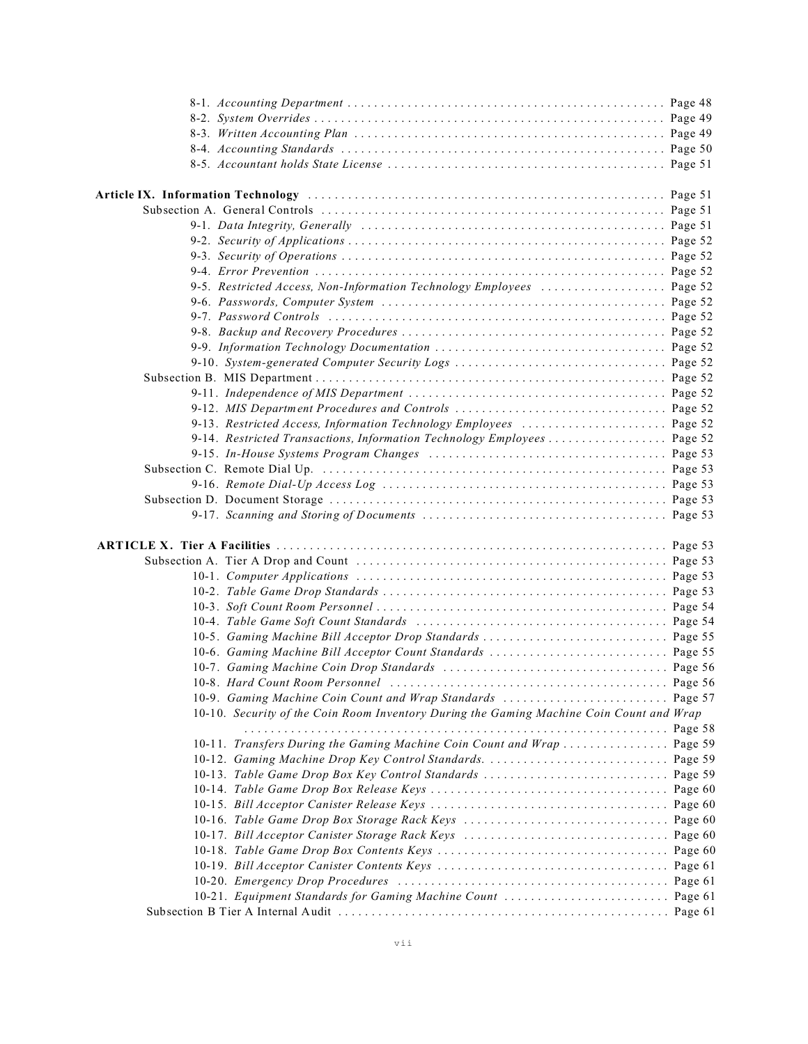- 8-1. *Accounting Department* . . . . . . . . . . . . . . . . . . . . . . . . . . . . . . . . . . . . . . . . . . . . . . . Page 48
- 8-2. *System Overrides* . . . . . . . . . . . . . . . . . . . . . . . . . . . . . . . . . . . . . . . . . . . . . . . . . . . Page 49
- 8-3. *Written Accounting Plan* . . . . . . . . . . . . . . . . . . . . . . . . . . . . . . . . . . . . . . . . . . . . . . Page 49
- 8-4. *Accounting Standards* . . . . . . . . . . . . . . . . . . . . . . . . . . . . . . . . . . . . . . . . . . . . . . . Page 50
- 8-5. *Accountant holds State License* . . . . . . . . . . . . . . . . . . . . . . . . . . . . . . . . . . . . . . . . . Page 51

**Article IX. Information Technology** . . . . . . . . . . . . . . . . . . . . . . . . . . . . . . . . . . . . . . . . . . . . . . . . . . . . Page 51

Subsection A. General Controls . . . . . . . . . . . . . . . . . . . . . . . . . . . . . . . . . . . . . . . . . . . . . . . . . . . Page 51

- 9-1. *Data Integrity, Generally* . . . . . . . . . . . . . . . . . . . . . . . . . . . . . . . . . . . . . . . . . . . . . Page 51
- 9-2. *Security of Applications* . . . . . . . . . . . . . . . . . . . . . . . . . . . . . . . . . . . . . . . . . . . . . . . Page 52
- 9-3. *Security of Operations* . . . . . . . . . . . . . . . . . . . . . . . . . . . . . . . . . . . . . . . . . . . . . . . . Page 52
- 9-4. *Error Prevention* . . . . . . . . . . . . . . . . . . . . . . . . . . . . . . . . . . . . . . . . . . . . . . . . . . . . Page 52
- 9-5. *Restricted Access, Non-Information Technology Employees* . . . . . . . . . . . . . . . . . . . Page 52
- 9-6. *Passwords, Computer System* . . . . . . . . . . . . . . . . . . . . . . . . . . . . . . . . . . . . . . . . . . Page 52
- 9-7. *Password Controls* . . . . . . . . . . . . . . . . . . . . . . . . . . . . . . . . . . . . . . . . . . . . . . . . . . . Page 52
- 9-8. *Backup and Recovery Procedures* . . . . . . . . . . . . . . . . . . . . . . . . . . . . . . . . . . . . . . . Page 52
- 9-9. *Information Technology Documentation* . . . . . . . . . . . . . . . . . . . . . . . . . . . . . . . . . . Page 52
- 9-10. *System-generated Computer Security Logs* . . . . . . . . . . . . . . . . . . . . . . . . . . . . . . . . Page 52

Subsection B. MIS Department . . . . . . . . . . . . . . . . . . . . . . . . . . . . . . . . . . . . . . . . . . . . . . . . . . . . . Page 52

- 9-11. *Independence of MIS Department* . . . . . . . . . . . . . . . . . . . . . . . . . . . . . . . . . . . . . . . Page 52
- 9-12. *MIS Department Procedures and Controls* . . . . . . . . . . . . . . . . . . . . . . . . . . . . . . . . Page 52
- 9-13. *Restricted Access, Information Technology Employees* . . . . . . . . . . . . . . . . . . . . . . Page 52
- 9-14. *Restricted Transactions, Information Technology Employees* . . . . . . . . . . . . . . . . . . Page 52
- 9-15. *In-House Systems Program Changes* . . . . . . . . . . . . . . . . . . . . . . . . . . . . . . . . . . . . Page 53

Subsection C. Remote Dial Up. . . . . . . . . . . . . . . . . . . . . . . . . . . . . . . . . . . . . . . . . . . . . . . . . . . . . Page 53

- 9-16. *Remote Dial-Up Access Log* . . . . . . . . . . . . . . . . . . . . . . . . . . . . . . . . . . . . . . . . . . . Page 53

Subsection D. Document Storage . . . . . . . . . . . . . . . . . . . . . . . . . . . . . . . . . . . . . . . . . . . . . . . . . . . Page 53

- 9-17. *Scanning and Storing of Documents* . . . . . . . . . . . . . . . . . . . . . . . . . . . . . . . . . . . . . Page 53

**ARTICLE X. Tier A Facilities** . . . . . . . . . . . . . . . . . . . . . . . . . . . . . . . . . . . . . . . . . . . . . . . . . . . . . . . . . . Page 53

Subsection A. Tier A Drop and Count . . . . . . . . . . . . . . . . . . . . . . . . . . . . . . . . . . . . . . . . . . . . . . . Page 53

- 10-1. *Computer Applications* . . . . . . . . . . . . . . . . . . . . . . . . . . . . . . . . . . . . . . . . . . . . . . . Page 53
- 10-2. *Table Game Drop Standards* . . . . . . . . . . . . . . . . . . . . . . . . . . . . . . . . . . . . . . . . . . . Page 53
- 10-3. *Soft Count Room Personnel* . . . . . . . . . . . . . . . . . . . . . . . . . . . . . . . . . . . . . . . . . . . Page 54
- 10-4. *Table Game Soft Count Standards* . . . . . . . . . . . . . . . . . . . . . . . . . . . . . . . . . . . . . . Page 54
- 10-5. *Gaming Machine Bill Acceptor Drop Standards* . . . . . . . . . . . . . . . . . . . . . . . . . . . . Page 55
- 10-6. *Gaming Machine Bill Acceptor Count Standards* . . . . . . . . . . . . . . . . . . . . . . . . . . . Page 55
- 10-7. *Gaming Machine Coin Drop Standards* . . . . . . . . . . . . . . . . . . . . . . . . . . . . . . . . . . Page 56
- 10-8. *Hard Count Room Personnel* . . . . . . . . . . . . . . . . . . . . . . . . . . . . . . . . . . . . . . . . . . Page 56
- 10-9. *Gaming Machine Coin Count and Wrap Standards* . . . . . . . . . . . . . . . . . . . . . . . . . Page 57
- 10-10. *Security of the Coin Room Inventory During the Gaming Machine Coin Count and Wrap* . . . . . . . . . . . . . . . . . . . . . . . . . . . . . . . . . . . . . . . . . . . . . . . . . . . . . . . . . . . . . . . . . Page 58
- 10-11. *Transfers During the Gaming Machine Coin Count and Wrap* . . . . . . . . . . . . . . . . Page 59
- 10-12. *Gaming Machine Drop Key Control Standards.* . . . . . . . . . . . . . . . . . . . . . . . . . . . Page 59
- 10-13. *Table Game Drop Box Key Control Standards* . . . . . . . . . . . . . . . . . . . . . . . . . . . . Page 59
- 10-14. *Table Game Drop Box Release Keys* . . . . . . . . . . . . . . . . . . . . . . . . . . . . . . . . . . . . Page 60
- 10-15. *Bill Acceptor Canister Release Keys* . . . . . . . . . . . . . . . . . . . . . . . . . . . . . . . . . . . . Page 60
- 10-16. *Table Game Drop Box Storage Rack Keys* . . . . . . . . . . . . . . . . . . . . . . . . . . . . . . . Page 60
- 10-17. *Bill Acceptor Canister Storage Rack Keys* . . . . . . . . . . . . . . . . . . . . . . . . . . . . . . . Page 60
- 10-18. *Table Game Drop Box Contents Keys* . . . . . . . . . . . . . . . . . . . . . . . . . . . . . . . . . . . Page 60
- 10-19. *Bill Acceptor Canister Contents Keys* . . . . . . . . . . . . . . . . . . . . . . . . . . . . . . . . . . . Page 61
- 10-20. *Emergency Drop Procedures* . . . . . . . . . . . . . . . . . . . . . . . . . . . . . . . . . . . . . . . . . Page 61
- 10-21. *Equipment Standards for Gaming Machine Count* . . . . . . . . . . . . . . . . . . . . . . . . . Page 61

Subsection B Tier A Internal Audit . . . . . . . . . . . . . . . . . . . . . . . . . . . . . . . . . . . . . . . . . . . . . . . . . . Page 61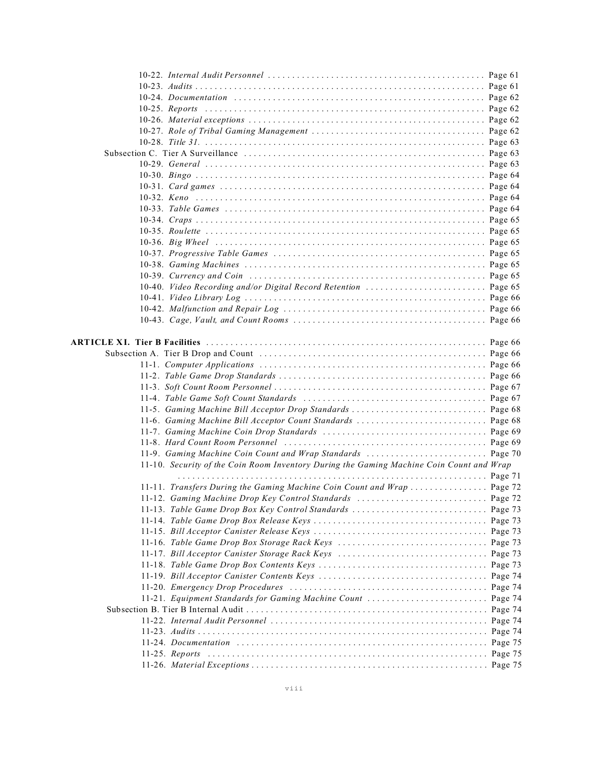10-22. *Internal Audit Personnel* ........................................... Page 61
10-23. *Audits* ........................................... Page 61
10-24. *Documentation* ........................................... Page 62
10-25. *Reports* ........................................... Page 62
10-26. *Material exceptions* ........................................... Page 62
10-27. *Role of Tribal Gaming Management* ........................................... Page 62
10-28. *Title 31.* ........................................... Page 63

Subsection C. Tier A Surveillance ........................................... Page 63
10-29. *General* ........................................... Page 63
10-30. *Bingo* ........................................... Page 64
10-31. *Card games* ........................................... Page 64
10-32. *Keno* ........................................... Page 64
10-33. *Table Games* ........................................... Page 64
10-34. *Craps* ........................................... Page 65
10-35. *Roulette* ........................................... Page 65
10-36. *Big Wheel* ........................................... Page 65
10-37. *Progressive Table Games* ........................................... Page 65
10-38. *Gaming Machines* ........................................... Page 65
10-39. *Currency and Coin* ........................................... Page 65
10-40. *Video Recording and/or Digital Record Retention* ........................................... Page 65
10-41. *Video Library Log* ........................................... Page 66
10-42. *Malfunction and Repair Log* ........................................... Page 66
10-43. *Cage, Vault, and Count Rooms* ........................................... Page 66

**ARTICLE XI. Tier B Facilities** ........................................... Page 66

Subsection A. Tier B Drop and Count ........................................... Page 66
11-1. *Computer Applications* ........................................... Page 66
11-2. *Table Game Drop Standards* ........................................... Page 66
11-3. *Soft Count Room Personnel* ........................................... Page 67
11-4. *Table Game Soft Count Standards* ........................................... Page 67
11-5. *Gaming Machine Bill Acceptor Drop Standards* ........................................... Page 68
11-6. *Gaming Machine Bill Acceptor Count Standards* ........................................... Page 68
11-7. *Gaming Machine Coin Drop Standards* ........................................... Page 69
11-8. *Hard Count Room Personnel* ........................................... Page 69
11-9. *Gaming Machine Coin Count and Wrap Standards* ........................................... Page 70
11-10. *Security of the Coin Room Inventory During the Gaming Machine Coin Count and Wrap* ........................................... Page 71
11-11. *Transfers During the Gaming Machine Coin Count and Wrap* ........................................... Page 72
11-12. *Gaming Machine Drop Key Control Standards* ........................................... Page 72
11-13. *Table Game Drop Box Key Control Standards* ........................................... Page 73
11-14. *Table Game Drop Box Release Keys* ........................................... Page 73
11-15. *Bill Acceptor Canister Release Keys* ........................................... Page 73
11-16. *Table Game Drop Box Storage Rack Keys* ........................................... Page 73
11-17. *Bill Acceptor Canister Storage Rack Keys* ........................................... Page 73
11-18. *Table Game Drop Box Contents Keys* ........................................... Page 73
11-19. *Bill Acceptor Canister Contents Keys* ........................................... Page 74
11-20. *Emergency Drop Procedures* ........................................... Page 74
11-21. *Equipment Standards for Gaming Machine Count* ........................................... Page 74

Subsection B. Tier B Internal Audit ........................................... Page 74
11-22. *Internal Audit Personnel* ........................................... Page 74
11-23. *Audits* ........................................... Page 74
11-24. *Documentation* ........................................... Page 75
11-25. *Reports* ........................................... Page 75
11-26. *Material Exceptions* ........................................... Page 75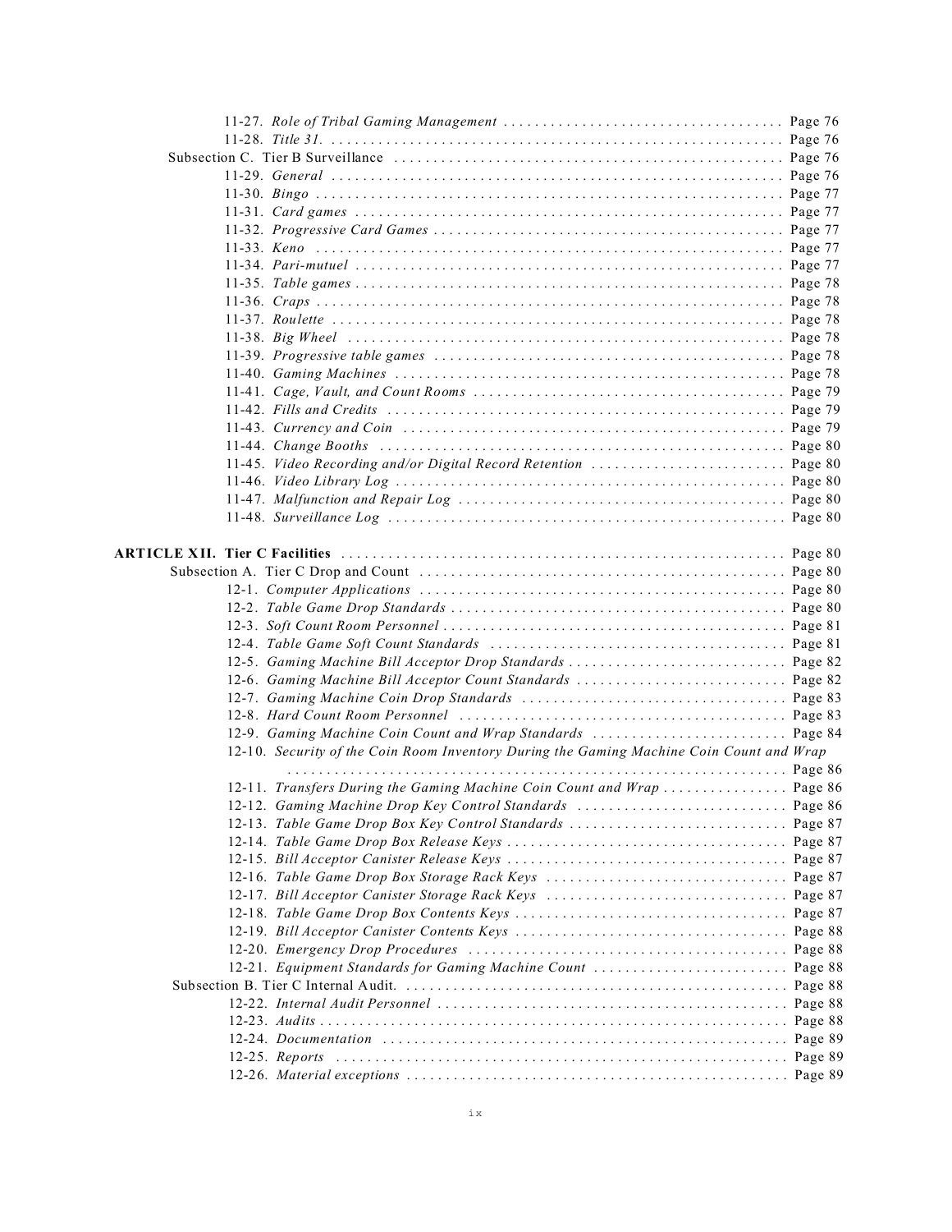11-27. *Role of Tribal Gaming Management* . . . . . . . . . . . . . . . . . . . . . . . . . . . . . . . . . . . Page 76
11-28. *Title 31.* . . . . . . . . . . . . . . . . . . . . . . . . . . . . . . . . . . . . . . . . . . . . . . . . . . . . . . . . . Page 76
Subsection C. Tier B Surveillance . . . . . . . . . . . . . . . . . . . . . . . . . . . . . . . . . . . . . . . . . . . . . . . . . . Page 76
11-29. *General* . . . . . . . . . . . . . . . . . . . . . . . . . . . . . . . . . . . . . . . . . . . . . . . . . . . . . . . . . Page 76
11-30. *Bingo* . . . . . . . . . . . . . . . . . . . . . . . . . . . . . . . . . . . . . . . . . . . . . . . . . . . . . . . . . . . Page 77
11-31. *Card games* . . . . . . . . . . . . . . . . . . . . . . . . . . . . . . . . . . . . . . . . . . . . . . . . . . . . . . Page 77
11-32. *Progressive Card Games* . . . . . . . . . . . . . . . . . . . . . . . . . . . . . . . . . . . . . . . . . . . . Page 77
11-33. *Keno* . . . . . . . . . . . . . . . . . . . . . . . . . . . . . . . . . . . . . . . . . . . . . . . . . . . . . . . . . . . Page 77
11-34. *Pari-mutuel* . . . . . . . . . . . . . . . . . . . . . . . . . . . . . . . . . . . . . . . . . . . . . . . . . . . . . . Page 77
11-35. *Table games* . . . . . . . . . . . . . . . . . . . . . . . . . . . . . . . . . . . . . . . . . . . . . . . . . . . . . . Page 78
11-36. *Craps* . . . . . . . . . . . . . . . . . . . . . . . . . . . . . . . . . . . . . . . . . . . . . . . . . . . . . . . . . . . Page 78
11-37. *Roulette* . . . . . . . . . . . . . . . . . . . . . . . . . . . . . . . . . . . . . . . . . . . . . . . . . . . . . . . . . Page 78
11-38. *Big Wheel* . . . . . . . . . . . . . . . . . . . . . . . . . . . . . . . . . . . . . . . . . . . . . . . . . . . . . . . Page 78
11-39. *Progressive table games* . . . . . . . . . . . . . . . . . . . . . . . . . . . . . . . . . . . . . . . . . . . Page 78
11-40. *Gaming Machines* . . . . . . . . . . . . . . . . . . . . . . . . . . . . . . . . . . . . . . . . . . . . . . . . . Page 78
11-41. *Cage, Vault, and Count Rooms* . . . . . . . . . . . . . . . . . . . . . . . . . . . . . . . . . . . . . . . Page 79
11-42. *Fills and Credits* . . . . . . . . . . . . . . . . . . . . . . . . . . . . . . . . . . . . . . . . . . . . . . . . . . Page 79
11-43. *Currency and Coin* . . . . . . . . . . . . . . . . . . . . . . . . . . . . . . . . . . . . . . . . . . . . . . . . Page 79
11-44. *Change Booths* . . . . . . . . . . . . . . . . . . . . . . . . . . . . . . . . . . . . . . . . . . . . . . . . . . . Page 80
11-45. *Video Recording and/or Digital Record Retention* . . . . . . . . . . . . . . . . . . . . . . . . Page 80
11-46. *Video Library Log* . . . . . . . . . . . . . . . . . . . . . . . . . . . . . . . . . . . . . . . . . . . . . . . . . Page 80
11-47. *Malfunction and Repair Log* . . . . . . . . . . . . . . . . . . . . . . . . . . . . . . . . . . . . . . . . . Page 80
11-48. *Surveillance Log* . . . . . . . . . . . . . . . . . . . . . . . . . . . . . . . . . . . . . . . . . . . . . . . . . . Page 80

**ARTICLE XII. Tier C Facilities** . . . . . . . . . . . . . . . . . . . . . . . . . . . . . . . . . . . . . . . . . . . . . . . . . . . . . . . . Page 80
Subsection A. Tier C Drop and Count . . . . . . . . . . . . . . . . . . . . . . . . . . . . . . . . . . . . . . . . . . . . . . . Page 80
12-1. *Computer Applications* . . . . . . . . . . . . . . . . . . . . . . . . . . . . . . . . . . . . . . . . . . . . . . . Page 80
12-2. *Table Game Drop Standards* . . . . . . . . . . . . . . . . . . . . . . . . . . . . . . . . . . . . . . . . . . Page 80
12-3. *Soft Count Room Personnel* . . . . . . . . . . . . . . . . . . . . . . . . . . . . . . . . . . . . . . . . . . . Page 81
12-4. *Table Game Soft Count Standards* . . . . . . . . . . . . . . . . . . . . . . . . . . . . . . . . . . . . . Page 81
12-5. *Gaming Machine Bill Acceptor Drop Standards* . . . . . . . . . . . . . . . . . . . . . . . . . . . Page 82
12-6. *Gaming Machine Bill Acceptor Count Standards* . . . . . . . . . . . . . . . . . . . . . . . . . . Page 82
12-7. *Gaming Machine Coin Drop Standards* . . . . . . . . . . . . . . . . . . . . . . . . . . . . . . . . . Page 83
12-8. *Hard Count Room Personnel* . . . . . . . . . . . . . . . . . . . . . . . . . . . . . . . . . . . . . . . . . Page 83
12-9. *Gaming Machine Coin Count and Wrap Standards* . . . . . . . . . . . . . . . . . . . . . . . . Page 84
12-10. *Security of the Coin Room Inventory During the Gaming Machine Coin Count and Wrap* . . . . . . . . . . . . . . . . . . . . . . . . . . . . . . . . . . . . . . . . . . . . . . . . . . . . . . . . . . . . . . . . . Page 86
12-11. *Transfers During the Gaming Machine Coin Count and Wrap* . . . . . . . . . . . . . . . . Page 86
12-12. *Gaming Machine Drop Key Control Standards* . . . . . . . . . . . . . . . . . . . . . . . . . . . Page 86
12-13. *Table Game Drop Box Key Control Standards* . . . . . . . . . . . . . . . . . . . . . . . . . . . Page 87
12-14. *Table Game Drop Box Release Keys* . . . . . . . . . . . . . . . . . . . . . . . . . . . . . . . . . . . Page 87
12-15. *Bill Acceptor Canister Release Keys* . . . . . . . . . . . . . . . . . . . . . . . . . . . . . . . . . . . Page 87
12-16. *Table Game Drop Box Storage Rack Keys* . . . . . . . . . . . . . . . . . . . . . . . . . . . . . . Page 87
12-17. *Bill Acceptor Canister Storage Rack Keys* . . . . . . . . . . . . . . . . . . . . . . . . . . . . . . Page 87
12-18. *Table Game Drop Box Contents Keys* . . . . . . . . . . . . . . . . . . . . . . . . . . . . . . . . . . Page 87
12-19. *Bill Acceptor Canister Contents Keys* . . . . . . . . . . . . . . . . . . . . . . . . . . . . . . . . . . Page 88
12-20. *Emergency Drop Procedures* . . . . . . . . . . . . . . . . . . . . . . . . . . . . . . . . . . . . . . . . Page 88
12-21. *Equipment Standards for Gaming Machine Count* . . . . . . . . . . . . . . . . . . . . . . . . Page 88
Subsection B. Tier C Internal Audit. . . . . . . . . . . . . . . . . . . . . . . . . . . . . . . . . . . . . . . . . . . . . . . . . Page 88
12-22. *Internal Audit Personnel* . . . . . . . . . . . . . . . . . . . . . . . . . . . . . . . . . . . . . . . . . . . . Page 88
12-23. *Audits* . . . . . . . . . . . . . . . . . . . . . . . . . . . . . . . . . . . . . . . . . . . . . . . . . . . . . . . . . . . Page 88
12-24. *Documentation* . . . . . . . . . . . . . . . . . . . . . . . . . . . . . . . . . . . . . . . . . . . . . . . . . . . Page 89
12-25. *Reports* . . . . . . . . . . . . . . . . . . . . . . . . . . . . . . . . . . . . . . . . . . . . . . . . . . . . . . . . . Page 89
12-26. *Material exceptions* . . . . . . . . . . . . . . . . . . . . . . . . . . . . . . . . . . . . . . . . . . . . . . . . Page 89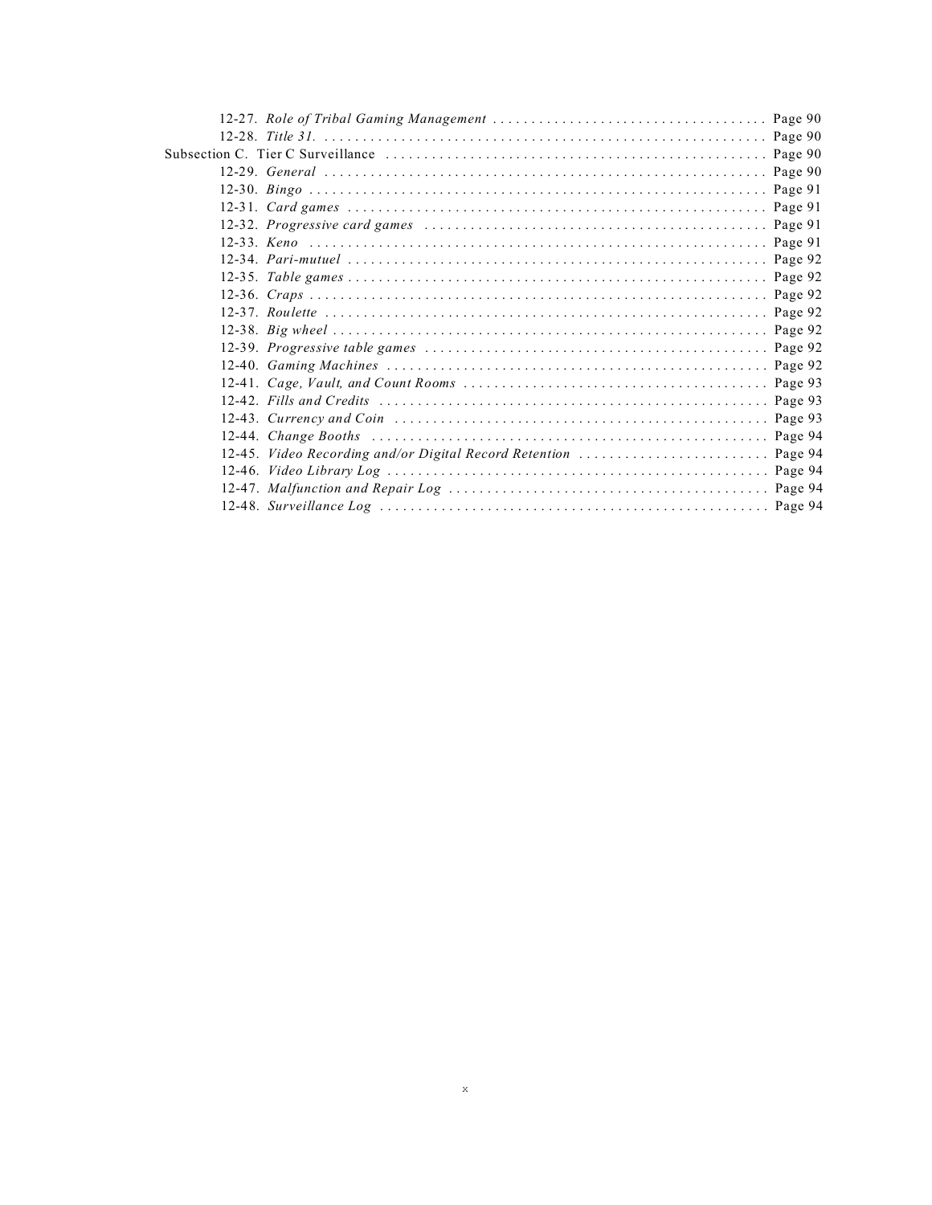12-27. *Role of Tribal Gaming Management* . . . . . . . . . . . . . . . . . . . . . . . . . . . . . . . . . . . Page 90
12-28. *Title 31.* . . . . . . . . . . . . . . . . . . . . . . . . . . . . . . . . . . . . . . . . . . . . . . . . . . . . . . . . . Page 90

Subsection C. Tier C Surveillance . . . . . . . . . . . . . . . . . . . . . . . . . . . . . . . . . . . . . . . . . . . . . . . . . Page 90

12-29. *General* . . . . . . . . . . . . . . . . . . . . . . . . . . . . . . . . . . . . . . . . . . . . . . . . . . . . . . . . . Page 90
12-30. *Bingo* . . . . . . . . . . . . . . . . . . . . . . . . . . . . . . . . . . . . . . . . . . . . . . . . . . . . . . . . . . Page 91
12-31. *Card games* . . . . . . . . . . . . . . . . . . . . . . . . . . . . . . . . . . . . . . . . . . . . . . . . . . . . . Page 91
12-32. *Progressive card games* . . . . . . . . . . . . . . . . . . . . . . . . . . . . . . . . . . . . . . . . . . . . Page 91
12-33. *Keno* . . . . . . . . . . . . . . . . . . . . . . . . . . . . . . . . . . . . . . . . . . . . . . . . . . . . . . . . . . Page 91
12-34. *Pari-mutuel* . . . . . . . . . . . . . . . . . . . . . . . . . . . . . . . . . . . . . . . . . . . . . . . . . . . . . Page 92
12-35. *Table games* . . . . . . . . . . . . . . . . . . . . . . . . . . . . . . . . . . . . . . . . . . . . . . . . . . . . . Page 92
12-36. *Craps* . . . . . . . . . . . . . . . . . . . . . . . . . . . . . . . . . . . . . . . . . . . . . . . . . . . . . . . . . . Page 92
12-37. *Roulette* . . . . . . . . . . . . . . . . . . . . . . . . . . . . . . . . . . . . . . . . . . . . . . . . . . . . . . . . Page 92
12-38. *Big wheel* . . . . . . . . . . . . . . . . . . . . . . . . . . . . . . . . . . . . . . . . . . . . . . . . . . . . . . . Page 92
12-39. *Progressive table games* . . . . . . . . . . . . . . . . . . . . . . . . . . . . . . . . . . . . . . . . . . . Page 92
12-40. *Gaming Machines* . . . . . . . . . . . . . . . . . . . . . . . . . . . . . . . . . . . . . . . . . . . . . . . . . Page 92
12-41. *Cage, Vault, and Count Rooms* . . . . . . . . . . . . . . . . . . . . . . . . . . . . . . . . . . . . . . . Page 93
12-42. *Fills and Credits* . . . . . . . . . . . . . . . . . . . . . . . . . . . . . . . . . . . . . . . . . . . . . . . . . . Page 93
12-43. *Currency and Coin* . . . . . . . . . . . . . . . . . . . . . . . . . . . . . . . . . . . . . . . . . . . . . . . . Page 93
12-44. *Change Booths* . . . . . . . . . . . . . . . . . . . . . . . . . . . . . . . . . . . . . . . . . . . . . . . . . . . Page 94
12-45. *Video Recording and/or Digital Record Retention* . . . . . . . . . . . . . . . . . . . . . . . . . Page 94
12-46. *Video Library Log* . . . . . . . . . . . . . . . . . . . . . . . . . . . . . . . . . . . . . . . . . . . . . . . . . Page 94
12-47. *Malfunction and Repair Log* . . . . . . . . . . . . . . . . . . . . . . . . . . . . . . . . . . . . . . . . . Page 94
12-48. *Surveillance Log* . . . . . . . . . . . . . . . . . . . . . . . . . . . . . . . . . . . . . . . . . . . . . . . . . . Page 94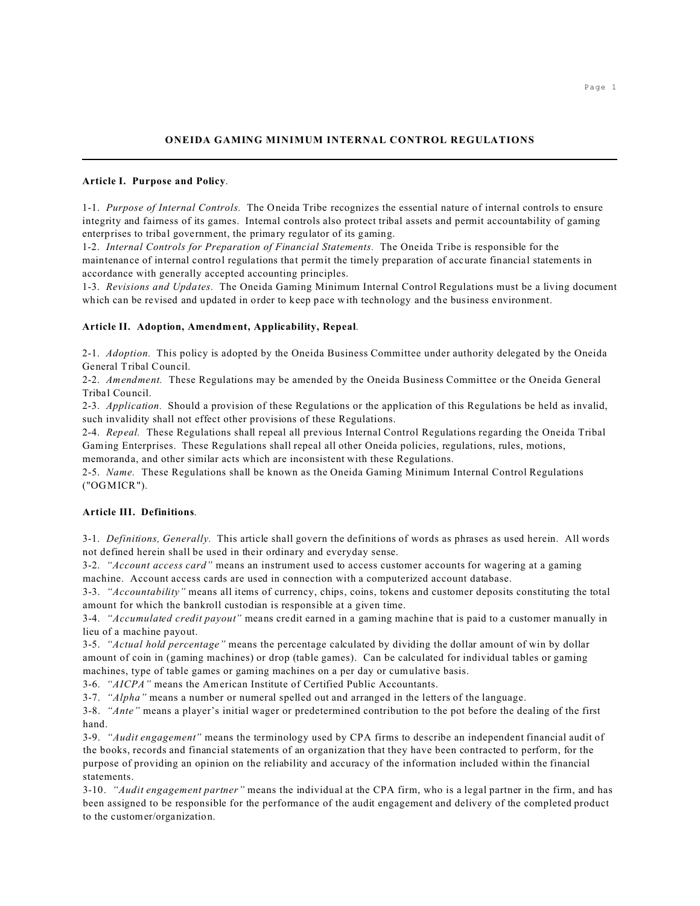# ONEIDA GAMING MINIMUM INTERNAL CONTROL REGULATIONS

---

**Article I. Purpose and Policy**.

1-1. *Purpose of Internal Controls.* The Oneida Tribe recognizes the essential nature of internal controls to ensure integrity and fairness of its games. Internal controls also protect tribal assets and permit accountability of gaming enterprises to tribal government, the primary regulator of its gaming.
1-2. *Internal Controls for Preparation of Financial Statements.* The Oneida Tribe is responsible for the maintenance of internal control regulations that permit the timely preparation of accurate financial statements in accordance with generally accepted accounting principles.
1-3. *Revisions and Updates.* The Oneida Gaming Minimum Internal Control Regulations must be a living document which can be revised and updated in order to keep pace with technology and the business environment.

**Article II. Adoption, Amendment, Applicability, Repeal**.

2-1. *Adoption.* This policy is adopted by the Oneida Business Committee under authority delegated by the Oneida General Tribal Council.
2-2. *Amendment.* These Regulations may be amended by the Oneida Business Committee or the Oneida General Tribal Council.
2-3. *Application.* Should a provision of these Regulations or the application of this Regulations be held as invalid, such invalidity shall not effect other provisions of these Regulations.
2-4. *Repeal.* These Regulations shall repeal all previous Internal Control Regulations regarding the Oneida Tribal Gaming Enterprises. These Regulations shall repeal all other Oneida policies, regulations, rules, motions, memoranda, and other similar acts which are inconsistent with these Regulations.
2-5. *Name.* These Regulations shall be known as the Oneida Gaming Minimum Internal Control Regulations ("OGMICR").

**Article III. Definitions**.

3-1. *Definitions, Generally.* This article shall govern the definitions of words as phrases as used herein. All words not defined herein shall be used in their ordinary and everyday sense.
3-2. *"Account access card"* means an instrument used to access customer accounts for wagering at a gaming machine. Account access cards are used in connection with a computerized account database.
3-3. *"Accountability"* means all items of currency, chips, coins, tokens and customer deposits constituting the total amount for which the bankroll custodian is responsible at a given time.
3-4. *"Accumulated credit payout"* means credit earned in a gaming machine that is paid to a customer manually in lieu of a machine payout.
3-5. *"Actual hold percentage"* means the percentage calculated by dividing the dollar amount of win by dollar amount of coin in (gaming machines) or drop (table games). Can be calculated for individual tables or gaming machines, type of table games or gaming machines on a per day or cumulative basis.
3-6. *"AICPA"* means the American Institute of Certified Public Accountants.
3-7. *"Alpha"* means a number or numeral spelled out and arranged in the letters of the language.
3-8. *"Ante"* means a player's initial wager or predetermined contribution to the pot before the dealing of the first hand.
3-9. *"Audit engagement"* means the terminology used by CPA firms to describe an independent financial audit of the books, records and financial statements of an organization that they have been contracted to perform, for the purpose of providing an opinion on the reliability and accuracy of the information included within the financial statements.
3-10. *"Audit engagement partner"* means the individual at the CPA firm, who is a legal partner in the firm, and has been assigned to be responsible for the performance of the audit engagement and delivery of the completed product to the customer/organization.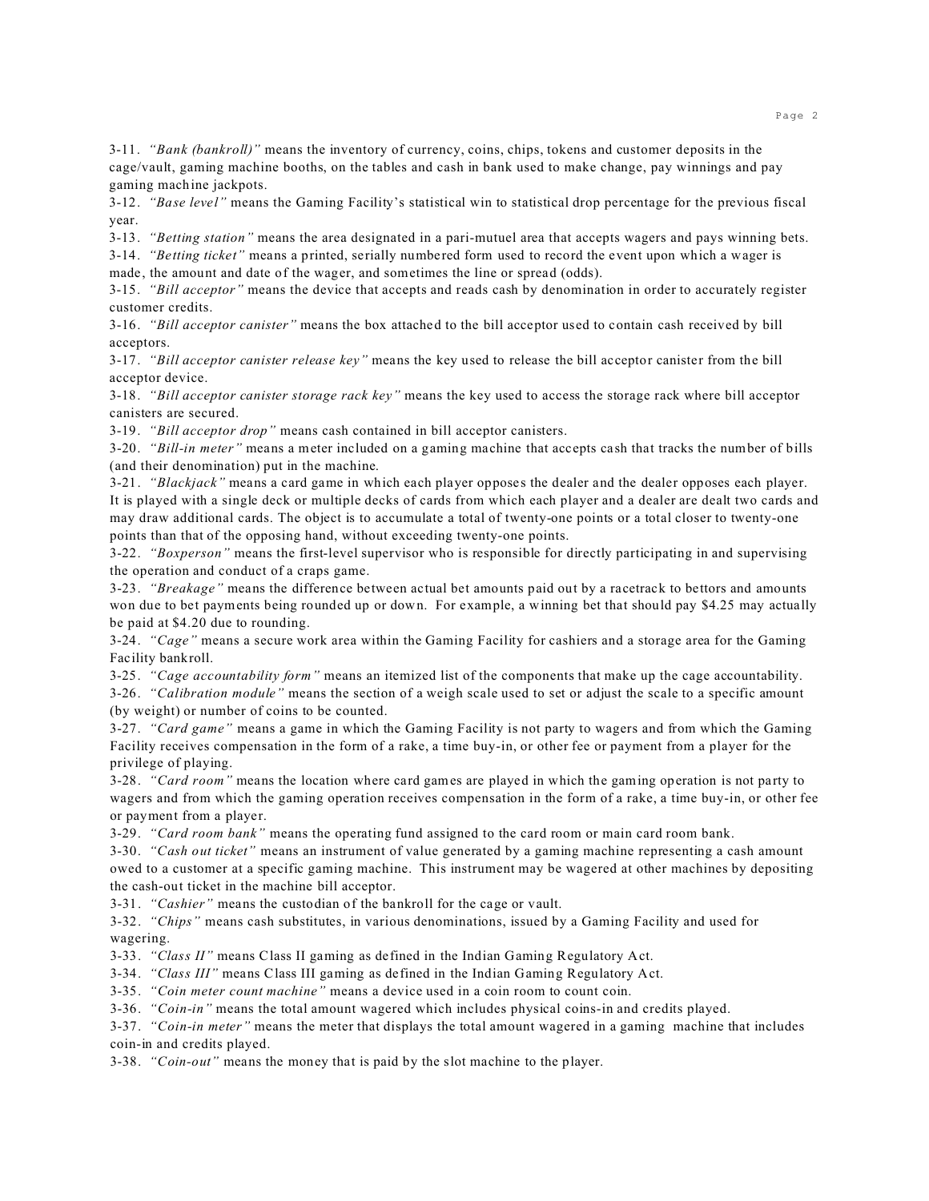3-11. *"Bank (bankroll)"* means the inventory of currency, coins, chips, tokens and customer deposits in the cage/vault, gaming machine booths, on the tables and cash in bank used to make change, pay winnings and pay gaming machine jackpots.

3-12. *"Base level"* means the Gaming Facility's statistical win to statistical drop percentage for the previous fiscal year.

3-13. *"Betting station"* means the area designated in a pari-mutuel area that accepts wagers and pays winning bets.

3-14. *"Betting ticket"* means a printed, serially numbered form used to record the event upon which a wager is made, the amount and date of the wager, and sometimes the line or spread (odds).

3-15. *"Bill acceptor"* means the device that accepts and reads cash by denomination in order to accurately register customer credits.

3-16. *"Bill acceptor canister"* means the box attached to the bill acceptor used to contain cash received by bill acceptors.

3-17. *"Bill acceptor canister release key"* means the key used to release the bill acceptor canister from the bill acceptor device.

3-18. *"Bill acceptor canister storage rack key"* means the key used to access the storage rack where bill acceptor canisters are secured.

3-19. *"Bill acceptor drop"* means cash contained in bill acceptor canisters.

3-20. *"Bill-in meter"* means a meter included on a gaming machine that accepts cash that tracks the number of bills (and their denomination) put in the machine.

3-21. *"Blackjack"* means a card game in which each player opposes the dealer and the dealer opposes each player. It is played with a single deck or multiple decks of cards from which each player and a dealer are dealt two cards and may draw additional cards. The object is to accumulate a total of twenty-one points or a total closer to twenty-one points than that of the opposing hand, without exceeding twenty-one points.

3-22. *"Boxperson"* means the first-level supervisor who is responsible for directly participating in and supervising the operation and conduct of a craps game.

3-23. *"Breakage"* means the difference between actual bet amounts paid out by a racetrack to bettors and amounts won due to bet payments being rounded up or down. For example, a winning bet that should pay $4.25 may actually be paid at $4.20 due to rounding.

3-24. *"Cage"* means a secure work area within the Gaming Facility for cashiers and a storage area for the Gaming Facility bankroll.

3-25. *"Cage accountability form"* means an itemized list of the components that make up the cage accountability.

3-26. *"Calibration module"* means the section of a weigh scale used to set or adjust the scale to a specific amount (by weight) or number of coins to be counted.

3-27. *"Card game"* means a game in which the Gaming Facility is not party to wagers and from which the Gaming Facility receives compensation in the form of a rake, a time buy-in, or other fee or payment from a player for the privilege of playing.

3-28. *"Card room"* means the location where card games are played in which the gaming operation is not party to wagers and from which the gaming operation receives compensation in the form of a rake, a time buy-in, or other fee or payment from a player.

3-29. *"Card room bank"* means the operating fund assigned to the card room or main card room bank.

3-30. *"Cash out ticket"* means an instrument of value generated by a gaming machine representing a cash amount owed to a customer at a specific gaming machine. This instrument may be wagered at other machines by depositing the cash-out ticket in the machine bill acceptor.

3-31. *"Cashier"* means the custodian of the bankroll for the cage or vault.

3-32. *"Chips"* means cash substitutes, in various denominations, issued by a Gaming Facility and used for wagering.

3-33. *"Class II"* means Class II gaming as defined in the Indian Gaming Regulatory Act.

3-34. *"Class III"* means Class III gaming as defined in the Indian Gaming Regulatory Act.

3-35. *"Coin meter count machine"* means a device used in a coin room to count coin.

3-36. *"Coin-in"* means the total amount wagered which includes physical coins-in and credits played.

3-37. *"Coin-in meter"* means the meter that displays the total amount wagered in a gaming machine that includes coin-in and credits played.

3-38. *"Coin-out"* means the money that is paid by the slot machine to the player.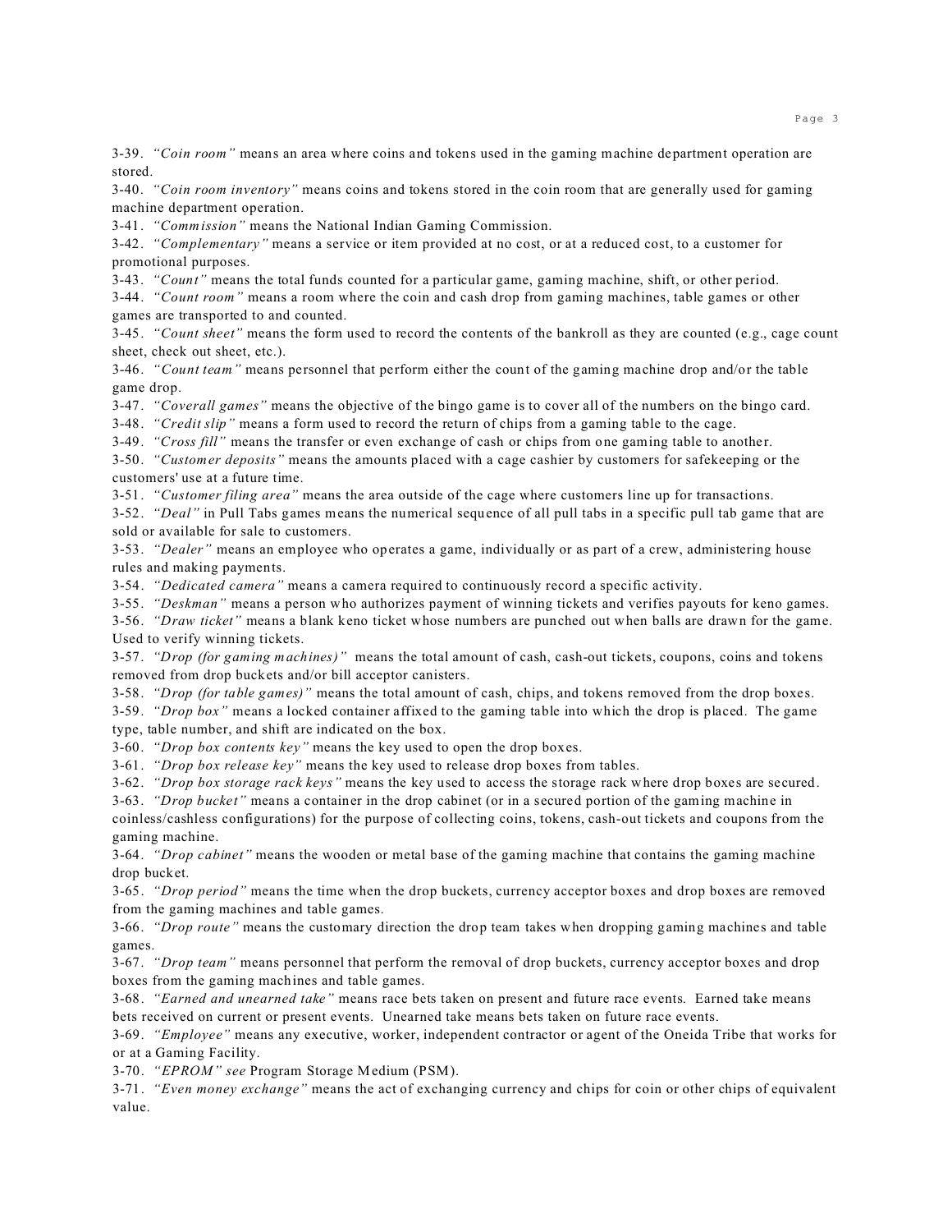3-39. *"Coin room"* means an area where coins and tokens used in the gaming machine department operation are stored.

3-40. *"Coin room inventory"* means coins and tokens stored in the coin room that are generally used for gaming machine department operation.

3-41. *"Commission"* means the National Indian Gaming Commission.

3-42. *"Complementary"* means a service or item provided at no cost, or at a reduced cost, to a customer for promotional purposes.

3-43. *"Count"* means the total funds counted for a particular game, gaming machine, shift, or other period.

3-44. *"Count room"* means a room where the coin and cash drop from gaming machines, table games or other games are transported to and counted.

3-45. *"Count sheet"* means the form used to record the contents of the bankroll as they are counted (e.g., cage count sheet, check out sheet, etc.).

3-46. *"Count team"* means personnel that perform either the count of the gaming machine drop and/or the table game drop.

3-47. *"Coverall games"* means the objective of the bingo game is to cover all of the numbers on the bingo card.

3-48. *"Credit slip"* means a form used to record the return of chips from a gaming table to the cage.

3-49. *"Cross fill"* means the transfer or even exchange of cash or chips from one gaming table to another.

3-50. *"Customer deposits"* means the amounts placed with a cage cashier by customers for safekeeping or the customers' use at a future time.

3-51. *"Customer filing area"* means the area outside of the cage where customers line up for transactions.

3-52. *"Deal"* in Pull Tabs games means the numerical sequence of all pull tabs in a specific pull tab game that are sold or available for sale to customers.

3-53. *"Dealer"* means an employee who operates a game, individually or as part of a crew, administering house rules and making payments.

3-54. *"Dedicated camera"* means a camera required to continuously record a specific activity.

3-55. *"Deskman"* means a person who authorizes payment of winning tickets and verifies payouts for keno games.

3-56. *"Draw ticket"* means a blank keno ticket whose numbers are punched out when balls are drawn for the game. Used to verify winning tickets.

3-57. *"Drop (for gaming machines)"* means the total amount of cash, cash-out tickets, coupons, coins and tokens removed from drop buckets and/or bill acceptor canisters.

3-58. *"Drop (for table games)"* means the total amount of cash, chips, and tokens removed from the drop boxes.

3-59. *"Drop box"* means a locked container affixed to the gaming table into which the drop is placed. The game type, table number, and shift are indicated on the box.

3-60. *"Drop box contents key"* means the key used to open the drop boxes.

3-61. *"Drop box release key"* means the key used to release drop boxes from tables.

3-62. *"Drop box storage rack keys"* means the key used to access the storage rack where drop boxes are secured.

3-63. *"Drop bucket"* means a container in the drop cabinet (or in a secured portion of the gaming machine in coinless/cashless configurations) for the purpose of collecting coins, tokens, cash-out tickets and coupons from the gaming machine.

3-64. *"Drop cabinet"* means the wooden or metal base of the gaming machine that contains the gaming machine drop bucket.

3-65. *"Drop period"* means the time when the drop buckets, currency acceptor boxes and drop boxes are removed from the gaming machines and table games.

3-66. *"Drop route"* means the customary direction the drop team takes when dropping gaming machines and table games.

3-67. *"Drop team"* means personnel that perform the removal of drop buckets, currency acceptor boxes and drop boxes from the gaming machines and table games.

3-68. *"Earned and unearned take"* means race bets taken on present and future race events. Earned take means bets received on current or present events. Unearned take means bets taken on future race events.

3-69. *"Employee"* means any executive, worker, independent contractor or agent of the Oneida Tribe that works for or at a Gaming Facility.

3-70. *"EPROM" see* Program Storage Medium (PSM).

3-71. *"Even money exchange"* means the act of exchanging currency and chips for coin or other chips of equivalent value.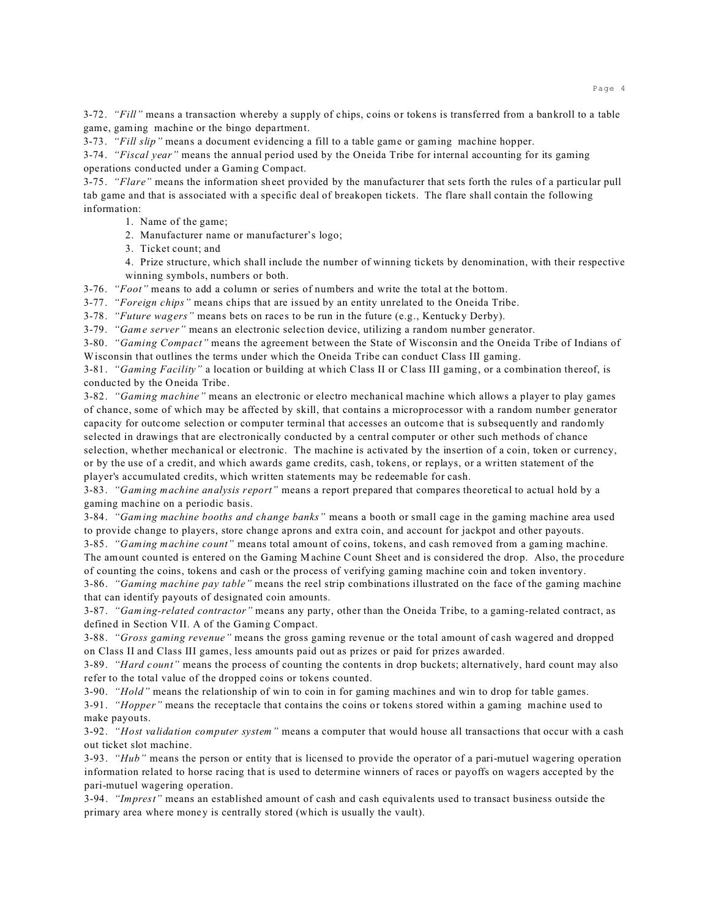3-72. *"Fill"* means a transaction whereby a supply of chips, coins or tokens is transferred from a bankroll to a table game, gaming machine or the bingo department.

3-73. *"Fill slip"* means a document evidencing a fill to a table game or gaming machine hopper.

3-74. *"Fiscal year"* means the annual period used by the Oneida Tribe for internal accounting for its gaming operations conducted under a Gaming Compact.

3-75. *"Flare"* means the information sheet provided by the manufacturer that sets forth the rules of a particular pull tab game and that is associated with a specific deal of breakopen tickets. The flare shall contain the following information:

1. Name of the game;
2. Manufacturer name or manufacturer's logo;
3. Ticket count; and
4. Prize structure, which shall include the number of winning tickets by denomination, with their respective winning symbols, numbers or both.

3-76. *"Foot"* means to add a column or series of numbers and write the total at the bottom.

3-77. *"Foreign chips"* means chips that are issued by an entity unrelated to the Oneida Tribe.

3-78. *"Future wagers"* means bets on races to be run in the future (e.g., Kentucky Derby).

3-79. *"Game server"* means an electronic selection device, utilizing a random number generator.

3-80. *"Gaming Compact"* means the agreement between the State of Wisconsin and the Oneida Tribe of Indians of Wisconsin that outlines the terms under which the Oneida Tribe can conduct Class III gaming.

3-81. *"Gaming Facility"* a location or building at which Class II or Class III gaming, or a combination thereof, is conducted by the Oneida Tribe.

3-82. *"Gaming machine"* means an electronic or electro mechanical machine which allows a player to play games of chance, some of which may be affected by skill, that contains a microprocessor with a random number generator capacity for outcome selection or computer terminal that accesses an outcome that is subsequently and randomly selected in drawings that are electronically conducted by a central computer or other such methods of chance selection, whether mechanical or electronic. The machine is activated by the insertion of a coin, token or currency, or by the use of a credit, and which awards game credits, cash, tokens, or replays, or a written statement of the player's accumulated credits, which written statements may be redeemable for cash.

3-83. *"Gaming machine analysis report"* means a report prepared that compares theoretical to actual hold by a gaming machine on a periodic basis.

3-84. *"Gaming machine booths and change banks"* means a booth or small cage in the gaming machine area used to provide change to players, store change aprons and extra coin, and account for jackpot and other payouts.

3-85. *"Gaming machine count"* means total amount of coins, tokens, and cash removed from a gaming machine. The amount counted is entered on the Gaming Machine Count Sheet and is considered the drop. Also, the procedure of counting the coins, tokens and cash or the process of verifying gaming machine coin and token inventory.

3-86. *"Gaming machine pay table"* means the reel strip combinations illustrated on the face of the gaming machine that can identify payouts of designated coin amounts.

3-87. *"Gaming-related contractor"* means any party, other than the Oneida Tribe, to a gaming-related contract, as defined in Section VII. A of the Gaming Compact.

3-88. *"Gross gaming revenue"* means the gross gaming revenue or the total amount of cash wagered and dropped on Class II and Class III games, less amounts paid out as prizes or paid for prizes awarded.

3-89. *"Hard count"* means the process of counting the contents in drop buckets; alternatively, hard count may also refer to the total value of the dropped coins or tokens counted.

3-90. *"Hold"* means the relationship of win to coin in for gaming machines and win to drop for table games.

3-91. *"Hopper"* means the receptacle that contains the coins or tokens stored within a gaming machine used to make payouts.

3-92. *"Host validation computer system"* means a computer that would house all transactions that occur with a cash out ticket slot machine.

3-93. *"Hub"* means the person or entity that is licensed to provide the operator of a pari-mutuel wagering operation information related to horse racing that is used to determine winners of races or payoffs on wagers accepted by the pari-mutuel wagering operation.

3-94. *"Imprest"* means an established amount of cash and cash equivalents used to transact business outside the primary area where money is centrally stored (which is usually the vault).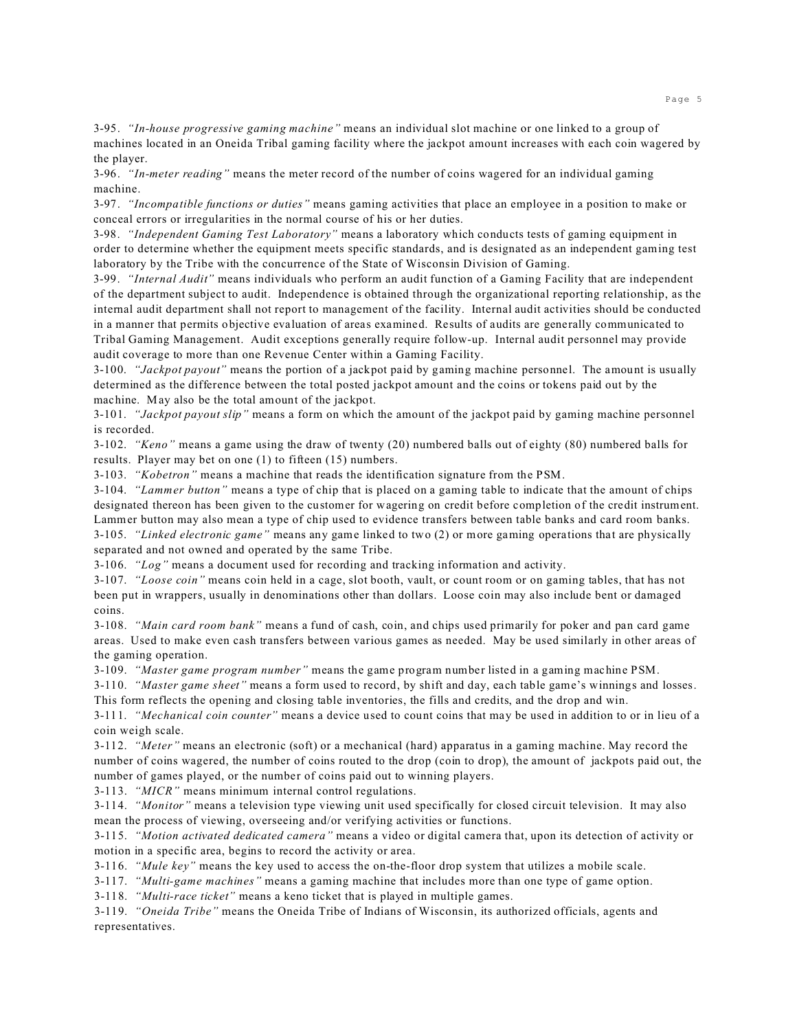3-95. *"In-house progressive gaming machine"* means an individual slot machine or one linked to a group of machines located in an Oneida Tribal gaming facility where the jackpot amount increases with each coin wagered by the player.

3-96. *"In-meter reading"* means the meter record of the number of coins wagered for an individual gaming machine.

3-97. *"Incompatible functions or duties"* means gaming activities that place an employee in a position to make or conceal errors or irregularities in the normal course of his or her duties.

3-98. *"Independent Gaming Test Laboratory"* means a laboratory which conducts tests of gaming equipment in order to determine whether the equipment meets specific standards, and is designated as an independent gaming test laboratory by the Tribe with the concurrence of the State of Wisconsin Division of Gaming.

3-99. *"Internal Audit"* means individuals who perform an audit function of a Gaming Facility that are independent of the department subject to audit. Independence is obtained through the organizational reporting relationship, as the internal audit department shall not report to management of the facility. Internal audit activities should be conducted in a manner that permits objective evaluation of areas examined. Results of audits are generally communicated to Tribal Gaming Management. Audit exceptions generally require follow-up. Internal audit personnel may provide audit coverage to more than one Revenue Center within a Gaming Facility.

3-100. *"Jackpot payout"* means the portion of a jackpot paid by gaming machine personnel. The amount is usually determined as the difference between the total posted jackpot amount and the coins or tokens paid out by the machine. May also be the total amount of the jackpot.

3-101. *"Jackpot payout slip"* means a form on which the amount of the jackpot paid by gaming machine personnel is recorded.

3-102. *"Keno"* means a game using the draw of twenty (20) numbered balls out of eighty (80) numbered balls for results. Player may bet on one (1) to fifteen (15) numbers.

3-103. *"Kobetron"* means a machine that reads the identification signature from the PSM.

3-104. *"Lammer button"* means a type of chip that is placed on a gaming table to indicate that the amount of chips designated thereon has been given to the customer for wagering on credit before completion of the credit instrument. Lammer button may also mean a type of chip used to evidence transfers between table banks and card room banks.

3-105. *"Linked electronic game"* means any game linked to two (2) or more gaming operations that are physically separated and not owned and operated by the same Tribe.

3-106. *"Log"* means a document used for recording and tracking information and activity.

3-107. *"Loose coin"* means coin held in a cage, slot booth, vault, or count room or on gaming tables, that has not been put in wrappers, usually in denominations other than dollars. Loose coin may also include bent or damaged coins.

3-108. *"Main card room bank"* means a fund of cash, coin, and chips used primarily for poker and pan card game areas. Used to make even cash transfers between various games as needed. May be used similarly in other areas of the gaming operation.

3-109. *"Master game program number"* means the game program number listed in a gaming machine PSM.

3-110. *"Master game sheet"* means a form used to record, by shift and day, each table game's winnings and losses. This form reflects the opening and closing table inventories, the fills and credits, and the drop and win.

3-111. *"Mechanical coin counter"* means a device used to count coins that may be used in addition to or in lieu of a coin weigh scale.

3-112. *"Meter"* means an electronic (soft) or a mechanical (hard) apparatus in a gaming machine. May record the number of coins wagered, the number of coins routed to the drop (coin to drop), the amount of jackpots paid out, the number of games played, or the number of coins paid out to winning players.

3-113. *"MICR"* means minimum internal control regulations.

3-114. *"Monitor"* means a television type viewing unit used specifically for closed circuit television. It may also mean the process of viewing, overseeing and/or verifying activities or functions.

3-115. *"Motion activated dedicated camera"* means a video or digital camera that, upon its detection of activity or motion in a specific area, begins to record the activity or area.

3-116. *"Mule key"* means the key used to access the on-the-floor drop system that utilizes a mobile scale.

3-117. *"Multi-game machines"* means a gaming machine that includes more than one type of game option.

3-118. *"Multi-race ticket"* means a keno ticket that is played in multiple games.

3-119. *"Oneida Tribe"* means the Oneida Tribe of Indians of Wisconsin, its authorized officials, agents and representatives.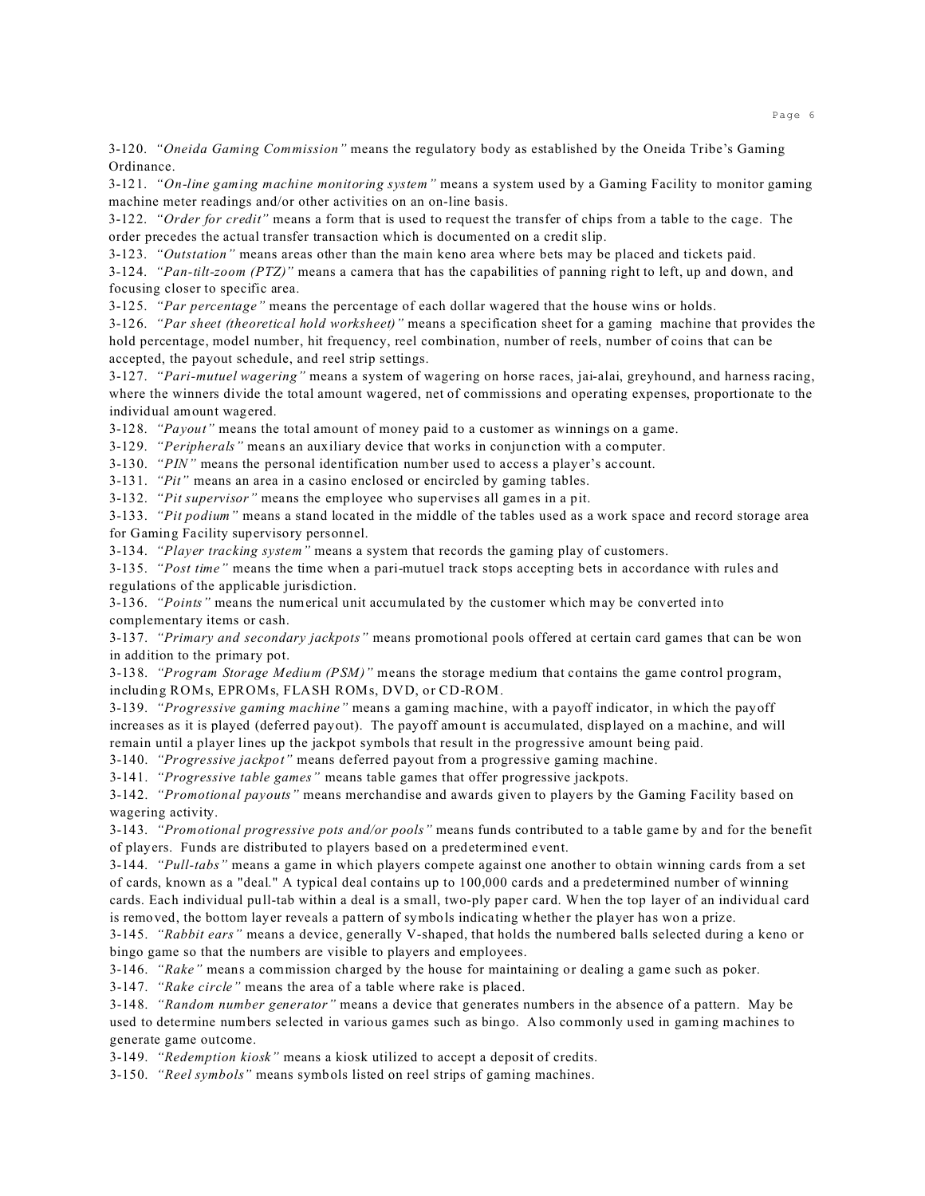3-120. *"Oneida Gaming Commission"* means the regulatory body as established by the Oneida Tribe's Gaming Ordinance.

3-121. *"On-line gaming machine monitoring system"* means a system used by a Gaming Facility to monitor gaming machine meter readings and/or other activities on an on-line basis.

3-122. *"Order for credit"* means a form that is used to request the transfer of chips from a table to the cage. The order precedes the actual transfer transaction which is documented on a credit slip.

3-123. *"Outstation"* means areas other than the main keno area where bets may be placed and tickets paid.

3-124. *"Pan-tilt-zoom (PTZ)"* means a camera that has the capabilities of panning right to left, up and down, and focusing closer to specific area.

3-125. *"Par percentage"* means the percentage of each dollar wagered that the house wins or holds.

3-126. *"Par sheet (theoretical hold worksheet)"* means a specification sheet for a gaming machine that provides the hold percentage, model number, hit frequency, reel combination, number of reels, number of coins that can be accepted, the payout schedule, and reel strip settings.

3-127. *"Pari-mutuel wagering"* means a system of wagering on horse races, jai-alai, greyhound, and harness racing, where the winners divide the total amount wagered, net of commissions and operating expenses, proportionate to the individual amount wagered.

3-128. *"Payout"* means the total amount of money paid to a customer as winnings on a game.

3-129. *"Peripherals"* means an auxiliary device that works in conjunction with a computer.

3-130. *"PIN"* means the personal identification number used to access a player's account.

3-131. *"Pit"* means an area in a casino enclosed or encircled by gaming tables.

3-132. *"Pit supervisor"* means the employee who supervises all games in a pit.

3-133. *"Pit podium"* means a stand located in the middle of the tables used as a work space and record storage area for Gaming Facility supervisory personnel.

3-134. *"Player tracking system"* means a system that records the gaming play of customers.

3-135. *"Post time"* means the time when a pari-mutuel track stops accepting bets in accordance with rules and regulations of the applicable jurisdiction.

3-136. *"Points"* means the numerical unit accumulated by the customer which may be converted into complementary items or cash.

3-137. *"Primary and secondary jackpots"* means promotional pools offered at certain card games that can be won in addition to the primary pot.

3-138. *"Program Storage Medium (PSM)"* means the storage medium that contains the game control program, including ROMs, EPROMs, FLASH ROMs, DVD, or CD-ROM.

3-139. *"Progressive gaming machine"* means a gaming machine, with a payoff indicator, in which the payoff increases as it is played (deferred payout). The payoff amount is accumulated, displayed on a machine, and will remain until a player lines up the jackpot symbols that result in the progressive amount being paid.

3-140. *"Progressive jackpot"* means deferred payout from a progressive gaming machine.

3-141. *"Progressive table games"* means table games that offer progressive jackpots.

3-142. *"Promotional payouts"* means merchandise and awards given to players by the Gaming Facility based on wagering activity.

3-143. *"Promotional progressive pots and/or pools"* means funds contributed to a table game by and for the benefit of players. Funds are distributed to players based on a predetermined event.

3-144. *"Pull-tabs"* means a game in which players compete against one another to obtain winning cards from a set of cards, known as a "deal." A typical deal contains up to 100,000 cards and a predetermined number of winning cards. Each individual pull-tab within a deal is a small, two-ply paper card. When the top layer of an individual card is removed, the bottom layer reveals a pattern of symbols indicating whether the player has won a prize.

3-145. *"Rabbit ears"* means a device, generally V-shaped, that holds the numbered balls selected during a keno or bingo game so that the numbers are visible to players and employees.

3-146. *"Rake"* means a commission charged by the house for maintaining or dealing a game such as poker.

3-147. *"Rake circle"* means the area of a table where rake is placed.

3-148. *"Random number generator"* means a device that generates numbers in the absence of a pattern. May be used to determine numbers selected in various games such as bingo. Also commonly used in gaming machines to generate game outcome.

3-149. *"Redemption kiosk"* means a kiosk utilized to accept a deposit of credits.

3-150. *"Reel symbols"* means symbols listed on reel strips of gaming machines.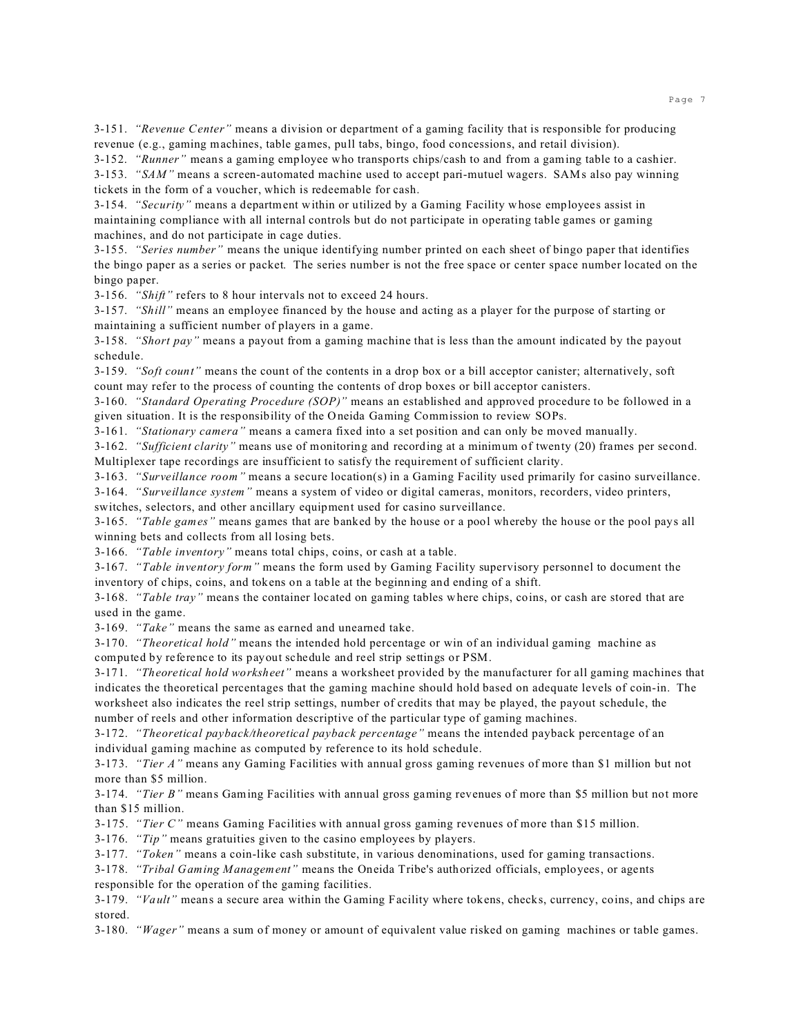3-151. *"Revenue Center"* means a division or department of a gaming facility that is responsible for producing revenue (e.g., gaming machines, table games, pull tabs, bingo, food concessions, and retail division).

3-152. *"Runner"* means a gaming employee who transports chips/cash to and from a gaming table to a cashier.

3-153. *"SAM"* means a screen-automated machine used to accept pari-mutuel wagers. SAMs also pay winning tickets in the form of a voucher, which is redeemable for cash.

3-154. *"Security"* means a department within or utilized by a Gaming Facility whose employees assist in maintaining compliance with all internal controls but do not participate in operating table games or gaming machines, and do not participate in cage duties.

3-155. *"Series number"* means the unique identifying number printed on each sheet of bingo paper that identifies the bingo paper as a series or packet. The series number is not the free space or center space number located on the bingo paper.

3-156. *"Shift"* refers to 8 hour intervals not to exceed 24 hours.

3-157. *"Shill"* means an employee financed by the house and acting as a player for the purpose of starting or maintaining a sufficient number of players in a game.

3-158. *"Short pay"* means a payout from a gaming machine that is less than the amount indicated by the payout schedule.

3-159. *"Soft count"* means the count of the contents in a drop box or a bill acceptor canister; alternatively, soft count may refer to the process of counting the contents of drop boxes or bill acceptor canisters.

3-160. *"Standard Operating Procedure (SOP)"* means an established and approved procedure to be followed in a given situation. It is the responsibility of the Oneida Gaming Commission to review SOPs.

3-161. *"Stationary camera"* means a camera fixed into a set position and can only be moved manually.

3-162. *"Sufficient clarity"* means use of monitoring and recording at a minimum of twenty (20) frames per second. Multiplexer tape recordings are insufficient to satisfy the requirement of sufficient clarity.

3-163. *"Surveillance room"* means a secure location(s) in a Gaming Facility used primarily for casino surveillance.

3-164. *"Surveillance system"* means a system of video or digital cameras, monitors, recorders, video printers, switches, selectors, and other ancillary equipment used for casino surveillance.

3-165. *"Table games"* means games that are banked by the house or a pool whereby the house or the pool pays all winning bets and collects from all losing bets.

3-166. *"Table inventory"* means total chips, coins, or cash at a table.

3-167. *"Table inventory form"* means the form used by Gaming Facility supervisory personnel to document the inventory of chips, coins, and tokens on a table at the beginning and ending of a shift.

3-168. *"Table tray"* means the container located on gaming tables where chips, coins, or cash are stored that are used in the game.

3-169. *"Take"* means the same as earned and unearned take.

3-170. *"Theoretical hold"* means the intended hold percentage or win of an individual gaming machine as computed by reference to its payout schedule and reel strip settings or PSM.

3-171. *"Theoretical hold worksheet"* means a worksheet provided by the manufacturer for all gaming machines that indicates the theoretical percentages that the gaming machine should hold based on adequate levels of coin-in. The worksheet also indicates the reel strip settings, number of credits that may be played, the payout schedule, the number of reels and other information descriptive of the particular type of gaming machines.

3-172. *"Theoretical payback/theoretical payback percentage"* means the intended payback percentage of an individual gaming machine as computed by reference to its hold schedule.

3-173. *"Tier A"* means any Gaming Facilities with annual gross gaming revenues of more than $1 million but not more than $5 million.

3-174. *"Tier B"* means Gaming Facilities with annual gross gaming revenues of more than $5 million but not more than $15 million.

3-175. *"Tier C"* means Gaming Facilities with annual gross gaming revenues of more than $15 million.

3-176. *"Tip"* means gratuities given to the casino employees by players.

3-177. *"Token"* means a coin-like cash substitute, in various denominations, used for gaming transactions.

3-178. *"Tribal Gaming Management"* means the Oneida Tribe's authorized officials, employees, or agents responsible for the operation of the gaming facilities.

3-179. *"Vault"* means a secure area within the Gaming Facility where tokens, checks, currency, coins, and chips are stored.

3-180. *"Wager"* means a sum of money or amount of equivalent value risked on gaming machines or table games.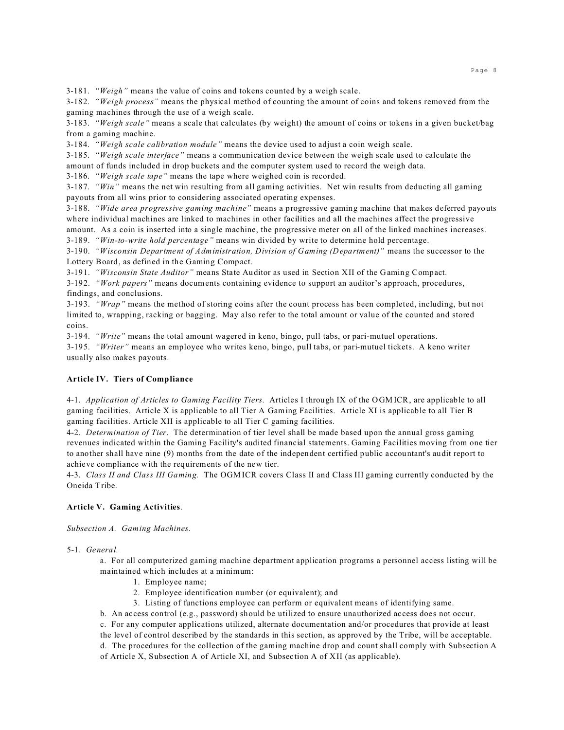3-181. *"Weigh"* means the value of coins and tokens counted by a weigh scale.

3-182. *"Weigh process"* means the physical method of counting the amount of coins and tokens removed from the gaming machines through the use of a weigh scale.

3-183. *"Weigh scale"* means a scale that calculates (by weight) the amount of coins or tokens in a given bucket/bag from a gaming machine.

3-184. *"Weigh scale calibration module"* means the device used to adjust a coin weigh scale.

3-185. *"Weigh scale interface"* means a communication device between the weigh scale used to calculate the amount of funds included in drop buckets and the computer system used to record the weigh data.

3-186. *"Weigh scale tape"* means the tape where weighed coin is recorded.

3-187. *"Win"* means the net win resulting from all gaming activities. Net win results from deducting all gaming payouts from all wins prior to considering associated operating expenses.

3-188. *"Wide area progressive gaming machine"* means a progressive gaming machine that makes deferred payouts where individual machines are linked to machines in other facilities and all the machines affect the progressive amount. As a coin is inserted into a single machine, the progressive meter on all of the linked machines increases.

3-189. *"Win-to-write hold percentage"* means win divided by write to determine hold percentage.

3-190. *"Wisconsin Department of Administration, Division of Gaming (Department)"* means the successor to the Lottery Board, as defined in the Gaming Compact.

3-191. *"Wisconsin State Auditor"* means State Auditor as used in Section XII of the Gaming Compact.

3-192. *"Work papers"* means documents containing evidence to support an auditor's approach, procedures, findings, and conclusions.

3-193. *"Wrap"* means the method of storing coins after the count process has been completed, including, but not limited to, wrapping, racking or bagging. May also refer to the total amount or value of the counted and stored coins.

3-194. *"Write"* means the total amount wagered in keno, bingo, pull tabs, or pari-mutuel operations.

3-195. *"Writer"* means an employee who writes keno, bingo, pull tabs, or pari-mutuel tickets. A keno writer usually also makes payouts.

**Article IV. Tiers of Compliance**

4-1. *Application of Articles to Gaming Facility Tiers.* Articles I through IX of the OGMICR, are applicable to all gaming facilities. Article X is applicable to all Tier A Gaming Facilities. Article XI is applicable to all Tier B gaming facilities. Article XII is applicable to all Tier C gaming facilities.

4-2. *Determination of Tier*. The determination of tier level shall be made based upon the annual gross gaming revenues indicated within the Gaming Facility's audited financial statements. Gaming Facilities moving from one tier to another shall have nine (9) months from the date of the independent certified public accountant's audit report to achieve compliance with the requirements of the new tier.

4-3. *Class II and Class III Gaming.* The OGMICR covers Class II and Class III gaming currently conducted by the Oneida Tribe.

**Article V. Gaming Activities**.

*Subsection A. Gaming Machines.*

5-1. *General.*

a. For all computerized gaming machine department application programs a personnel access listing will be maintained which includes at a minimum:

1. Employee name;
2. Employee identification number (or equivalent); and
3. Listing of functions employee can perform or equivalent means of identifying same.

b. An access control (e.g., password) should be utilized to ensure unauthorized access does not occur.

c. For any computer applications utilized, alternate documentation and/or procedures that provide at least the level of control described by the standards in this section, as approved by the Tribe, will be acceptable.

d. The procedures for the collection of the gaming machine drop and count shall comply with Subsection A of Article X, Subsection A of Article XI, and Subsection A of XII (as applicable).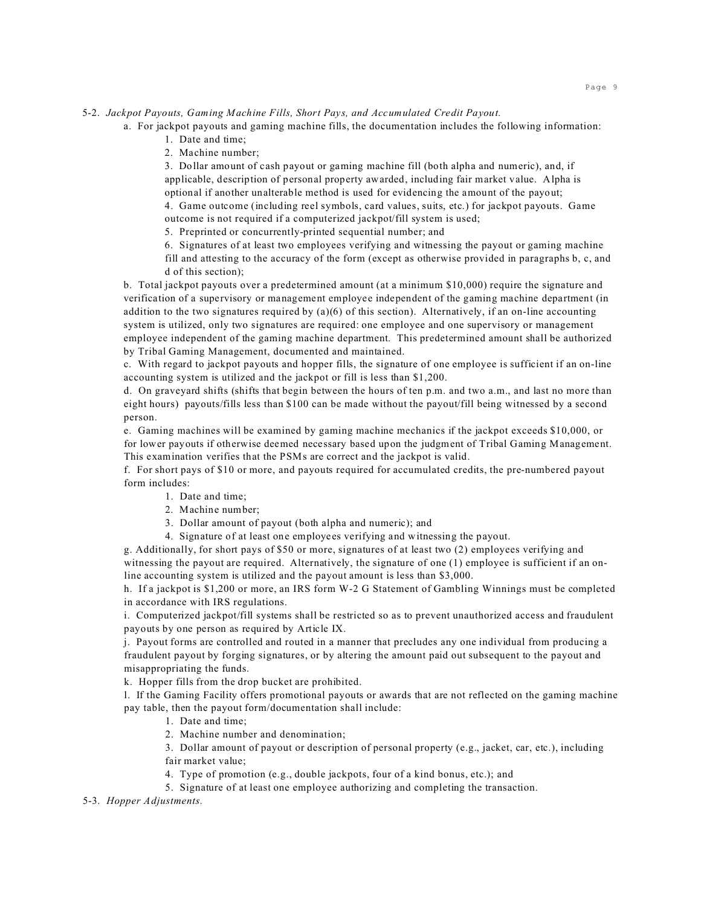5-2. *Jackpot Payouts, Gaming Machine Fills, Short Pays, and Accumulated Credit Payout.*

a. For jackpot payouts and gaming machine fills, the documentation includes the following information:

1. Date and time;
2. Machine number;
3. Dollar amount of cash payout or gaming machine fill (both alpha and numeric), and, if applicable, description of personal property awarded, including fair market value. Alpha is optional if another unalterable method is used for evidencing the amount of the payout;
4. Game outcome (including reel symbols, card values, suits, etc.) for jackpot payouts. Game outcome is not required if a computerized jackpot/fill system is used;
5. Preprinted or concurrently-printed sequential number; and
6. Signatures of at least two employees verifying and witnessing the payout or gaming machine fill and attesting to the accuracy of the form (except as otherwise provided in paragraphs b, c, and d of this section);

b. Total jackpot payouts over a predetermined amount (at a minimum $10,000) require the signature and verification of a supervisory or management employee independent of the gaming machine department (in addition to the two signatures required by (a)(6) of this section). Alternatively, if an on-line accounting system is utilized, only two signatures are required: one employee and one supervisory or management employee independent of the gaming machine department. This predetermined amount shall be authorized by Tribal Gaming Management, documented and maintained.

c. With regard to jackpot payouts and hopper fills, the signature of one employee is sufficient if an on-line accounting system is utilized and the jackpot or fill is less than $1,200.

d. On graveyard shifts (shifts that begin between the hours of ten p.m. and two a.m., and last no more than eight hours) payouts/fills less than $100 can be made without the payout/fill being witnessed by a second person.

e. Gaming machines will be examined by gaming machine mechanics if the jackpot exceeds $10,000, or for lower payouts if otherwise deemed necessary based upon the judgment of Tribal Gaming Management. This examination verifies that the PSMs are correct and the jackpot is valid.

f. For short pays of $10 or more, and payouts required for accumulated credits, the pre-numbered payout form includes:

1. Date and time;
2. Machine number;
3. Dollar amount of payout (both alpha and numeric); and
4. Signature of at least one employees verifying and witnessing the payout.

g. Additionally, for short pays of $50 or more, signatures of at least two (2) employees verifying and witnessing the payout are required. Alternatively, the signature of one (1) employee is sufficient if an on-line accounting system is utilized and the payout amount is less than $3,000.

h. If a jackpot is $1,200 or more, an IRS form W-2 G Statement of Gambling Winnings must be completed in accordance with IRS regulations.

i. Computerized jackpot/fill systems shall be restricted so as to prevent unauthorized access and fraudulent payouts by one person as required by Article IX.

j. Payout forms are controlled and routed in a manner that precludes any one individual from producing a fraudulent payout by forging signatures, or by altering the amount paid out subsequent to the payout and misappropriating the funds.

k. Hopper fills from the drop bucket are prohibited.

l. If the Gaming Facility offers promotional payouts or awards that are not reflected on the gaming machine pay table, then the payout form/documentation shall include:

1. Date and time;
2. Machine number and denomination;
3. Dollar amount of payout or description of personal property (e.g., jacket, car, etc.), including fair market value;
4. Type of promotion (e.g., double jackpots, four of a kind bonus, etc.); and
5. Signature of at least one employee authorizing and completing the transaction.

5-3. *Hopper Adjustments.*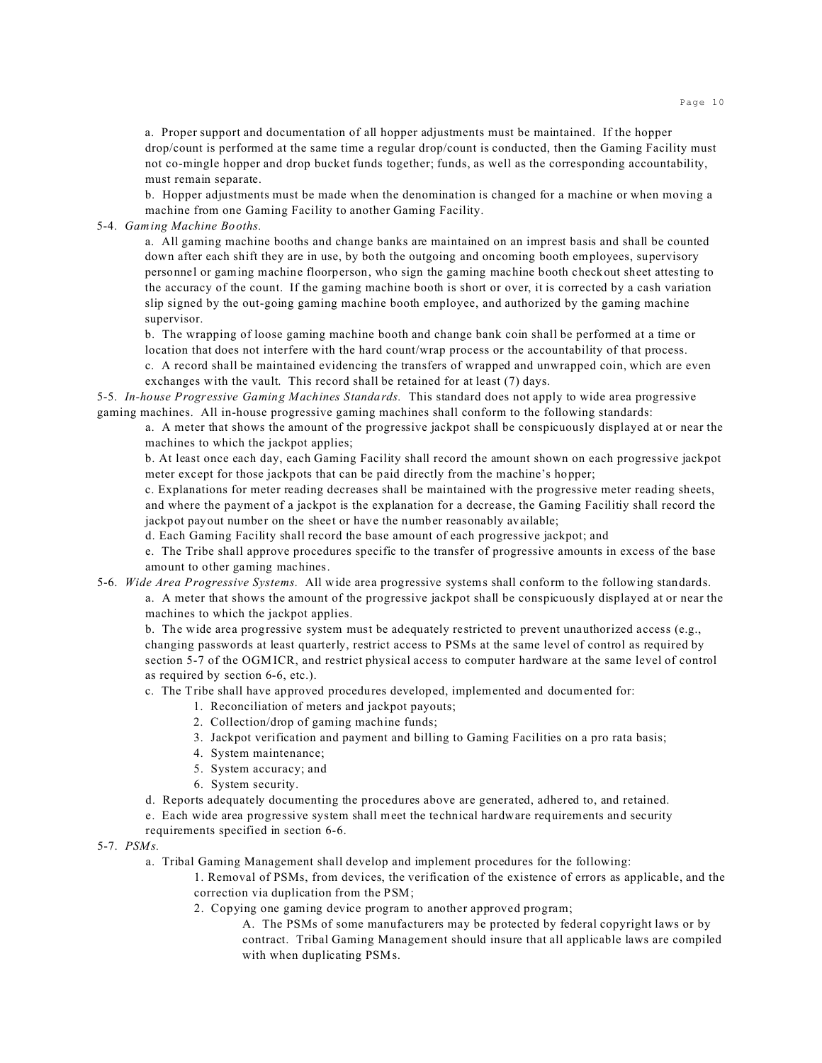a. Proper support and documentation of all hopper adjustments must be maintained. If the hopper drop/count is performed at the same time a regular drop/count is conducted, then the Gaming Facility must not co-mingle hopper and drop bucket funds together; funds, as well as the corresponding accountability, must remain separate.

b. Hopper adjustments must be made when the denomination is changed for a machine or when moving a machine from one Gaming Facility to another Gaming Facility.

5-4. *Gaming Machine Booths.*

a. All gaming machine booths and change banks are maintained on an imprest basis and shall be counted down after each shift they are in use, by both the outgoing and oncoming booth employees, supervisory personnel or gaming machine floorperson, who sign the gaming machine booth checkout sheet attesting to the accuracy of the count. If the gaming machine booth is short or over, it is corrected by a cash variation slip signed by the out-going gaming machine booth employee, and authorized by the gaming machine supervisor.

b. The wrapping of loose gaming machine booth and change bank coin shall be performed at a time or location that does not interfere with the hard count/wrap process or the accountability of that process.

c. A record shall be maintained evidencing the transfers of wrapped and unwrapped coin, which are even exchanges with the vault. This record shall be retained for at least (7) days.

5-5. *In-house Progressive Gaming Machines Standards.* This standard does not apply to wide area progressive gaming machines. All in-house progressive gaming machines shall conform to the following standards:

a. A meter that shows the amount of the progressive jackpot shall be conspicuously displayed at or near the machines to which the jackpot applies;

b. At least once each day, each Gaming Facility shall record the amount shown on each progressive jackpot meter except for those jackpots that can be paid directly from the machine's hopper;

c. Explanations for meter reading decreases shall be maintained with the progressive meter reading sheets, and where the payment of a jackpot is the explanation for a decrease, the Gaming Facilitiy shall record the jackpot payout number on the sheet or have the number reasonably available;

d. Each Gaming Facility shall record the base amount of each progressive jackpot; and

e. The Tribe shall approve procedures specific to the transfer of progressive amounts in excess of the base amount to other gaming machines.

5-6. *Wide Area Progressive Systems.* All wide area progressive systems shall conform to the following standards.

a. A meter that shows the amount of the progressive jackpot shall be conspicuously displayed at or near the machines to which the jackpot applies.

b. The wide area progressive system must be adequately restricted to prevent unauthorized access (e.g., changing passwords at least quarterly, restrict access to PSMs at the same level of control as required by section 5-7 of the OGMICR, and restrict physical access to computer hardware at the same level of control as required by section 6-6, etc.).

c. The Tribe shall have approved procedures developed, implemented and documented for:

1. Reconciliation of meters and jackpot payouts;
2. Collection/drop of gaming machine funds;
3. Jackpot verification and payment and billing to Gaming Facilities on a pro rata basis;
4. System maintenance;
5. System accuracy; and
6. System security.

d. Reports adequately documenting the procedures above are generated, adhered to, and retained.

e. Each wide area progressive system shall meet the technical hardware requirements and security requirements specified in section 6-6.

5-7. *PSMs.*

a. Tribal Gaming Management shall develop and implement procedures for the following:

1. Removal of PSMs, from devices, the verification of the existence of errors as applicable, and the correction via duplication from the PSM;
2. Copying one gaming device program to another approved program;

A. The PSMs of some manufacturers may be protected by federal copyright laws or by contract. Tribal Gaming Management should insure that all applicable laws are compiled with when duplicating PSMs.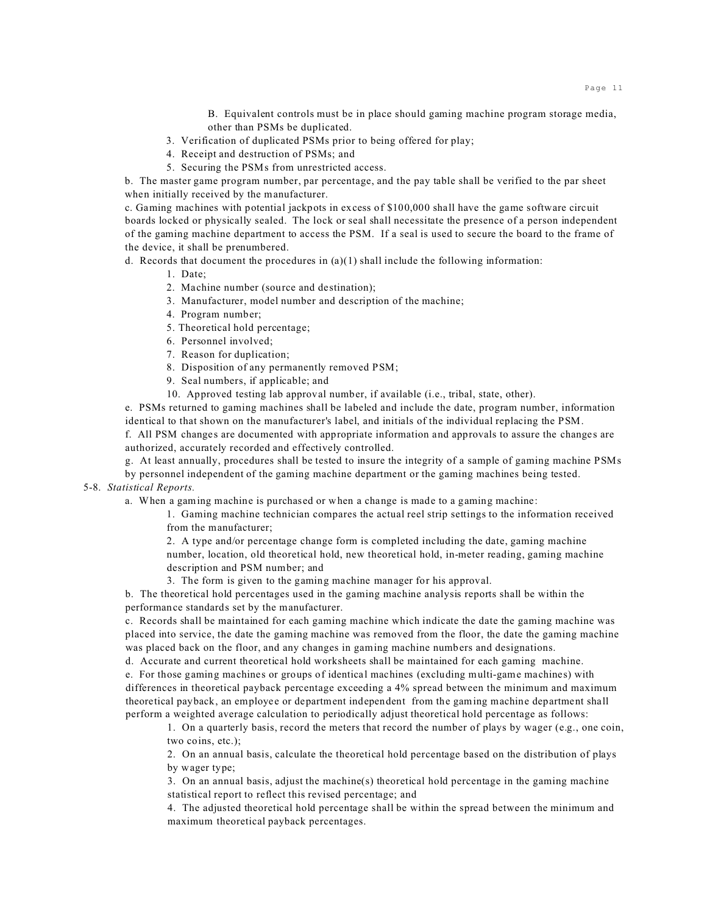B. Equivalent controls must be in place should gaming machine program storage media, other than PSMs be duplicated.

3. Verification of duplicated PSMs prior to being offered for play;
4. Receipt and destruction of PSMs; and
5. Securing the PSMs from unrestricted access.

b. The master game program number, par percentage, and the pay table shall be verified to the par sheet when initially received by the manufacturer.

c. Gaming machines with potential jackpots in excess of $100,000 shall have the game software circuit boards locked or physically sealed. The lock or seal shall necessitate the presence of a person independent of the gaming machine department to access the PSM. If a seal is used to secure the board to the frame of the device, it shall be prenumbered.

d. Records that document the procedures in (a)(1) shall include the following information:

1. Date;
2. Machine number (source and destination);
3. Manufacturer, model number and description of the machine;
4. Program number;
5. Theoretical hold percentage;
6. Personnel involved;
7. Reason for duplication;
8. Disposition of any permanently removed PSM;
9. Seal numbers, if applicable; and
10. Approved testing lab approval number, if available (i.e., tribal, state, other).

e. PSMs returned to gaming machines shall be labeled and include the date, program number, information identical to that shown on the manufacturer's label, and initials of the individual replacing the PSM.

f. All PSM changes are documented with appropriate information and approvals to assure the changes are authorized, accurately recorded and effectively controlled.

g. At least annually, procedures shall be tested to insure the integrity of a sample of gaming machine PSMs by personnel independent of the gaming machine department or the gaming machines being tested.

5-8. *Statistical Reports.*

a. When a gaming machine is purchased or when a change is made to a gaming machine:

1. Gaming machine technician compares the actual reel strip settings to the information received from the manufacturer;
2. A type and/or percentage change form is completed including the date, gaming machine number, location, old theoretical hold, new theoretical hold, in-meter reading, gaming machine description and PSM number; and
3. The form is given to the gaming machine manager for his approval.

b. The theoretical hold percentages used in the gaming machine analysis reports shall be within the performance standards set by the manufacturer.

c. Records shall be maintained for each gaming machine which indicate the date the gaming machine was placed into service, the date the gaming machine was removed from the floor, the date the gaming machine was placed back on the floor, and any changes in gaming machine numbers and designations.

d. Accurate and current theoretical hold worksheets shall be maintained for each gaming machine.

e. For those gaming machines or groups of identical machines (excluding multi-game machines) with differences in theoretical payback percentage exceeding a 4% spread between the minimum and maximum theoretical payback, an employee or department independent from the gaming machine department shall perform a weighted average calculation to periodically adjust theoretical hold percentage as follows:

1. On a quarterly basis, record the meters that record the number of plays by wager (e.g., one coin, two coins, etc.);
2. On an annual basis, calculate the theoretical hold percentage based on the distribution of plays by wager type;
3. On an annual basis, adjust the machine(s) theoretical hold percentage in the gaming machine statistical report to reflect this revised percentage; and
4. The adjusted theoretical hold percentage shall be within the spread between the minimum and maximum theoretical payback percentages.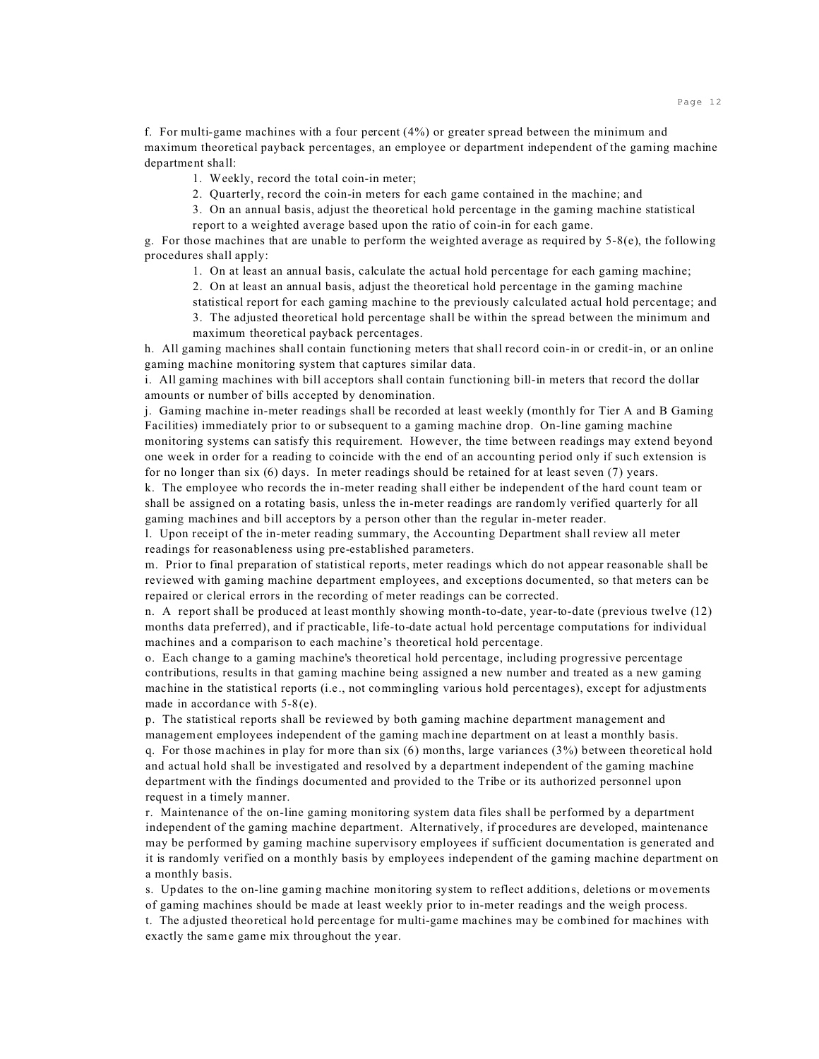f. For multi-game machines with a four percent (4%) or greater spread between the minimum and maximum theoretical payback percentages, an employee or department independent of the gaming machine department shall:

1. Weekly, record the total coin-in meter;
2. Quarterly, record the coin-in meters for each game contained in the machine; and
3. On an annual basis, adjust the theoretical hold percentage in the gaming machine statistical report to a weighted average based upon the ratio of coin-in for each game.

g. For those machines that are unable to perform the weighted average as required by 5-8(e), the following procedures shall apply:

1. On at least an annual basis, calculate the actual hold percentage for each gaming machine;
2. On at least an annual basis, adjust the theoretical hold percentage in the gaming machine statistical report for each gaming machine to the previously calculated actual hold percentage; and
3. The adjusted theoretical hold percentage shall be within the spread between the minimum and maximum theoretical payback percentages.

h. All gaming machines shall contain functioning meters that shall record coin-in or credit-in, or an online gaming machine monitoring system that captures similar data.

i. All gaming machines with bill acceptors shall contain functioning bill-in meters that record the dollar amounts or number of bills accepted by denomination.

j. Gaming machine in-meter readings shall be recorded at least weekly (monthly for Tier A and B Gaming Facilities) immediately prior to or subsequent to a gaming machine drop. On-line gaming machine monitoring systems can satisfy this requirement. However, the time between readings may extend beyond one week in order for a reading to coincide with the end of an accounting period only if such extension is for no longer than six (6) days. In meter readings should be retained for at least seven (7) years.

k. The employee who records the in-meter reading shall either be independent of the hard count team or shall be assigned on a rotating basis, unless the in-meter readings are randomly verified quarterly for all gaming machines and bill acceptors by a person other than the regular in-meter reader.

l. Upon receipt of the in-meter reading summary, the Accounting Department shall review all meter readings for reasonableness using pre-established parameters.

m. Prior to final preparation of statistical reports, meter readings which do not appear reasonable shall be reviewed with gaming machine department employees, and exceptions documented, so that meters can be repaired or clerical errors in the recording of meter readings can be corrected.

n. A report shall be produced at least monthly showing month-to-date, year-to-date (previous twelve (12) months data preferred), and if practicable, life-to-date actual hold percentage computations for individual machines and a comparison to each machine's theoretical hold percentage.

o. Each change to a gaming machine's theoretical hold percentage, including progressive percentage contributions, results in that gaming machine being assigned a new number and treated as a new gaming machine in the statistical reports (i.e., not commingling various hold percentages), except for adjustments made in accordance with 5-8(e).

p. The statistical reports shall be reviewed by both gaming machine department management and management employees independent of the gaming machine department on at least a monthly basis.

q. For those machines in play for more than six (6) months, large variances (3%) between theoretical hold and actual hold shall be investigated and resolved by a department independent of the gaming machine department with the findings documented and provided to the Tribe or its authorized personnel upon request in a timely manner.

r. Maintenance of the on-line gaming monitoring system data files shall be performed by a department independent of the gaming machine department. Alternatively, if procedures are developed, maintenance may be performed by gaming machine supervisory employees if sufficient documentation is generated and it is randomly verified on a monthly basis by employees independent of the gaming machine department on a monthly basis.

s. Updates to the on-line gaming machine monitoring system to reflect additions, deletions or movements of gaming machines should be made at least weekly prior to in-meter readings and the weigh process.

t. The adjusted theoretical hold percentage for multi-game machines may be combined for machines with exactly the same game mix throughout the year.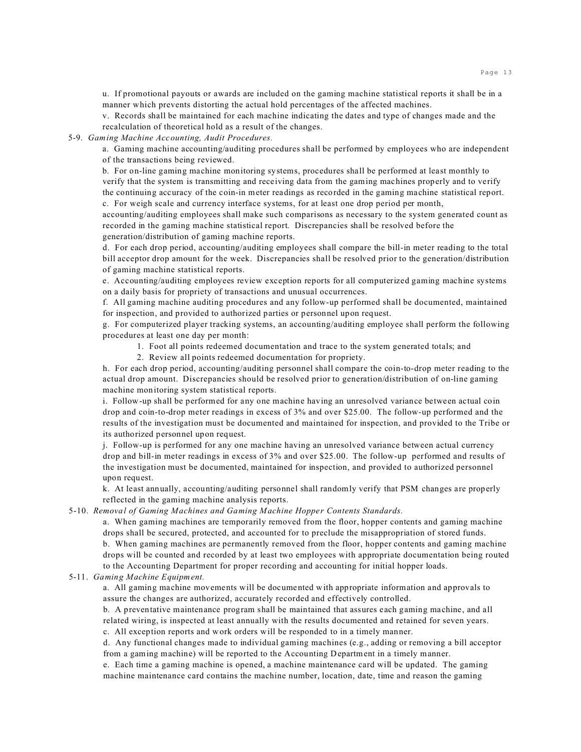u. If promotional payouts or awards are included on the gaming machine statistical reports it shall be in a manner which prevents distorting the actual hold percentages of the affected machines.

v. Records shall be maintained for each machine indicating the dates and type of changes made and the recalculation of theoretical hold as a result of the changes.

5-9. *Gaming Machine Accounting, Audit Procedures.*

a. Gaming machine accounting/auditing procedures shall be performed by employees who are independent of the transactions being reviewed.

b. For on-line gaming machine monitoring systems, procedures shall be performed at least monthly to verify that the system is transmitting and receiving data from the gaming machines properly and to verify the continuing accuracy of the coin-in meter readings as recorded in the gaming machine statistical report.

c. For weigh scale and currency interface systems, for at least one drop period per month, accounting/auditing employees shall make such comparisons as necessary to the system generated count as recorded in the gaming machine statistical report. Discrepancies shall be resolved before the generation/distribution of gaming machine reports.

d. For each drop period, accounting/auditing employees shall compare the bill-in meter reading to the total bill acceptor drop amount for the week. Discrepancies shall be resolved prior to the generation/distribution of gaming machine statistical reports.

e. Accounting/auditing employees review exception reports for all computerized gaming machine systems on a daily basis for propriety of transactions and unusual occurrences.

f. All gaming machine auditing procedures and any follow-up performed shall be documented, maintained for inspection, and provided to authorized parties or personnel upon request.

g. For computerized player tracking systems, an accounting/auditing employee shall perform the following procedures at least one day per month:

1. Foot all points redeemed documentation and trace to the system generated totals; and
2. Review all points redeemed documentation for propriety.

h. For each drop period, accounting/auditing personnel shall compare the coin-to-drop meter reading to the actual drop amount. Discrepancies should be resolved prior to generation/distribution of on-line gaming machine monitoring system statistical reports.

i. Follow-up shall be performed for any one machine having an unresolved variance between actual coin drop and coin-to-drop meter readings in excess of 3% and over $25.00. The follow-up performed and the results of the investigation must be documented and maintained for inspection, and provided to the Tribe or its authorized personnel upon request.

j. Follow-up is performed for any one machine having an unresolved variance between actual currency drop and bill-in meter readings in excess of 3% and over $25.00. The follow-up performed and results of the investigation must be documented, maintained for inspection, and provided to authorized personnel upon request.

k. At least annually, accounting/auditing personnel shall randomly verify that PSM changes are properly reflected in the gaming machine analysis reports.

5-10. *Removal of Gaming Machines and Gaming Machine Hopper Contents Standards.*

a. When gaming machines are temporarily removed from the floor, hopper contents and gaming machine drops shall be secured, protected, and accounted for to preclude the misappropriation of stored funds.

b. When gaming machines are permanently removed from the floor, hopper contents and gaming machine drops will be counted and recorded by at least two employees with appropriate documentation being routed to the Accounting Department for proper recording and accounting for initial hopper loads.

5-11. *Gaming Machine Equipment.*

a. All gaming machine movements will be documented with appropriate information and approvals to assure the changes are authorized, accurately recorded and effectively controlled.

b. A preventative maintenance program shall be maintained that assures each gaming machine, and all related wiring, is inspected at least annually with the results documented and retained for seven years.

c. All exception reports and work orders will be responded to in a timely manner.

d. Any functional changes made to individual gaming machines (e.g., adding or removing a bill acceptor from a gaming machine) will be reported to the Accounting Department in a timely manner.

e. Each time a gaming machine is opened, a machine maintenance card will be updated. The gaming machine maintenance card contains the machine number, location, date, time and reason the gaming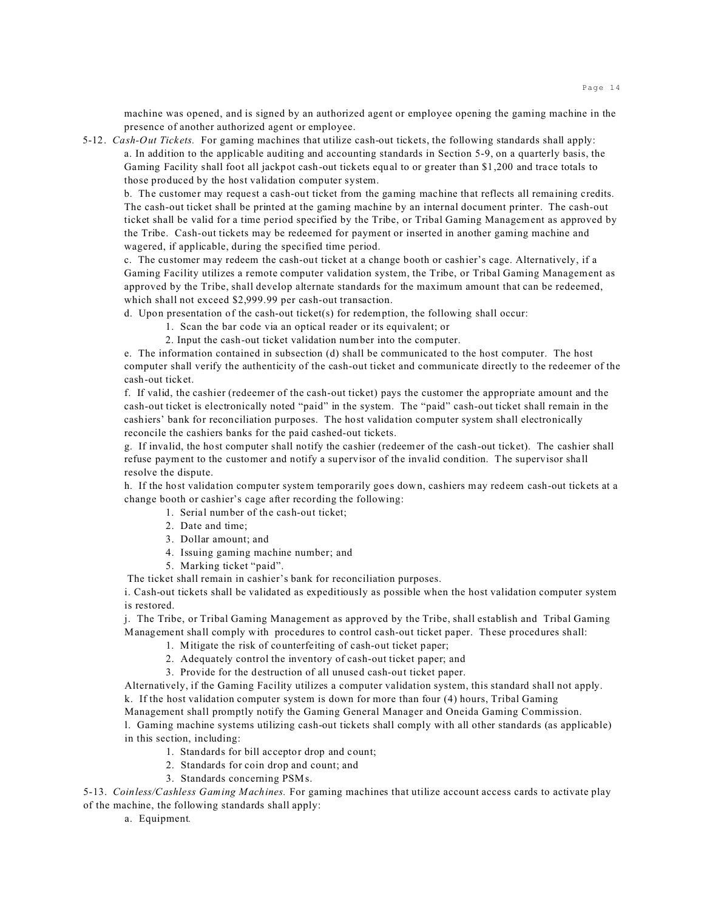machine was opened, and is signed by an authorized agent or employee opening the gaming machine in the presence of another authorized agent or employee.

5-12. *Cash-Out Tickets.* For gaming machines that utilize cash-out tickets, the following standards shall apply:

a. In addition to the applicable auditing and accounting standards in Section 5-9, on a quarterly basis, the Gaming Facility shall foot all jackpot cash-out tickets equal to or greater than $1,200 and trace totals to those produced by the host validation computer system.

b. The customer may request a cash-out ticket from the gaming machine that reflects all remaining credits. The cash-out ticket shall be printed at the gaming machine by an internal document printer. The cash-out ticket shall be valid for a time period specified by the Tribe, or Tribal Gaming Management as approved by the Tribe. Cash-out tickets may be redeemed for payment or inserted in another gaming machine and wagered, if applicable, during the specified time period.

c. The customer may redeem the cash-out ticket at a change booth or cashier's cage. Alternatively, if a Gaming Facility utilizes a remote computer validation system, the Tribe, or Tribal Gaming Management as approved by the Tribe, shall develop alternate standards for the maximum amount that can be redeemed, which shall not exceed $2,999.99 per cash-out transaction.

d. Upon presentation of the cash-out ticket(s) for redemption, the following shall occur:

1. Scan the bar code via an optical reader or its equivalent; or
2. Input the cash-out ticket validation number into the computer.

e. The information contained in subsection (d) shall be communicated to the host computer. The host computer shall verify the authenticity of the cash-out ticket and communicate directly to the redeemer of the cash-out ticket.

f. If valid, the cashier (redeemer of the cash-out ticket) pays the customer the appropriate amount and the cash-out ticket is electronically noted "paid" in the system. The "paid" cash-out ticket shall remain in the cashiers' bank for reconciliation purposes. The host validation computer system shall electronically reconcile the cashiers banks for the paid cashed-out tickets.

g. If invalid, the host computer shall notify the cashier (redeemer of the cash-out ticket). The cashier shall refuse payment to the customer and notify a supervisor of the invalid condition. The supervisor shall resolve the dispute.

h. If the host validation computer system temporarily goes down, cashiers may redeem cash-out tickets at a change booth or cashier's cage after recording the following:

1. Serial number of the cash-out ticket;
2. Date and time;
3. Dollar amount; and
4. Issuing gaming machine number; and
5. Marking ticket "paid".

The ticket shall remain in cashier's bank for reconciliation purposes.

i. Cash-out tickets shall be validated as expeditiously as possible when the host validation computer system is restored.

j. The Tribe, or Tribal Gaming Management as approved by the Tribe, shall establish and Tribal Gaming Management shall comply with procedures to control cash-out ticket paper. These procedures shall:

1. Mitigate the risk of counterfeiting of cash-out ticket paper;
2. Adequately control the inventory of cash-out ticket paper; and
3. Provide for the destruction of all unused cash-out ticket paper.

Alternatively, if the Gaming Facility utilizes a computer validation system, this standard shall not apply.

k. If the host validation computer system is down for more than four (4) hours, Tribal Gaming Management shall promptly notify the Gaming General Manager and Oneida Gaming Commission.

l. Gaming machine systems utilizing cash-out tickets shall comply with all other standards (as applicable) in this section, including:

1. Standards for bill acceptor drop and count;
2. Standards for coin drop and count; and
3. Standards concerning PSMs.

5-13. *Coinless/Cashless Gaming Machines.* For gaming machines that utilize account access cards to activate play of the machine, the following standards shall apply:

a. Equipment.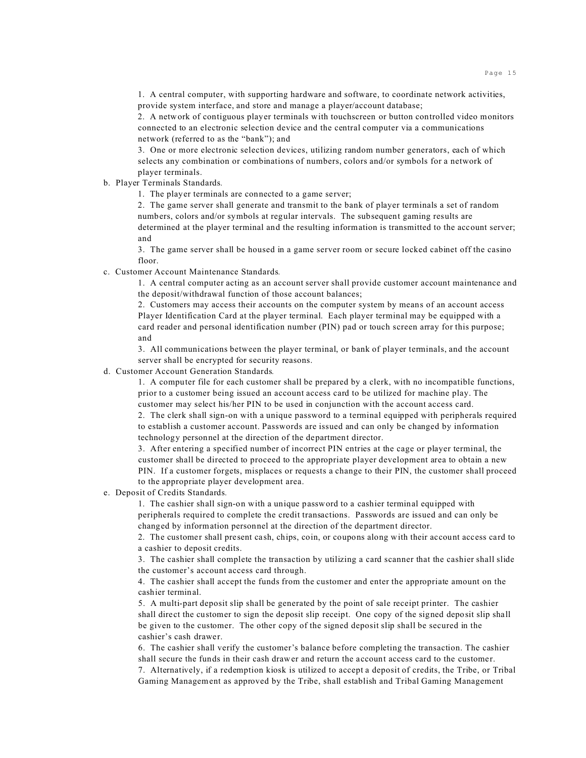1. A central computer, with supporting hardware and software, to coordinate network activities, provide system interface, and store and manage a player/account database;
2. A network of contiguous player terminals with touchscreen or button controlled video monitors connected to an electronic selection device and the central computer via a communications network (referred to as the "bank"); and
3. One or more electronic selection devices, utilizing random number generators, each of which selects any combination or combinations of numbers, colors and/or symbols for a network of player terminals.

b. Player Terminals Standards.
   1. The player terminals are connected to a game server;
   2. The game server shall generate and transmit to the bank of player terminals a set of random numbers, colors and/or symbols at regular intervals. The subsequent gaming results are determined at the player terminal and the resulting information is transmitted to the account server; and
   3. The game server shall be housed in a game server room or secure locked cabinet off the casino floor.

c. Customer Account Maintenance Standards.
   1. A central computer acting as an account server shall provide customer account maintenance and the deposit/withdrawal function of those account balances;
   2. Customers may access their accounts on the computer system by means of an account access Player Identification Card at the player terminal. Each player terminal may be equipped with a card reader and personal identification number (PIN) pad or touch screen array for this purpose; and
   3. All communications between the player terminal, or bank of player terminals, and the account server shall be encrypted for security reasons.

d. Customer Account Generation Standards.
   1. A computer file for each customer shall be prepared by a clerk, with no incompatible functions, prior to a customer being issued an account access card to be utilized for machine play. The customer may select his/her PIN to be used in conjunction with the account access card.
   2. The clerk shall sign-on with a unique password to a terminal equipped with peripherals required to establish a customer account. Passwords are issued and can only be changed by information technology personnel at the direction of the department director.
   3. After entering a specified number of incorrect PIN entries at the cage or player terminal, the customer shall be directed to proceed to the appropriate player development area to obtain a new PIN. If a customer forgets, misplaces or requests a change to their PIN, the customer shall proceed to the appropriate player development area.

e. Deposit of Credits Standards.
   1. The cashier shall sign-on with a unique password to a cashier terminal equipped with peripherals required to complete the credit transactions. Passwords are issued and can only be changed by information personnel at the direction of the department director.
   2. The customer shall present cash, chips, coin, or coupons along with their account access card to a cashier to deposit credits.
   3. The cashier shall complete the transaction by utilizing a card scanner that the cashier shall slide the customer's account access card through.
   4. The cashier shall accept the funds from the customer and enter the appropriate amount on the cashier terminal.
   5. A multi-part deposit slip shall be generated by the point of sale receipt printer. The cashier shall direct the customer to sign the deposit slip receipt. One copy of the signed deposit slip shall be given to the customer. The other copy of the signed deposit slip shall be secured in the cashier's cash drawer.
   6. The cashier shall verify the customer's balance before completing the transaction. The cashier shall secure the funds in their cash drawer and return the account access card to the customer.
   7. Alternatively, if a redemption kiosk is utilized to accept a deposit of credits, the Tribe, or Tribal Gaming Management as approved by the Tribe, shall establish and Tribal Gaming Management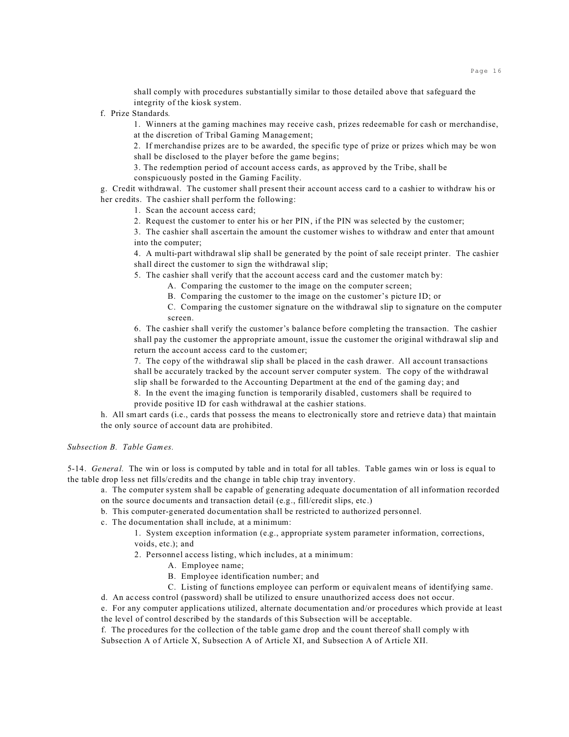shall comply with procedures substantially similar to those detailed above that safeguard the integrity of the kiosk system.

f. Prize Standards.

1. Winners at the gaming machines may receive cash, prizes redeemable for cash or merchandise, at the discretion of Tribal Gaming Management;

2. If merchandise prizes are to be awarded, the specific type of prize or prizes which may be won shall be disclosed to the player before the game begins;

3. The redemption period of account access cards, as approved by the Tribe, shall be conspicuously posted in the Gaming Facility.

g. Credit withdrawal. The customer shall present their account access card to a cashier to withdraw his or her credits. The cashier shall perform the following:

1. Scan the account access card;

2. Request the customer to enter his or her PIN, if the PIN was selected by the customer;

3. The cashier shall ascertain the amount the customer wishes to withdraw and enter that amount into the computer;

4. A multi-part withdrawal slip shall be generated by the point of sale receipt printer. The cashier shall direct the customer to sign the withdrawal slip;

5. The cashier shall verify that the account access card and the customer match by:

A. Comparing the customer to the image on the computer screen;

B. Comparing the customer to the image on the customer's picture ID; or

C. Comparing the customer signature on the withdrawal slip to signature on the computer screen.

6. The cashier shall verify the customer's balance before completing the transaction. The cashier shall pay the customer the appropriate amount, issue the customer the original withdrawal slip and return the account access card to the customer;

7. The copy of the withdrawal slip shall be placed in the cash drawer. All account transactions shall be accurately tracked by the account server computer system. The copy of the withdrawal slip shall be forwarded to the Accounting Department at the end of the gaming day; and

8. In the event the imaging function is temporarily disabled, customers shall be required to provide positive ID for cash withdrawal at the cashier stations.

h. All smart cards (i.e., cards that possess the means to electronically store and retrieve data) that maintain the only source of account data are prohibited.

*Subsection B. Table Games.*

5-14. *General.* The win or loss is computed by table and in total for all tables. Table games win or loss is equal to the table drop less net fills/credits and the change in table chip tray inventory.

a. The computer system shall be capable of generating adequate documentation of all information recorded on the source documents and transaction detail (e.g., fill/credit slips, etc.)

b. This computer-generated documentation shall be restricted to authorized personnel.

c. The documentation shall include, at a minimum:

1. System exception information (e.g., appropriate system parameter information, corrections, voids, etc.); and

2. Personnel access listing, which includes, at a minimum:

A. Employee name;

B. Employee identification number; and

C. Listing of functions employee can perform or equivalent means of identifying same.

d. An access control (password) shall be utilized to ensure unauthorized access does not occur.

e. For any computer applications utilized, alternate documentation and/or procedures which provide at least the level of control described by the standards of this Subsection will be acceptable.

f. The procedures for the collection of the table game drop and the count thereof shall comply with Subsection A of Article X, Subsection A of Article XI, and Subsection A of Article XII.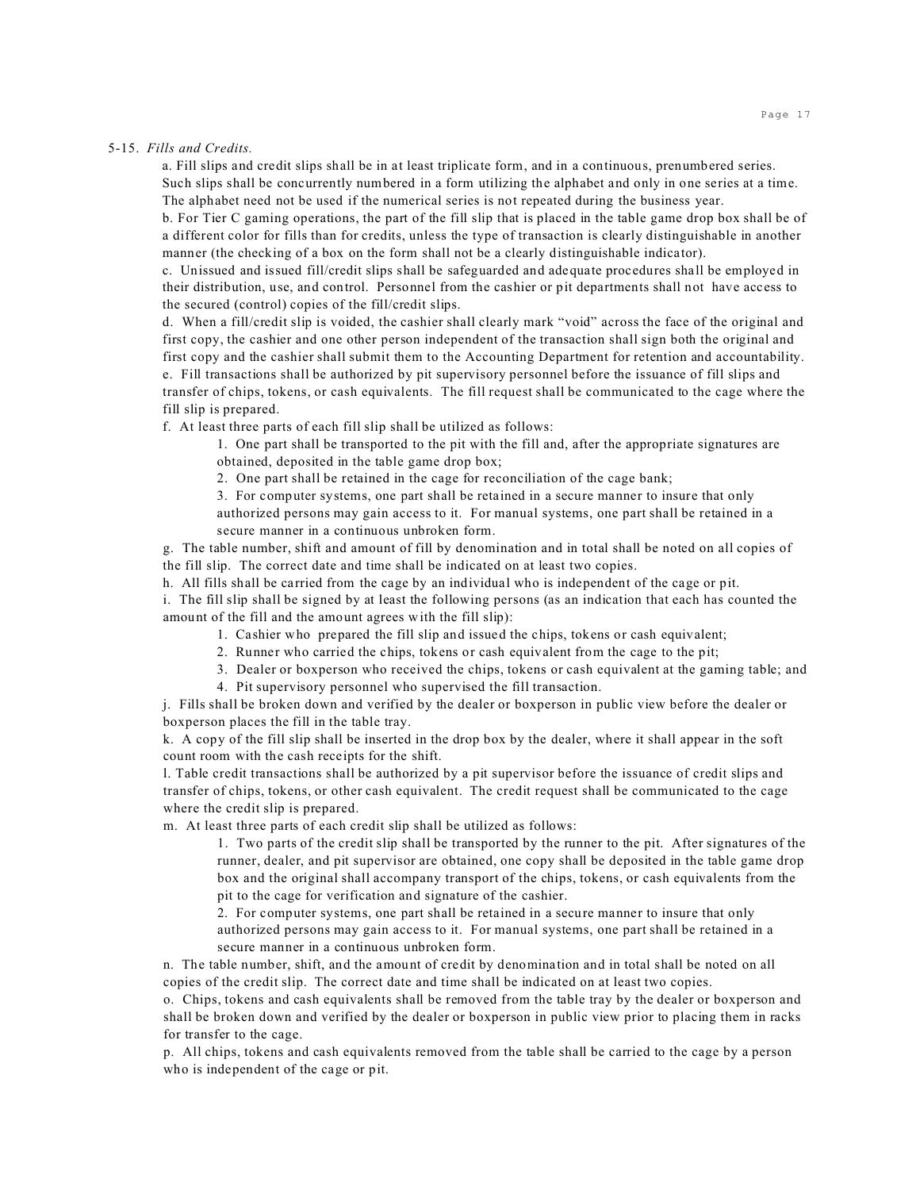5-15. *Fills and Credits.*

a. Fill slips and credit slips shall be in at least triplicate form, and in a continuous, prenumbered series. Such slips shall be concurrently numbered in a form utilizing the alphabet and only in one series at a time. The alphabet need not be used if the numerical series is not repeated during the business year.

b. For Tier C gaming operations, the part of the fill slip that is placed in the table game drop box shall be of a different color for fills than for credits, unless the type of transaction is clearly distinguishable in another manner (the checking of a box on the form shall not be a clearly distinguishable indicator).

c. Unissued and issued fill/credit slips shall be safeguarded and adequate procedures shall be employed in their distribution, use, and control. Personnel from the cashier or pit departments shall not have access to the secured (control) copies of the fill/credit slips.

d. When a fill/credit slip is voided, the cashier shall clearly mark "void" across the face of the original and first copy, the cashier and one other person independent of the transaction shall sign both the original and first copy and the cashier shall submit them to the Accounting Department for retention and accountability.

e. Fill transactions shall be authorized by pit supervisory personnel before the issuance of fill slips and transfer of chips, tokens, or cash equivalents. The fill request shall be communicated to the cage where the fill slip is prepared.

f. At least three parts of each fill slip shall be utilized as follows:

1. One part shall be transported to the pit with the fill and, after the appropriate signatures are obtained, deposited in the table game drop box;
2. One part shall be retained in the cage for reconciliation of the cage bank;
3. For computer systems, one part shall be retained in a secure manner to insure that only authorized persons may gain access to it. For manual systems, one part shall be retained in a secure manner in a continuous unbroken form.

g. The table number, shift and amount of fill by denomination and in total shall be noted on all copies of the fill slip. The correct date and time shall be indicated on at least two copies.

h. All fills shall be carried from the cage by an individual who is independent of the cage or pit.

i. The fill slip shall be signed by at least the following persons (as an indication that each has counted the amount of the fill and the amount agrees with the fill slip):

1. Cashier who prepared the fill slip and issued the chips, tokens or cash equivalent;
2. Runner who carried the chips, tokens or cash equivalent from the cage to the pit;
3. Dealer or boxperson who received the chips, tokens or cash equivalent at the gaming table; and
4. Pit supervisory personnel who supervised the fill transaction.

j. Fills shall be broken down and verified by the dealer or boxperson in public view before the dealer or boxperson places the fill in the table tray.

k. A copy of the fill slip shall be inserted in the drop box by the dealer, where it shall appear in the soft count room with the cash receipts for the shift.

l. Table credit transactions shall be authorized by a pit supervisor before the issuance of credit slips and transfer of chips, tokens, or other cash equivalent. The credit request shall be communicated to the cage where the credit slip is prepared.

m. At least three parts of each credit slip shall be utilized as follows:

1. Two parts of the credit slip shall be transported by the runner to the pit. After signatures of the runner, dealer, and pit supervisor are obtained, one copy shall be deposited in the table game drop box and the original shall accompany transport of the chips, tokens, or cash equivalents from the pit to the cage for verification and signature of the cashier.
2. For computer systems, one part shall be retained in a secure manner to insure that only authorized persons may gain access to it. For manual systems, one part shall be retained in a secure manner in a continuous unbroken form.

n. The table number, shift, and the amount of credit by denomination and in total shall be noted on all copies of the credit slip. The correct date and time shall be indicated on at least two copies.

o. Chips, tokens and cash equivalents shall be removed from the table tray by the dealer or boxperson and shall be broken down and verified by the dealer or boxperson in public view prior to placing them in racks for transfer to the cage.

p. All chips, tokens and cash equivalents removed from the table shall be carried to the cage by a person who is independent of the cage or pit.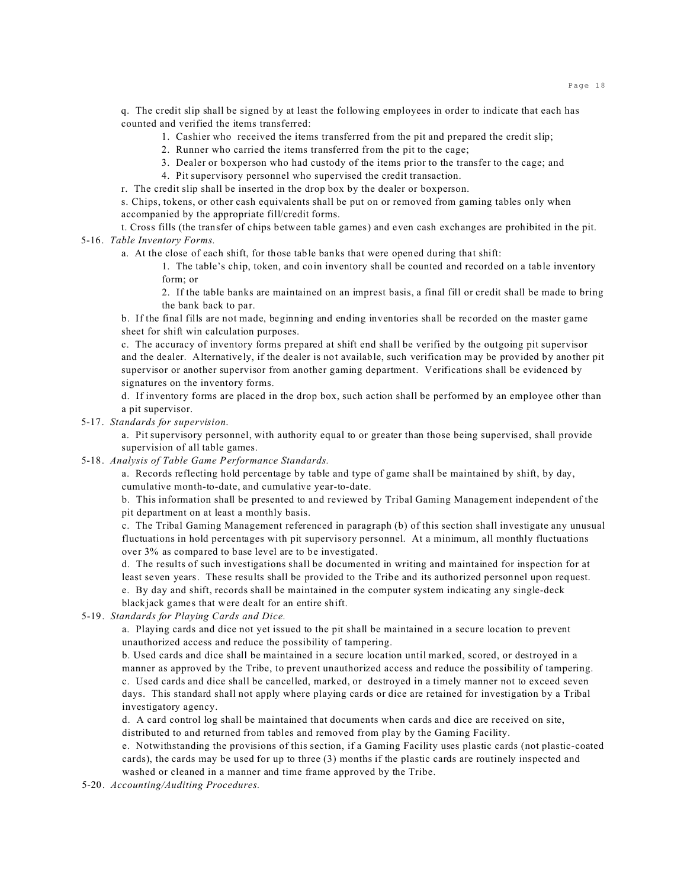q. The credit slip shall be signed by at least the following employees in order to indicate that each has counted and verified the items transferred:

1. Cashier who received the items transferred from the pit and prepared the credit slip;
2. Runner who carried the items transferred from the pit to the cage;
3. Dealer or boxperson who had custody of the items prior to the transfer to the cage; and
4. Pit supervisory personnel who supervised the credit transaction.

r. The credit slip shall be inserted in the drop box by the dealer or boxperson.

s. Chips, tokens, or other cash equivalents shall be put on or removed from gaming tables only when accompanied by the appropriate fill/credit forms.

t. Cross fills (the transfer of chips between table games) and even cash exchanges are prohibited in the pit.

5-16. *Table Inventory Forms.*

a. At the close of each shift, for those table banks that were opened during that shift:

1. The table's chip, token, and coin inventory shall be counted and recorded on a table inventory form; or
2. If the table banks are maintained on an impress basis, a final fill or credit shall be made to bring the bank back to par.

b. If the final fills are not made, beginning and ending inventories shall be recorded on the master game sheet for shift win calculation purposes.

c. The accuracy of inventory forms prepared at shift end shall be verified by the outgoing pit supervisor and the dealer. Alternatively, if the dealer is not available, such verification may be provided by another pit supervisor or another supervisor from another gaming department. Verifications shall be evidenced by signatures on the inventory forms.

d. If inventory forms are placed in the drop box, such action shall be performed by an employee other than a pit supervisor.

5-17. *Standards for supervision.*

a. Pit supervisory personnel, with authority equal to or greater than those being supervised, shall provide supervision of all table games.

5-18. *Analysis of Table Game Performance Standards.*

a. Records reflecting hold percentage by table and type of game shall be maintained by shift, by day, cumulative month-to-date, and cumulative year-to-date.

b. This information shall be presented to and reviewed by Tribal Gaming Management independent of the pit department on at least a monthly basis.

c. The Tribal Gaming Management referenced in paragraph (b) of this section shall investigate any unusual fluctuations in hold percentages with pit supervisory personnel. At a minimum, all monthly fluctuations over 3% as compared to base level are to be investigated.

d. The results of such investigations shall be documented in writing and maintained for inspection for at least seven years. These results shall be provided to the Tribe and its authorized personnel upon request.

e. By day and shift, records shall be maintained in the computer system indicating any single-deck blackjack games that were dealt for an entire shift.

5-19. *Standards for Playing Cards and Dice.*

a. Playing cards and dice not yet issued to the pit shall be maintained in a secure location to prevent unauthorized access and reduce the possibility of tampering.

b. Used cards and dice shall be maintained in a secure location until marked, scored, or destroyed in a manner as approved by the Tribe, to prevent unauthorized access and reduce the possibility of tampering.

c. Used cards and dice shall be cancelled, marked, or destroyed in a timely manner not to exceed seven days. This standard shall not apply where playing cards or dice are retained for investigation by a Tribal investigatory agency.

d. A card control log shall be maintained that documents when cards and dice are received on site, distributed to and returned from tables and removed from play by the Gaming Facility.

e. Notwithstanding the provisions of this section, if a Gaming Facility uses plastic cards (not plastic-coated cards), the cards may be used for up to three (3) months if the plastic cards are routinely inspected and washed or cleaned in a manner and time frame approved by the Tribe.

5-20. *Accounting/Auditing Procedures.*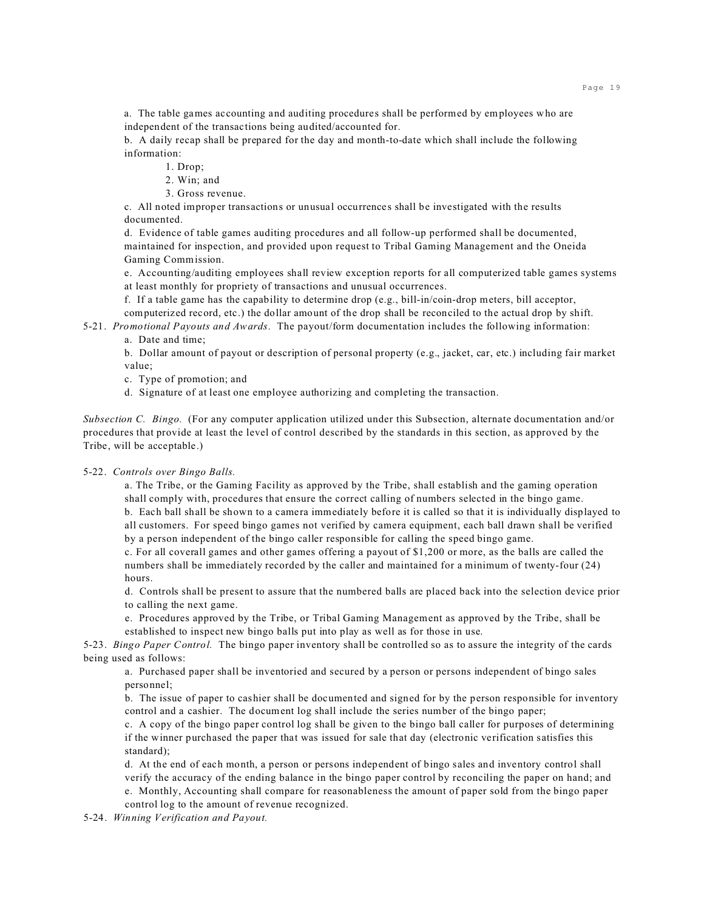a. The table games accounting and auditing procedures shall be performed by employees who are independent of the transactions being audited/accounted for.

b. A daily recap shall be prepared for the day and month-to-date which shall include the following information:

1. Drop;
2. Win; and
3. Gross revenue.

c. All noted improper transactions or unusual occurrences shall be investigated with the results documented.

d. Evidence of table games auditing procedures and all follow-up performed shall be documented, maintained for inspection, and provided upon request to Tribal Gaming Management and the Oneida Gaming Commission.

e. Accounting/auditing employees shall review exception reports for all computerized table games systems at least monthly for propriety of transactions and unusual occurrences.

f. If a table game has the capability to determine drop (e.g., bill-in/coin-drop meters, bill acceptor, computerized record, etc.) the dollar amount of the drop shall be reconciled to the actual drop by shift.

5-21. *Promotional Payouts and Awards.* The payout/form documentation includes the following information:

a. Date and time;

b. Dollar amount of payout or description of personal property (e.g., jacket, car, etc.) including fair market value;

c. Type of promotion; and

d. Signature of at least one employee authorizing and completing the transaction.

*Subsection C. Bingo.* (For any computer application utilized under this Subsection, alternate documentation and/or procedures that provide at least the level of control described by the standards in this section, as approved by the Tribe, will be acceptable.)

5-22. *Controls over Bingo Balls.*

a. The Tribe, or the Gaming Facility as approved by the Tribe, shall establish and the gaming operation shall comply with, procedures that ensure the correct calling of numbers selected in the bingo game.

b. Each ball shall be shown to a camera immediately before it is called so that it is individually displayed to all customers. For speed bingo games not verified by camera equipment, each ball drawn shall be verified by a person independent of the bingo caller responsible for calling the speed bingo game.

c. For all coverall games and other games offering a payout of $1,200 or more, as the balls are called the numbers shall be immediately recorded by the caller and maintained for a minimum of twenty-four (24) hours.

d. Controls shall be present to assure that the numbered balls are placed back into the selection device prior to calling the next game.

e. Procedures approved by the Tribe, or Tribal Gaming Management as approved by the Tribe, shall be established to inspect new bingo balls put into play as well as for those in use.

5-23. *Bingo Paper Control.* The bingo paper inventory shall be controlled so as to assure the integrity of the cards being used as follows:

a. Purchased paper shall be inventoried and secured by a person or persons independent of bingo sales personnel;

b. The issue of paper to cashier shall be documented and signed for by the person responsible for inventory control and a cashier. The document log shall include the series number of the bingo paper;

c. A copy of the bingo paper control log shall be given to the bingo ball caller for purposes of determining if the winner purchased the paper that was issued for sale that day (electronic verification satisfies this standard);

d. At the end of each month, a person or persons independent of bingo sales and inventory control shall verify the accuracy of the ending balance in the bingo paper control by reconciling the paper on hand; and

e. Monthly, Accounting shall compare for reasonableness the amount of paper sold from the bingo paper control log to the amount of revenue recognized.

5-24. *Winning Verification and Payout.*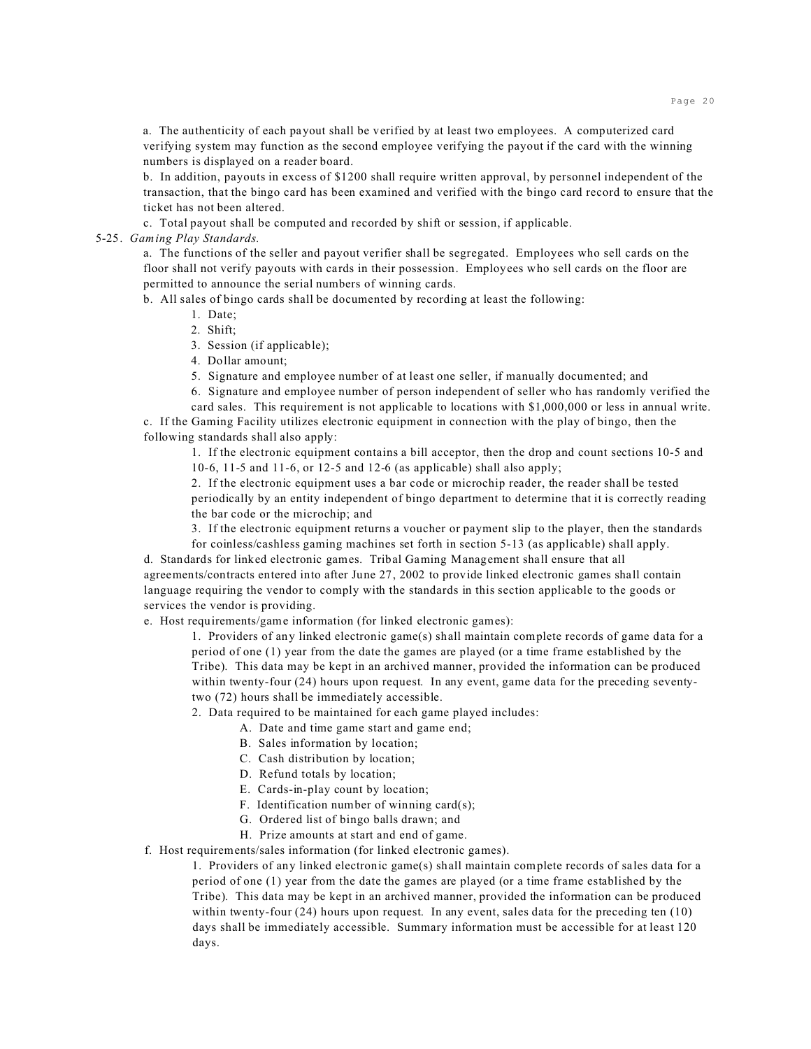a. The authenticity of each payout shall be verified by at least two employees. A computerized card verifying system may function as the second employee verifying the payout if the card with the winning numbers is displayed on a reader board.

b. In addition, payouts in excess of $1200 shall require written approval, by personnel independent of the transaction, that the bingo card has been examined and verified with the bingo card record to ensure that the ticket has not been altered.

c. Total payout shall be computed and recorded by shift or session, if applicable.

5-25. *Gaming Play Standards.*

a. The functions of the seller and payout verifier shall be segregated. Employees who sell cards on the floor shall not verify payouts with cards in their possession. Employees who sell cards on the floor are permitted to announce the serial numbers of winning cards.

b. All sales of bingo cards shall be documented by recording at least the following:

1. Date;
2. Shift;
3. Session (if applicable);
4. Dollar amount;
5. Signature and employee number of at least one seller, if manually documented; and
6. Signature and employee number of person independent of seller who has randomly verified the card sales. This requirement is not applicable to locations with $1,000,000 or less in annual write.

c. If the Gaming Facility utilizes electronic equipment in connection with the play of bingo, then the following standards shall also apply:

1. If the electronic equipment contains a bill acceptor, then the drop and count sections 10-5 and 10-6, 11-5 and 11-6, or 12-5 and 12-6 (as applicable) shall also apply;
2. If the electronic equipment uses a bar code or microchip reader, the reader shall be tested periodically by an entity independent of bingo department to determine that it is correctly reading the bar code or the microchip; and
3. If the electronic equipment returns a voucher or payment slip to the player, then the standards for coinless/cashless gaming machines set forth in section 5-13 (as applicable) shall apply.

d. Standards for linked electronic games. Tribal Gaming Management shall ensure that all agreements/contracts entered into after June 27, 2002 to provide linked electronic games shall contain language requiring the vendor to comply with the standards in this section applicable to the goods or services the vendor is providing.

e. Host requirements/game information (for linked electronic games):

1. Providers of any linked electronic game(s) shall maintain complete records of game data for a period of one (1) year from the date the games are played (or a time frame established by the Tribe). This data may be kept in an archived manner, provided the information can be produced within twenty-four (24) hours upon request. In any event, game data for the preceding seventy-two (72) hours shall be immediately accessible.
2. Data required to be maintained for each game played includes:
   - A. Date and time game start and game end;
   - B. Sales information by location;
   - C. Cash distribution by location;
   - D. Refund totals by location;
   - E. Cards-in-play count by location;
   - F. Identification number of winning card(s);
   - G. Ordered list of bingo balls drawn; and
   - H. Prize amounts at start and end of game.

f. Host requirements/sales information (for linked electronic games).

1. Providers of any linked electronic game(s) shall maintain complete records of sales data for a period of one (1) year from the date the games are played (or a time frame established by the Tribe). This data may be kept in an archived manner, provided the information can be produced within twenty-four (24) hours upon request. In any event, sales data for the preceding ten (10) days shall be immediately accessible. Summary information must be accessible for at least 120 days.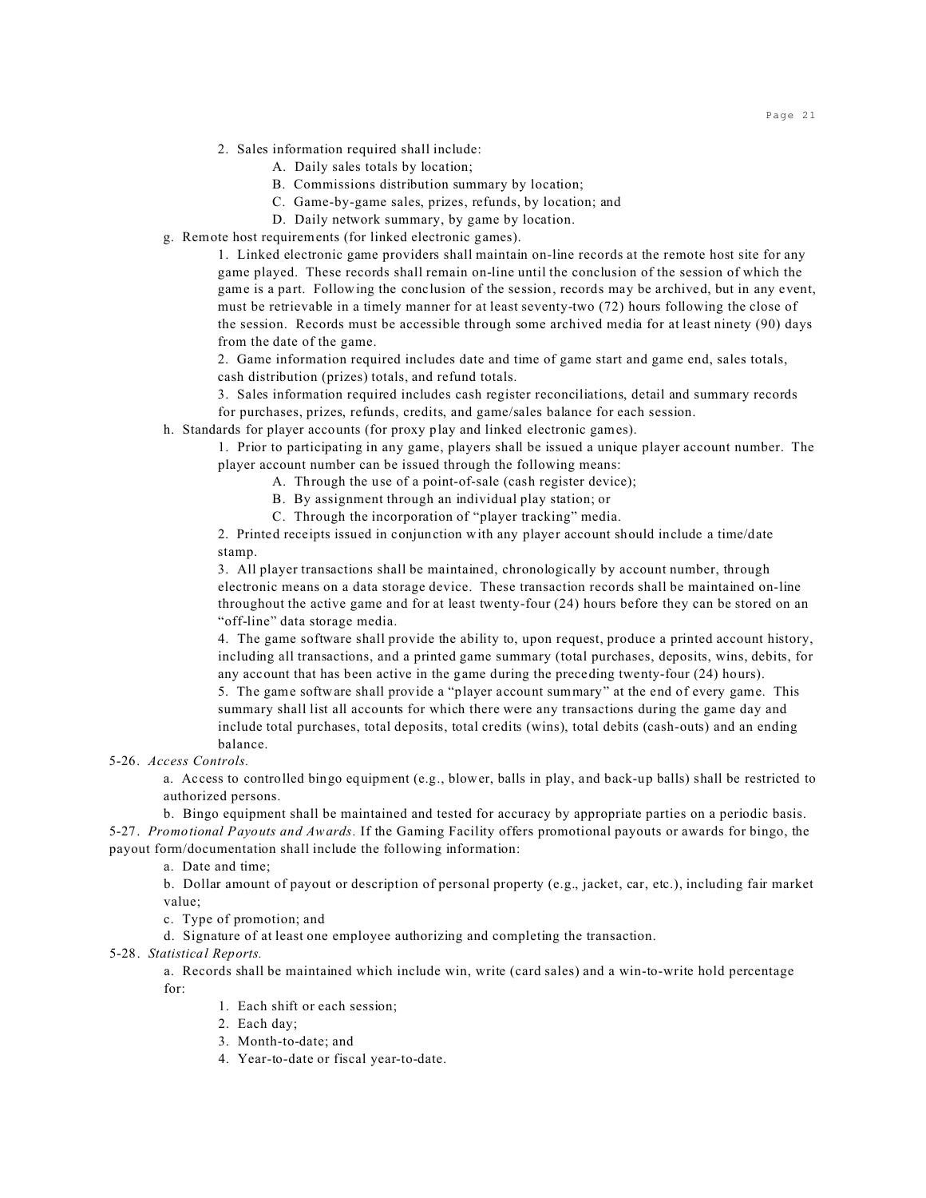2. Sales information required shall include:
   - A. Daily sales totals by location;
   - B. Commissions distribution summary by location;
   - C. Game-by-game sales, prizes, refunds, by location; and
   - D. Daily network summary, by game by location.

g. Remote host requirements (for linked electronic games).

1. Linked electronic game providers shall maintain on-line records at the remote host site for any game played. These records shall remain on-line until the conclusion of the session of which the game is a part. Following the conclusion of the session, records may be archived, but in any event, must be retrievable in a timely manner for at least seventy-two (72) hours following the close of the session. Records must be accessible through some archived media for at least ninety (90) days from the date of the game.

2. Game information required includes date and time of game start and game end, sales totals, cash distribution (prizes) totals, and refund totals.

3. Sales information required includes cash register reconciliations, detail and summary records for purchases, prizes, refunds, credits, and game/sales balance for each session.

h. Standards for player accounts (for proxy play and linked electronic games).

1. Prior to participating in any game, players shall be issued a unique player account number. The player account number can be issued through the following means:
   - A. Through the use of a point-of-sale (cash register device);
   - B. By assignment through an individual play station; or
   - C. Through the incorporation of "player tracking" media.

2. Printed receipts issued in conjunction with any player account should include a time/date stamp.

3. All player transactions shall be maintained, chronologically by account number, through electronic means on a data storage device. These transaction records shall be maintained on-line throughout the active game and for at least twenty-four (24) hours before they can be stored on an "off-line" data storage media.

4. The game software shall provide the ability to, upon request, produce a printed account history, including all transactions, and a printed game summary (total purchases, deposits, wins, debits, for any account that has been active in the game during the preceding twenty-four (24) hours).

5. The game software shall provide a "player account summary" at the end of every game. This summary shall list all accounts for which there were any transactions during the game day and include total purchases, total deposits, total credits (wins), total debits (cash-outs) and an ending balance.

5-26. *Access Controls.*

a. Access to controlled bingo equipment (e.g., blower, balls in play, and back-up balls) shall be restricted to authorized persons.

b. Bingo equipment shall be maintained and tested for accuracy by appropriate parties on a periodic basis.

5-27. *Promotional Payouts and Awards.* If the Gaming Facility offers promotional payouts or awards for bingo, the payout form/documentation shall include the following information:

a. Date and time;

b. Dollar amount of payout or description of personal property (e.g., jacket, car, etc.), including fair market value;

c. Type of promotion; and

d. Signature of at least one employee authorizing and completing the transaction.

5-28. *Statistical Reports.*

a. Records shall be maintained which include win, write (card sales) and a win-to-write hold percentage for:

1. Each shift or each session;
2. Each day;
3. Month-to-date; and
4. Year-to-date or fiscal year-to-date.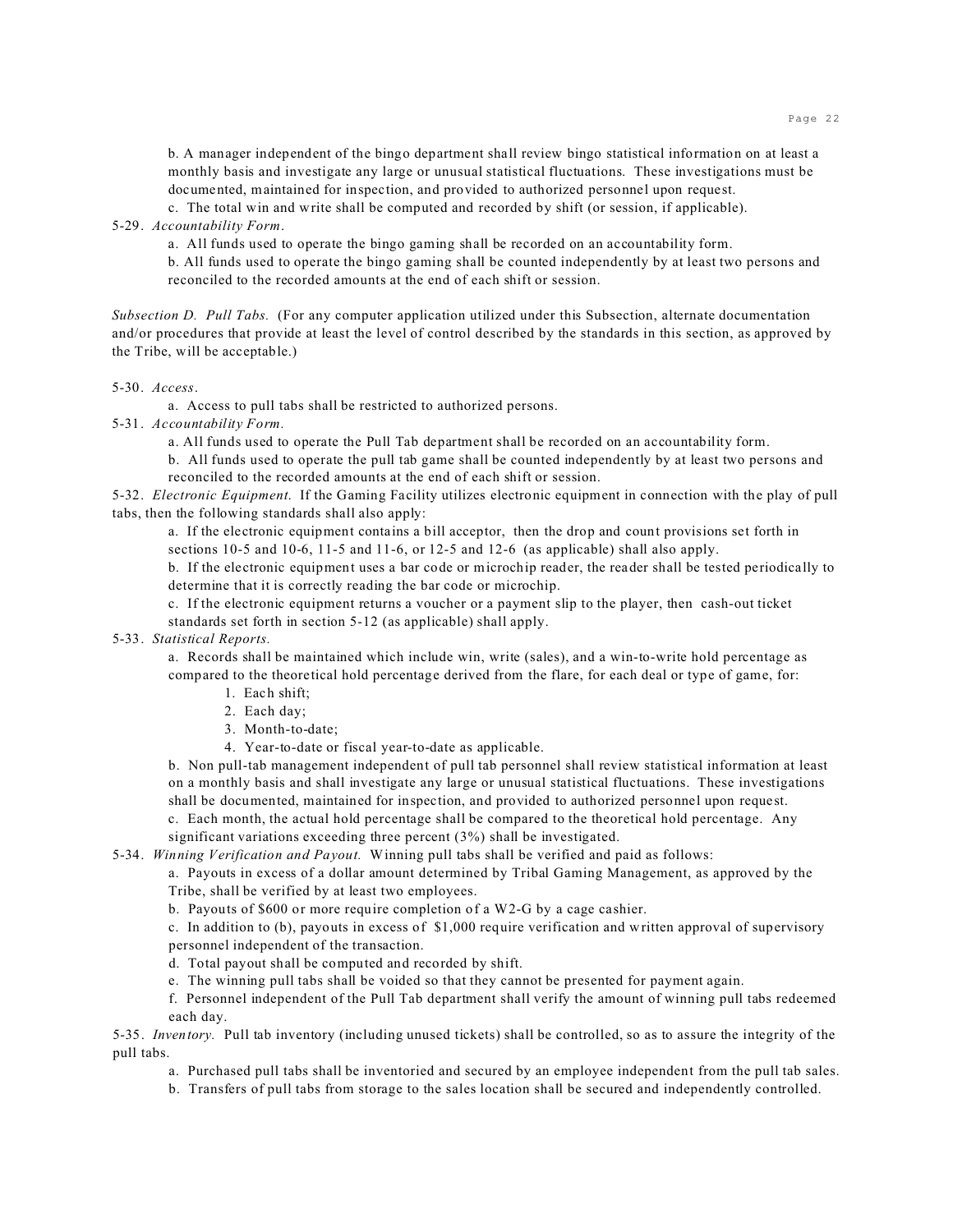b. A manager independent of the bingo department shall review bingo statistical information on at least a monthly basis and investigate any large or unusual statistical fluctuations. These investigations must be documented, maintained for inspection, and provided to authorized personnel upon request.

c. The total win and write shall be computed and recorded by shift (or session, if applicable).

5-29. *Accountability Form.*

a. All funds used to operate the bingo gaming shall be recorded on an accountability form.

b. All funds used to operate the bingo gaming shall be counted independently by at least two persons and reconciled to the recorded amounts at the end of each shift or session.

*Subsection D. Pull Tabs.* (For any computer application utilized under this Subsection, alternate documentation and/or procedures that provide at least the level of control described by the standards in this section, as approved by the Tribe, will be acceptable.)

5-30. *Access.*

a. Access to pull tabs shall be restricted to authorized persons.

5-31. *Accountability Form.*

a. All funds used to operate the Pull Tab department shall be recorded on an accountability form.

b. All funds used to operate the pull tab game shall be counted independently by at least two persons and reconciled to the recorded amounts at the end of each shift or session.

5-32. *Electronic Equipment.* If the Gaming Facility utilizes electronic equipment in connection with the play of pull tabs, then the following standards shall also apply:

a. If the electronic equipment contains a bill acceptor, then the drop and count provisions set forth in sections 10-5 and 10-6, 11-5 and 11-6, or 12-5 and 12-6 (as applicable) shall also apply.

b. If the electronic equipment uses a bar code or microchip reader, the reader shall be tested periodically to determine that it is correctly reading the bar code or microchip.

c. If the electronic equipment returns a voucher or a payment slip to the player, then cash-out ticket standards set forth in section 5-12 (as applicable) shall apply.

5-33. *Statistical Reports.*

a. Records shall be maintained which include win, write (sales), and a win-to-write hold percentage as compared to the theoretical hold percentage derived from the flare, for each deal or type of game, for:

1. Each shift;
2. Each day;
3. Month-to-date;
4. Year-to-date or fiscal year-to-date as applicable.

b. Non pull-tab management independent of pull tab personnel shall review statistical information at least on a monthly basis and shall investigate any large or unusual statistical fluctuations. These investigations shall be documented, maintained for inspection, and provided to authorized personnel upon request.

c. Each month, the actual hold percentage shall be compared to the theoretical hold percentage. Any significant variations exceeding three percent (3%) shall be investigated.

5-34. *Winning Verification and Payout.* Winning pull tabs shall be verified and paid as follows:

a. Payouts in excess of a dollar amount determined by Tribal Gaming Management, as approved by the Tribe, shall be verified by at least two employees.

b. Payouts of $600 or more require completion of a W2-G by a cage cashier.

c. In addition to (b), payouts in excess of $1,000 require verification and written approval of supervisory personnel independent of the transaction.

d. Total payout shall be computed and recorded by shift.

e. The winning pull tabs shall be voided so that they cannot be presented for payment again.

f. Personnel independent of the Pull Tab department shall verify the amount of winning pull tabs redeemed each day.

5-35. *Inventory.* Pull tab inventory (including unused tickets) shall be controlled, so as to assure the integrity of the pull tabs.

a. Purchased pull tabs shall be inventoried and secured by an employee independent from the pull tab sales.

b. Transfers of pull tabs from storage to the sales location shall be secured and independently controlled.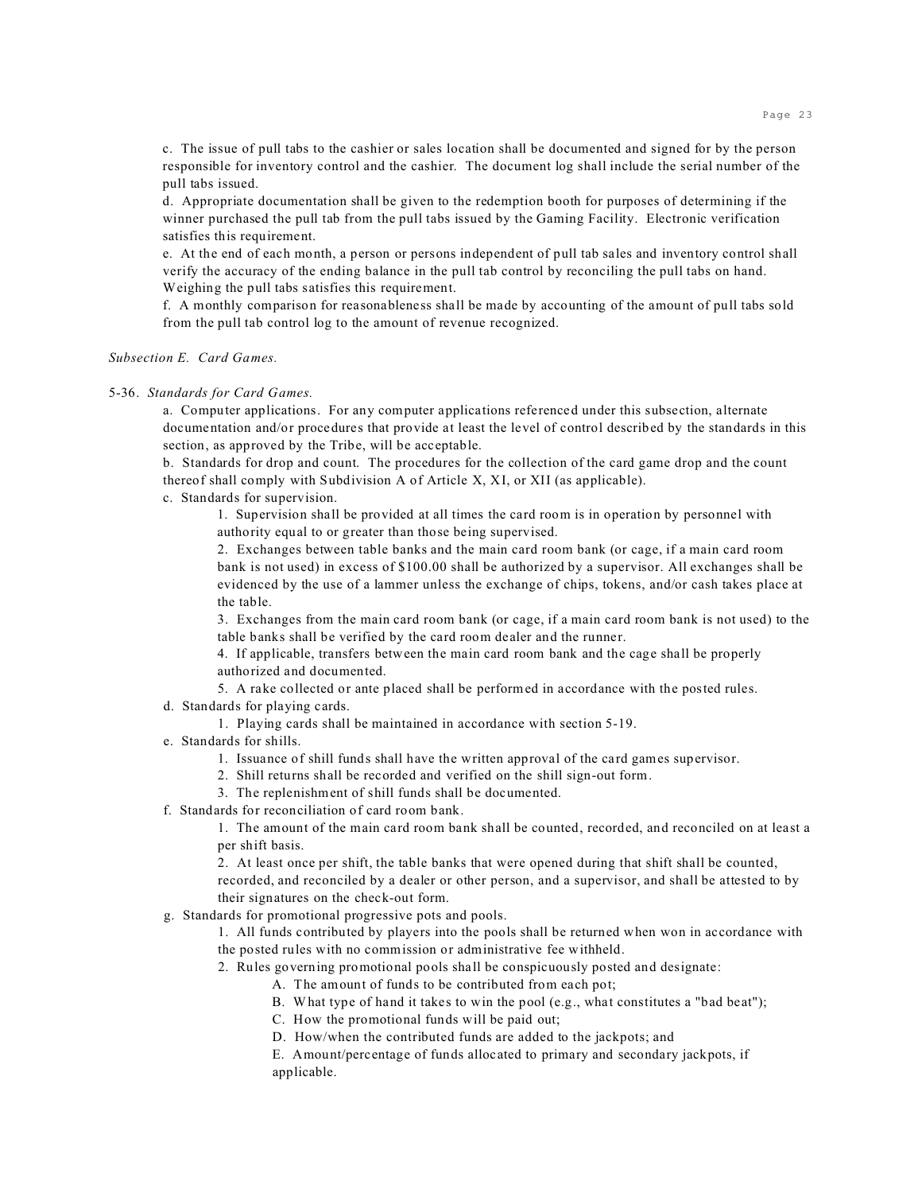c. The issue of pull tabs to the cashier or sales location shall be documented and signed for by the person responsible for inventory control and the cashier. The document log shall include the serial number of the pull tabs issued.

d. Appropriate documentation shall be given to the redemption booth for purposes of determining if the winner purchased the pull tab from the pull tabs issued by the Gaming Facility. Electronic verification satisfies this requirement.

e. At the end of each month, a person or persons independent of pull tab sales and inventory control shall verify the accuracy of the ending balance in the pull tab control by reconciling the pull tabs on hand. Weighing the pull tabs satisfies this requirement.

f. A monthly comparison for reasonableness shall be made by accounting of the amount of pull tabs sold from the pull tab control log to the amount of revenue recognized.

*Subsection E. Card Games.*

5-36. *Standards for Card Games.*

a. Computer applications. For any computer applications referenced under this subsection, alternate documentation and/or procedures that provide at least the level of control described by the standards in this section, as approved by the Tribe, will be acceptable.

b. Standards for drop and count. The procedures for the collection of the card game drop and the count thereof shall comply with Subdivision A of Article X, XI, or XII (as applicable).

c. Standards for supervision.

1. Supervision shall be provided at all times the card room is in operation by personnel with authority equal to or greater than those being supervised.

2. Exchanges between table banks and the main card room bank (or cage, if a main card room bank is not used) in excess of $100.00 shall be authorized by a supervisor. All exchanges shall be evidenced by the use of a lammer unless the exchange of chips, tokens, and/or cash takes place at the table.

3. Exchanges from the main card room bank (or cage, if a main card room bank is not used) to the table banks shall be verified by the card room dealer and the runner.

4. If applicable, transfers between the main card room bank and the cage shall be properly authorized and documented.

5. A rake collected or ante placed shall be performed in accordance with the posted rules.

d. Standards for playing cards.

1. Playing cards shall be maintained in accordance with section 5-19.

e. Standards for shills.

1. Issuance of shill funds shall have the written approval of the card games supervisor.

2. Shill returns shall be recorded and verified on the shill sign-out form.

3. The replenishment of shill funds shall be documented.

f. Standards for reconciliation of card room bank.

1. The amount of the main card room bank shall be counted, recorded, and reconciled on at least a per shift basis.

2. At least once per shift, the table banks that were opened during that shift shall be counted, recorded, and reconciled by a dealer or other person, and a supervisor, and shall be attested to by their signatures on the check-out form.

g. Standards for promotional progressive pots and pools.

1. All funds contributed by players into the pools shall be returned when won in accordance with the posted rules with no commission or administrative fee withheld.

2. Rules governing promotional pools shall be conspicuously posted and designate:

A. The amount of funds to be contributed from each pot;

B. What type of hand it takes to win the pool (e.g., what constitutes a "bad beat");

C. How the promotional funds will be paid out;

D. How/when the contributed funds are added to the jackpots; and

E. Amount/percentage of funds allocated to primary and secondary jackpots, if applicable.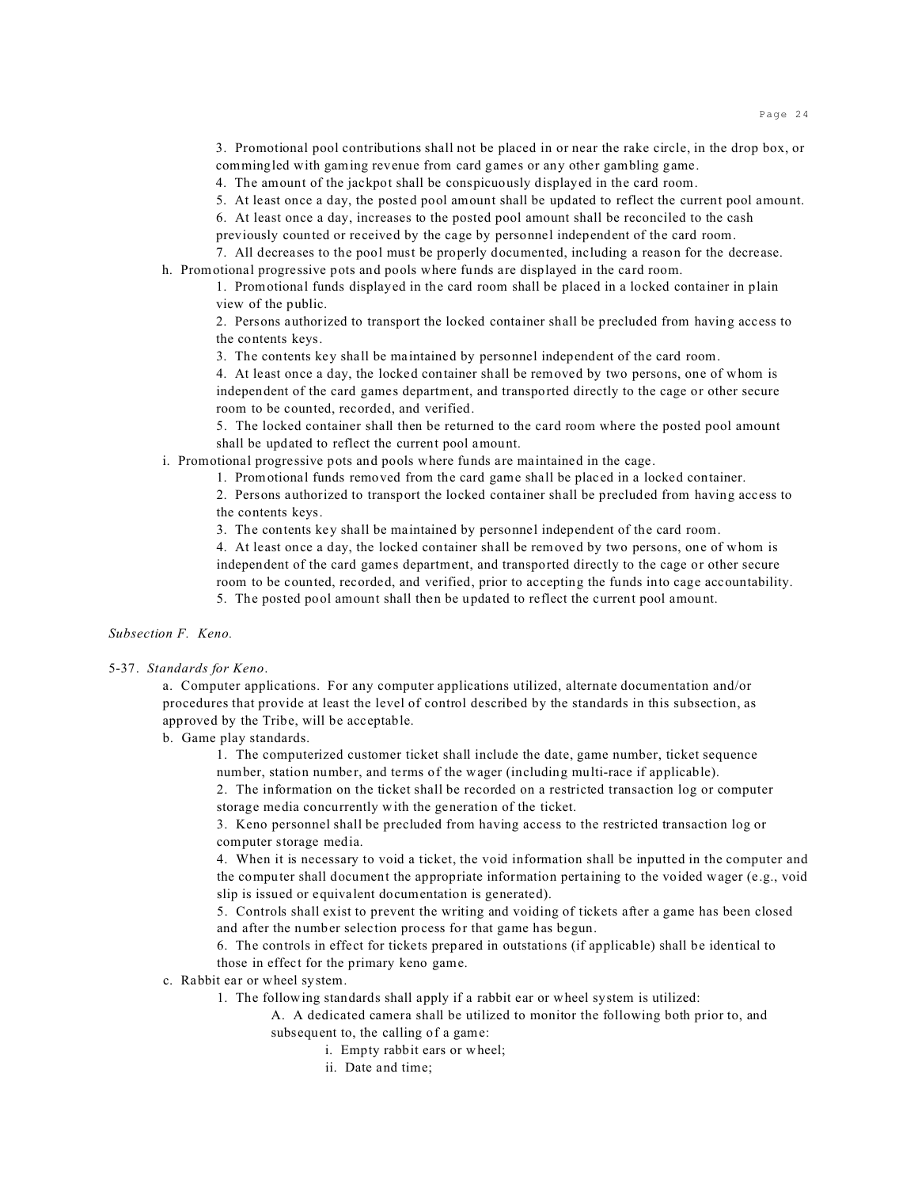3. Promotional pool contributions shall not be placed in or near the rake circle, in the drop box, or commingled with gaming revenue from card games or any other gambling game.

4. The amount of the jackpot shall be conspicuously displayed in the card room.

5. At least once a day, the posted pool amount shall be updated to reflect the current pool amount.

6. At least once a day, increases to the posted pool amount shall be reconciled to the cash previously counted or received by the cage by personnel independent of the card room.

7. All decreases to the pool must be properly documented, including a reason for the decrease.

h. Promotional progressive pots and pools where funds are displayed in the card room.

1. Promotional funds displayed in the card room shall be placed in a locked container in plain view of the public.

2. Persons authorized to transport the locked container shall be precluded from having access to the contents keys.

3. The contents key shall be maintained by personnel independent of the card room.

4. At least once a day, the locked container shall be removed by two persons, one of whom is independent of the card games department, and transported directly to the cage or other secure room to be counted, recorded, and verified.

5. The locked container shall then be returned to the card room where the posted pool amount shall be updated to reflect the current pool amount.

i. Promotional progressive pots and pools where funds are maintained in the cage.

1. Promotional funds removed from the card game shall be placed in a locked container.

2. Persons authorized to transport the locked container shall be precluded from having access to the contents keys.

3. The contents key shall be maintained by personnel independent of the card room.

4. At least once a day, the locked container shall be removed by two persons, one of whom is independent of the card games department, and transported directly to the cage or other secure room to be counted, recorded, and verified, prior to accepting the funds into cage accountability.

5. The posted pool amount shall then be updated to reflect the current pool amount.

*Subsection F. Keno.*

5-37. *Standards for Keno*.

a. Computer applications. For any computer applications utilized, alternate documentation and/or procedures that provide at least the level of control described by the standards in this subsection, as approved by the Tribe, will be acceptable.

b. Game play standards.

1. The computerized customer ticket shall include the date, game number, ticket sequence number, station number, and terms of the wager (including multi-race if applicable).

2. The information on the ticket shall be recorded on a restricted transaction log or computer storage media concurrently with the generation of the ticket.

3. Keno personnel shall be precluded from having access to the restricted transaction log or computer storage media.

4. When it is necessary to void a ticket, the void information shall be inputted in the computer and the computer shall document the appropriate information pertaining to the voided wager (e.g., void slip is issued or equivalent documentation is generated).

5. Controls shall exist to prevent the writing and voiding of tickets after a game has been closed and after the number selection process for that game has begun.

6. The controls in effect for tickets prepared in outstations (if applicable) shall be identical to those in effect for the primary keno game.

c. Rabbit ear or wheel system.

1. The following standards shall apply if a rabbit ear or wheel system is utilized:

A. A dedicated camera shall be utilized to monitor the following both prior to, and subsequent to, the calling of a game:

i. Empty rabbit ears or wheel;

ii. Date and time;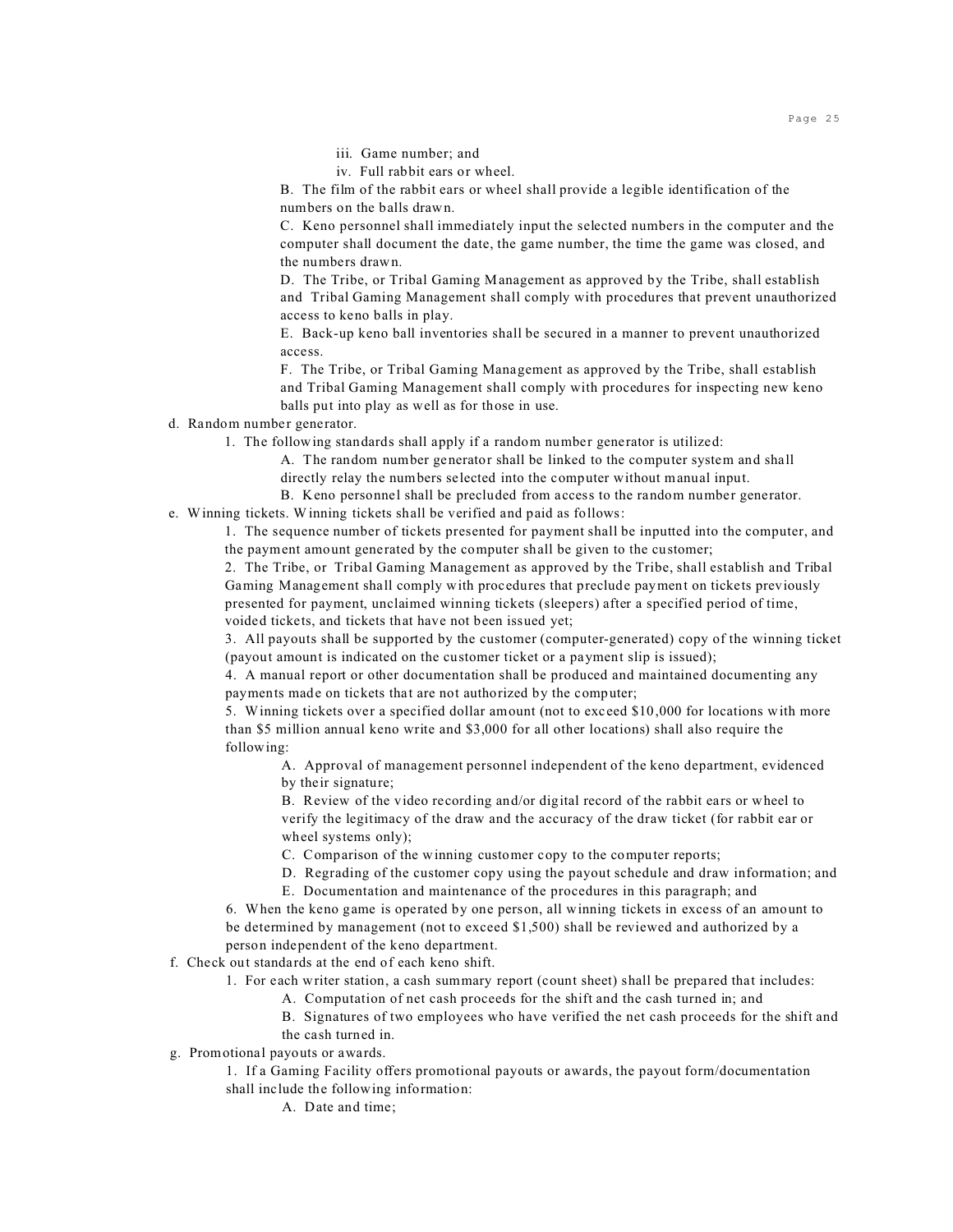iii. Game number; and
iv. Full rabbit ears or wheel.

B. The film of the rabbit ears or wheel shall provide a legible identification of the numbers on the balls drawn.

C. Keno personnel shall immediately input the selected numbers in the computer and the computer shall document the date, the game number, the time the game was closed, and the numbers drawn.

D. The Tribe, or Tribal Gaming Management as approved by the Tribe, shall establish and Tribal Gaming Management shall comply with procedures that prevent unauthorized access to keno balls in play.

E. Back-up keno ball inventories shall be secured in a manner to prevent unauthorized access.

F. The Tribe, or Tribal Gaming Management as approved by the Tribe, shall establish and Tribal Gaming Management shall comply with procedures for inspecting new keno balls put into play as well as for those in use.

d. Random number generator.

1. The following standards shall apply if a random number generator is utilized:

A. The random number generator shall be linked to the computer system and shall directly relay the numbers selected into the computer without manual input.

B. Keno personnel shall be precluded from access to the random number generator.

e. Winning tickets. Winning tickets shall be verified and paid as follows:

1. The sequence number of tickets presented for payment shall be inputted into the computer, and the payment amount generated by the computer shall be given to the customer;

2. The Tribe, or Tribal Gaming Management as approved by the Tribe, shall establish and Tribal Gaming Management shall comply with procedures that preclude payment on tickets previously presented for payment, unclaimed winning tickets (sleepers) after a specified period of time, voided tickets, and tickets that have not been issued yet;

3. All payouts shall be supported by the customer (computer-generated) copy of the winning ticket (payout amount is indicated on the customer ticket or a payment slip is issued);

4. A manual report or other documentation shall be produced and maintained documenting any payments made on tickets that are not authorized by the computer;

5. Winning tickets over a specified dollar amount (not to exceed $10,000 for locations with more than $5 million annual keno write and $3,000 for all other locations) shall also require the following:

A. Approval of management personnel independent of the keno department, evidenced by their signature;

B. Review of the video recording and/or digital record of the rabbit ears or wheel to verify the legitimacy of the draw and the accuracy of the draw ticket (for rabbit ear or wheel systems only);

C. Comparison of the winning customer copy to the computer reports;

D. Regrading of the customer copy using the payout schedule and draw information; and

E. Documentation and maintenance of the procedures in this paragraph; and

6. When the keno game is operated by one person, all winning tickets in excess of an amount to be determined by management (not to exceed $1,500) shall be reviewed and authorized by a person independent of the keno department.

f. Check out standards at the end of each keno shift.

1. For each writer station, a cash summary report (count sheet) shall be prepared that includes:

A. Computation of net cash proceeds for the shift and the cash turned in; and

B. Signatures of two employees who have verified the net cash proceeds for the shift and the cash turned in.

g. Promotional payouts or awards.

1. If a Gaming Facility offers promotional payouts or awards, the payout form/documentation shall include the following information:

A. Date and time;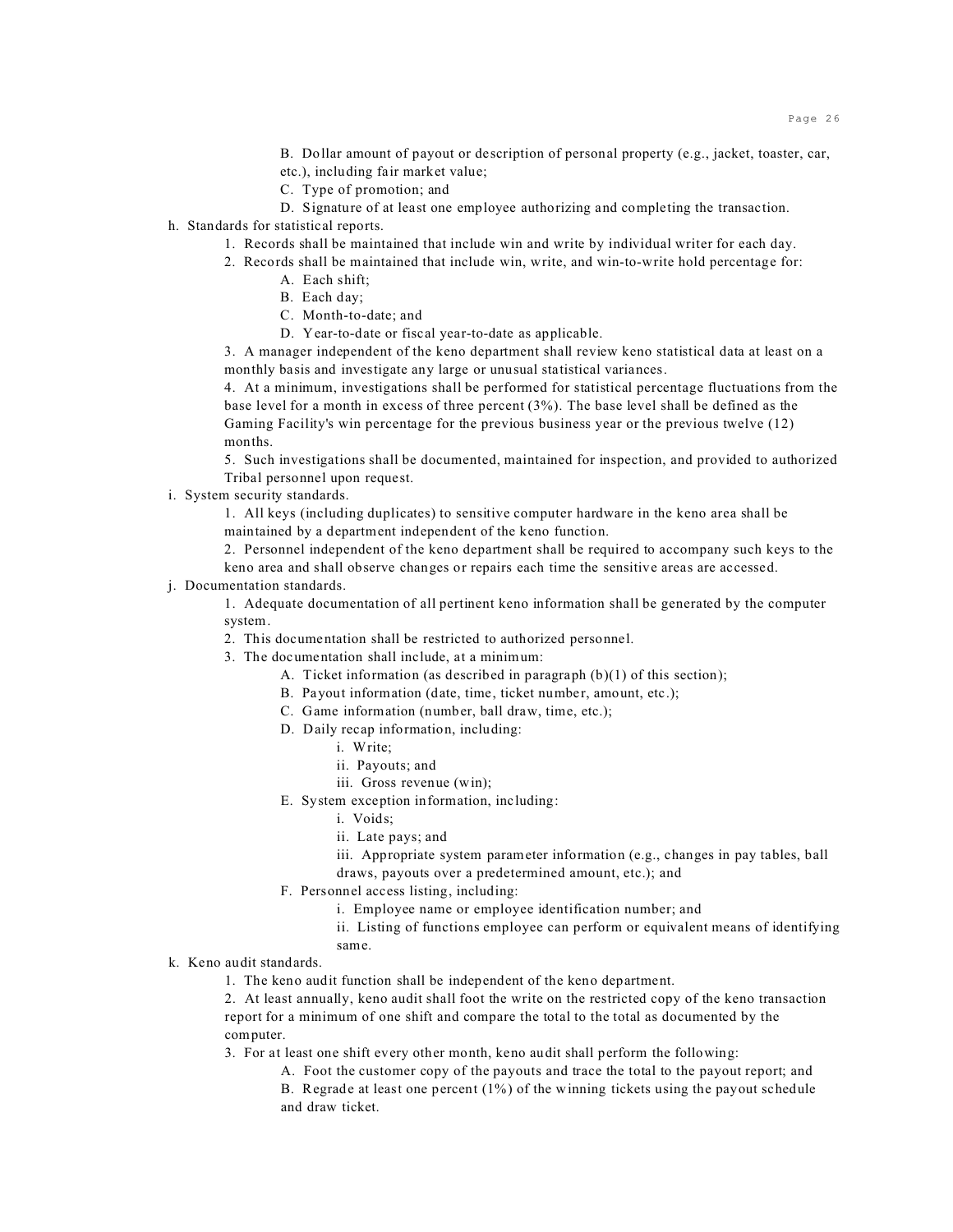B. Dollar amount of payout or description of personal property (e.g., jacket, toaster, car, etc.), including fair market value;

C. Type of promotion; and

D. Signature of at least one employee authorizing and completing the transaction.

h. Standards for statistical reports.

1. Records shall be maintained that include win and write by individual writer for each day.

2. Records shall be maintained that include win, write, and win-to-write hold percentage for:

A. Each shift;

B. Each day;

C. Month-to-date; and

D. Year-to-date or fiscal year-to-date as applicable.

3. A manager independent of the keno department shall review keno statistical data at least on a monthly basis and investigate any large or unusual statistical variances.

4. At a minimum, investigations shall be performed for statistical percentage fluctuations from the base level for a month in excess of three percent (3%). The base level shall be defined as the Gaming Facility's win percentage for the previous business year or the previous twelve (12) months.

5. Such investigations shall be documented, maintained for inspection, and provided to authorized Tribal personnel upon request.

i. System security standards.

1. All keys (including duplicates) to sensitive computer hardware in the keno area shall be maintained by a department independent of the keno function.

2. Personnel independent of the keno department shall be required to accompany such keys to the keno area and shall observe changes or repairs each time the sensitive areas are accessed.

j. Documentation standards.

1. Adequate documentation of all pertinent keno information shall be generated by the computer system.

2. This documentation shall be restricted to authorized personnel.

3. The documentation shall include, at a minimum:

A. Ticket information (as described in paragraph (b)(1) of this section);

B. Payout information (date, time, ticket number, amount, etc.);

C. Game information (number, ball draw, time, etc.);

D. Daily recap information, including:

i. Write;

ii. Payouts; and

iii. Gross revenue (win);

E. System exception information, including:

i. Voids;

ii. Late pays; and

iii. Appropriate system parameter information (e.g., changes in pay tables, ball draws, payouts over a predetermined amount, etc.); and

F. Personnel access listing, including:

i. Employee name or employee identification number; and

ii. Listing of functions employee can perform or equivalent means of identifying same.

k. Keno audit standards.

1. The keno audit function shall be independent of the keno department.

2. At least annually, keno audit shall foot the write on the restricted copy of the keno transaction report for a minimum of one shift and compare the total to the total as documented by the computer.

3. For at least one shift every other month, keno audit shall perform the following:

A. Foot the customer copy of the payouts and trace the total to the payout report; and

B. Regrade at least one percent (1%) of the winning tickets using the payout schedule and draw ticket.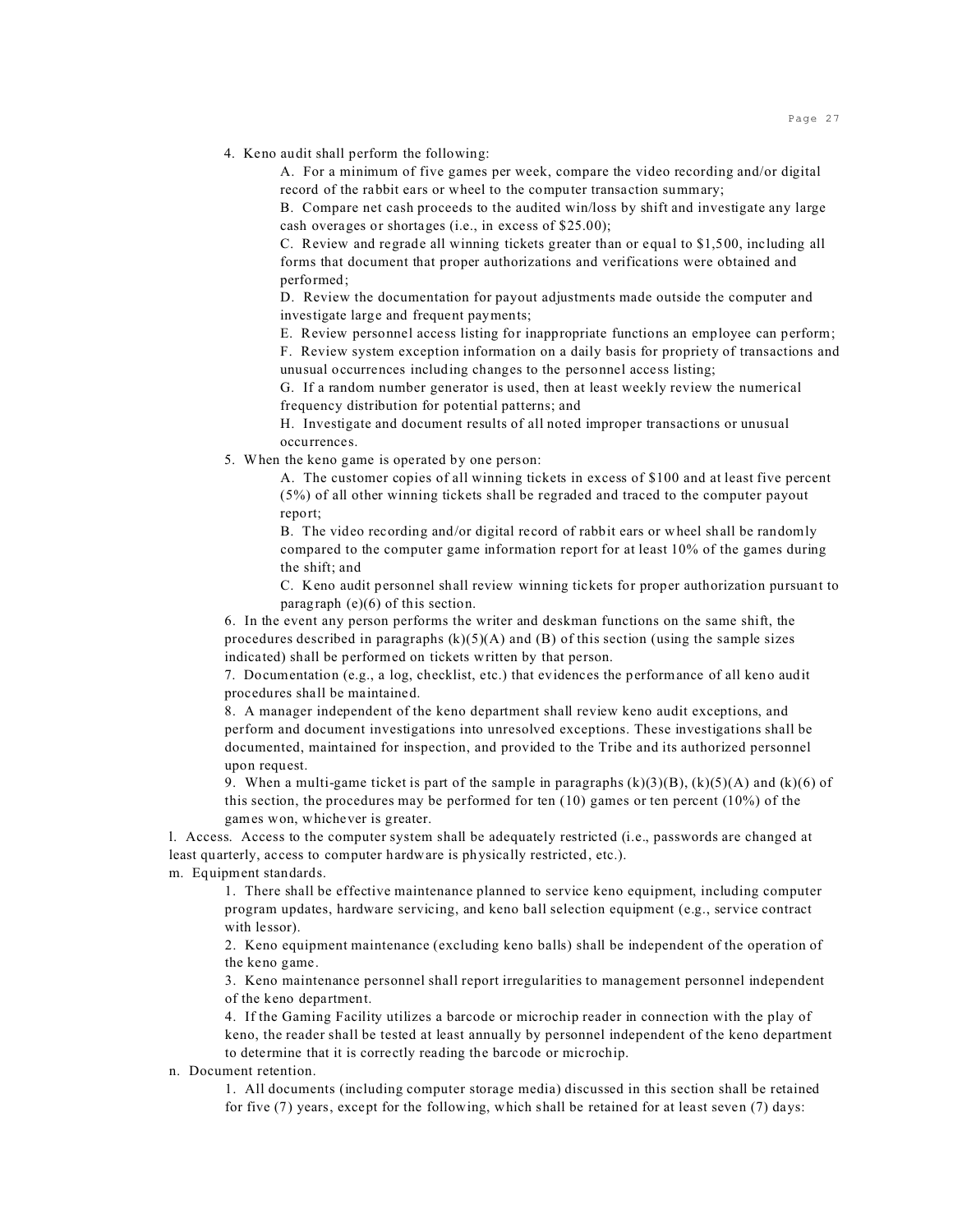4. Keno audit shall perform the following:

   A. For a minimum of five games per week, compare the video recording and/or digital record of the rabbit ears or wheel to the computer transaction summary;

   B. Compare net cash proceeds to the audited win/loss by shift and investigate any large cash overages or shortages (i.e., in excess of $25.00);

   C. Review and regrade all winning tickets greater than or equal to $1,500, including all forms that document that proper authorizations and verifications were obtained and performed;

   D. Review the documentation for payout adjustments made outside the computer and investigate large and frequent payments;

   E. Review personnel access listing for inappropriate functions an employee can perform;

   F. Review system exception information on a daily basis for propriety of transactions and unusual occurrences including changes to the personnel access listing;

   G. If a random number generator is used, then at least weekly review the numerical frequency distribution for potential patterns; and

   H. Investigate and document results of all noted improper transactions or unusual occurrences.

5. When the keno game is operated by one person:

   A. The customer copies of all winning tickets in excess of $100 and at least five percent (5%) of all other winning tickets shall be regraded and traced to the computer payout report;

   B. The video recording and/or digital record of rabbit ears or wheel shall be randomly compared to the computer game information report for at least 10% of the games during the shift; and

   C. Keno audit personnel shall review winning tickets for proper authorization pursuant to paragraph (e)(6) of this section.

6. In the event any person performs the writer and deskman functions on the same shift, the procedures described in paragraphs (k)(5)(A) and (B) of this section (using the sample sizes indicated) shall be performed on tickets written by that person.

7. Documentation (e.g., a log, checklist, etc.) that evidences the performance of all keno audit procedures shall be maintained.

8. A manager independent of the keno department shall review keno audit exceptions, and perform and document investigations into unresolved exceptions. These investigations shall be documented, maintained for inspection, and provided to the Tribe and its authorized personnel upon request.

9. When a multi-game ticket is part of the sample in paragraphs (k)(3)(B), (k)(5)(A) and (k)(6) of this section, the procedures may be performed for ten (10) games or ten percent (10%) of the games won, whichever is greater.

l. Access. Access to the computer system shall be adequately restricted (i.e., passwords are changed at least quarterly, access to computer hardware is physically restricted, etc.).

m. Equipment standards.

1. There shall be effective maintenance planned to service keno equipment, including computer program updates, hardware servicing, and keno ball selection equipment (e.g., service contract with lessor).

2. Keno equipment maintenance (excluding keno balls) shall be independent of the operation of the keno game.

3. Keno maintenance personnel shall report irregularities to management personnel independent of the keno department.

4. If the Gaming Facility utilizes a barcode or microchip reader in connection with the play of keno, the reader shall be tested at least annually by personnel independent of the keno department to determine that it is correctly reading the barcode or microchip.

n. Document retention.

1. All documents (including computer storage media) discussed in this section shall be retained for five (7) years, except for the following, which shall be retained for at least seven (7) days: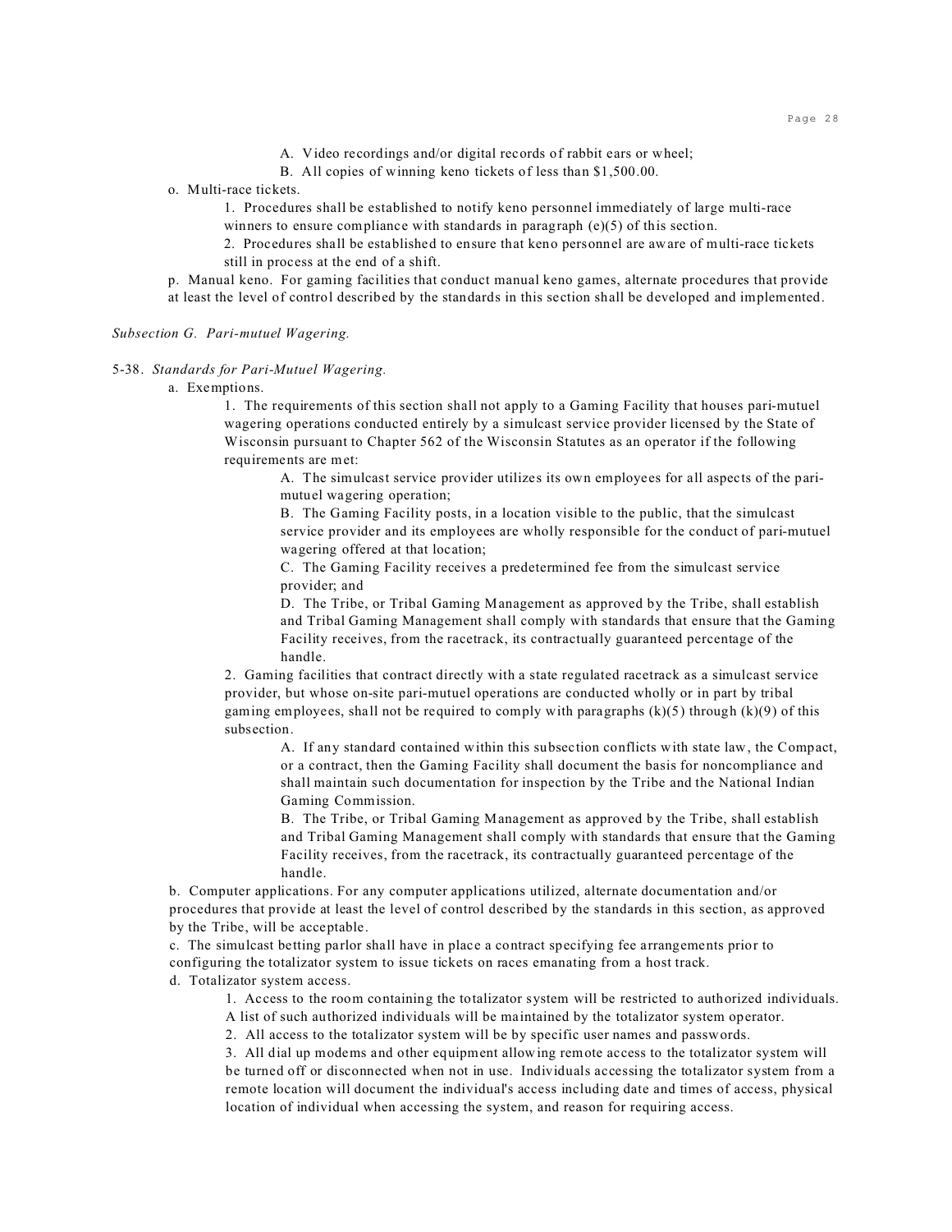A. Video recordings and/or digital records of rabbit ears or wheel;

B. All copies of winning keno tickets of less than $1,500.00.

o. Multi-race tickets.

1. Procedures shall be established to notify keno personnel immediately of large multi-race winners to ensure compliance with standards in paragraph (e)(5) of this section.

2. Procedures shall be established to ensure that keno personnel are aware of multi-race tickets still in process at the end of a shift.

p. Manual keno. For gaming facilities that conduct manual keno games, alternate procedures that provide at least the level of control described by the standards in this section shall be developed and implemented.

*Subsection G. Pari-mutuel Wagering.*

5-38. *Standards for Pari-Mutuel Wagering.*

a. Exemptions.

1. The requirements of this section shall not apply to a Gaming Facility that houses pari-mutuel wagering operations conducted entirely by a simulcast service provider licensed by the State of Wisconsin pursuant to Chapter 562 of the Wisconsin Statutes as an operator if the following requirements are met:

A. The simulcast service provider utilizes its own employees for all aspects of the pari-mutuel wagering operation;

B. The Gaming Facility posts, in a location visible to the public, that the simulcast service provider and its employees are wholly responsible for the conduct of pari-mutuel wagering offered at that location;

C. The Gaming Facility receives a predetermined fee from the simulcast service provider; and

D. The Tribe, or Tribal Gaming Management as approved by the Tribe, shall establish and Tribal Gaming Management shall comply with standards that ensure that the Gaming Facility receives, from the racetrack, its contractually guaranteed percentage of the handle.

2. Gaming facilities that contract directly with a state regulated racetrack as a simulcast service provider, but whose on-site pari-mutuel operations are conducted wholly or in part by tribal gaming employees, shall not be required to comply with paragraphs (k)(5) through (k)(9) of this subsection.

A. If any standard contained within this subsection conflicts with state law, the Compact, or a contract, then the Gaming Facility shall document the basis for noncompliance and shall maintain such documentation for inspection by the Tribe and the National Indian Gaming Commission.

B. The Tribe, or Tribal Gaming Management as approved by the Tribe, shall establish and Tribal Gaming Management shall comply with standards that ensure that the Gaming Facility receives, from the racetrack, its contractually guaranteed percentage of the handle.

b. Computer applications. For any computer applications utilized, alternate documentation and/or procedures that provide at least the level of control described by the standards in this section, as approved by the Tribe, will be acceptable.

c. The simulcast betting parlor shall have in place a contract specifying fee arrangements prior to configuring the totalizator system to issue tickets on races emanating from a host track.

d. Totalizator system access.

1. Access to the room containing the totalizator system will be restricted to authorized individuals. A list of such authorized individuals will be maintained by the totalizator system operator.

2. All access to the totalizator system will be by specific user names and passwords.

3. All dial up modems and other equipment allowing remote access to the totalizator system will be turned off or disconnected when not in use. Individuals accessing the totalizator system from a remote location will document the individual's access including date and times of access, physical location of individual when accessing the system, and reason for requiring access.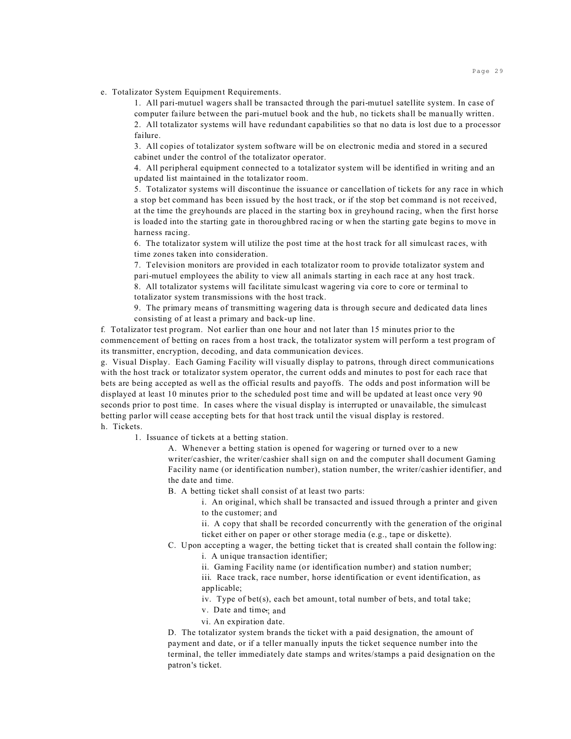e. Totalizator System Equipment Requirements.

1. All pari-mutuel wagers shall be transacted through the pari-mutuel satellite system. In case of computer failure between the pari-mutuel book and the hub, no tickets shall be manually written.

2. All totalizator systems will have redundant capabilities so that no data is lost due to a processor failure.

3. All copies of totalizator system software will be on electronic media and stored in a secured cabinet under the control of the totalizator operator.

4. All peripheral equipment connected to a totalizator system will be identified in writing and an updated list maintained in the totalizator room.

5. Totalizator systems will discontinue the issuance or cancellation of tickets for any race in which a stop bet command has been issued by the host track, or if the stop bet command is not received, at the time the greyhounds are placed in the starting box in greyhound racing, when the first horse is loaded into the starting gate in thoroughbred racing or when the starting gate begins to move in harness racing.

6. The totalizator system will utilize the post time at the host track for all simulcast races, with time zones taken into consideration.

7. Television monitors are provided in each totalizator room to provide totalizator system and pari-mutuel employees the ability to view all animals starting in each race at any host track.

8. All totalizator systems will facilitate simulcast wagering via core to core or terminal to totalizator system transmissions with the host track.

9. The primary means of transmitting wagering data is through secure and dedicated data lines consisting of at least a primary and back-up line.

f. Totalizator test program. Not earlier than one hour and not later than 15 minutes prior to the commencement of betting on races from a host track, the totalizator system will perform a test program of its transmitter, encryption, decoding, and data communication devices.

g. Visual Display. Each Gaming Facility will visually display to patrons, through direct communications with the host track or totalizator system operator, the current odds and minutes to post for each race that bets are being accepted as well as the official results and payoffs. The odds and post information will be displayed at least 10 minutes prior to the scheduled post time and will be updated at least once very 90 seconds prior to post time. In cases where the visual display is interrupted or unavailable, the simulcast betting parlor will cease accepting bets for that host track until the visual display is restored.

h. Tickets.

1. Issuance of tickets at a betting station.

A. Whenever a betting station is opened for wagering or turned over to a new writer/cashier, the writer/cashier shall sign on and the computer shall document Gaming Facility name (or identification number), station number, the writer/cashier identifier, and the date and time.

B. A betting ticket shall consist of at least two parts:

i. An original, which shall be transacted and issued through a printer and given to the customer; and

ii. A copy that shall be recorded concurrently with the generation of the original ticket either on paper or other storage media (e.g., tape or diskette).

C. Upon accepting a wager, the betting ticket that is created shall contain the following:

i. A unique transaction identifier;

ii. Gaming Facility name (or identification number) and station number;

iii. Race track, race number, horse identification or event identification, as applicable;

iv. Type of bet(s), each bet amount, total number of bets, and total take;

v. Date and time.; and

vi. An expiration date.

D. The totalizator system brands the ticket with a paid designation, the amount of payment and date, or if a teller manually inputs the ticket sequence number into the terminal, the teller immediately date stamps and writes/stamps a paid designation on the patron's ticket.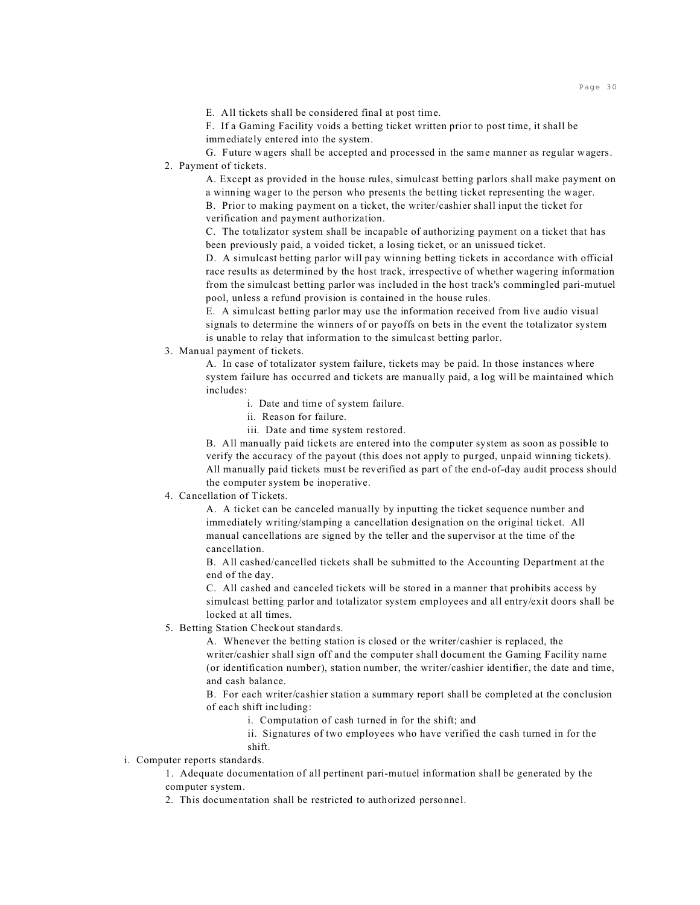E. All tickets shall be considered final at post time.

F. If a Gaming Facility voids a betting ticket written prior to post time, it shall be immediately entered into the system.

G. Future wagers shall be accepted and processed in the same manner as regular wagers.

2. Payment of tickets.

A. Except as provided in the house rules, simulcast betting parlors shall make payment on a winning wager to the person who presents the betting ticket representing the wager.

B. Prior to making payment on a ticket, the writer/cashier shall input the ticket for verification and payment authorization.

C. The totalizator system shall be incapable of authorizing payment on a ticket that has been previously paid, a voided ticket, a losing ticket, or an unissued ticket.

D. A simulcast betting parlor will pay winning betting tickets in accordance with official race results as determined by the host track, irrespective of whether wagering information from the simulcast betting parlor was included in the host track's commingled pari-mutuel pool, unless a refund provision is contained in the house rules.

E. A simulcast betting parlor may use the information received from live audio visual signals to determine the winners of or payoffs on bets in the event the totalizator system is unable to relay that information to the simulcast betting parlor.

3. Manual payment of tickets.

A. In case of totalizator system failure, tickets may be paid. In those instances where system failure has occurred and tickets are manually paid, a log will be maintained which includes:

i. Date and time of system failure.

ii. Reason for failure.

iii. Date and time system restored.

B. All manually paid tickets are entered into the computer system as soon as possible to verify the accuracy of the payout (this does not apply to purged, unpaid winning tickets). All manually paid tickets must be reverified as part of the end-of-day audit process should the computer system be inoperative.

4. Cancellation of Tickets.

A. A ticket can be canceled manually by inputting the ticket sequence number and immediately writing/stamping a cancellation designation on the original ticket. All manual cancellations are signed by the teller and the supervisor at the time of the cancellation.

B. All cashed/cancelled tickets shall be submitted to the Accounting Department at the end of the day.

C. All cashed and canceled tickets will be stored in a manner that prohibits access by simulcast betting parlor and totalizator system employees and all entry/exit doors shall be locked at all times.

5. Betting Station Checkout standards.

A. Whenever the betting station is closed or the writer/cashier is replaced, the writer/cashier shall sign off and the computer shall document the Gaming Facility name (or identification number), station number, the writer/cashier identifier, the date and time, and cash balance.

B. For each writer/cashier station a summary report shall be completed at the conclusion of each shift including:

i. Computation of cash turned in for the shift; and

ii. Signatures of two employees who have verified the cash turned in for the shift.

i. Computer reports standards.

1. Adequate documentation of all pertinent pari-mutuel information shall be generated by the computer system.

2. This documentation shall be restricted to authorized personnel.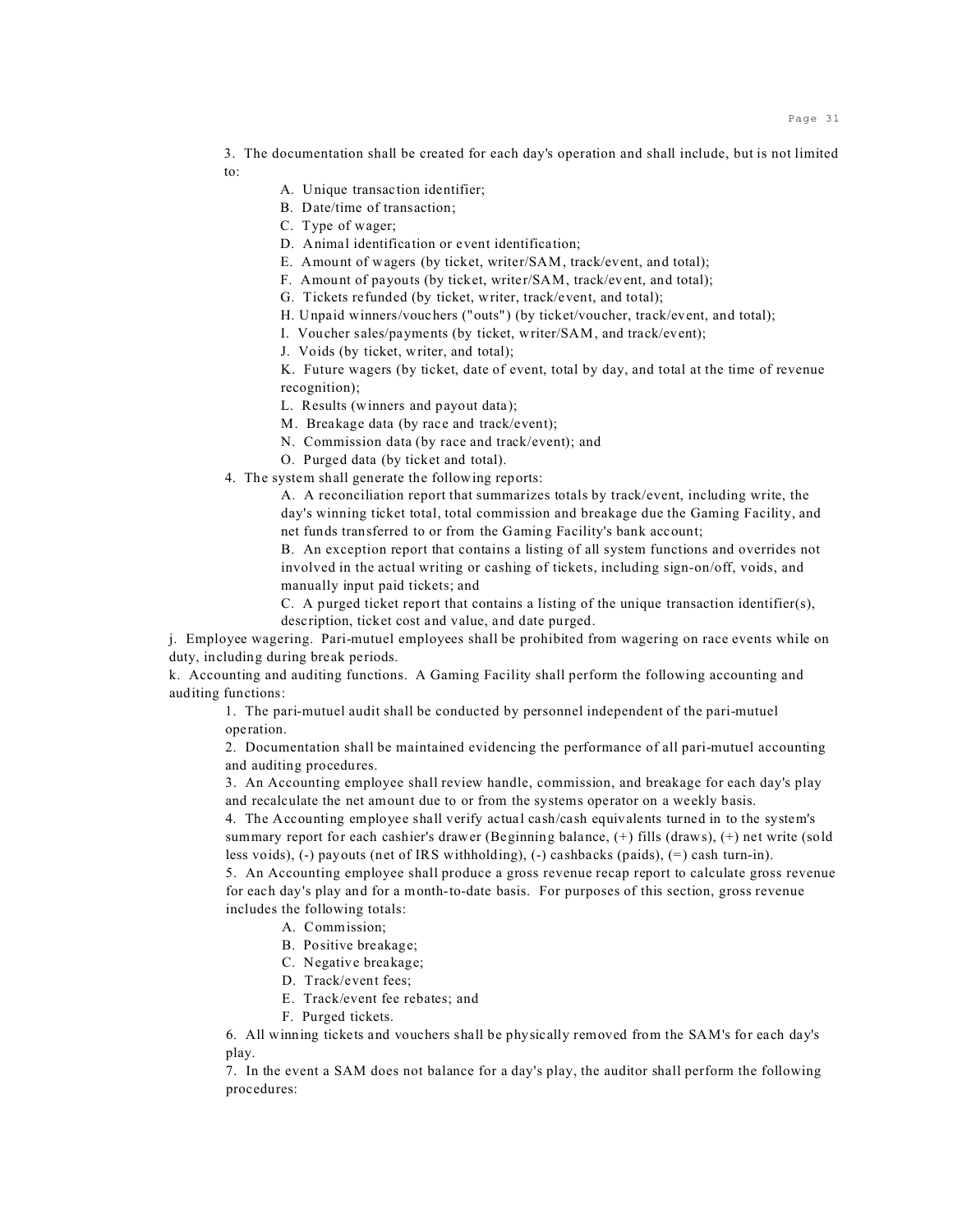3. The documentation shall be created for each day's operation and shall include, but is not limited to:

   A. Unique transaction identifier;
   B. Date/time of transaction;
   C. Type of wager;
   D. Animal identification or event identification;
   E. Amount of wagers (by ticket, writer/SAM, track/event, and total);
   F. Amount of payouts (by ticket, writer/SAM, track/event, and total);
   G. Tickets refunded (by ticket, writer, track/event, and total);
   H. Unpaid winners/vouchers ("outs") (by ticket/voucher, track/event, and total);
   I. Voucher sales/payments (by ticket, writer/SAM, and track/event);
   J. Voids (by ticket, writer, and total);
   K. Future wagers (by ticket, date of event, total by day, and total at the time of revenue recognition);
   L. Results (winners and payout data);
   M. Breakage data (by race and track/event);
   N. Commission data (by race and track/event); and
   O. Purged data (by ticket and total).

4. The system shall generate the following reports:

   A. A reconciliation report that summarizes totals by track/event, including write, the day's winning ticket total, total commission and breakage due the Gaming Facility, and net funds transferred to or from the Gaming Facility's bank account;
   B. An exception report that contains a listing of all system functions and overrides not involved in the actual writing or cashing of tickets, including sign-on/off, voids, and manually input paid tickets; and
   C. A purged ticket report that contains a listing of the unique transaction identifier(s), description, ticket cost and value, and date purged.

j. Employee wagering. Pari-mutuel employees shall be prohibited from wagering on race events while on duty, including during break periods.

k. Accounting and auditing functions. A Gaming Facility shall perform the following accounting and auditing functions:

1. The pari-mutuel audit shall be conducted by personnel independent of the pari-mutuel operation.
2. Documentation shall be maintained evidencing the performance of all pari-mutuel accounting and auditing procedures.
3. An Accounting employee shall review handle, commission, and breakage for each day's play and recalculate the net amount due to or from the systems operator on a weekly basis.
4. The Accounting employee shall verify actual cash/cash equivalents turned in to the system's summary report for each cashier's drawer (Beginning balance, (+) fills (draws), (+) net write (sold less voids), (-) payouts (net of IRS withholding), (-) cashbacks (paids), (=) cash turn-in).
5. An Accounting employee shall produce a gross revenue recap report to calculate gross revenue for each day's play and for a month-to-date basis. For purposes of this section, gross revenue includes the following totals:

   A. Commission;
   B. Positive breakage;
   C. Negative breakage;
   D. Track/event fees;
   E. Track/event fee rebates; and
   F. Purged tickets.

6. All winning tickets and vouchers shall be physically removed from the SAM's for each day's play.
7. In the event a SAM does not balance for a day's play, the auditor shall perform the following procedures: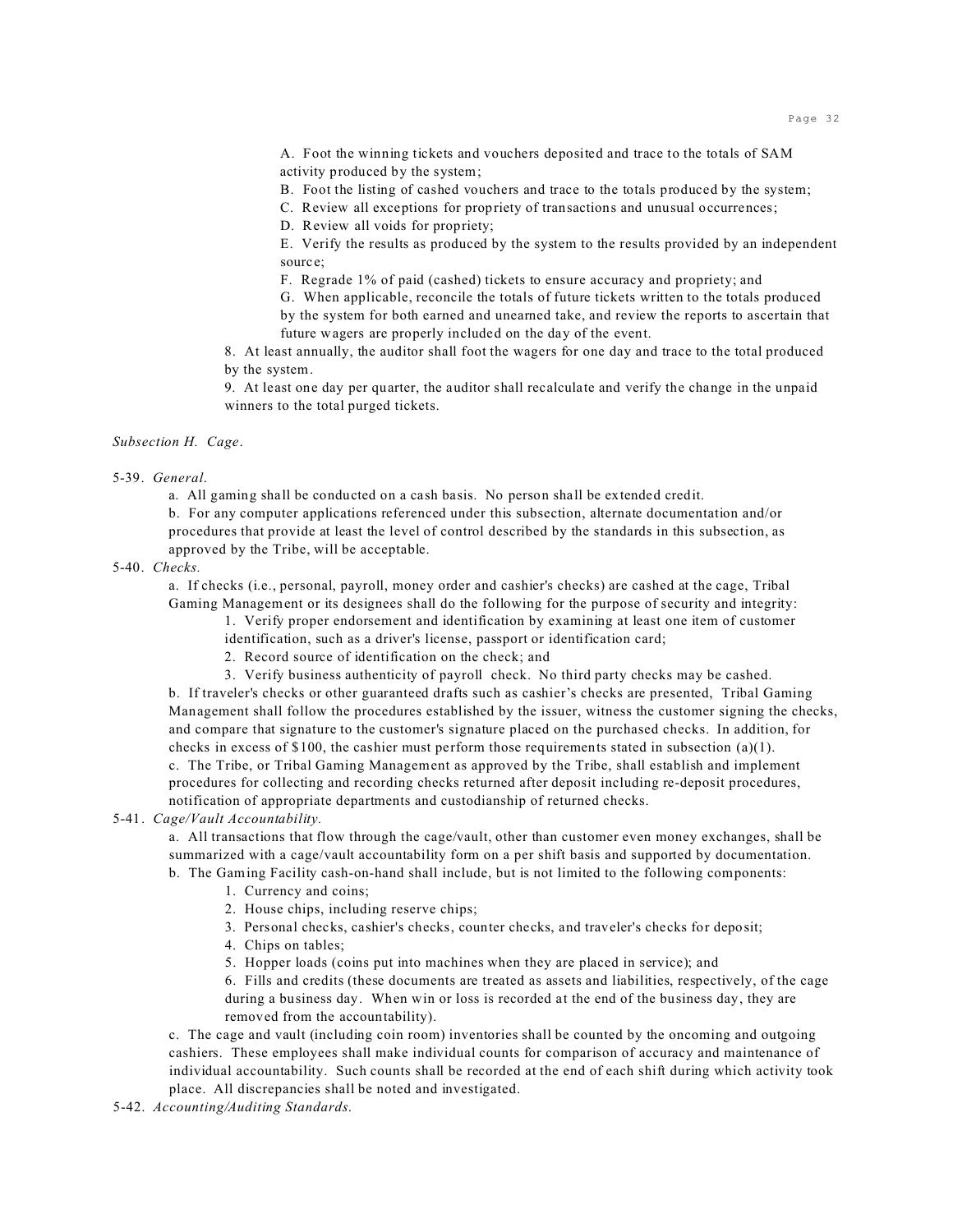A. Foot the winning tickets and vouchers deposited and trace to the totals of SAM activity produced by the system;

B. Foot the listing of cashed vouchers and trace to the totals produced by the system;

C. Review all exceptions for propriety of transactions and unusual occurrences;

D. Review all voids for propriety;

E. Verify the results as produced by the system to the results provided by an independent source;

F. Regrade 1% of paid (cashed) tickets to ensure accuracy and propriety; and

G. When applicable, reconcile the totals of future tickets written to the totals produced by the system for both earned and unearned take, and review the reports to ascertain that future wagers are properly included on the day of the event.

8. At least annually, the auditor shall foot the wagers for one day and trace to the total produced by the system.

9. At least one day per quarter, the auditor shall recalculate and verify the change in the unpaid winners to the total purged tickets.

*Subsection H. Cage.*

5-39. *General.*

a. All gaming shall be conducted on a cash basis. No person shall be extended credit.

b. For any computer applications referenced under this subsection, alternate documentation and/or procedures that provide at least the level of control described by the standards in this subsection, as approved by the Tribe, will be acceptable.

5-40. *Checks.*

a. If checks (i.e., personal, payroll, money order and cashier's checks) are cashed at the cage, Tribal Gaming Management or its designees shall do the following for the purpose of security and integrity:

1. Verify proper endorsement and identification by examining at least one item of customer identification, such as a driver's license, passport or identification card;
2. Record source of identification on the check; and
3. Verify business authenticity of payroll check. No third party checks may be cashed.

b. If traveler's checks or other guaranteed drafts such as cashier's checks are presented, Tribal Gaming Management shall follow the procedures established by the issuer, witness the customer signing the checks, and compare that signature to the customer's signature placed on the purchased checks. In addition, for checks in excess of $100, the cashier must perform those requirements stated in subsection (a)(1).

c. The Tribe, or Tribal Gaming Management as approved by the Tribe, shall establish and implement procedures for collecting and recording checks returned after deposit including re-deposit procedures, notification of appropriate departments and custodianship of returned checks.

5-41. *Cage/Vault Accountability.*

a. All transactions that flow through the cage/vault, other than customer even money exchanges, shall be summarized with a cage/vault accountability form on a per shift basis and supported by documentation.

b. The Gaming Facility cash-on-hand shall include, but is not limited to the following components:

1. Currency and coins;
2. House chips, including reserve chips;
3. Personal checks, cashier's checks, counter checks, and traveler's checks for deposit;
4. Chips on tables;
5. Hopper loads (coins put into machines when they are placed in service); and
6. Fills and credits (these documents are treated as assets and liabilities, respectively, of the cage during a business day. When win or loss is recorded at the end of the business day, they are removed from the accountability).

c. The cage and vault (including coin room) inventories shall be counted by the oncoming and outgoing cashiers. These employees shall make individual counts for comparison of accuracy and maintenance of individual accountability. Such counts shall be recorded at the end of each shift during which activity took place. All discrepancies shall be noted and investigated.

5-42. *Accounting/Auditing Standards.*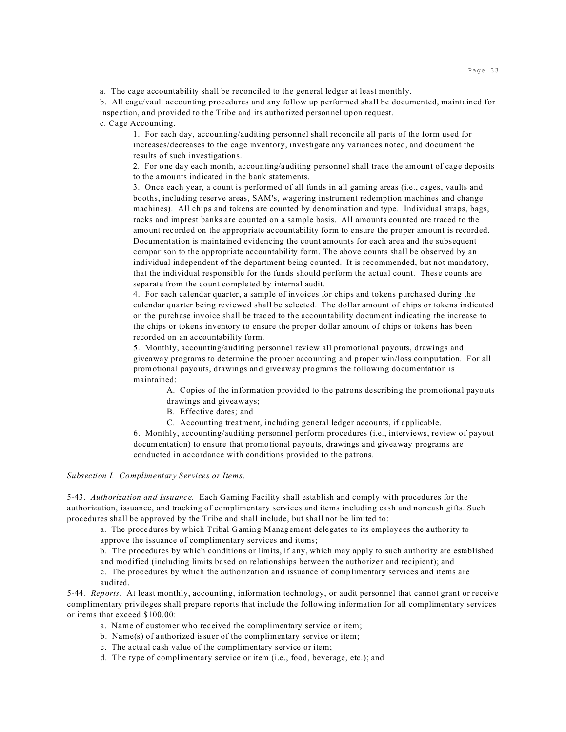a. The cage accountability shall be reconciled to the general ledger at least monthly.

b. All cage/vault accounting procedures and any follow up performed shall be documented, maintained for inspection, and provided to the Tribe and its authorized personnel upon request.

c. Cage Accounting.

1. For each day, accounting/auditing personnel shall reconcile all parts of the form used for increases/decreases to the cage inventory, investigate any variances noted, and document the results of such investigations.

2. For one day each month, accounting/auditing personnel shall trace the amount of cage deposits to the amounts indicated in the bank statements.

3. Once each year, a count is performed of all funds in all gaming areas (i.e., cages, vaults and booths, including reserve areas, SAM's, wagering instrument redemption machines and change machines). All chips and tokens are counted by denomination and type. Individual straps, bags, racks and imprest banks are counted on a sample basis. All amounts counted are traced to the amount recorded on the appropriate accountability form to ensure the proper amount is recorded. Documentation is maintained evidencing the count amounts for each area and the subsequent comparison to the appropriate accountability form. The above counts shall be observed by an individual independent of the department being counted. It is recommended, but not mandatory, that the individual responsible for the funds should perform the actual count. These counts are separate from the count completed by internal audit.

4. For each calendar quarter, a sample of invoices for chips and tokens purchased during the calendar quarter being reviewed shall be selected. The dollar amount of chips or tokens indicated on the purchase invoice shall be traced to the accountability document indicating the increase to the chips or tokens inventory to ensure the proper dollar amount of chips or tokens has been recorded on an accountability form.

5. Monthly, accounting/auditing personnel review all promotional payouts, drawings and giveaway programs to determine the proper accounting and proper win/loss computation. For all promotional payouts, drawings and giveaway programs the following documentation is maintained:

A. Copies of the information provided to the patrons describing the promotional payouts drawings and giveaways;

B. Effective dates; and

C. Accounting treatment, including general ledger accounts, if applicable.

6. Monthly, accounting/auditing personnel perform procedures (i.e., interviews, review of payout documentation) to ensure that promotional payouts, drawings and giveaway programs are conducted in accordance with conditions provided to the patrons.

*Subsection I. Complimentary Services or Items.*

5-43. *Authorization and Issuance.* Each Gaming Facility shall establish and comply with procedures for the authorization, issuance, and tracking of complimentary services and items including cash and noncash gifts. Such procedures shall be approved by the Tribe and shall include, but shall not be limited to:

a. The procedures by which Tribal Gaming Management delegates to its employees the authority to approve the issuance of complimentary services and items;

b. The procedures by which conditions or limits, if any, which may apply to such authority are established and modified (including limits based on relationships between the authorizer and recipient); and

c. The procedures by which the authorization and issuance of complimentary services and items are audited.

5-44. *Reports.* At least monthly, accounting, information technology, or audit personnel that cannot grant or receive complimentary privileges shall prepare reports that include the following information for all complimentary services or items that exceed $100.00:

a. Name of customer who received the complimentary service or item;

b. Name(s) of authorized issuer of the complimentary service or item;

c. The actual cash value of the complimentary service or item;

d. The type of complimentary service or item (i.e., food, beverage, etc.); and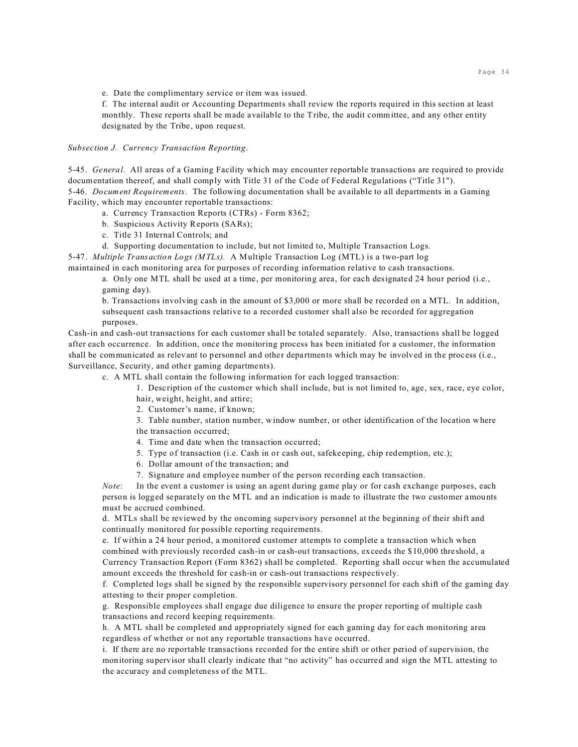e. Date the complimentary service or item was issued.

f. The internal audit or Accounting Departments shall review the reports required in this section at least monthly. These reports shall be made available to the Tribe, the audit committee, and any other entity designated by the Tribe, upon request.

*Subsection J. Currency Transaction Reporting.*

5-45. *General.* All areas of a Gaming Facility which may encounter reportable transactions are required to provide documentation thereof, and shall comply with Title 31 of the Code of Federal Regulations ("Title 31").

5-46. *Document Requirements*. The following documentation shall be available to all departments in a Gaming Facility, which may encounter reportable transactions:

a. Currency Transaction Reports (CTRs) - Form 8362;

b. Suspicious Activity Reports (SARs);

c. Title 31 Internal Controls; and

d. Supporting documentation to include, but not limited to, Multiple Transaction Logs.

5-47. *Multiple Transaction Logs (MTLs).* A Multiple Transaction Log (MTL) is a two-part log maintained in each monitoring area for purposes of recording information relative to cash transactions.

a. Only one MTL shall be used at a time, per monitoring area, for each designated 24 hour period (i.e., gaming day).

b. Transactions involving cash in the amount of $3,000 or more shall be recorded on a MTL. In addition, subsequent cash transactions relative to a recorded customer shall also be recorded for aggregation purposes.

Cash-in and cash-out transactions for each customer shall be totaled separately. Also, transactions shall be logged after each occurrence. In addition, once the monitoring process has been initiated for a customer, the information shall be communicated as relevant to personnel and other departments which may be involved in the process (i.e., Surveillance, Security, and other gaming departments).

c. A MTL shall contain the following information for each logged transaction:

1. Description of the customer which shall include, but is not limited to, age, sex, race, eye color, hair, weight, height, and attire;
2. Customer's name, if known;
3. Table number, station number, window number, or other identification of the location where the transaction occurred;
4. Time and date when the transaction occurred;
5. Type of transaction (i.e. Cash in or cash out, safekeeping, chip redemption, etc.);
6. Dollar amount of the transaction; and
7. Signature and employee number of the person recording each transaction.

*Note*: In the event a customer is using an agent during game play or for cash exchange purposes, each person is logged separately on the MTL and an indication is made to illustrate the two customer amounts must be accrued combined.

d. MTLs shall be reviewed by the oncoming supervisory personnel at the beginning of their shift and continually monitored for possible reporting requirements.

e. If within a 24 hour period, a monitored customer attempts to complete a transaction which when combined with previously recorded cash-in or cash-out transactions, exceeds the $10,000 threshold, a Currency Transaction Report (Form 8362) shall be completed. Reporting shall occur when the accumulated amount exceeds the threshold for cash-in or cash-out transactions respectively.

f. Completed logs shall be signed by the responsible supervisory personnel for each shift of the gaming day attesting to their proper completion.

g. Responsible employees shall engage due diligence to ensure the proper reporting of multiple cash transactions and record keeping requirements.

h. A MTL shall be completed and appropriately signed for each gaming day for each monitoring area regardless of whether or not any reportable transactions have occurred.

i. If there are no reportable transactions recorded for the entire shift or other period of supervision, the monitoring supervisor shall clearly indicate that "no activity" has occurred and sign the MTL attesting to the accuracy and completeness of the MTL.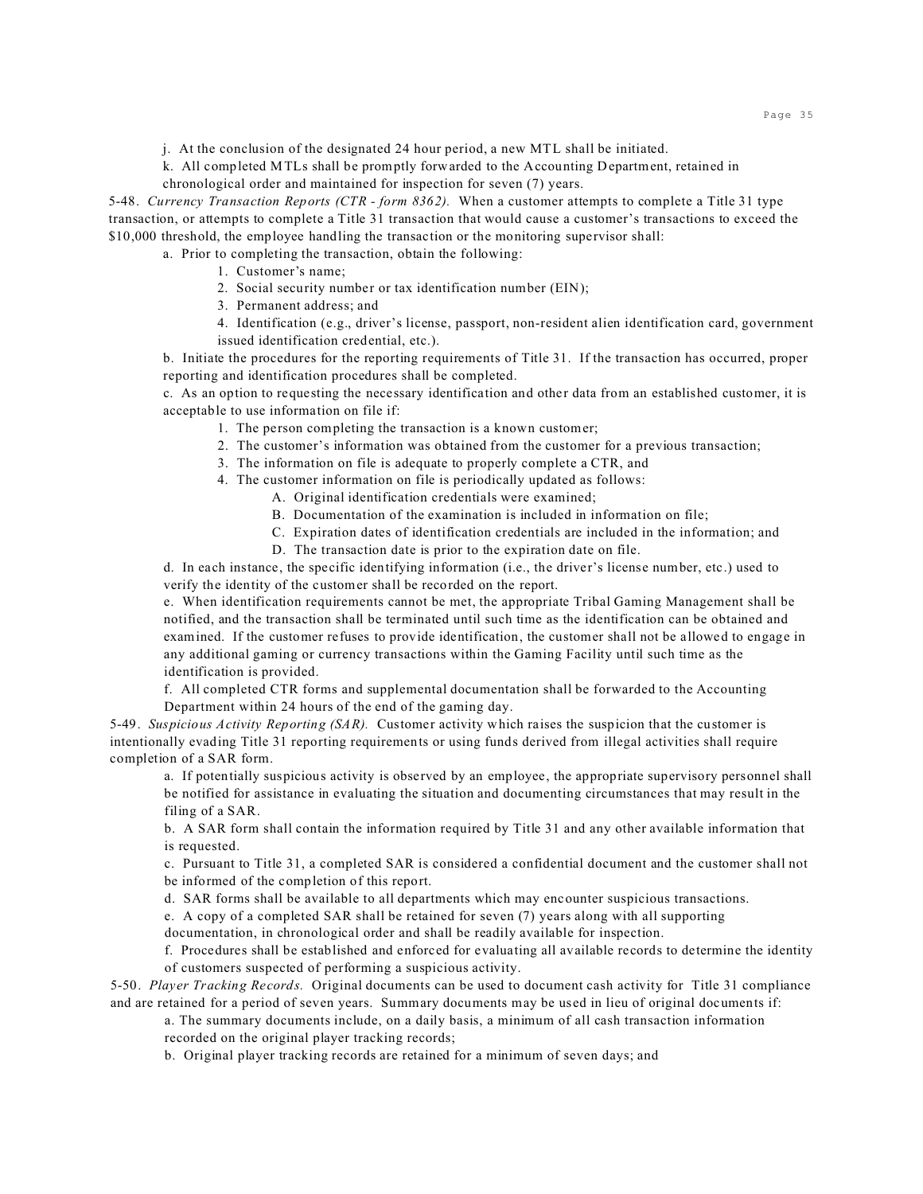j. At the conclusion of the designated 24 hour period, a new MTL shall be initiated.

k. All completed MTLs shall be promptly forwarded to the Accounting Department, retained in chronological order and maintained for inspection for seven (7) years.

5-48. *Currency Transaction Reports (CTR - form 8362).* When a customer attempts to complete a Title 31 type transaction, or attempts to complete a Title 31 transaction that would cause a customer's transactions to exceed the $10,000 threshold, the employee handling the transaction or the monitoring supervisor shall:

a. Prior to completing the transaction, obtain the following:

1. Customer's name;
2. Social security number or tax identification number (EIN);
3. Permanent address; and
4. Identification (e.g., driver's license, passport, non-resident alien identification card, government issued identification credential, etc.).

b. Initiate the procedures for the reporting requirements of Title 31. If the transaction has occurred, proper reporting and identification procedures shall be completed.

c. As an option to requesting the necessary identification and other data from an established customer, it is acceptable to use information on file if:

1. The person completing the transaction is a known customer;
2. The customer's information was obtained from the customer for a previous transaction;
3. The information on file is adequate to properly complete a CTR, and
4. The customer information on file is periodically updated as follows:
   - A. Original identification credentials were examined;
   - B. Documentation of the examination is included in information on file;
   - C. Expiration dates of identification credentials are included in the information; and
   - D. The transaction date is prior to the expiration date on file.

d. In each instance, the specific identifying information (i.e., the driver's license number, etc.) used to verify the identity of the customer shall be recorded on the report.

e. When identification requirements cannot be met, the appropriate Tribal Gaming Management shall be notified, and the transaction shall be terminated until such time as the identification can be obtained and examined. If the customer refuses to provide identification, the customer shall not be allowed to engage in any additional gaming or currency transactions within the Gaming Facility until such time as the identification is provided.

f. All completed CTR forms and supplemental documentation shall be forwarded to the Accounting Department within 24 hours of the end of the gaming day.

5-49. *Suspicious Activity Reporting (SAR).* Customer activity which raises the suspicion that the customer is intentionally evading Title 31 reporting requirements or using funds derived from illegal activities shall require completion of a SAR form.

a. If potentially suspicious activity is observed by an employee, the appropriate supervisory personnel shall be notified for assistance in evaluating the situation and documenting circumstances that may result in the filing of a SAR.

b. A SAR form shall contain the information required by Title 31 and any other available information that is requested.

c. Pursuant to Title 31, a completed SAR is considered a confidential document and the customer shall not be informed of the completion of this report.

d. SAR forms shall be available to all departments which may encounter suspicious transactions.

e. A copy of a completed SAR shall be retained for seven (7) years along with all supporting documentation, in chronological order and shall be readily available for inspection.

f. Procedures shall be established and enforced for evaluating all available records to determine the identity of customers suspected of performing a suspicious activity.

5-50. *Player Tracking Records.* Original documents can be used to document cash activity for Title 31 compliance and are retained for a period of seven years. Summary documents may be used in lieu of original documents if:

a. The summary documents include, on a daily basis, a minimum of all cash transaction information recorded on the original player tracking records;

b. Original player tracking records are retained for a minimum of seven days; and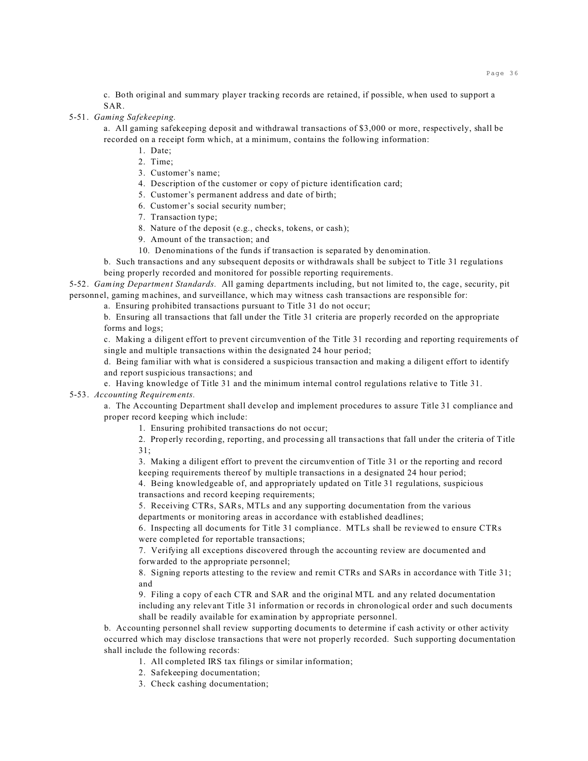c. Both original and summary player tracking records are retained, if possible, when used to support a SAR.

5-51. *Gaming Safekeeping.*

a. All gaming safekeeping deposit and withdrawal transactions of $3,000 or more, respectively, shall be recorded on a receipt form which, at a minimum, contains the following information:

1. Date;
2. Time;
3. Customer's name;
4. Description of the customer or copy of picture identification card;
5. Customer's permanent address and date of birth;
6. Customer's social security number;
7. Transaction type;
8. Nature of the deposit (e.g., checks, tokens, or cash);
9. Amount of the transaction; and
10. Denominations of the funds if transaction is separated by denomination.

b. Such transactions and any subsequent deposits or withdrawals shall be subject to Title 31 regulations being properly recorded and monitored for possible reporting requirements.

5-52. *Gaming Department Standards.* All gaming departments including, but not limited to, the cage, security, pit personnel, gaming machines, and surveillance, which may witness cash transactions are responsible for:

a. Ensuring prohibited transactions pursuant to Title 31 do not occur;

b. Ensuring all transactions that fall under the Title 31 criteria are properly recorded on the appropriate forms and logs;

c. Making a diligent effort to prevent circumvention of the Title 31 recording and reporting requirements of single and multiple transactions within the designated 24 hour period;

d. Being familiar with what is considered a suspicious transaction and making a diligent effort to identify and report suspicious transactions; and

e. Having knowledge of Title 31 and the minimum internal control regulations relative to Title 31.

5-53. *Accounting Requirements.*

a. The Accounting Department shall develop and implement procedures to assure Title 31 compliance and proper record keeping which include:

1. Ensuring prohibited transactions do not occur;
2. Properly recording, reporting, and processing all transactions that fall under the criteria of Title 31;
3. Making a diligent effort to prevent the circumvention of Title 31 or the reporting and record keeping requirements thereof by multiple transactions in a designated 24 hour period;
4. Being knowledgeable of, and appropriately updated on Title 31 regulations, suspicious transactions and record keeping requirements;
5. Receiving CTRs, SARs, MTLs and any supporting documentation from the various departments or monitoring areas in accordance with established deadlines;
6. Inspecting all documents for Title 31 compliance. MTLs shall be reviewed to ensure CTRs were completed for reportable transactions;
7. Verifying all exceptions discovered through the accounting review are documented and forwarded to the appropriate personnel;
8. Signing reports attesting to the review and remit CTRs and SARs in accordance with Title 31; and
9. Filing a copy of each CTR and SAR and the original MTL and any related documentation including any relevant Title 31 information or records in chronological order and such documents shall be readily available for examination by appropriate personnel.

b. Accounting personnel shall review supporting documents to determine if cash activity or other activity occurred which may disclose transactions that were not properly recorded. Such supporting documentation shall include the following records:

1. All completed IRS tax filings or similar information;
2. Safekeeping documentation;
3. Check cashing documentation;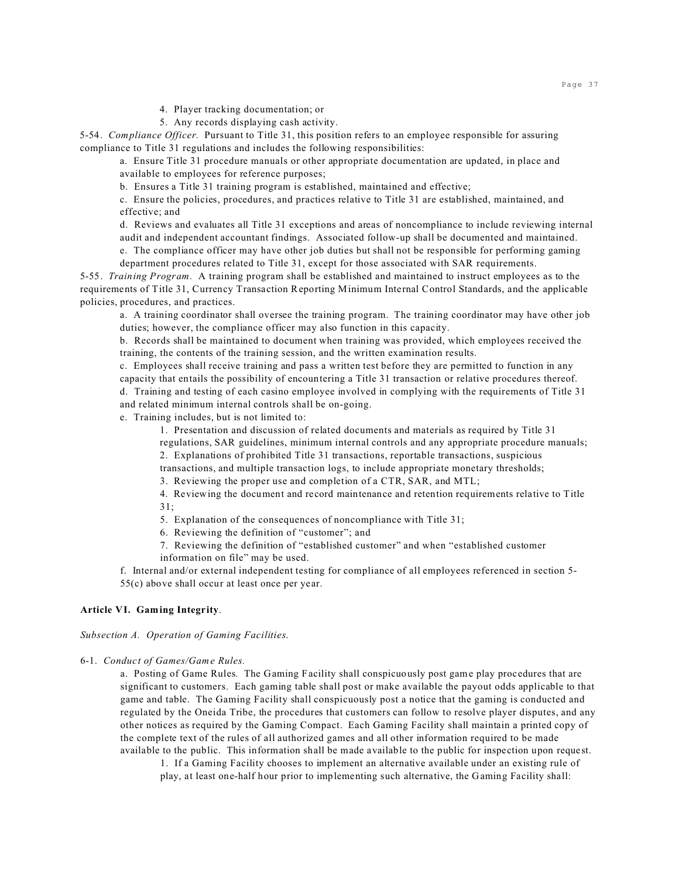4. Player tracking documentation; or
5. Any records displaying cash activity.

5-54. *Compliance Officer.* Pursuant to Title 31, this position refers to an employee responsible for assuring compliance to Title 31 regulations and includes the following responsibilities:

a. Ensure Title 31 procedure manuals or other appropriate documentation are updated, in place and available to employees for reference purposes;

b. Ensures a Title 31 training program is established, maintained and effective;

c. Ensure the policies, procedures, and practices relative to Title 31 are established, maintained, and effective; and

d. Reviews and evaluates all Title 31 exceptions and areas of noncompliance to include reviewing internal audit and independent accountant findings. Associated follow-up shall be documented and maintained.

e. The compliance officer may have other job duties but shall not be responsible for performing gaming department procedures related to Title 31, except for those associated with SAR requirements.

5-55. *Training Program.* A training program shall be established and maintained to instruct employees as to the requirements of Title 31, Currency Transaction Reporting Minimum Internal Control Standards, and the applicable policies, procedures, and practices.

a. A training coordinator shall oversee the training program. The training coordinator may have other job duties; however, the compliance officer may also function in this capacity.

b. Records shall be maintained to document when training was provided, which employees received the training, the contents of the training session, and the written examination results.

c. Employees shall receive training and pass a written test before they are permitted to function in any capacity that entails the possibility of encountering a Title 31 transaction or relative procedures thereof.

d. Training and testing of each casino employee involved in complying with the requirements of Title 31 and related minimum internal controls shall be on-going.

e. Training includes, but is not limited to:

1. Presentation and discussion of related documents and materials as required by Title 31 regulations, SAR guidelines, minimum internal controls and any appropriate procedure manuals;
2. Explanations of prohibited Title 31 transactions, reportable transactions, suspicious transactions, and multiple transaction logs, to include appropriate monetary thresholds;
3. Reviewing the proper use and completion of a CTR, SAR, and MTL;
4. Reviewing the document and record maintenance and retention requirements relative to Title 31;
5. Explanation of the consequences of noncompliance with Title 31;
6. Reviewing the definition of "customer"; and
7. Reviewing the definition of "established customer" and when "established customer information on file" may be used.

f. Internal and/or external independent testing for compliance of all employees referenced in section 5-55(c) above shall occur at least once per year.

**Article VI. Gaming Integrity**.

*Subsection A. Operation of Gaming Facilities.*

6-1. *Conduct of Games/Game Rules.*

a. Posting of Game Rules. The Gaming Facility shall conspicuously post game play procedures that are significant to customers. Each gaming table shall post or make available the payout odds applicable to that game and table. The Gaming Facility shall conspicuously post a notice that the gaming is conducted and regulated by the Oneida Tribe, the procedures that customers can follow to resolve player disputes, and any other notices as required by the Gaming Compact. Each Gaming Facility shall maintain a printed copy of the complete text of the rules of all authorized games and all other information required to be made available to the public. This information shall be made available to the public for inspection upon request.

1. If a Gaming Facility chooses to implement an alternative available under an existing rule of play, at least one-half hour prior to implementing such alternative, the Gaming Facility shall: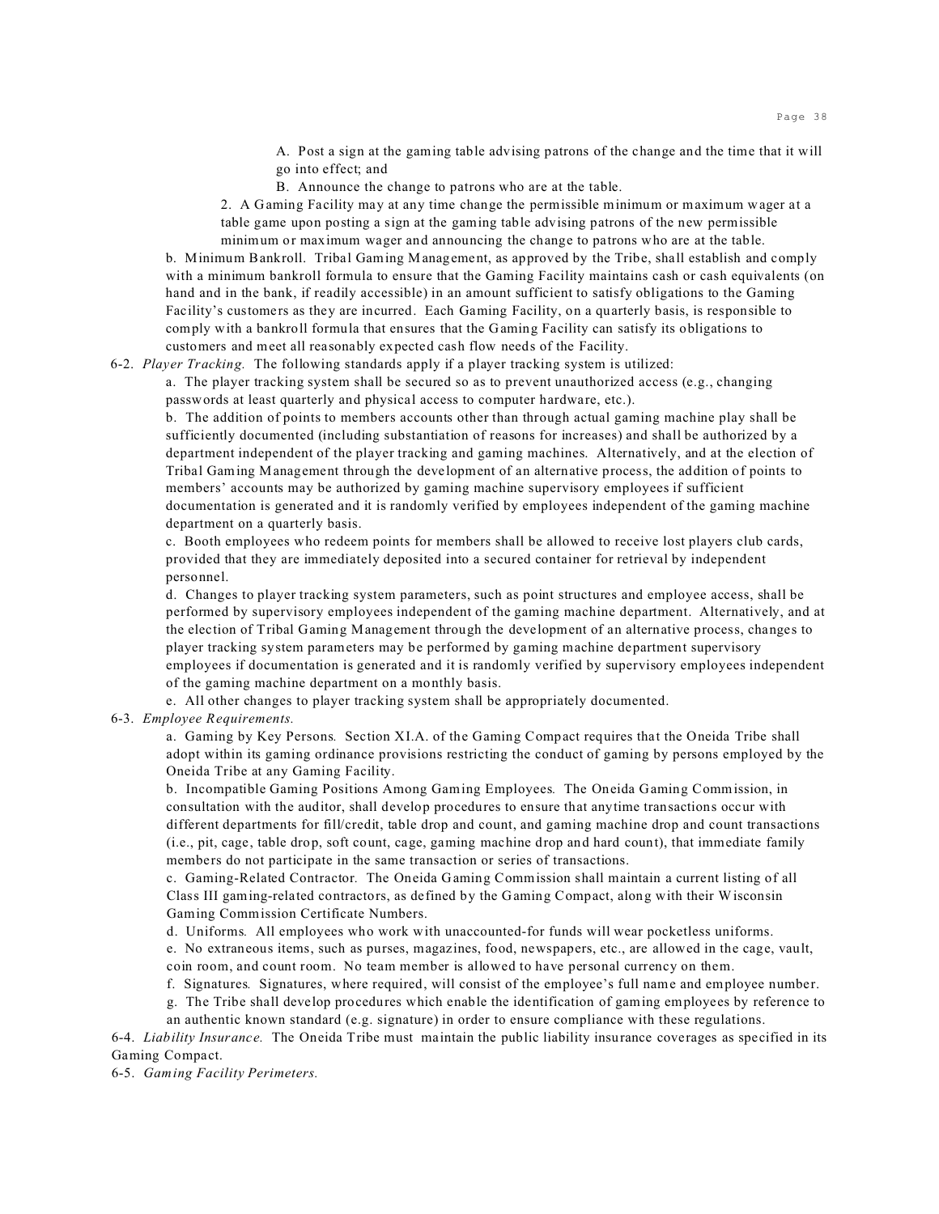A. Post a sign at the gaming table advising patrons of the change and the time that it will go into effect; and

B. Announce the change to patrons who are at the table.

2. A Gaming Facility may at any time change the permissible minimum or maximum wager at a table game upon posting a sign at the gaming table advising patrons of the new permissible minimum or maximum wager and announcing the change to patrons who are at the table.

b. Minimum Bankroll. Tribal Gaming Management, as approved by the Tribe, shall establish and comply with a minimum bankroll formula to ensure that the Gaming Facility maintains cash or cash equivalents (on hand and in the bank, if readily accessible) in an amount sufficient to satisfy obligations to the Gaming Facility's customers as they are incurred. Each Gaming Facility, on a quarterly basis, is responsible to comply with a bankroll formula that ensures that the Gaming Facility can satisfy its obligations to customers and meet all reasonably expected cash flow needs of the Facility.

6-2. *Player Tracking.* The following standards apply if a player tracking system is utilized:

a. The player tracking system shall be secured so as to prevent unauthorized access (e.g., changing passwords at least quarterly and physical access to computer hardware, etc.).

b. The addition of points to members accounts other than through actual gaming machine play shall be sufficiently documented (including substantiation of reasons for increases) and shall be authorized by a department independent of the player tracking and gaming machines. Alternatively, and at the election of Tribal Gaming Management through the development of an alternative process, the addition of points to members' accounts may be authorized by gaming machine supervisory employees if sufficient documentation is generated and it is randomly verified by employees independent of the gaming machine department on a quarterly basis.

c. Booth employees who redeem points for members shall be allowed to receive lost players club cards, provided that they are immediately deposited into a secured container for retrieval by independent personnel.

d. Changes to player tracking system parameters, such as point structures and employee access, shall be performed by supervisory employees independent of the gaming machine department. Alternatively, and at the election of Tribal Gaming Management through the development of an alternative process, changes to player tracking system parameters may be performed by gaming machine department supervisory employees if documentation is generated and it is randomly verified by supervisory employees independent of the gaming machine department on a monthly basis.

e. All other changes to player tracking system shall be appropriately documented.

6-3. *Employee Requirements.*

a. Gaming by Key Persons. Section XI.A. of the Gaming Compact requires that the Oneida Tribe shall adopt within its gaming ordinance provisions restricting the conduct of gaming by persons employed by the Oneida Tribe at any Gaming Facility.

b. Incompatible Gaming Positions Among Gaming Employees. The Oneida Gaming Commission, in consultation with the auditor, shall develop procedures to ensure that anytime transactions occur with different departments for fill/credit, table drop and count, and gaming machine drop and count transactions (i.e., pit, cage, table drop, soft count, cage, gaming machine drop and hard count), that immediate family members do not participate in the same transaction or series of transactions.

c. Gaming-Related Contractor. The Oneida Gaming Commission shall maintain a current listing of all Class III gaming-related contractors, as defined by the Gaming Compact, along with their Wisconsin Gaming Commission Certificate Numbers.

d. Uniforms. All employees who work with unaccounted-for funds will wear pocketless uniforms.

e. No extraneous items, such as purses, magazines, food, newspapers, etc., are allowed in the cage, vault, coin room, and count room. No team member is allowed to have personal currency on them.

f. Signatures. Signatures, where required, will consist of the employee's full name and employee number.

g. The Tribe shall develop procedures which enable the identification of gaming employees by reference to an authentic known standard (e.g. signature) in order to ensure compliance with these regulations.

6-4. *Liability Insurance.* The Oneida Tribe must maintain the public liability insurance coverages as specified in its Gaming Compact.

6-5. *Gaming Facility Perimeters.*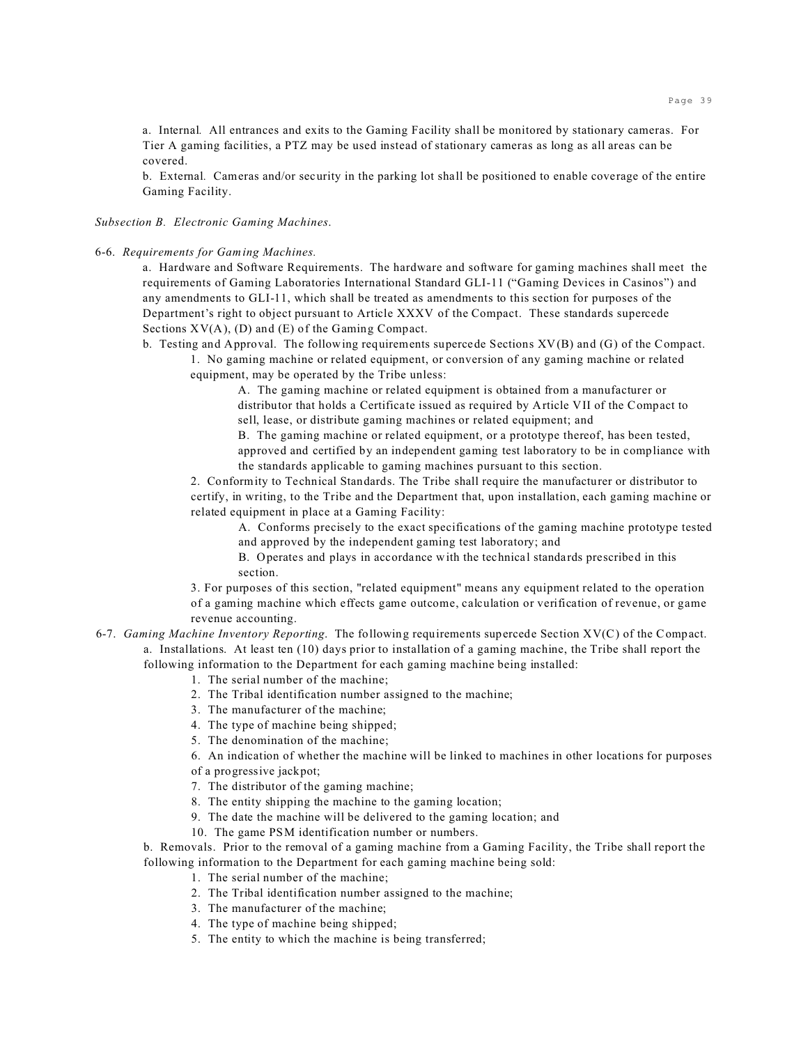a. Internal. All entrances and exits to the Gaming Facility shall be monitored by stationary cameras. For Tier A gaming facilities, a PTZ may be used instead of stationary cameras as long as all areas can be covered.

b. External. Cameras and/or security in the parking lot shall be positioned to enable coverage of the entire Gaming Facility.

*Subsection B. Electronic Gaming Machines.*

6-6. *Requirements for Gaming Machines.*

a. Hardware and Software Requirements. The hardware and software for gaming machines shall meet the requirements of Gaming Laboratories International Standard GLI-11 ("Gaming Devices in Casinos") and any amendments to GLI-11, which shall be treated as amendments to this section for purposes of the Department's right to object pursuant to Article XXXV of the Compact. These standards supercede Sections XV(A), (D) and (E) of the Gaming Compact.

b. Testing and Approval. The following requirements supercede Sections XV(B) and (G) of the Compact.

1. No gaming machine or related equipment, or conversion of any gaming machine or related equipment, may be operated by the Tribe unless:

A. The gaming machine or related equipment is obtained from a manufacturer or distributor that holds a Certificate issued as required by Article VII of the Compact to sell, lease, or distribute gaming machines or related equipment; and

B. The gaming machine or related equipment, or a prototype thereof, has been tested, approved and certified by an independent gaming test laboratory to be in compliance with the standards applicable to gaming machines pursuant to this section.

2. Conformity to Technical Standards. The Tribe shall require the manufacturer or distributor to certify, in writing, to the Tribe and the Department that, upon installation, each gaming machine or related equipment in place at a Gaming Facility:

A. Conforms precisely to the exact specifications of the gaming machine prototype tested and approved by the independent gaming test laboratory; and

B. Operates and plays in accordance with the technical standards prescribed in this section.

3. For purposes of this section, "related equipment" means any equipment related to the operation of a gaming machine which effects game outcome, calculation or verification of revenue, or game revenue accounting.

6-7. *Gaming Machine Inventory Reporting.* The following requirements supercede Section XV(C) of the Compact.

a. Installations. At least ten (10) days prior to installation of a gaming machine, the Tribe shall report the following information to the Department for each gaming machine being installed:

1. The serial number of the machine;
2. The Tribal identification number assigned to the machine;
3. The manufacturer of the machine;
4. The type of machine being shipped;
5. The denomination of the machine;
6. An indication of whether the machine will be linked to machines in other locations for purposes of a progressive jackpot;
7. The distributor of the gaming machine;
8. The entity shipping the machine to the gaming location;
9. The date the machine will be delivered to the gaming location; and
10. The game PSM identification number or numbers.

b. Removals. Prior to the removal of a gaming machine from a Gaming Facility, the Tribe shall report the following information to the Department for each gaming machine being sold:

1. The serial number of the machine;
2. The Tribal identification number assigned to the machine;
3. The manufacturer of the machine;
4. The type of machine being shipped;
5. The entity to which the machine is being transferred;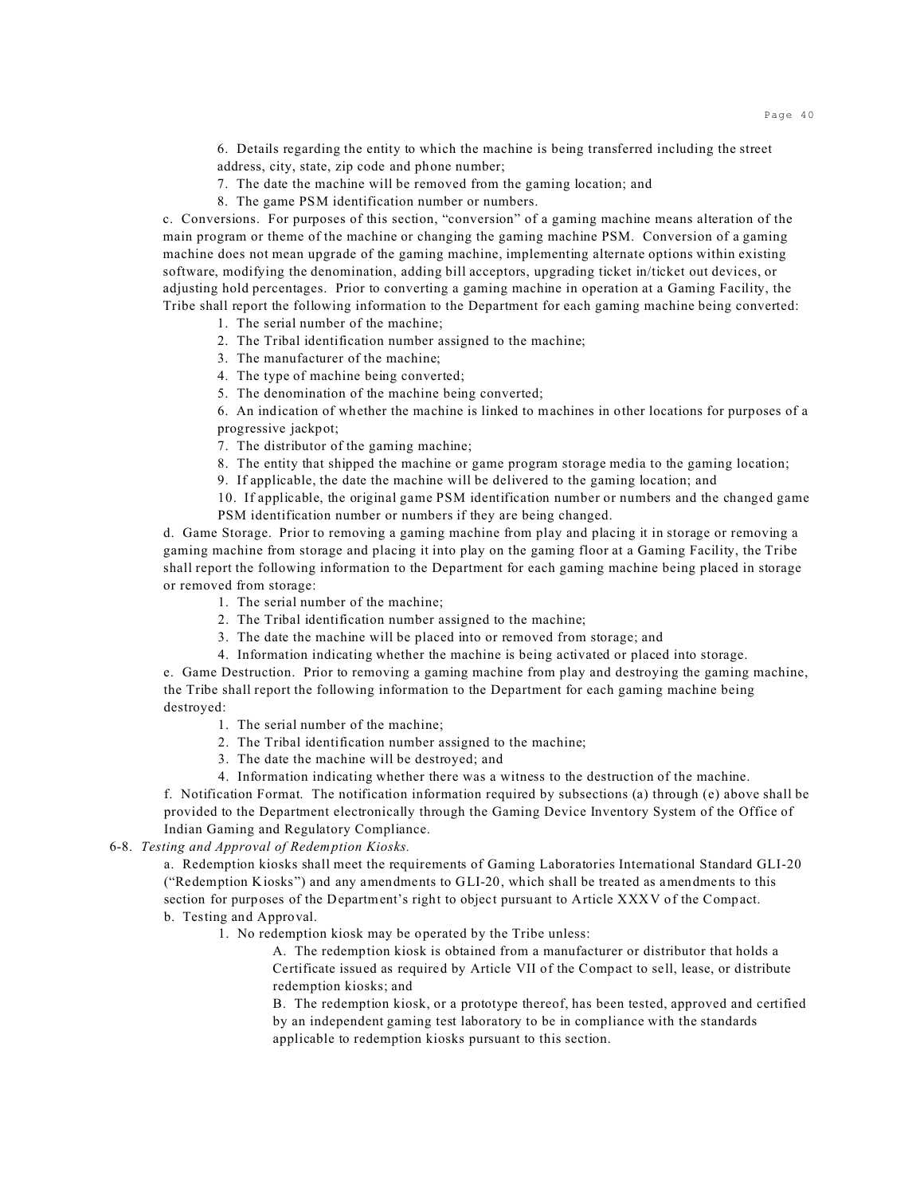6. Details regarding the entity to which the machine is being transferred including the street address, city, state, zip code and phone number;

7. The date the machine will be removed from the gaming location; and

8. The game PSM identification number or numbers.

c. Conversions. For purposes of this section, "conversion" of a gaming machine means alteration of the main program or theme of the machine or changing the gaming machine PSM. Conversion of a gaming machine does not mean upgrade of the gaming machine, implementing alternate options within existing software, modifying the denomination, adding bill acceptors, upgrading ticket in/ticket out devices, or adjusting hold percentages. Prior to converting a gaming machine in operation at a Gaming Facility, the Tribe shall report the following information to the Department for each gaming machine being converted:

1. The serial number of the machine;
2. The Tribal identification number assigned to the machine;
3. The manufacturer of the machine;
4. The type of machine being converted;
5. The denomination of the machine being converted;
6. An indication of whether the machine is linked to machines in other locations for purposes of a progressive jackpot;
7. The distributor of the gaming machine;
8. The entity that shipped the machine or game program storage media to the gaming location;
9. If applicable, the date the machine will be delivered to the gaming location; and
10. If applicable, the original game PSM identification number or numbers and the changed game PSM identification number or numbers if they are being changed.

d. Game Storage. Prior to removing a gaming machine from play and placing it in storage or removing a gaming machine from storage and placing it into play on the gaming floor at a Gaming Facility, the Tribe shall report the following information to the Department for each gaming machine being placed in storage or removed from storage:

1. The serial number of the machine;
2. The Tribal identification number assigned to the machine;
3. The date the machine will be placed into or removed from storage; and
4. Information indicating whether the machine is being activated or placed into storage.

e. Game Destruction. Prior to removing a gaming machine from play and destroying the gaming machine, the Tribe shall report the following information to the Department for each gaming machine being destroyed:

1. The serial number of the machine;
2. The Tribal identification number assigned to the machine;
3. The date the machine will be destroyed; and
4. Information indicating whether there was a witness to the destruction of the machine.

f. Notification Format. The notification information required by subsections (a) through (e) above shall be provided to the Department electronically through the Gaming Device Inventory System of the Office of Indian Gaming and Regulatory Compliance.

6-8. *Testing and Approval of Redemption Kiosks.*

a. Redemption kiosks shall meet the requirements of Gaming Laboratories International Standard GLI-20 ("Redemption Kiosks") and any amendments to GLI-20, which shall be treated as amendments to this section for purposes of the Department's right to object pursuant to Article XXXV of the Compact.

b. Testing and Approval.

1. No redemption kiosk may be operated by the Tribe unless:

   A. The redemption kiosk is obtained from a manufacturer or distributor that holds a Certificate issued as required by Article VII of the Compact to sell, lease, or distribute redemption kiosks; and

   B. The redemption kiosk, or a prototype thereof, has been tested, approved and certified by an independent gaming test laboratory to be in compliance with the standards applicable to redemption kiosks pursuant to this section.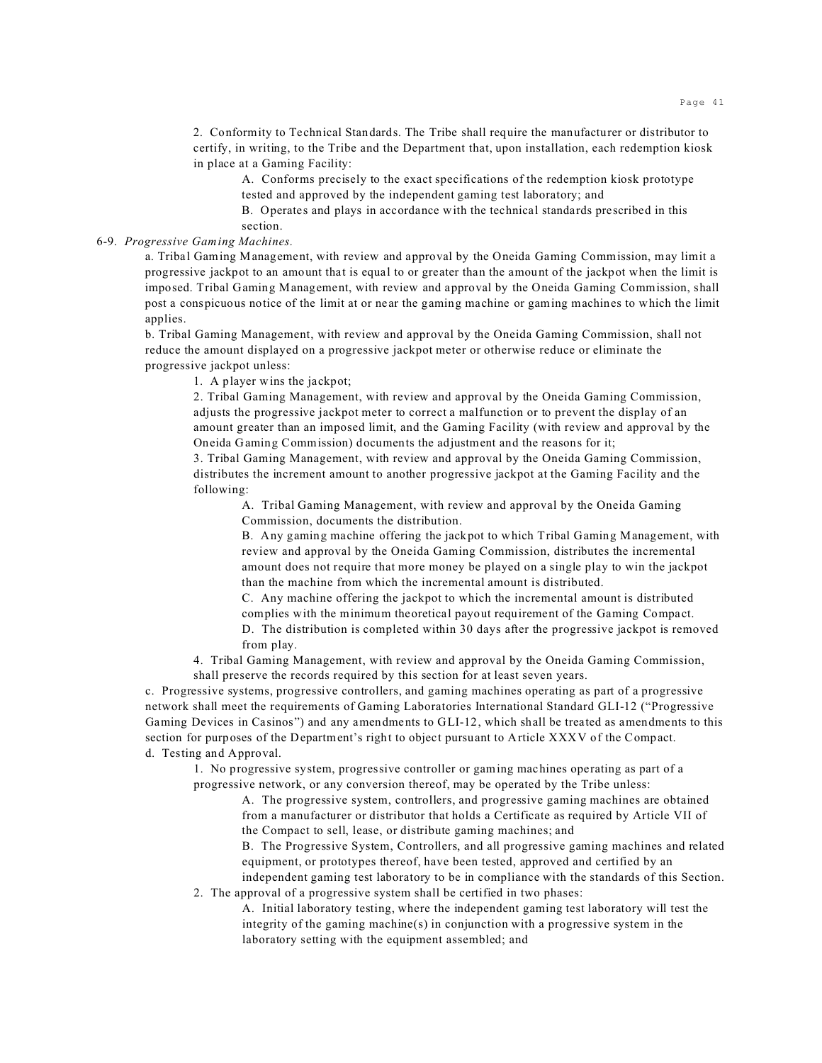2. Conformity to Technical Standards. The Tribe shall require the manufacturer or distributor to certify, in writing, to the Tribe and the Department that, upon installation, each redemption kiosk in place at a Gaming Facility:

A. Conforms precisely to the exact specifications of the redemption kiosk prototype tested and approved by the independent gaming test laboratory; and

B. Operates and plays in accordance with the technical standards prescribed in this section.

6-9. *Progressive Gaming Machines.*

a. Tribal Gaming Management, with review and approval by the Oneida Gaming Commission, may limit a progressive jackpot to an amount that is equal to or greater than the amount of the jackpot when the limit is imposed. Tribal Gaming Management, with review and approval by the Oneida Gaming Commission, shall post a conspicuous notice of the limit at or near the gaming machine or gaming machines to which the limit applies.

b. Tribal Gaming Management, with review and approval by the Oneida Gaming Commission, shall not reduce the amount displayed on a progressive jackpot meter or otherwise reduce or eliminate the progressive jackpot unless:

1. A player wins the jackpot;

2. Tribal Gaming Management, with review and approval by the Oneida Gaming Commission, adjusts the progressive jackpot meter to correct a malfunction or to prevent the display of an amount greater than an imposed limit, and the Gaming Facility (with review and approval by the Oneida Gaming Commission) documents the adjustment and the reasons for it;

3. Tribal Gaming Management, with review and approval by the Oneida Gaming Commission, distributes the increment amount to another progressive jackpot at the Gaming Facility and the following:

A. Tribal Gaming Management, with review and approval by the Oneida Gaming Commission, documents the distribution.

B. Any gaming machine offering the jackpot to which Tribal Gaming Management, with review and approval by the Oneida Gaming Commission, distributes the incremental amount does not require that more money be played on a single play to win the jackpot than the machine from which the incremental amount is distributed.

C. Any machine offering the jackpot to which the incremental amount is distributed complies with the minimum theoretical payout requirement of the Gaming Compact.

D. The distribution is completed within 30 days after the progressive jackpot is removed from play.

4. Tribal Gaming Management, with review and approval by the Oneida Gaming Commission, shall preserve the records required by this section for at least seven years.

c. Progressive systems, progressive controllers, and gaming machines operating as part of a progressive network shall meet the requirements of Gaming Laboratories International Standard GLI-12 ("Progressive Gaming Devices in Casinos") and any amendments to GLI-12, which shall be treated as amendments to this section for purposes of the Department's right to object pursuant to Article XXXV of the Compact.

d. Testing and Approval.

1. No progressive system, progressive controller or gaming machines operating as part of a progressive network, or any conversion thereof, may be operated by the Tribe unless:

A. The progressive system, controllers, and progressive gaming machines are obtained from a manufacturer or distributor that holds a Certificate as required by Article VII of the Compact to sell, lease, or distribute gaming machines; and

B. The Progressive System, Controllers, and all progressive gaming machines and related equipment, or prototypes thereof, have been tested, approved and certified by an independent gaming test laboratory to be in compliance with the standards of this Section.

2. The approval of a progressive system shall be certified in two phases:

A. Initial laboratory testing, where the independent gaming test laboratory will test the integrity of the gaming machine(s) in conjunction with a progressive system in the laboratory setting with the equipment assembled; and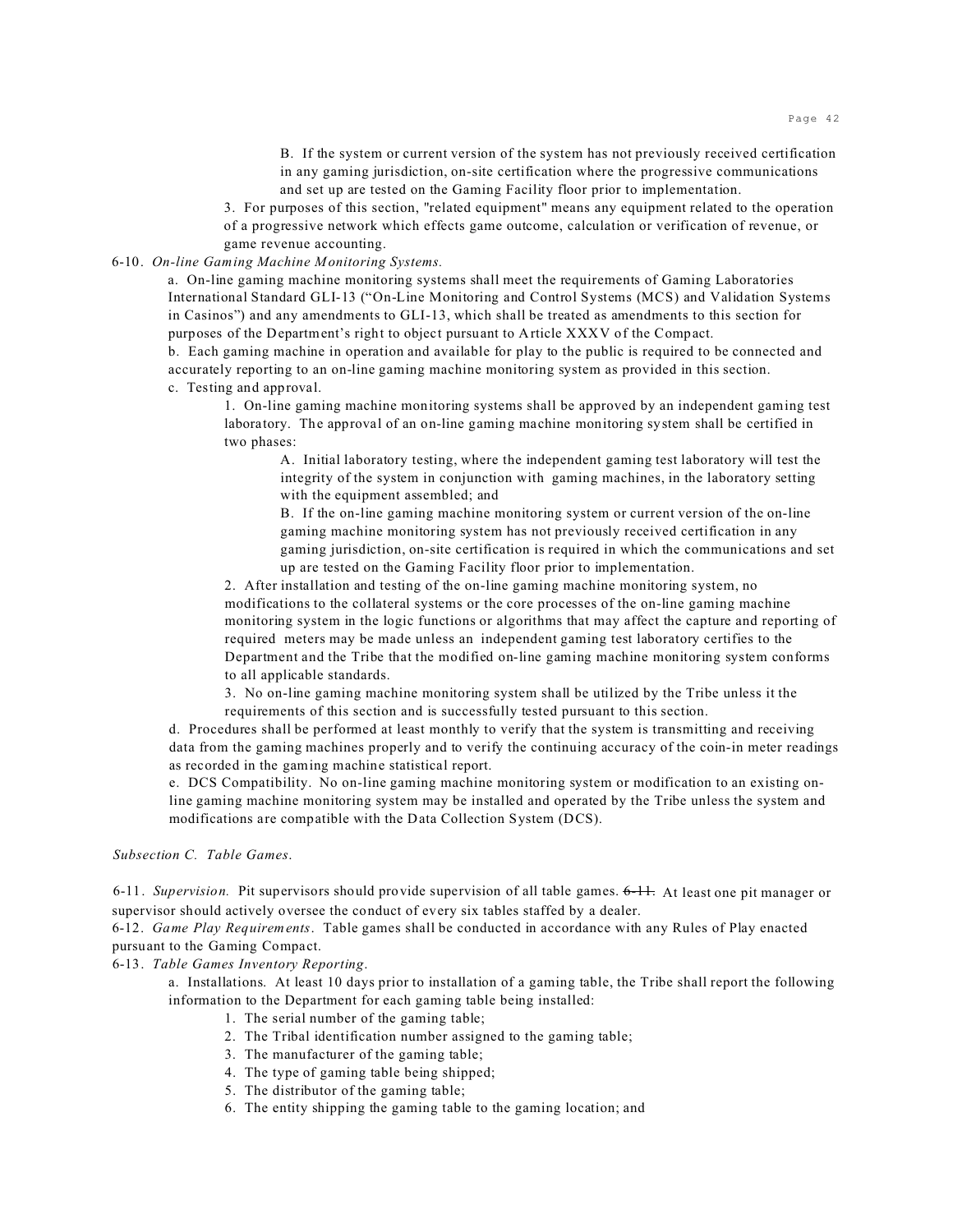B. If the system or current version of the system has not previously received certification in any gaming jurisdiction, on-site certification where the progressive communications and set up are tested on the Gaming Facility floor prior to implementation.

3. For purposes of this section, "related equipment" means any equipment related to the operation of a progressive network which effects game outcome, calculation or verification of revenue, or game revenue accounting.

6-10. *On-line Gaming Machine Monitoring Systems.*

a. On-line gaming machine monitoring systems shall meet the requirements of Gaming Laboratories International Standard GLI-13 ("On-Line Monitoring and Control Systems (MCS) and Validation Systems in Casinos") and any amendments to GLI-13, which shall be treated as amendments to this section for purposes of the Department's right to object pursuant to Article XXXV of the Compact.

b. Each gaming machine in operation and available for play to the public is required to be connected and accurately reporting to an on-line gaming machine monitoring system as provided in this section.

c. Testing and approval.

1. On-line gaming machine monitoring systems shall be approved by an independent gaming test laboratory. The approval of an on-line gaming machine monitoring system shall be certified in two phases:

A. Initial laboratory testing, where the independent gaming test laboratory will test the integrity of the system in conjunction with gaming machines, in the laboratory setting with the equipment assembled; and

B. If the on-line gaming machine monitoring system or current version of the on-line gaming machine monitoring system has not previously received certification in any gaming jurisdiction, on-site certification is required in which the communications and set up are tested on the Gaming Facility floor prior to implementation.

2. After installation and testing of the on-line gaming machine monitoring system, no modifications to the collateral systems or the core processes of the on-line gaming machine monitoring system in the logic functions or algorithms that may affect the capture and reporting of required meters may be made unless an independent gaming test laboratory certifies to the Department and the Tribe that the modified on-line gaming machine monitoring system conforms to all applicable standards.

3. No on-line gaming machine monitoring system shall be utilized by the Tribe unless it the requirements of this section and is successfully tested pursuant to this section.

d. Procedures shall be performed at least monthly to verify that the system is transmitting and receiving data from the gaming machines properly and to verify the continuing accuracy of the coin-in meter readings as recorded in the gaming machine statistical report.

e. DCS Compatibility. No on-line gaming machine monitoring system or modification to an existing on-line gaming machine monitoring system may be installed and operated by the Tribe unless the system and modifications are compatible with the Data Collection System (DCS).

*Subsection C. Table Games.*

6-11. *Supervision.* Pit supervisors should provide supervision of all table games. ~~6-11.~~ At least one pit manager or supervisor should actively oversee the conduct of every six tables staffed by a dealer.

6-12. *Game Play Requirements.* Table games shall be conducted in accordance with any Rules of Play enacted pursuant to the Gaming Compact.

6-13. *Table Games Inventory Reporting.*

a. Installations. At least 10 days prior to installation of a gaming table, the Tribe shall report the following information to the Department for each gaming table being installed:

1. The serial number of the gaming table;
2. The Tribal identification number assigned to the gaming table;
3. The manufacturer of the gaming table;
4. The type of gaming table being shipped;
5. The distributor of the gaming table;
6. The entity shipping the gaming table to the gaming location; and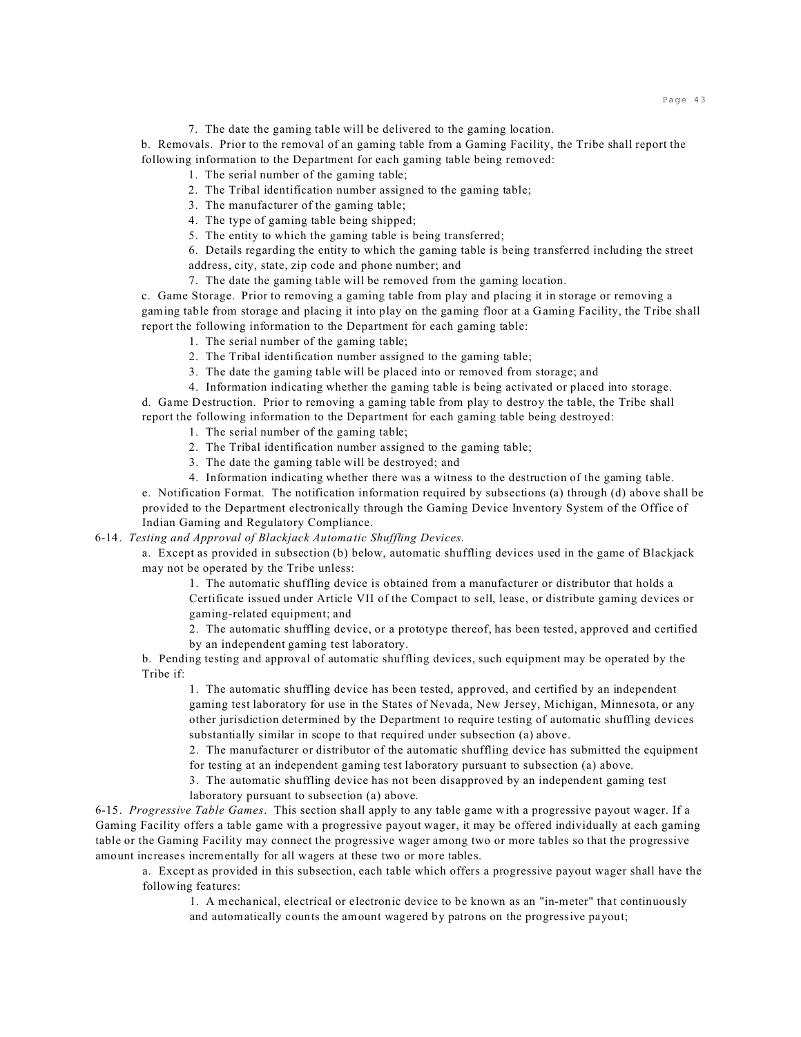7. The date the gaming table will be delivered to the gaming location.

b. Removals. Prior to the removal of an gaming table from a Gaming Facility, the Tribe shall report the following information to the Department for each gaming table being removed:

1. The serial number of the gaming table;
2. The Tribal identification number assigned to the gaming table;
3. The manufacturer of the gaming table;
4. The type of gaming table being shipped;
5. The entity to which the gaming table is being transferred;
6. Details regarding the entity to which the gaming table is being transferred including the street address, city, state, zip code and phone number; and
7. The date the gaming table will be removed from the gaming location.

c. Game Storage. Prior to removing a gaming table from play and placing it in storage or removing a gaming table from storage and placing it into play on the gaming floor at a Gaming Facility, the Tribe shall report the following information to the Department for each gaming table:

1. The serial number of the gaming table;
2. The Tribal identification number assigned to the gaming table;
3. The date the gaming table will be placed into or removed from storage; and
4. Information indicating whether the gaming table is being activated or placed into storage.

d. Game Destruction. Prior to removing a gaming table from play to destroy the table, the Tribe shall report the following information to the Department for each gaming table being destroyed:

1. The serial number of the gaming table;
2. The Tribal identification number assigned to the gaming table;
3. The date the gaming table will be destroyed; and
4. Information indicating whether there was a witness to the destruction of the gaming table.

e. Notification Format. The notification information required by subsections (a) through (d) above shall be provided to the Department electronically through the Gaming Device Inventory System of the Office of Indian Gaming and Regulatory Compliance.

6-14. *Testing and Approval of Blackjack Automatic Shuffling Devices.*

a. Except as provided in subsection (b) below, automatic shuffling devices used in the game of Blackjack may not be operated by the Tribe unless:

1. The automatic shuffling device is obtained from a manufacturer or distributor that holds a Certificate issued under Article VII of the Compact to sell, lease, or distribute gaming devices or gaming-related equipment; and
2. The automatic shuffling device, or a prototype thereof, has been tested, approved and certified by an independent gaming test laboratory.

b. Pending testing and approval of automatic shuffling devices, such equipment may be operated by the Tribe if:

1. The automatic shuffling device has been tested, approved, and certified by an independent gaming test laboratory for use in the States of Nevada, New Jersey, Michigan, Minnesota, or any other jurisdiction determined by the Department to require testing of automatic shuffling devices substantially similar in scope to that required under subsection (a) above.
2. The manufacturer or distributor of the automatic shuffling device has submitted the equipment for testing at an independent gaming test laboratory pursuant to subsection (a) above.
3. The automatic shuffling device has not been disapproved by an independent gaming test laboratory pursuant to subsection (a) above.

6-15. *Progressive Table Games*. This section shall apply to any table game with a progressive payout wager. If a Gaming Facility offers a table game with a progressive payout wager, it may be offered individually at each gaming table or the Gaming Facility may connect the progressive wager among two or more tables so that the progressive amount increases incrementally for all wagers at these two or more tables.

a. Except as provided in this subsection, each table which offers a progressive payout wager shall have the following features:

1. A mechanical, electrical or electronic device to be known as an "in-meter" that continuously and automatically counts the amount wagered by patrons on the progressive payout;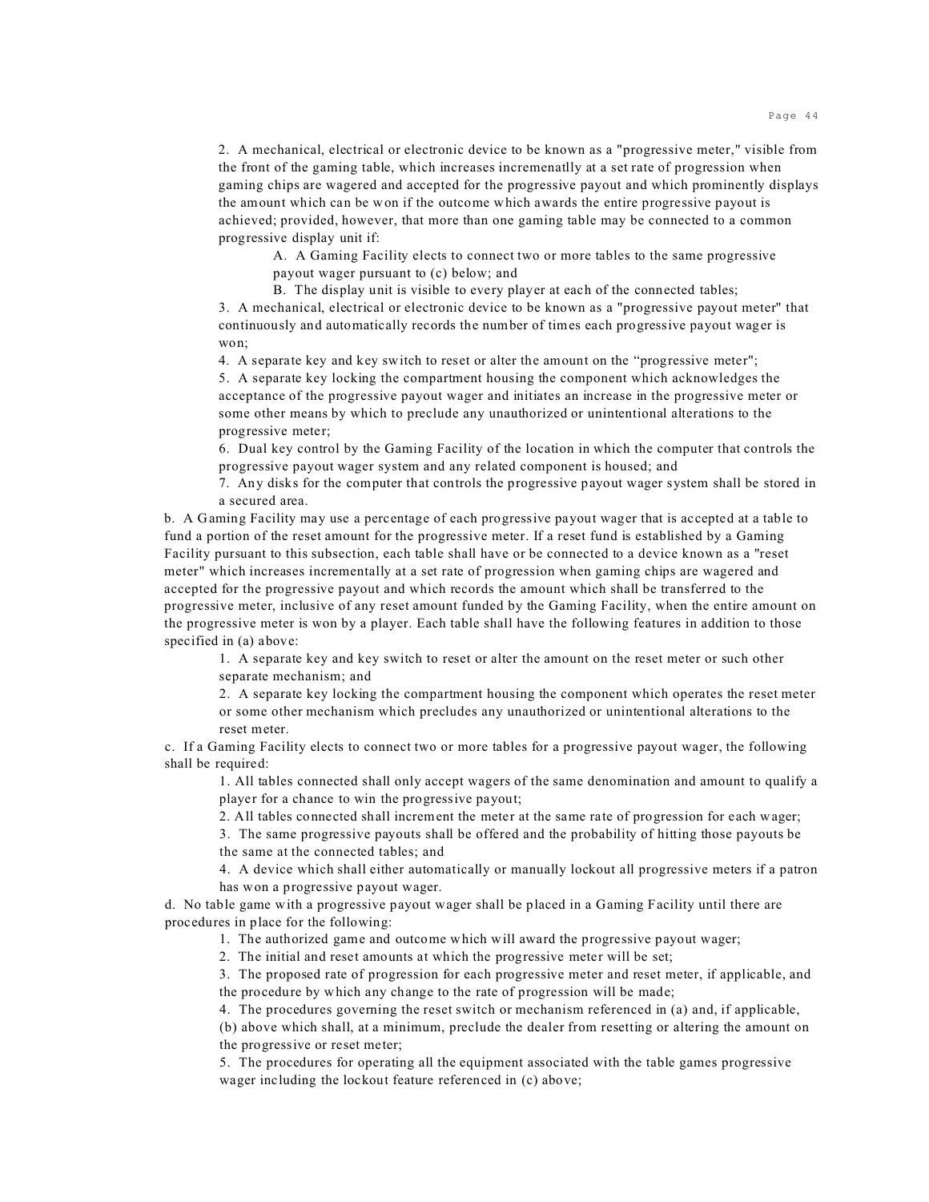2. A mechanical, electrical or electronic device to be known as a "progressive meter," visible from the front of the gaming table, which increases incremenatlly at a set rate of progression when gaming chips are wagered and accepted for the progressive payout and which prominently displays the amount which can be won if the outcome which awards the entire progressive payout is achieved; provided, however, that more than one gaming table may be connected to a common progressive display unit if:

A. A Gaming Facility elects to connect two or more tables to the same progressive payout wager pursuant to (c) below; and

B. The display unit is visible to every player at each of the connected tables;

3. A mechanical, electrical or electronic device to be known as a "progressive payout meter" that continuously and automatically records the number of times each progressive payout wager is won;

4. A separate key and key switch to reset or alter the amount on the "progressive meter";

5. A separate key locking the compartment housing the component which acknowledges the acceptance of the progressive payout wager and initiates an increase in the progressive meter or some other means by which to preclude any unauthorized or unintentional alterations to the progressive meter;

6. Dual key control by the Gaming Facility of the location in which the computer that controls the progressive payout wager system and any related component is housed; and

7. Any disks for the computer that controls the progressive payout wager system shall be stored in a secured area.

b. A Gaming Facility may use a percentage of each progressive payout wager that is accepted at a table to fund a portion of the reset amount for the progressive meter. If a reset fund is established by a Gaming Facility pursuant to this subsection, each table shall have or be connected to a device known as a "reset meter" which increases incrementally at a set rate of progression when gaming chips are wagered and accepted for the progressive payout and which records the amount which shall be transferred to the progressive meter, inclusive of any reset amount funded by the Gaming Facility, when the entire amount on the progressive meter is won by a player. Each table shall have the following features in addition to those specified in (a) above:

1. A separate key and key switch to reset or alter the amount on the reset meter or such other separate mechanism; and

2. A separate key locking the compartment housing the component which operates the reset meter or some other mechanism which precludes any unauthorized or unintentional alterations to the reset meter.

c. If a Gaming Facility elects to connect two or more tables for a progressive payout wager, the following shall be required:

1. All tables connected shall only accept wagers of the same denomination and amount to qualify a player for a chance to win the progressive payout;

2. All tables connected shall increment the meter at the same rate of progression for each wager;

3. The same progressive payouts shall be offered and the probability of hitting those payouts be the same at the connected tables; and

4. A device which shall either automatically or manually lockout all progressive meters if a patron has won a progressive payout wager.

d. No table game with a progressive payout wager shall be placed in a Gaming Facility until there are procedures in place for the following:

1. The authorized game and outcome which will award the progressive payout wager;

2. The initial and reset amounts at which the progressive meter will be set;

3. The proposed rate of progression for each progressive meter and reset meter, if applicable, and the procedure by which any change to the rate of progression will be made;

4. The procedures governing the reset switch or mechanism referenced in (a) and, if applicable, (b) above which shall, at a minimum, preclude the dealer from resetting or altering the amount on the progressive or reset meter;

5. The procedures for operating all the equipment associated with the table games progressive wager including the lockout feature referenced in (c) above;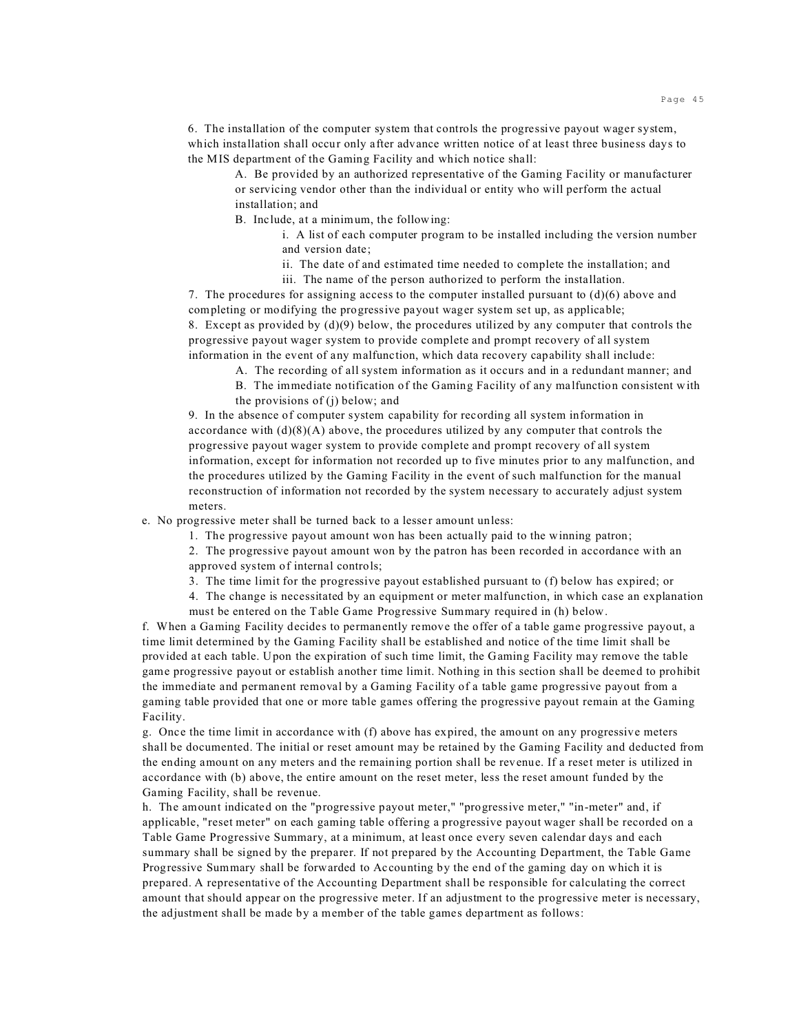6. The installation of the computer system that controls the progressive payout wager system, which installation shall occur only after advance written notice of at least three business days to the MIS department of the Gaming Facility and which notice shall:

   A. Be provided by an authorized representative of the Gaming Facility or manufacturer or servicing vendor other than the individual or entity who will perform the actual installation; and

   B. Include, at a minimum, the following:

      i. A list of each computer program to be installed including the version number and version date;

      ii. The date of and estimated time needed to complete the installation; and

      iii. The name of the person authorized to perform the installation.

7. The procedures for assigning access to the computer installed pursuant to (d)(6) above and completing or modifying the progressive payout wager system set up, as applicable;

8. Except as provided by (d)(9) below, the procedures utilized by any computer that controls the progressive payout wager system to provide complete and prompt recovery of all system information in the event of any malfunction, which data recovery capability shall include:

   A. The recording of all system information as it occurs and in a redundant manner; and

   B. The immediate notification of the Gaming Facility of any malfunction consistent with the provisions of (j) below; and

9. In the absence of computer system capability for recording all system information in accordance with (d)(8)(A) above, the procedures utilized by any computer that controls the progressive payout wager system to provide complete and prompt recovery of all system information, except for information not recorded up to five minutes prior to any malfunction, and the procedures utilized by the Gaming Facility in the event of such malfunction for the manual reconstruction of information not recorded by the system necessary to accurately adjust system meters.

e. No progressive meter shall be turned back to a lesser amount unless:

   1. The progressive payout amount won has been actually paid to the winning patron;

   2. The progressive payout amount won by the patron has been recorded in accordance with an approved system of internal controls;

   3. The time limit for the progressive payout established pursuant to (f) below has expired; or

   4. The change is necessitated by an equipment or meter malfunction, in which case an explanation must be entered on the Table Game Progressive Summary required in (h) below.

f. When a Gaming Facility decides to permanently remove the offer of a table game progressive payout, a time limit determined by the Gaming Facility shall be established and notice of the time limit shall be provided at each table. Upon the expiration of such time limit, the Gaming Facility may remove the table game progressive payout or establish another time limit. Nothing in this section shall be deemed to prohibit the immediate and permanent removal by a Gaming Facility of a table game progressive payout from a gaming table provided that one or more table games offering the progressive payout remain at the Gaming Facility.

g. Once the time limit in accordance with (f) above has expired, the amount on any progressive meters shall be documented. The initial or reset amount may be retained by the Gaming Facility and deducted from the ending amount on any meters and the remaining portion shall be revenue. If a reset meter is utilized in accordance with (b) above, the entire amount on the reset meter, less the reset amount funded by the Gaming Facility, shall be revenue.

h. The amount indicated on the "progressive payout meter," "progressive meter," "in-meter" and, if applicable, "reset meter" on each gaming table offering a progressive payout wager shall be recorded on a Table Game Progressive Summary, at a minimum, at least once every seven calendar days and each summary shall be signed by the preparer. If not prepared by the Accounting Department, the Table Game Progressive Summary shall be forwarded to Accounting by the end of the gaming day on which it is prepared. A representative of the Accounting Department shall be responsible for calculating the correct amount that should appear on the progressive meter. If an adjustment to the progressive meter is necessary, the adjustment shall be made by a member of the table games department as follows: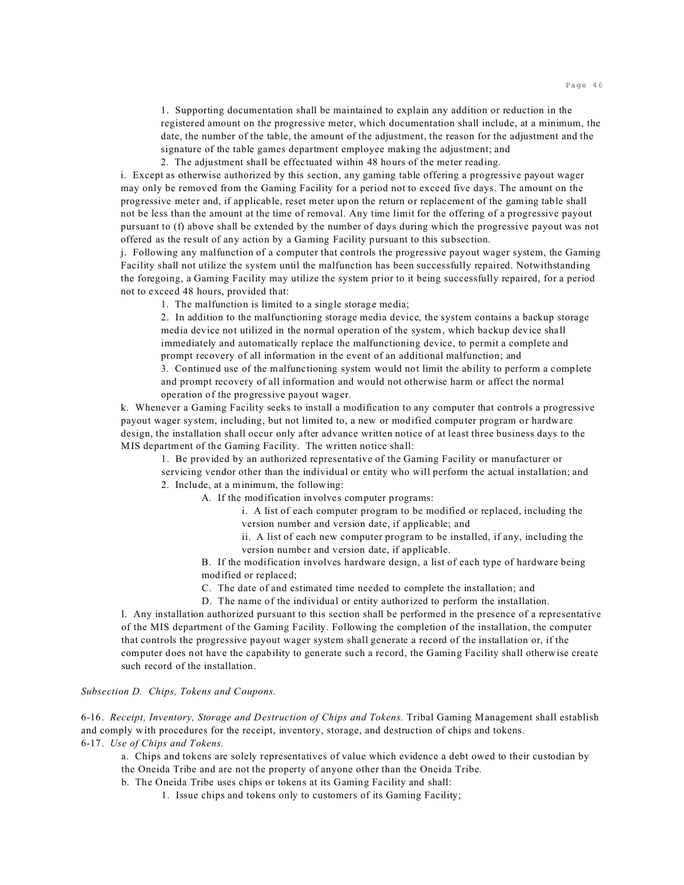1. Supporting documentation shall be maintained to explain any addition or reduction in the registered amount on the progressive meter, which documentation shall include, at a minimum, the date, the number of the table, the amount of the adjustment, the reason for the adjustment and the signature of the table games department employee making the adjustment; and
2. The adjustment shall be effectuated within 48 hours of the meter reading.

i. Except as otherwise authorized by this section, any gaming table offering a progressive payout wager may only be removed from the Gaming Facility for a period not to exceed five days. The amount on the progressive meter and, if applicable, reset meter upon the return or replacement of the gaming table shall not be less than the amount at the time of removal. Any time limit for the offering of a progressive payout pursuant to (f) above shall be extended by the number of days during which the progressive payout was not offered as the result of any action by a Gaming Facility pursuant to this subsection.

j. Following any malfunction of a computer that controls the progressive payout wager system, the Gaming Facility shall not utilize the system until the malfunction has been successfully repaired. Notwithstanding the foregoing, a Gaming Facility may utilize the system prior to it being successfully repaired, for a period not to exceed 48 hours, provided that:

1. The malfunction is limited to a single storage media;
2. In addition to the malfunctioning storage media device, the system contains a backup storage media device not utilized in the normal operation of the system, which backup device shall immediately and automatically replace the malfunctioning device, to permit a complete and prompt recovery of all information in the event of an additional malfunction; and
3. Continued use of the malfunctioning system would not limit the ability to perform a complete and prompt recovery of all information and would not otherwise harm or affect the normal operation of the progressive payout wager.

k. Whenever a Gaming Facility seeks to install a modification to any computer that controls a progressive payout wager system, including, but not limited to, a new or modified computer program or hardware design, the installation shall occur only after advance written notice of at least three business days to the MIS department of the Gaming Facility. The written notice shall:

1. Be provided by an authorized representative of the Gaming Facility or manufacturer or servicing vendor other than the individual or entity who will perform the actual installation; and
2. Include, at a minimum, the following:
   - A. If the modification involves computer programs:
     - i. A list of each computer program to be modified or replaced, including the version number and version date, if applicable; and
     - ii. A list of each new computer program to be installed, if any, including the version number and version date, if applicable.
   - B. If the modification involves hardware design, a list of each type of hardware being modified or replaced;
   - C. The date of and estimated time needed to complete the installation; and
   - D. The name of the individual or entity authorized to perform the installation.

l. Any installation authorized pursuant to this section shall be performed in the presence of a representative of the MIS department of the Gaming Facility. Following the completion of the installation, the computer that controls the progressive payout wager system shall generate a record of the installation or, if the computer does not have the capability to generate such a record, the Gaming Facility shall otherwise create such record of the installation.

*Subsection D. Chips, Tokens and Coupons.*

6-16. *Receipt, Inventory, Storage and Destruction of Chips and Tokens.* Tribal Gaming Management shall establish and comply with procedures for the receipt, inventory, storage, and destruction of chips and tokens.

6-17. *Use of Chips and Tokens.*

a. Chips and tokens are solely representatives of value which evidence a debt owed to their custodian by the Oneida Tribe and are not the property of anyone other than the Oneida Tribe.

b. The Oneida Tribe uses chips or tokens at its Gaming Facility and shall:

1. Issue chips and tokens only to customers of its Gaming Facility;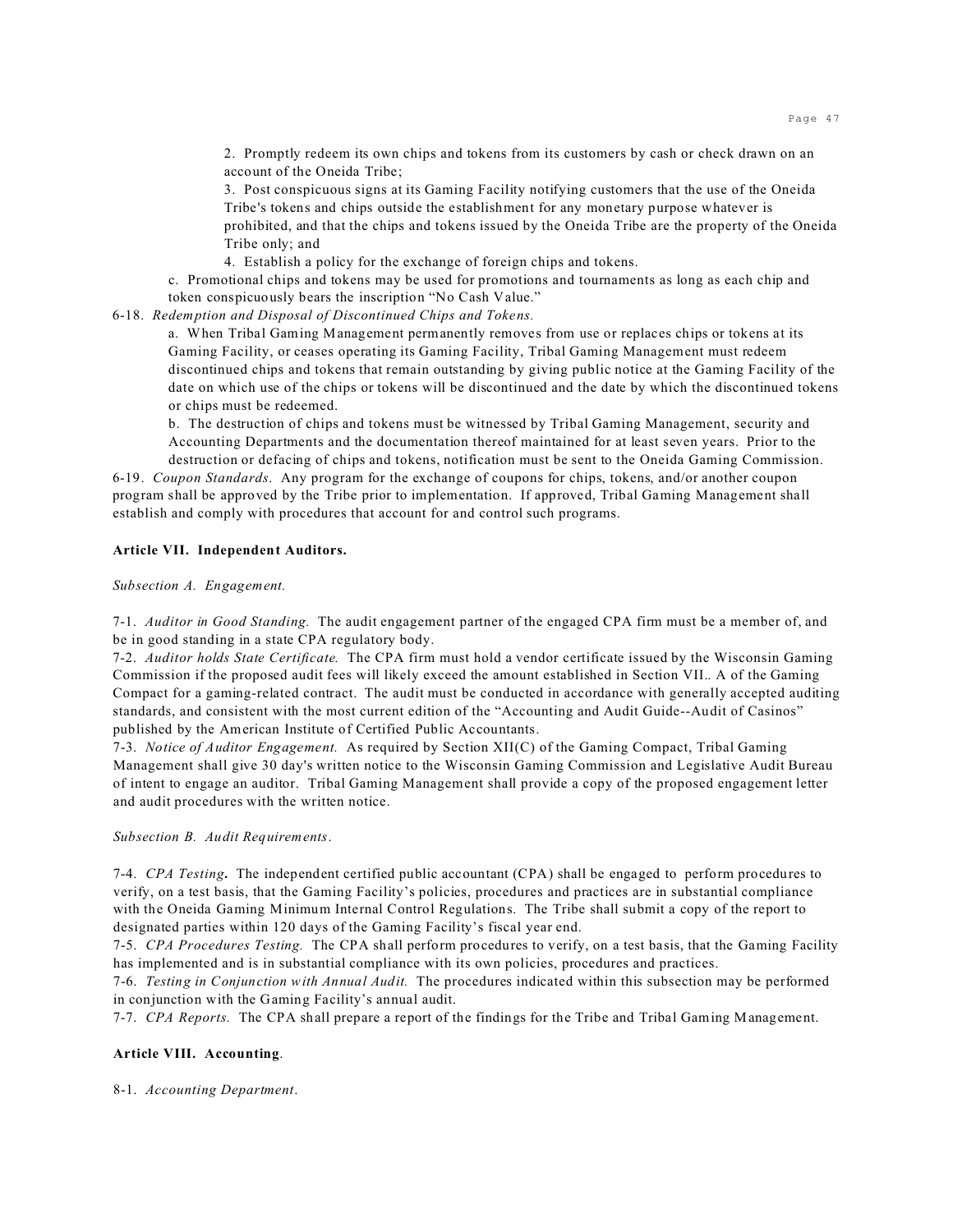2. Promptly redeem its own chips and tokens from its customers by cash or check drawn on an account of the Oneida Tribe;

3. Post conspicuous signs at its Gaming Facility notifying customers that the use of the Oneida Tribe's tokens and chips outside the establishment for any monetary purpose whatever is prohibited, and that the chips and tokens issued by the Oneida Tribe are the property of the Oneida Tribe only; and

4. Establish a policy for the exchange of foreign chips and tokens.

c. Promotional chips and tokens may be used for promotions and tournaments as long as each chip and token conspicuously bears the inscription "No Cash Value."

6-18. *Redemption and Disposal of Discontinued Chips and Tokens.*

a. When Tribal Gaming Management permanently removes from use or replaces chips or tokens at its Gaming Facility, or ceases operating its Gaming Facility, Tribal Gaming Management must redeem discontinued chips and tokens that remain outstanding by giving public notice at the Gaming Facility of the date on which use of the chips or tokens will be discontinued and the date by which the discontinued tokens or chips must be redeemed.

b. The destruction of chips and tokens must be witnessed by Tribal Gaming Management, security and Accounting Departments and the documentation thereof maintained for at least seven years. Prior to the destruction or defacing of chips and tokens, notification must be sent to the Oneida Gaming Commission.

6-19. *Coupon Standards.* Any program for the exchange of coupons for chips, tokens, and/or another coupon program shall be approved by the Tribe prior to implementation. If approved, Tribal Gaming Management shall establish and comply with procedures that account for and control such programs.

**Article VII. Independent Auditors.**

*Subsection A. Engagement.*

7-1. *Auditor in Good Standing.* The audit engagement partner of the engaged CPA firm must be a member of, and be in good standing in a state CPA regulatory body.

7-2. *Auditor holds State Certificate.* The CPA firm must hold a vendor certificate issued by the Wisconsin Gaming Commission if the proposed audit fees will likely exceed the amount established in Section VII.. A of the Gaming Compact for a gaming-related contract. The audit must be conducted in accordance with generally accepted auditing standards, and consistent with the most current edition of the "Accounting and Audit Guide--Audit of Casinos" published by the American Institute of Certified Public Accountants.

7-3. *Notice of Auditor Engagement.* As required by Section XII(C) of the Gaming Compact, Tribal Gaming Management shall give 30 day's written notice to the Wisconsin Gaming Commission and Legislative Audit Bureau of intent to engage an auditor. Tribal Gaming Management shall provide a copy of the proposed engagement letter and audit procedures with the written notice.

*Subsection B. Audit Requirements.*

7-4. *CPA Testing***.** The independent certified public accountant (CPA) shall be engaged to perform procedures to verify, on a test basis, that the Gaming Facility's policies, procedures and practices are in substantial compliance with the Oneida Gaming Minimum Internal Control Regulations. The Tribe shall submit a copy of the report to designated parties within 120 days of the Gaming Facility's fiscal year end.

7-5. *CPA Procedures Testing.* The CPA shall perform procedures to verify, on a test basis, that the Gaming Facility has implemented and is in substantial compliance with its own policies, procedures and practices.

7-6. *Testing in Conjunction with Annual Audit.* The procedures indicated within this subsection may be performed in conjunction with the Gaming Facility's annual audit.

7-7. *CPA Reports.* The CPA shall prepare a report of the findings for the Tribe and Tribal Gaming Management.

**Article VIII. Accounting**.

8-1. *Accounting Department*.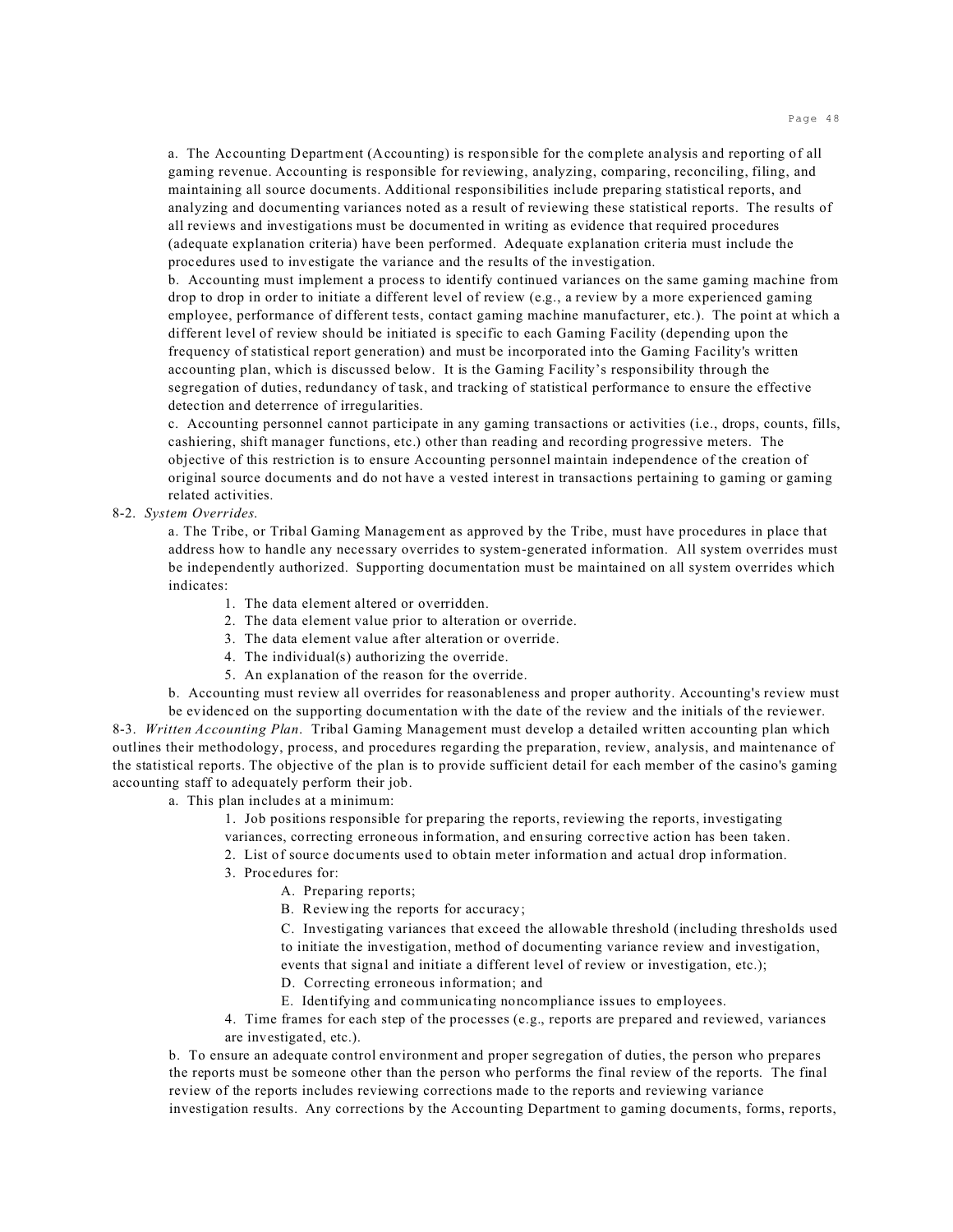a. The Accounting Department (Accounting) is responsible for the complete analysis and reporting of all gaming revenue. Accounting is responsible for reviewing, analyzing, comparing, reconciling, filing, and maintaining all source documents. Additional responsibilities include preparing statistical reports, and analyzing and documenting variances noted as a result of reviewing these statistical reports. The results of all reviews and investigations must be documented in writing as evidence that required procedures (adequate explanation criteria) have been performed. Adequate explanation criteria must include the procedures used to investigate the variance and the results of the investigation.

b. Accounting must implement a process to identify continued variances on the same gaming machine from drop to drop in order to initiate a different level of review (e.g., a review by a more experienced gaming employee, performance of different tests, contact gaming machine manufacturer, etc.). The point at which a different level of review should be initiated is specific to each Gaming Facility (depending upon the frequency of statistical report generation) and must be incorporated into the Gaming Facility's written accounting plan, which is discussed below. It is the Gaming Facility's responsibility through the segregation of duties, redundancy of task, and tracking of statistical performance to ensure the effective detection and deterrence of irregularities.

c. Accounting personnel cannot participate in any gaming transactions or activities (i.e., drops, counts, fills, cashiering, shift manager functions, etc.) other than reading and recording progressive meters. The objective of this restriction is to ensure Accounting personnel maintain independence of the creation of original source documents and do not have a vested interest in transactions pertaining to gaming or gaming related activities.

8-2. *System Overrides.*

a. The Tribe, or Tribal Gaming Management as approved by the Tribe, must have procedures in place that address how to handle any necessary overrides to system-generated information. All system overrides must be independently authorized. Supporting documentation must be maintained on all system overrides which indicates:

1. The data element altered or overridden.
2. The data element value prior to alteration or override.
3. The data element value after alteration or override.
4. The individual(s) authorizing the override.
5. An explanation of the reason for the override.

b. Accounting must review all overrides for reasonableness and proper authority. Accounting's review must be evidenced on the supporting documentation with the date of the review and the initials of the reviewer.

8-3. *Written Accounting Plan.* Tribal Gaming Management must develop a detailed written accounting plan which outlines their methodology, process, and procedures regarding the preparation, review, analysis, and maintenance of the statistical reports. The objective of the plan is to provide sufficient detail for each member of the casino's gaming accounting staff to adequately perform their job.

a. This plan includes at a minimum:

1. Job positions responsible for preparing the reports, reviewing the reports, investigating variances, correcting erroneous information, and ensuring corrective action has been taken.
2. List of source documents used to obtain meter information and actual drop information.
3. Procedures for:
   - A. Preparing reports;
   - B. Reviewing the reports for accuracy;
   - C. Investigating variances that exceed the allowable threshold (including thresholds used to initiate the investigation, method of documenting variance review and investigation, events that signal and initiate a different level of review or investigation, etc.);
   - D. Correcting erroneous information; and
   - E. Identifying and communicating noncompliance issues to employees.
4. Time frames for each step of the processes (e.g., reports are prepared and reviewed, variances are investigated, etc.).

b. To ensure an adequate control environment and proper segregation of duties, the person who prepares the reports must be someone other than the person who performs the final review of the reports. The final review of the reports includes reviewing corrections made to the reports and reviewing variance investigation results. Any corrections by the Accounting Department to gaming documents, forms, reports,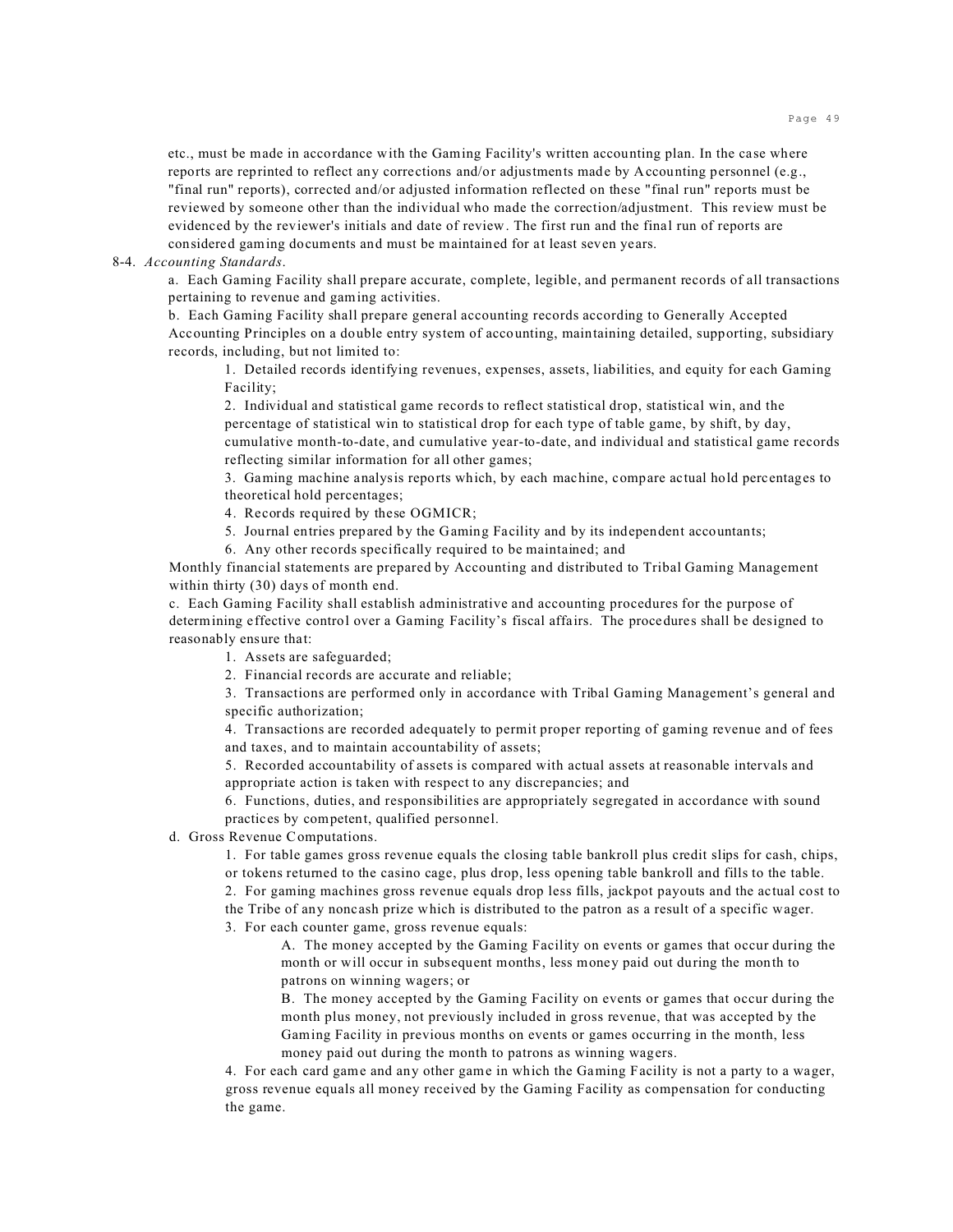etc., must be made in accordance with the Gaming Facility's written accounting plan. In the case where reports are reprinted to reflect any corrections and/or adjustments made by Accounting personnel (e.g., "final run" reports), corrected and/or adjusted information reflected on these "final run" reports must be reviewed by someone other than the individual who made the correction/adjustment. This review must be evidenced by the reviewer's initials and date of review. The first run and the final run of reports are considered gaming documents and must be maintained for at least seven years.

8-4. *Accounting Standards.*

a. Each Gaming Facility shall prepare accurate, complete, legible, and permanent records of all transactions pertaining to revenue and gaming activities.

b. Each Gaming Facility shall prepare general accounting records according to Generally Accepted Accounting Principles on a double entry system of accounting, maintaining detailed, supporting, subsidiary records, including, but not limited to:

1. Detailed records identifying revenues, expenses, assets, liabilities, and equity for each Gaming Facility;
2. Individual and statistical game records to reflect statistical drop, statistical win, and the percentage of statistical win to statistical drop for each type of table game, by shift, by day, cumulative month-to-date, and cumulative year-to-date, and individual and statistical game records reflecting similar information for all other games;
3. Gaming machine analysis reports which, by each machine, compare actual hold percentages to theoretical hold percentages;
4. Records required by these OGMICR;
5. Journal entries prepared by the Gaming Facility and by its independent accountants;
6. Any other records specifically required to be maintained; and

Monthly financial statements are prepared by Accounting and distributed to Tribal Gaming Management within thirty (30) days of month end.

c. Each Gaming Facility shall establish administrative and accounting procedures for the purpose of determining effective control over a Gaming Facility's fiscal affairs. The procedures shall be designed to reasonably ensure that:

1. Assets are safeguarded;
2. Financial records are accurate and reliable;
3. Transactions are performed only in accordance with Tribal Gaming Management's general and specific authorization;
4. Transactions are recorded adequately to permit proper reporting of gaming revenue and of fees and taxes, and to maintain accountability of assets;
5. Recorded accountability of assets is compared with actual assets at reasonable intervals and appropriate action is taken with respect to any discrepancies; and
6. Functions, duties, and responsibilities are appropriately segregated in accordance with sound practices by competent, qualified personnel.

d. Gross Revenue Computations.

1. For table games gross revenue equals the closing table bankroll plus credit slips for cash, chips, or tokens returned to the casino cage, plus drop, less opening table bankroll and fills to the table.
2. For gaming machines gross revenue equals drop less fills, jackpot payouts and the actual cost to the Tribe of any noncash prize which is distributed to the patron as a result of a specific wager.
3. For each counter game, gross revenue equals:

   A. The money accepted by the Gaming Facility on events or games that occur during the month or will occur in subsequent months, less money paid out during the month to patrons on winning wagers; or

   B. The money accepted by the Gaming Facility on events or games that occur during the month plus money, not previously included in gross revenue, that was accepted by the Gaming Facility in previous months on events or games occurring in the month, less money paid out during the month to patrons as winning wagers.

4. For each card game and any other game in which the Gaming Facility is not a party to a wager, gross revenue equals all money received by the Gaming Facility as compensation for conducting the game.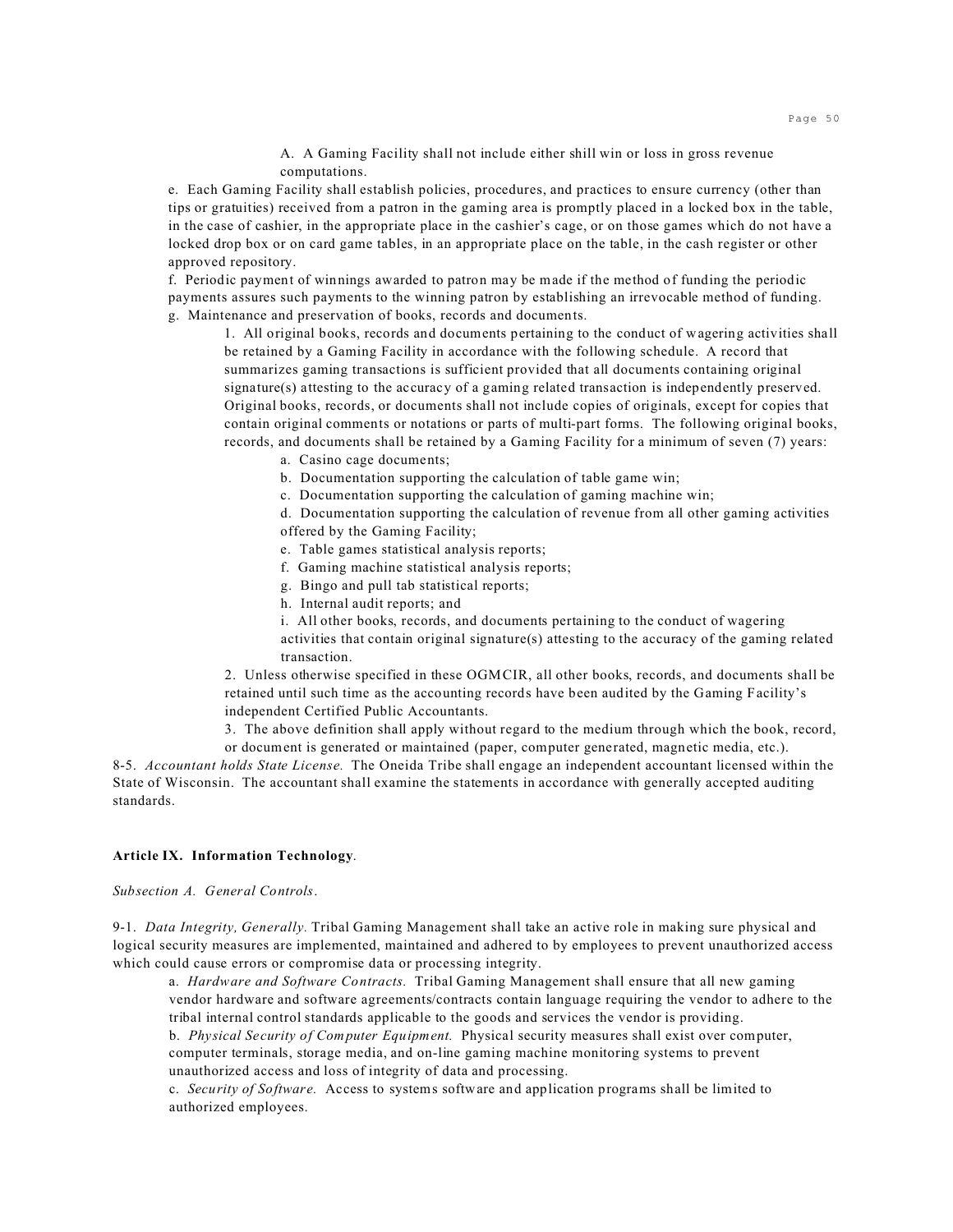A. A Gaming Facility shall not include either shill win or loss in gross revenue computations.

e. Each Gaming Facility shall establish policies, procedures, and practices to ensure currency (other than tips or gratuities) received from a patron in the gaming area is promptly placed in a locked box in the table, in the case of cashier, in the appropriate place in the cashier's cage, or on those games which do not have a locked drop box or on card game tables, in an appropriate place on the table, in the cash register or other approved repository.

f. Periodic payment of winnings awarded to patron may be made if the method of funding the periodic payments assures such payments to the winning patron by establishing an irrevocable method of funding.

g. Maintenance and preservation of books, records and documents.

1. All original books, records and documents pertaining to the conduct of wagering activities shall be retained by a Gaming Facility in accordance with the following schedule. A record that summarizes gaming transactions is sufficient provided that all documents containing original signature(s) attesting to the accuracy of a gaming related transaction is independently preserved. Original books, records, or documents shall not include copies of originals, except for copies that contain original comments or notations or parts of multi-part forms. The following original books, records, and documents shall be retained by a Gaming Facility for a minimum of seven (7) years:

a. Casino cage documents;

b. Documentation supporting the calculation of table game win;

c. Documentation supporting the calculation of gaming machine win;

d. Documentation supporting the calculation of revenue from all other gaming activities offered by the Gaming Facility;

e. Table games statistical analysis reports;

f. Gaming machine statistical analysis reports;

g. Bingo and pull tab statistical reports;

h. Internal audit reports; and

i. All other books, records, and documents pertaining to the conduct of wagering activities that contain original signature(s) attesting to the accuracy of the gaming related transaction.

2. Unless otherwise specified in these OGMCIR, all other books, records, and documents shall be retained until such time as the accounting records have been audited by the Gaming Facility's independent Certified Public Accountants.

3. The above definition shall apply without regard to the medium through which the book, record, or document is generated or maintained (paper, computer generated, magnetic media, etc.).

8-5. *Accountant holds State License.* The Oneida Tribe shall engage an independent accountant licensed within the State of Wisconsin. The accountant shall examine the statements in accordance with generally accepted auditing standards.

## Article IX. Information Technology.

*Subsection A. General Controls.*

9-1. *Data Integrity, Generally.* Tribal Gaming Management shall take an active role in making sure physical and logical security measures are implemented, maintained and adhered to by employees to prevent unauthorized access which could cause errors or compromise data or processing integrity.

a. *Hardware and Software Contracts.* Tribal Gaming Management shall ensure that all new gaming vendor hardware and software agreements/contracts contain language requiring the vendor to adhere to the tribal internal control standards applicable to the goods and services the vendor is providing.

b. *Physical Security of Computer Equipment.* Physical security measures shall exist over computer, computer terminals, storage media, and on-line gaming machine monitoring systems to prevent unauthorized access and loss of integrity of data and processing.

c. *Security of Software.* Access to systems software and application programs shall be limited to authorized employees.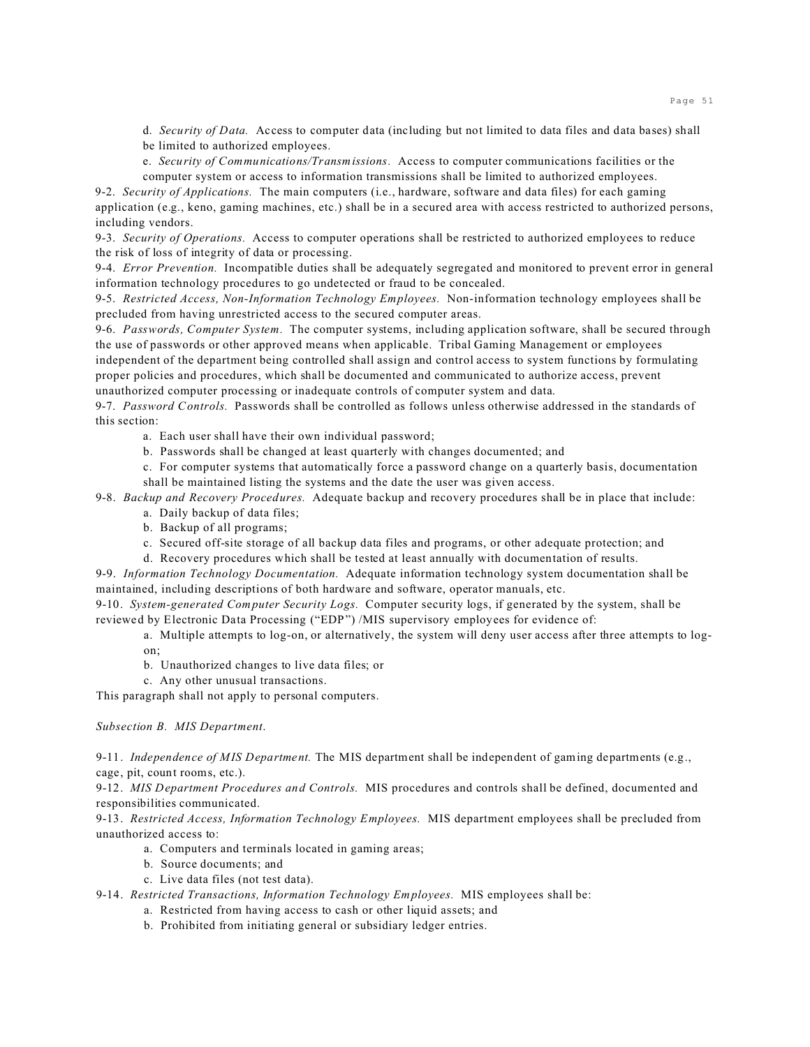d. *Security of Data.* Access to computer data (including but not limited to data files and data bases) shall be limited to authorized employees.

e. *Security of Communications/Transmissions.* Access to computer communications facilities or the computer system or access to information transmissions shall be limited to authorized employees.

9-2. *Security of Applications.* The main computers (i.e., hardware, software and data files) for each gaming application (e.g., keno, gaming machines, etc.) shall be in a secured area with access restricted to authorized persons, including vendors.

9-3. *Security of Operations.* Access to computer operations shall be restricted to authorized employees to reduce the risk of loss of integrity of data or processing.

9-4. *Error Prevention.* Incompatible duties shall be adequately segregated and monitored to prevent error in general information technology procedures to go undetected or fraud to be concealed.

9-5. *Restricted Access, Non-Information Technology Employees.* Non-information technology employees shall be precluded from having unrestricted access to the secured computer areas.

9-6. *Passwords, Computer System.* The computer systems, including application software, shall be secured through the use of passwords or other approved means when applicable. Tribal Gaming Management or employees independent of the department being controlled shall assign and control access to system functions by formulating proper policies and procedures, which shall be documented and communicated to authorize access, prevent unauthorized computer processing or inadequate controls of computer system and data.

9-7. *Password Controls.* Passwords shall be controlled as follows unless otherwise addressed in the standards of this section:

a. Each user shall have their own individual password;

b. Passwords shall be changed at least quarterly with changes documented; and

c. For computer systems that automatically force a password change on a quarterly basis, documentation shall be maintained listing the systems and the date the user was given access.

9-8. *Backup and Recovery Procedures.* Adequate backup and recovery procedures shall be in place that include:

a. Daily backup of data files;

b. Backup of all programs;

c. Secured off-site storage of all backup data files and programs, or other adequate protection; and

d. Recovery procedures which shall be tested at least annually with documentation of results.

9-9. *Information Technology Documentation.* Adequate information technology system documentation shall be maintained, including descriptions of both hardware and software, operator manuals, etc.

9-10. *System-generated Computer Security Logs.* Computer security logs, if generated by the system, shall be reviewed by Electronic Data Processing ("EDP") /MIS supervisory employees for evidence of:

a. Multiple attempts to log-on, or alternatively, the system will deny user access after three attempts to log-on;

b. Unauthorized changes to live data files; or

c. Any other unusual transactions.

This paragraph shall not apply to personal computers.

*Subsection B. MIS Department.*

9-11. *Independence of MIS Department.* The MIS department shall be independent of gaming departments (e.g., cage, pit, count rooms, etc.).

9-12. *MIS Department Procedures and Controls.* MIS procedures and controls shall be defined, documented and responsibilities communicated.

9-13. *Restricted Access, Information Technology Employees.* MIS department employees shall be precluded from unauthorized access to:

a. Computers and terminals located in gaming areas;

b. Source documents; and

c. Live data files (not test data).

9-14. *Restricted Transactions, Information Technology Employees.* MIS employees shall be:

a. Restricted from having access to cash or other liquid assets; and

b. Prohibited from initiating general or subsidiary ledger entries.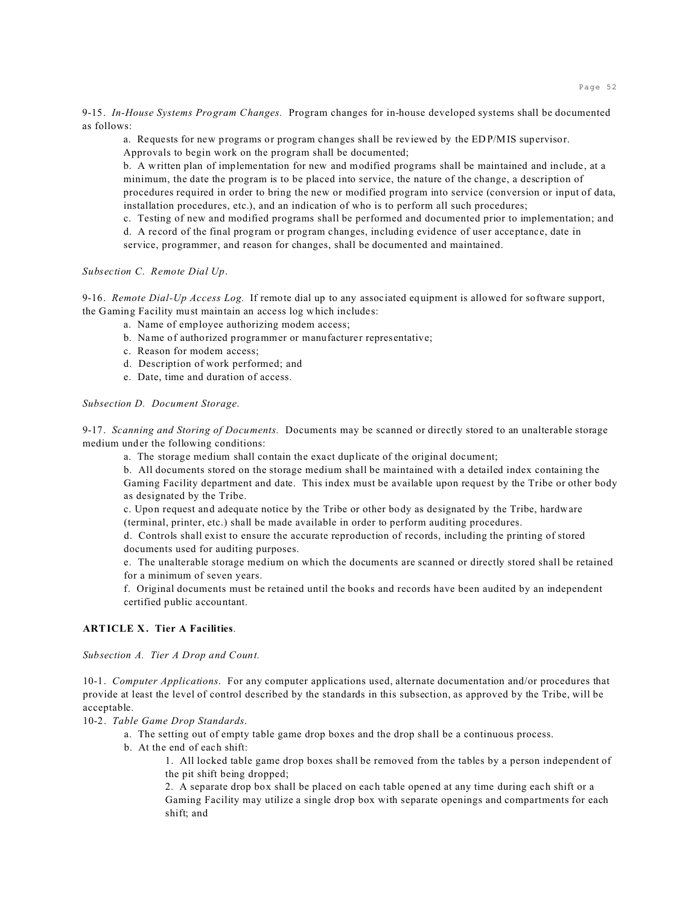9-15. *In-House Systems Program Changes.* Program changes for in-house developed systems shall be documented as follows:

a. Requests for new programs or program changes shall be reviewed by the EDP/MIS supervisor. Approvals to begin work on the program shall be documented;
b. A written plan of implementation for new and modified programs shall be maintained and include, at a minimum, the date the program is to be placed into service, the nature of the change, a description of procedures required in order to bring the new or modified program into service (conversion or input of data, installation procedures, etc.), and an indication of who is to perform all such procedures;
c. Testing of new and modified programs shall be performed and documented prior to implementation; and
d. A record of the final program or program changes, including evidence of user acceptance, date in service, programmer, and reason for changes, shall be documented and maintained.

*Subsection C. Remote Dial Up.*

9-16. *Remote Dial-Up Access Log.* If remote dial up to any associated equipment is allowed for software support, the Gaming Facility must maintain an access log which includes:

a. Name of employee authorizing modem access;
b. Name of authorized programmer or manufacturer representative;
c. Reason for modem access;
d. Description of work performed; and
e. Date, time and duration of access.

*Subsection D. Document Storage.*

9-17. *Scanning and Storing of Documents.* Documents may be scanned or directly stored to an unalterable storage medium under the following conditions:

a. The storage medium shall contain the exact duplicate of the original document;
b. All documents stored on the storage medium shall be maintained with a detailed index containing the Gaming Facility department and date. This index must be available upon request by the Tribe or other body as designated by the Tribe.
c. Upon request and adequate notice by the Tribe or other body as designated by the Tribe, hardware (terminal, printer, etc.) shall be made available in order to perform auditing procedures.
d. Controls shall exist to ensure the accurate reproduction of records, including the printing of stored documents used for auditing purposes.
e. The unalterable storage medium on which the documents are scanned or directly stored shall be retained for a minimum of seven years.
f. Original documents must be retained until the books and records have been audited by an independent certified public accountant.

**ARTICLE X. Tier A Facilities**.

*Subsection A. Tier A Drop and Count.*

10-1. *Computer Applications.* For any computer applications used, alternate documentation and/or procedures that provide at least the level of control described by the standards in this subsection, as approved by the Tribe, will be acceptable.

10-2. *Table Game Drop Standards.*

a. The setting out of empty table game drop boxes and the drop shall be a continuous process.
b. At the end of each shift:

1. All locked table game drop boxes shall be removed from the tables by a person independent of the pit shift being dropped;
2. A separate drop box shall be placed on each table opened at any time during each shift or a Gaming Facility may utilize a single drop box with separate openings and compartments for each shift; and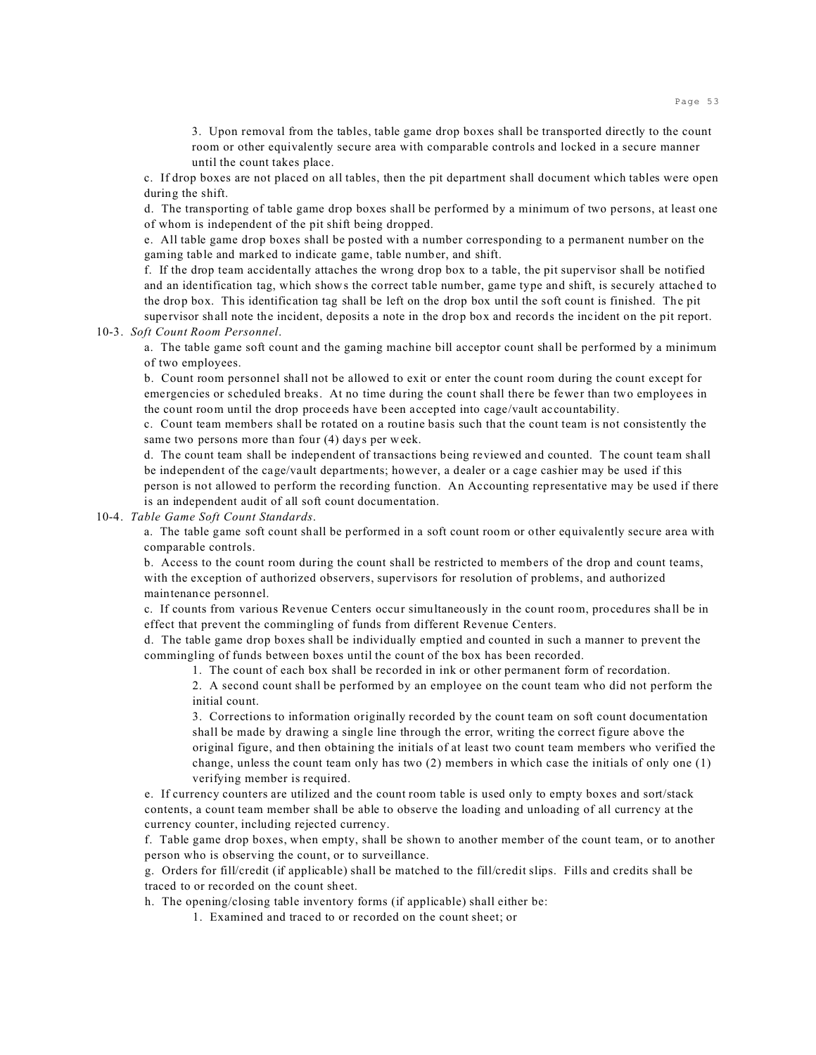3. Upon removal from the tables, table game drop boxes shall be transported directly to the count room or other equivalently secure area with comparable controls and locked in a secure manner until the count takes place.

c. If drop boxes are not placed on all tables, then the pit department shall document which tables were open during the shift.

d. The transporting of table game drop boxes shall be performed by a minimum of two persons, at least one of whom is independent of the pit shift being dropped.

e. All table game drop boxes shall be posted with a number corresponding to a permanent number on the gaming table and marked to indicate game, table number, and shift.

f. If the drop team accidentally attaches the wrong drop box to a table, the pit supervisor shall be notified and an identification tag, which shows the correct table number, game type and shift, is securely attached to the drop box. This identification tag shall be left on the drop box until the soft count is finished. The pit supervisor shall note the incident, deposits a note in the drop box and records the incident on the pit report.

10-3. *Soft Count Room Personnel*.

a. The table game soft count and the gaming machine bill acceptor count shall be performed by a minimum of two employees.

b. Count room personnel shall not be allowed to exit or enter the count room during the count except for emergencies or scheduled breaks. At no time during the count shall there be fewer than two employees in the count room until the drop proceeds have been accepted into cage/vault accountability.

c. Count team members shall be rotated on a routine basis such that the count team is not consistently the same two persons more than four (4) days per week.

d. The count team shall be independent of transactions being reviewed and counted. The count team shall be independent of the cage/vault departments; however, a dealer or a cage cashier may be used if this person is not allowed to perform the recording function. An Accounting representative may be used if there is an independent audit of all soft count documentation.

10-4. *Table Game Soft Count Standards*.

a. The table game soft count shall be performed in a soft count room or other equivalently secure area with comparable controls.

b. Access to the count room during the count shall be restricted to members of the drop and count teams, with the exception of authorized observers, supervisors for resolution of problems, and authorized maintenance personnel.

c. If counts from various Revenue Centers occur simultaneously in the count room, procedures shall be in effect that prevent the commingling of funds from different Revenue Centers.

d. The table game drop boxes shall be individually emptied and counted in such a manner to prevent the commingling of funds between boxes until the count of the box has been recorded.

1. The count of each box shall be recorded in ink or other permanent form of recordation.

2. A second count shall be performed by an employee on the count team who did not perform the initial count.

3. Corrections to information originally recorded by the count team on soft count documentation shall be made by drawing a single line through the error, writing the correct figure above the original figure, and then obtaining the initials of at least two count team members who verified the change, unless the count team only has two (2) members in which case the initials of only one (1) verifying member is required.

e. If currency counters are utilized and the count room table is used only to empty boxes and sort/stack contents, a count team member shall be able to observe the loading and unloading of all currency at the currency counter, including rejected currency.

f. Table game drop boxes, when empty, shall be shown to another member of the count team, or to another person who is observing the count, or to surveillance.

g. Orders for fill/credit (if applicable) shall be matched to the fill/credit slips. Fills and credits shall be traced to or recorded on the count sheet.

h. The opening/closing table inventory forms (if applicable) shall either be:

1. Examined and traced to or recorded on the count sheet; or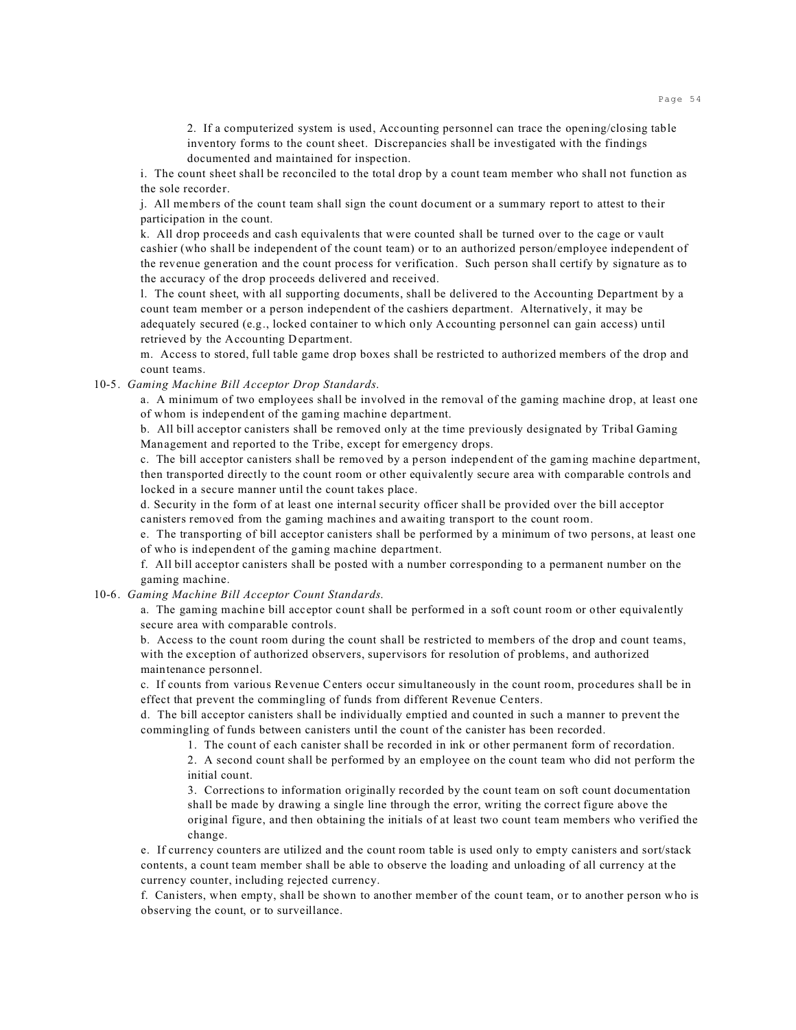2. If a computerized system is used, Accounting personnel can trace the opening/closing table inventory forms to the count sheet. Discrepancies shall be investigated with the findings documented and maintained for inspection.

i. The count sheet shall be reconciled to the total drop by a count team member who shall not function as the sole recorder.

j. All members of the count team shall sign the count document or a summary report to attest to their participation in the count.

k. All drop proceeds and cash equivalents that were counted shall be turned over to the cage or vault cashier (who shall be independent of the count team) or to an authorized person/employee independent of the revenue generation and the count process for verification. Such person shall certify by signature as to the accuracy of the drop proceeds delivered and received.

l. The count sheet, with all supporting documents, shall be delivered to the Accounting Department by a count team member or a person independent of the cashiers department. Alternatively, it may be adequately secured (e.g., locked container to which only Accounting personnel can gain access) until retrieved by the Accounting Department.

m. Access to stored, full table game drop boxes shall be restricted to authorized members of the drop and count teams.

10-5. *Gaming Machine Bill Acceptor Drop Standards.*

a. A minimum of two employees shall be involved in the removal of the gaming machine drop, at least one of whom is independent of the gaming machine department.

b. All bill acceptor canisters shall be removed only at the time previously designated by Tribal Gaming Management and reported to the Tribe, except for emergency drops.

c. The bill acceptor canisters shall be removed by a person independent of the gaming machine department, then transported directly to the count room or other equivalently secure area with comparable controls and locked in a secure manner until the count takes place.

d. Security in the form of at least one internal security officer shall be provided over the bill acceptor canisters removed from the gaming machines and awaiting transport to the count room.

e. The transporting of bill acceptor canisters shall be performed by a minimum of two persons, at least one of who is independent of the gaming machine department.

f. All bill acceptor canisters shall be posted with a number corresponding to a permanent number on the gaming machine.

10-6. *Gaming Machine Bill Acceptor Count Standards.*

a. The gaming machine bill acceptor count shall be performed in a soft count room or other equivalently secure area with comparable controls.

b. Access to the count room during the count shall be restricted to members of the drop and count teams, with the exception of authorized observers, supervisors for resolution of problems, and authorized maintenance personnel.

c. If counts from various Revenue Centers occur simultaneously in the count room, procedures shall be in effect that prevent the commingling of funds from different Revenue Centers.

d. The bill acceptor canisters shall be individually emptied and counted in such a manner to prevent the commingling of funds between canisters until the count of the canister has been recorded.

1. The count of each canister shall be recorded in ink or other permanent form of recordation.

2. A second count shall be performed by an employee on the count team who did not perform the initial count.

3. Corrections to information originally recorded by the count team on soft count documentation shall be made by drawing a single line through the error, writing the correct figure above the original figure, and then obtaining the initials of at least two count team members who verified the change.

e. If currency counters are utilized and the count room table is used only to empty canisters and sort/stack contents, a count team member shall be able to observe the loading and unloading of all currency at the currency counter, including rejected currency.

f. Canisters, when empty, shall be shown to another member of the count team, or to another person who is observing the count, or to surveillance.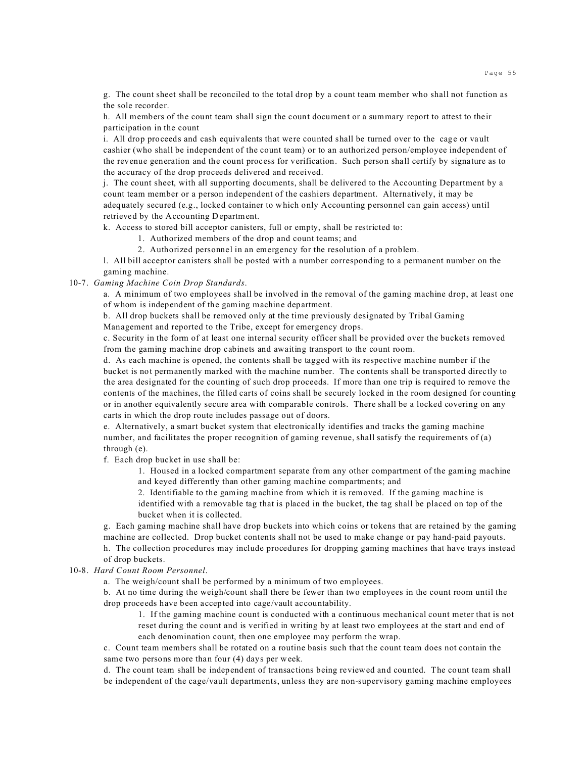g. The count sheet shall be reconciled to the total drop by a count team member who shall not function as the sole recorder.

h. All members of the count team shall sign the count document or a summary report to attest to their participation in the count

i. All drop proceeds and cash equivalents that were counted shall be turned over to the cage or vault cashier (who shall be independent of the count team) or to an authorized person/employee independent of the revenue generation and the count process for verification. Such person shall certify by signature as to the accuracy of the drop proceeds delivered and received.

j. The count sheet, with all supporting documents, shall be delivered to the Accounting Department by a count team member or a person independent of the cashiers department. Alternatively, it may be adequately secured (e.g., locked container to which only Accounting personnel can gain access) until retrieved by the Accounting Department.

k. Access to stored bill acceptor canisters, full or empty, shall be restricted to:

1. Authorized members of the drop and count teams; and
2. Authorized personnel in an emergency for the resolution of a problem.

l. All bill acceptor canisters shall be posted with a number corresponding to a permanent number on the gaming machine.

10-7. *Gaming Machine Coin Drop Standards.*

a. A minimum of two employees shall be involved in the removal of the gaming machine drop, at least one of whom is independent of the gaming machine department.

b. All drop buckets shall be removed only at the time previously designated by Tribal Gaming Management and reported to the Tribe, except for emergency drops.

c. Security in the form of at least one internal security officer shall be provided over the buckets removed from the gaming machine drop cabinets and awaiting transport to the count room.

d. As each machine is opened, the contents shall be tagged with its respective machine number if the bucket is not permanently marked with the machine number. The contents shall be transported directly to the area designated for the counting of such drop proceeds. If more than one trip is required to remove the contents of the machines, the filled carts of coins shall be securely locked in the room designed for counting or in another equivalently secure area with comparable controls. There shall be a locked covering on any carts in which the drop route includes passage out of doors.

e. Alternatively, a smart bucket system that electronically identifies and tracks the gaming machine number, and facilitates the proper recognition of gaming revenue, shall satisfy the requirements of (a) through (e).

f. Each drop bucket in use shall be:

1. Housed in a locked compartment separate from any other compartment of the gaming machine and keyed differently than other gaming machine compartments; and
2. Identifiable to the gaming machine from which it is removed. If the gaming machine is identified with a removable tag that is placed in the bucket, the tag shall be placed on top of the bucket when it is collected.

g. Each gaming machine shall have drop buckets into which coins or tokens that are retained by the gaming machine are collected. Drop bucket contents shall not be used to make change or pay hand-paid payouts.

h. The collection procedures may include procedures for dropping gaming machines that have trays instead of drop buckets.

10-8. *Hard Count Room Personnel.*

a. The weigh/count shall be performed by a minimum of two employees.

b. At no time during the weigh/count shall there be fewer than two employees in the count room until the drop proceeds have been accepted into cage/vault accountability.

1. If the gaming machine count is conducted with a continuous mechanical count meter that is not reset during the count and is verified in writing by at least two employees at the start and end of each denomination count, then one employee may perform the wrap.

c. Count team members shall be rotated on a routine basis such that the count team does not contain the same two persons more than four (4) days per week.

d. The count team shall be independent of transactions being reviewed and counted. The count team shall be independent of the cage/vault departments, unless they are non-supervisory gaming machine employees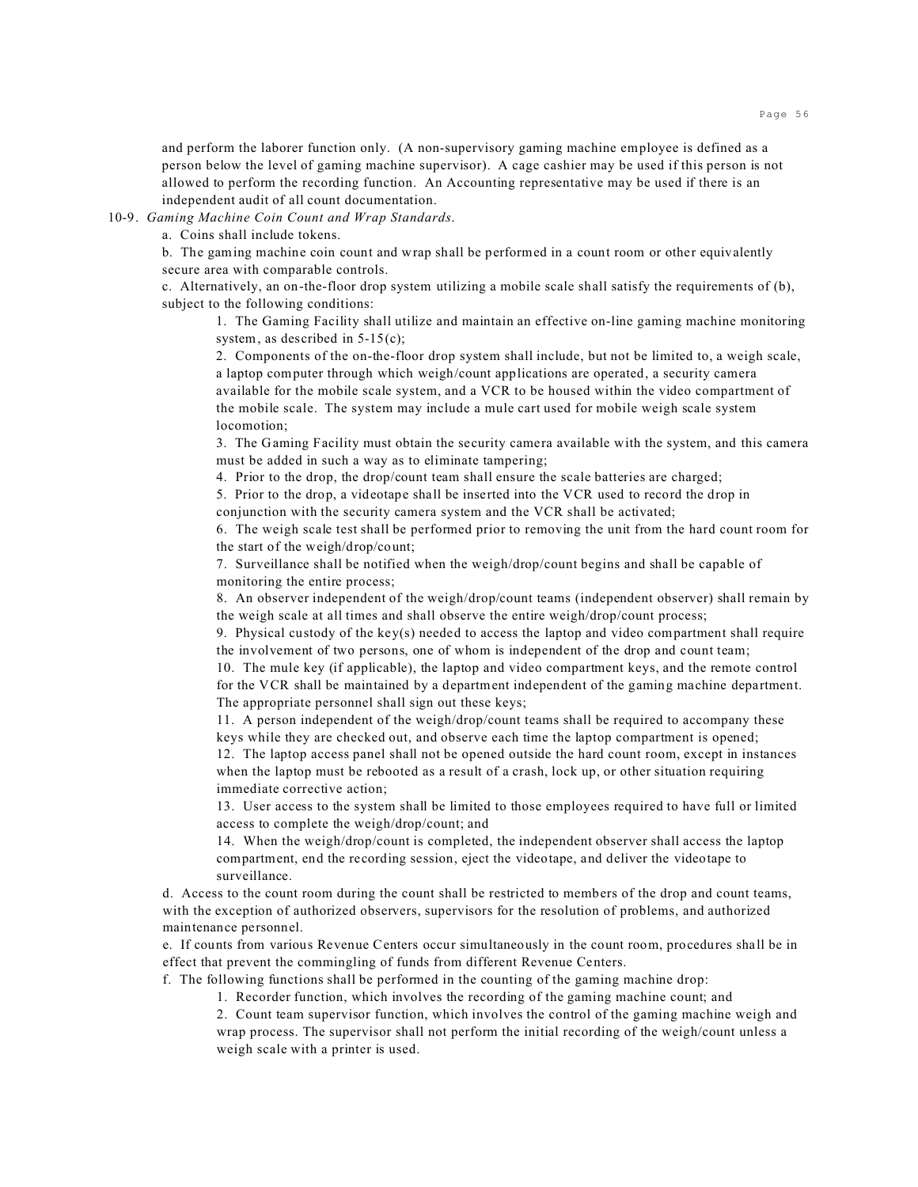and perform the laborer function only. (A non-supervisory gaming machine employee is defined as a person below the level of gaming machine supervisor). A cage cashier may be used if this person is not allowed to perform the recording function. An Accounting representative may be used if there is an independent audit of all count documentation.

10-9. *Gaming Machine Coin Count and Wrap Standards.*

a. Coins shall include tokens.

b. The gaming machine coin count and wrap shall be performed in a count room or other equivalently secure area with comparable controls.

c. Alternatively, an on-the-floor drop system utilizing a mobile scale shall satisfy the requirements of (b), subject to the following conditions:

1. The Gaming Facility shall utilize and maintain an effective on-line gaming machine monitoring system, as described in 5-15(c);
2. Components of the on-the-floor drop system shall include, but not be limited to, a weigh scale, a laptop computer through which weigh/count applications are operated, a security camera available for the mobile scale system, and a VCR to be housed within the video compartment of the mobile scale. The system may include a mule cart used for mobile weigh scale system locomotion;
3. The Gaming Facility must obtain the security camera available with the system, and this camera must be added in such a way as to eliminate tampering;
4. Prior to the drop, the drop/count team shall ensure the scale batteries are charged;
5. Prior to the drop, a videotape shall be inserted into the VCR used to record the drop in conjunction with the security camera system and the VCR shall be activated;
6. The weigh scale test shall be performed prior to removing the unit from the hard count room for the start of the weigh/drop/count;
7. Surveillance shall be notified when the weigh/drop/count begins and shall be capable of monitoring the entire process;
8. An observer independent of the weigh/drop/count teams (independent observer) shall remain by the weigh scale at all times and shall observe the entire weigh/drop/count process;
9. Physical custody of the key(s) needed to access the laptop and video compartment shall require the involvement of two persons, one of whom is independent of the drop and count team;
10. The mule key (if applicable), the laptop and video compartment keys, and the remote control for the VCR shall be maintained by a department independent of the gaming machine department. The appropriate personnel shall sign out these keys;
11. A person independent of the weigh/drop/count teams shall be required to accompany these keys while they are checked out, and observe each time the laptop compartment is opened;
12. The laptop access panel shall not be opened outside the hard count room, except in instances when the laptop must be rebooted as a result of a crash, lock up, or other situation requiring immediate corrective action;
13. User access to the system shall be limited to those employees required to have full or limited access to complete the weigh/drop/count; and
14. When the weigh/drop/count is completed, the independent observer shall access the laptop compartment, end the recording session, eject the videotape, and deliver the videotape to surveillance.

d. Access to the count room during the count shall be restricted to members of the drop and count teams, with the exception of authorized observers, supervisors for the resolution of problems, and authorized maintenance personnel.

e. If counts from various Revenue Centers occur simultaneously in the count room, procedures shall be in effect that prevent the commingling of funds from different Revenue Centers.

f. The following functions shall be performed in the counting of the gaming machine drop:

1. Recorder function, which involves the recording of the gaming machine count; and
2. Count team supervisor function, which involves the control of the gaming machine weigh and wrap process. The supervisor shall not perform the initial recording of the weigh/count unless a weigh scale with a printer is used.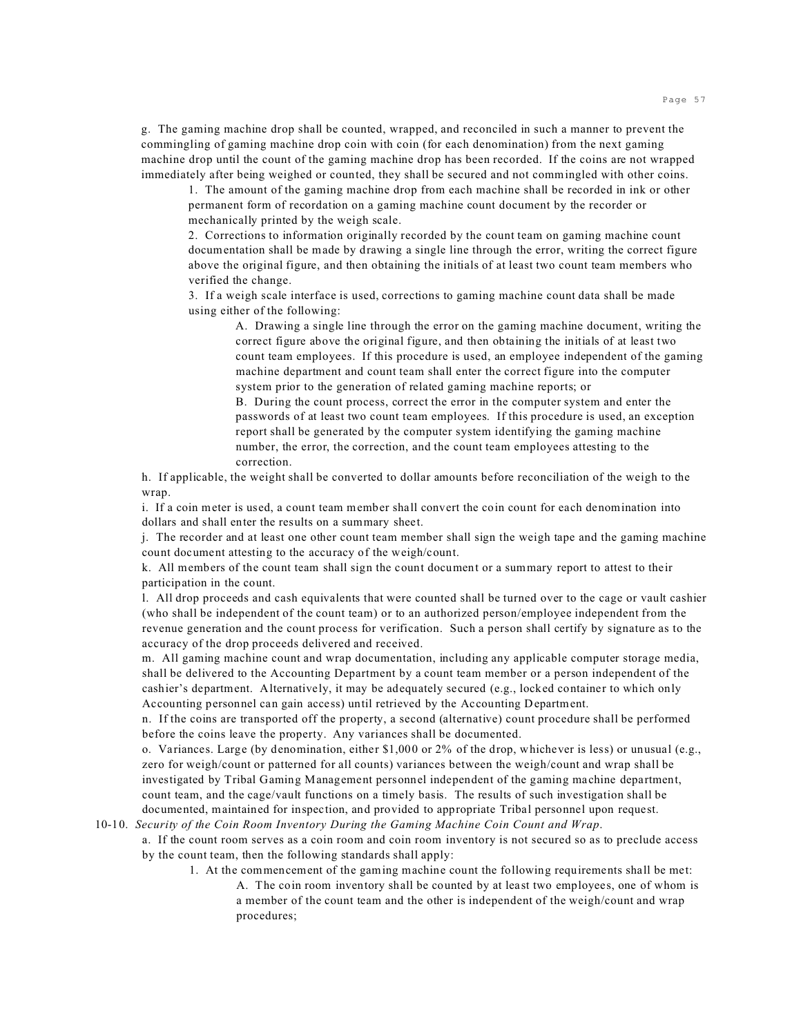g. The gaming machine drop shall be counted, wrapped, and reconciled in such a manner to prevent the commingling of gaming machine drop coin with coin (for each denomination) from the next gaming machine drop until the count of the gaming machine drop has been recorded. If the coins are not wrapped immediately after being weighed or counted, they shall be secured and not commingled with other coins.

1. The amount of the gaming machine drop from each machine shall be recorded in ink or other permanent form of recordation on a gaming machine count document by the recorder or mechanically printed by the weigh scale.

2. Corrections to information originally recorded by the count team on gaming machine count documentation shall be made by drawing a single line through the error, writing the correct figure above the original figure, and then obtaining the initials of at least two count team members who verified the change.

3. If a weigh scale interface is used, corrections to gaming machine count data shall be made using either of the following:

A. Drawing a single line through the error on the gaming machine document, writing the correct figure above the original figure, and then obtaining the initials of at least two count team employees. If this procedure is used, an employee independent of the gaming machine department and count team shall enter the correct figure into the computer system prior to the generation of related gaming machine reports; or

B. During the count process, correct the error in the computer system and enter the passwords of at least two count team employees. If this procedure is used, an exception report shall be generated by the computer system identifying the gaming machine number, the error, the correction, and the count team employees attesting to the correction.

h. If applicable, the weight shall be converted to dollar amounts before reconciliation of the weigh to the wrap.

i. If a coin meter is used, a count team member shall convert the coin count for each denomination into dollars and shall enter the results on a summary sheet.

j. The recorder and at least one other count team member shall sign the weigh tape and the gaming machine count document attesting to the accuracy of the weigh/count.

k. All members of the count team shall sign the count document or a summary report to attest to their participation in the count.

l. All drop proceeds and cash equivalents that were counted shall be turned over to the cage or vault cashier (who shall be independent of the count team) or to an authorized person/employee independent from the revenue generation and the count process for verification. Such a person shall certify by signature as to the accuracy of the drop proceeds delivered and received.

m. All gaming machine count and wrap documentation, including any applicable computer storage media, shall be delivered to the Accounting Department by a count team member or a person independent of the cashier's department. Alternatively, it may be adequately secured (e.g., locked container to which only Accounting personnel can gain access) until retrieved by the Accounting Department.

n. If the coins are transported off the property, a second (alternative) count procedure shall be performed before the coins leave the property. Any variances shall be documented.

o. Variances. Large (by denomination, either $1,000 or 2% of the drop, whichever is less) or unusual (e.g., zero for weigh/count or patterned for all counts) variances between the weigh/count and wrap shall be investigated by Tribal Gaming Management personnel independent of the gaming machine department, count team, and the cage/vault functions on a timely basis. The results of such investigation shall be documented, maintained for inspection, and provided to appropriate Tribal personnel upon request.

10-10. *Security of the Coin Room Inventory During the Gaming Machine Coin Count and Wrap*.

a. If the count room serves as a coin room and coin room inventory is not secured so as to preclude access by the count team, then the following standards shall apply:

1. At the commencement of the gaming machine count the following requirements shall be met:

A. The coin room inventory shall be counted by at least two employees, one of whom is a member of the count team and the other is independent of the weigh/count and wrap procedures;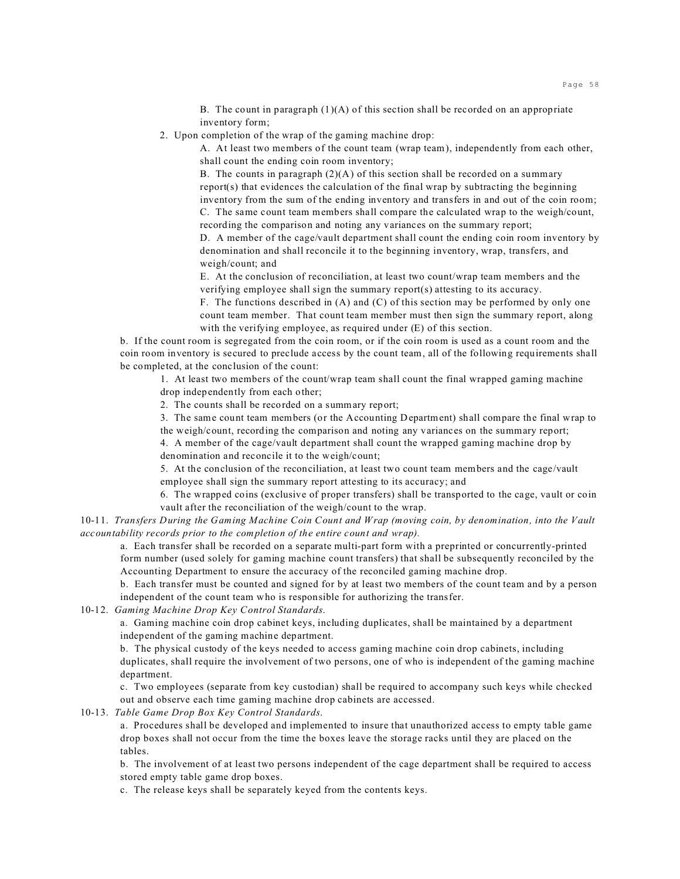B. The count in paragraph (1)(A) of this section shall be recorded on an appropriate inventory form;

2. Upon completion of the wrap of the gaming machine drop:

   A. At least two members of the count team (wrap team), independently from each other, shall count the ending coin room inventory;

   B. The counts in paragraph (2)(A) of this section shall be recorded on a summary report(s) that evidences the calculation of the final wrap by subtracting the beginning inventory from the sum of the ending inventory and transfers in and out of the coin room;

   C. The same count team members shall compare the calculated wrap to the weigh/count, recording the comparison and noting any variances on the summary report;

   D. A member of the cage/vault department shall count the ending coin room inventory by denomination and shall reconcile it to the beginning inventory, wrap, transfers, and weigh/count; and

   E. At the conclusion of reconciliation, at least two count/wrap team members and the verifying employee shall sign the summary report(s) attesting to its accuracy.

   F. The functions described in (A) and (C) of this section may be performed by only one count team member. That count team member must then sign the summary report, along with the verifying employee, as required under (E) of this section.

b. If the count room is segregated from the coin room, or if the coin room is used as a count room and the coin room inventory is secured to preclude access by the count team, all of the following requirements shall be completed, at the conclusion of the count:

1. At least two members of the count/wrap team shall count the final wrapped gaming machine drop independently from each other;
2. The counts shall be recorded on a summary report;
3. The same count team members (or the Accounting Department) shall compare the final wrap to the weigh/count, recording the comparison and noting any variances on the summary report;
4. A member of the cage/vault department shall count the wrapped gaming machine drop by denomination and reconcile it to the weigh/count;
5. At the conclusion of the reconciliation, at least two count team members and the cage/vault employee shall sign the summary report attesting to its accuracy; and
6. The wrapped coins (exclusive of proper transfers) shall be transported to the cage, vault or coin vault after the reconciliation of the weigh/count to the wrap.

10-11. *Transfers During the Gaming Machine Coin Count and Wrap (moving coin, by denomination, into the Vault accountability records prior to the completion of the entire count and wrap).*

a. Each transfer shall be recorded on a separate multi-part form with a preprinted or concurrently-printed form number (used solely for gaming machine count transfers) that shall be subsequently reconciled by the Accounting Department to ensure the accuracy of the reconciled gaming machine drop.

b. Each transfer must be counted and signed for by at least two members of the count team and by a person independent of the count team who is responsible for authorizing the transfer.

10-12. *Gaming Machine Drop Key Control Standards.*

a. Gaming machine coin drop cabinet keys, including duplicates, shall be maintained by a department independent of the gaming machine department.

b. The physical custody of the keys needed to access gaming machine coin drop cabinets, including duplicates, shall require the involvement of two persons, one of who is independent of the gaming machine department.

c. Two employees (separate from key custodian) shall be required to accompany such keys while checked out and observe each time gaming machine drop cabinets are accessed.

10-13. *Table Game Drop Box Key Control Standards.*

a. Procedures shall be developed and implemented to insure that unauthorized access to empty table game drop boxes shall not occur from the time the boxes leave the storage racks until they are placed on the tables.

b. The involvement of at least two persons independent of the cage department shall be required to access stored empty table game drop boxes.

c. The release keys shall be separately keyed from the contents keys.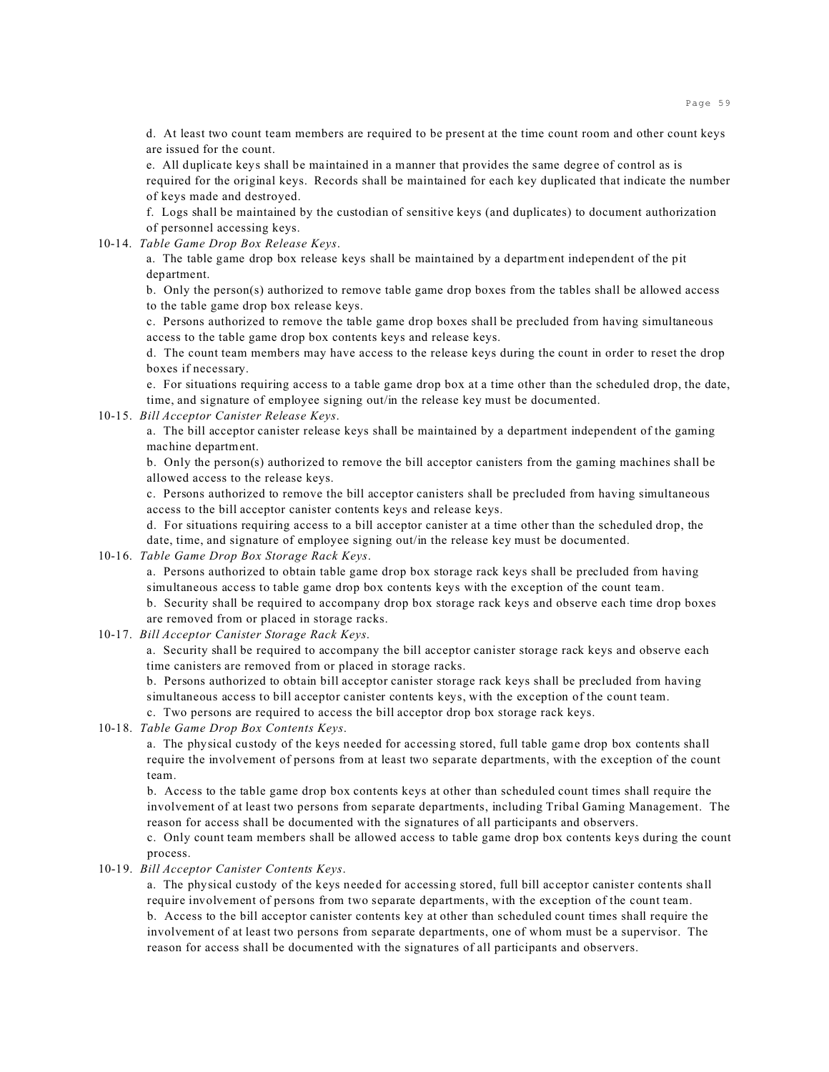d. At least two count team members are required to be present at the time count room and other count keys are issued for the count.

e. All duplicate keys shall be maintained in a manner that provides the same degree of control as is required for the original keys. Records shall be maintained for each key duplicated that indicate the number of keys made and destroyed.

f. Logs shall be maintained by the custodian of sensitive keys (and duplicates) to document authorization of personnel accessing keys.

10-14. *Table Game Drop Box Release Keys*.

a. The table game drop box release keys shall be maintained by a department independent of the pit department.

b. Only the person(s) authorized to remove table game drop boxes from the tables shall be allowed access to the table game drop box release keys.

c. Persons authorized to remove the table game drop boxes shall be precluded from having simultaneous access to the table game drop box contents keys and release keys.

d. The count team members may have access to the release keys during the count in order to reset the drop boxes if necessary.

e. For situations requiring access to a table game drop box at a time other than the scheduled drop, the date, time, and signature of employee signing out/in the release key must be documented.

10-15. *Bill Acceptor Canister Release Keys*.

a. The bill acceptor canister release keys shall be maintained by a department independent of the gaming machine department.

b. Only the person(s) authorized to remove the bill acceptor canisters from the gaming machines shall be allowed access to the release keys.

c. Persons authorized to remove the bill acceptor canisters shall be precluded from having simultaneous access to the bill acceptor canister contents keys and release keys.

d. For situations requiring access to a bill acceptor canister at a time other than the scheduled drop, the date, time, and signature of employee signing out/in the release key must be documented.

10-16. *Table Game Drop Box Storage Rack Keys*.

a. Persons authorized to obtain table game drop box storage rack keys shall be precluded from having simultaneous access to table game drop box contents keys with the exception of the count team.

b. Security shall be required to accompany drop box storage rack keys and observe each time drop boxes are removed from or placed in storage racks.

10-17. *Bill Acceptor Canister Storage Rack Keys*.

a. Security shall be required to accompany the bill acceptor canister storage rack keys and observe each time canisters are removed from or placed in storage racks.

b. Persons authorized to obtain bill acceptor canister storage rack keys shall be precluded from having simultaneous access to bill acceptor canister contents keys, with the exception of the count team.

c. Two persons are required to access the bill acceptor drop box storage rack keys.

10-18. *Table Game Drop Box Contents Keys*.

a. The physical custody of the keys needed for accessing stored, full table game drop box contents shall require the involvement of persons from at least two separate departments, with the exception of the count team.

b. Access to the table game drop box contents keys at other than scheduled count times shall require the involvement of at least two persons from separate departments, including Tribal Gaming Management. The reason for access shall be documented with the signatures of all participants and observers.

c. Only count team members shall be allowed access to table game drop box contents keys during the count process.

10-19. *Bill Acceptor Canister Contents Keys*.

a. The physical custody of the keys needed for accessing stored, full bill acceptor canister contents shall require involvement of persons from two separate departments, with the exception of the count team.

b. Access to the bill acceptor canister contents key at other than scheduled count times shall require the involvement of at least two persons from separate departments, one of whom must be a supervisor. The reason for access shall be documented with the signatures of all participants and observers.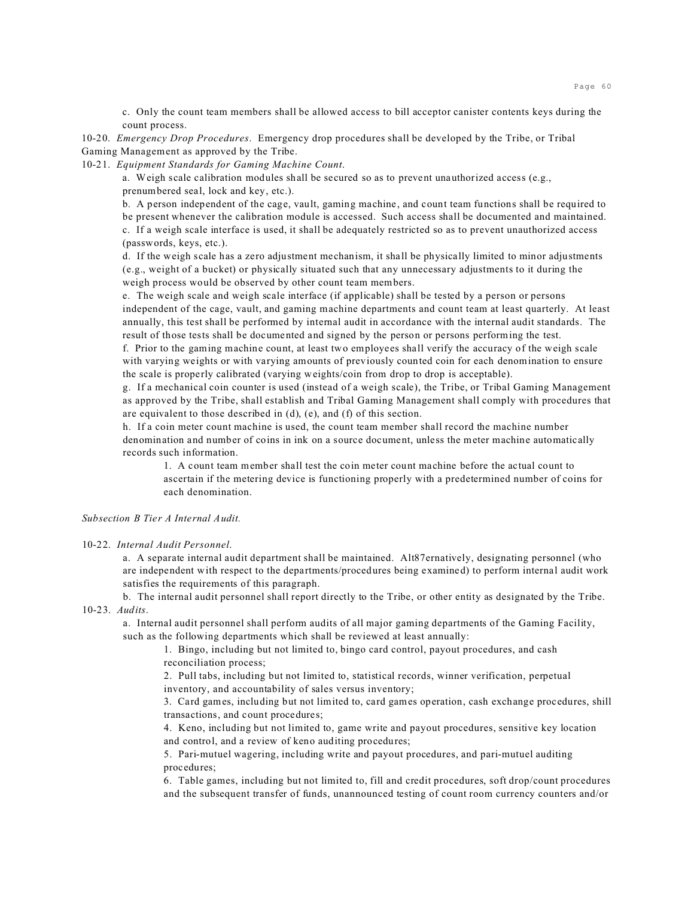c. Only the count team members shall be allowed access to bill acceptor canister contents keys during the count process.

10-20. *Emergency Drop Procedures*. Emergency drop procedures shall be developed by the Tribe, or Tribal Gaming Management as approved by the Tribe.

10-21. *Equipment Standards for Gaming Machine Count*.

a. Weigh scale calibration modules shall be secured so as to prevent unauthorized access (e.g., prenumbered seal, lock and key, etc.).

b. A person independent of the cage, vault, gaming machine, and count team functions shall be required to be present whenever the calibration module is accessed. Such access shall be documented and maintained.

c. If a weigh scale interface is used, it shall be adequately restricted so as to prevent unauthorized access (passwords, keys, etc.).

d. If the weigh scale has a zero adjustment mechanism, it shall be physically limited to minor adjustments (e.g., weight of a bucket) or physically situated such that any unnecessary adjustments to it during the weigh process would be observed by other count team members.

e. The weigh scale and weigh scale interface (if applicable) shall be tested by a person or persons independent of the cage, vault, and gaming machine departments and count team at least quarterly. At least annually, this test shall be performed by internal audit in accordance with the internal audit standards. The result of those tests shall be documented and signed by the person or persons performing the test.

f. Prior to the gaming machine count, at least two employees shall verify the accuracy of the weigh scale with varying weights or with varying amounts of previously counted coin for each denomination to ensure the scale is properly calibrated (varying weights/coin from drop to drop is acceptable).

g. If a mechanical coin counter is used (instead of a weigh scale), the Tribe, or Tribal Gaming Management as approved by the Tribe, shall establish and Tribal Gaming Management shall comply with procedures that are equivalent to those described in (d), (e), and (f) of this section.

h. If a coin meter count machine is used, the count team member shall record the machine number denomination and number of coins in ink on a source document, unless the meter machine automatically records such information.

1. A count team member shall test the coin meter count machine before the actual count to ascertain if the metering device is functioning properly with a predetermined number of coins for each denomination.

*Subsection B Tier A Internal Audit.*

10-22. *Internal Audit Personnel*.

a. A separate internal audit department shall be maintained. Alt87ernatively, designating personnel (who are independent with respect to the departments/procedures being examined) to perform internal audit work satisfies the requirements of this paragraph.

b. The internal audit personnel shall report directly to the Tribe, or other entity as designated by the Tribe.

10-23. *Audits*.

a. Internal audit personnel shall perform audits of all major gaming departments of the Gaming Facility, such as the following departments which shall be reviewed at least annually:

1. Bingo, including but not limited to, bingo card control, payout procedures, and cash reconciliation process;
2. Pull tabs, including but not limited to, statistical records, winner verification, perpetual inventory, and accountability of sales versus inventory;
3. Card games, including but not limited to, card games operation, cash exchange procedures, shill transactions, and count procedures;
4. Keno, including but not limited to, game write and payout procedures, sensitive key location and control, and a review of keno auditing procedures;
5. Pari-mutuel wagering, including write and payout procedures, and pari-mutuel auditing procedures;
6. Table games, including but not limited to, fill and credit procedures, soft drop/count procedures and the subsequent transfer of funds, unannounced testing of count room currency counters and/or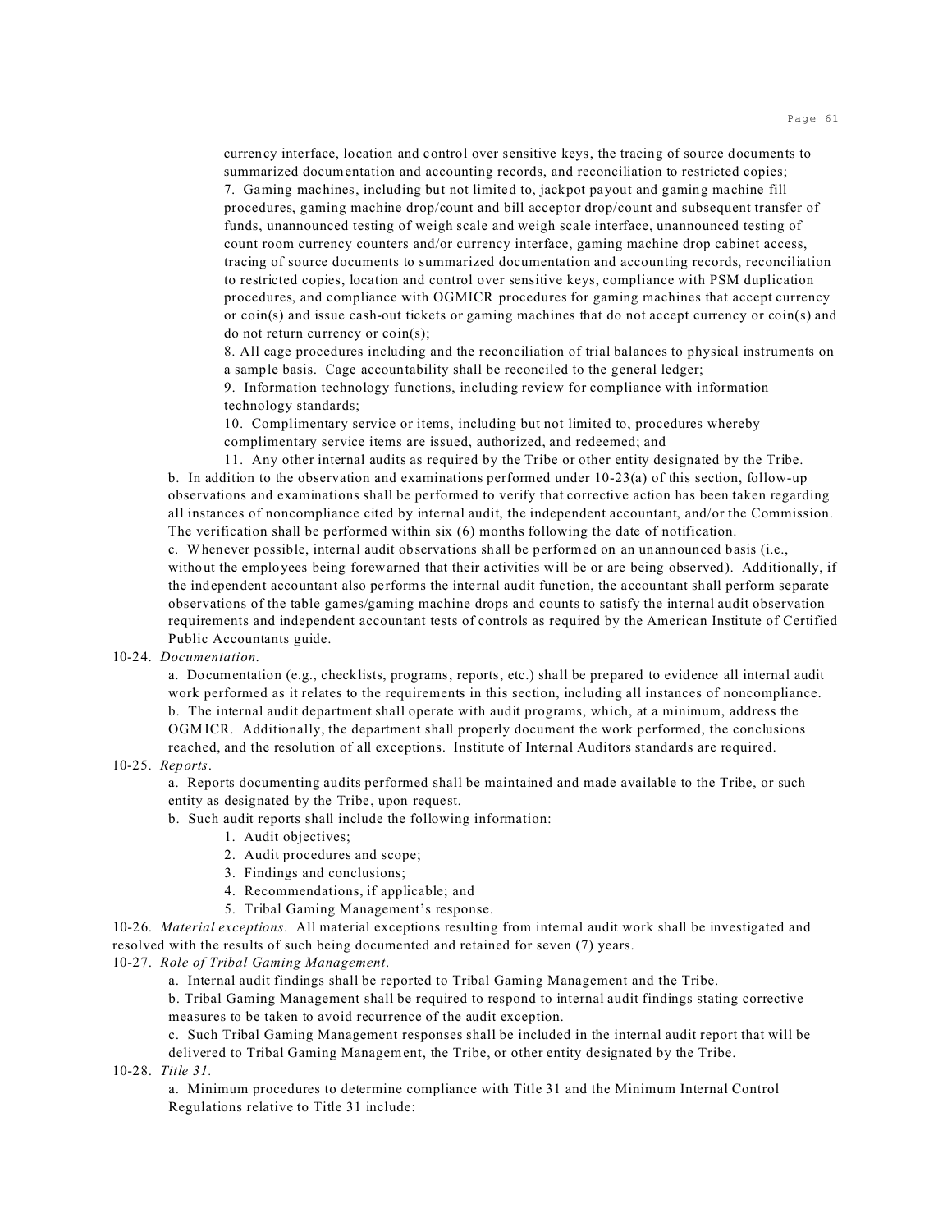currency interface, location and control over sensitive keys, the tracing of source documents to summarized documentation and accounting records, and reconciliation to restricted copies;

7. Gaming machines, including but not limited to, jackpot payout and gaming machine fill procedures, gaming machine drop/count and bill acceptor drop/count and subsequent transfer of funds, unannounced testing of weigh scale and weigh scale interface, unannounced testing of count room currency counters and/or currency interface, gaming machine drop cabinet access, tracing of source documents to summarized documentation and accounting records, reconciliation to restricted copies, location and control over sensitive keys, compliance with PSM duplication procedures, and compliance with OGMICR procedures for gaming machines that accept currency or coin(s) and issue cash-out tickets or gaming machines that do not accept currency or coin(s) and do not return currency or coin(s);

8. All cage procedures including and the reconciliation of trial balances to physical instruments on a sample basis. Cage accountability shall be reconciled to the general ledger;

9. Information technology functions, including review for compliance with information technology standards;

10. Complimentary service or items, including but not limited to, procedures whereby complimentary service items are issued, authorized, and redeemed; and

11. Any other internal audits as required by the Tribe or other entity designated by the Tribe.

b. In addition to the observation and examinations performed under 10-23(a) of this section, follow-up observations and examinations shall be performed to verify that corrective action has been taken regarding all instances of noncompliance cited by internal audit, the independent accountant, and/or the Commission. The verification shall be performed within six (6) months following the date of notification.

c. Whenever possible, internal audit observations shall be performed on an unannounced basis (i.e., without the employees being forewarned that their activities will be or are being observed). Additionally, if the independent accountant also performs the internal audit function, the accountant shall perform separate observations of the table games/gaming machine drops and counts to satisfy the internal audit observation requirements and independent accountant tests of controls as required by the American Institute of Certified Public Accountants guide.

10-24. *Documentation.*

a. Documentation (e.g., checklists, programs, reports, etc.) shall be prepared to evidence all internal audit work performed as it relates to the requirements in this section, including all instances of noncompliance.

b. The internal audit department shall operate with audit programs, which, at a minimum, address the OGMICR. Additionally, the department shall properly document the work performed, the conclusions reached, and the resolution of all exceptions. Institute of Internal Auditors standards are required.

10-25. *Reports.*

a. Reports documenting audits performed shall be maintained and made available to the Tribe, or such entity as designated by the Tribe, upon request.

b. Such audit reports shall include the following information:

1. Audit objectives;
2. Audit procedures and scope;
3. Findings and conclusions;
4. Recommendations, if applicable; and
5. Tribal Gaming Management's response.

10-26. *Material exceptions.* All material exceptions resulting from internal audit work shall be investigated and resolved with the results of such being documented and retained for seven (7) years.

10-27. *Role of Tribal Gaming Management.*

a. Internal audit findings shall be reported to Tribal Gaming Management and the Tribe.

b. Tribal Gaming Management shall be required to respond to internal audit findings stating corrective measures to be taken to avoid recurrence of the audit exception.

c. Such Tribal Gaming Management responses shall be included in the internal audit report that will be delivered to Tribal Gaming Management, the Tribe, or other entity designated by the Tribe.

10-28. *Title 31.*

a. Minimum procedures to determine compliance with Title 31 and the Minimum Internal Control Regulations relative to Title 31 include: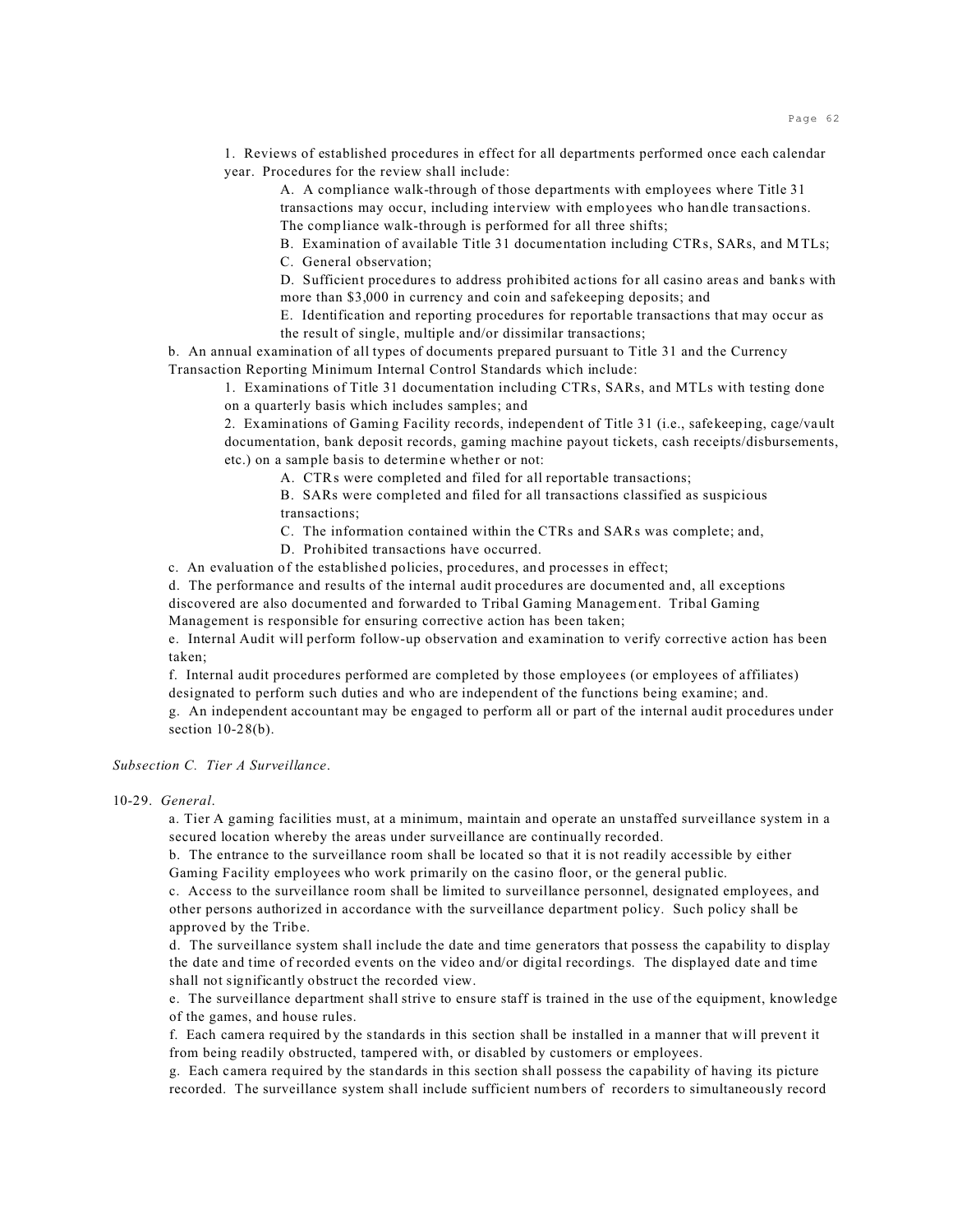1. Reviews of established procedures in effect for all departments performed once each calendar year. Procedures for the review shall include:

A. A compliance walk-through of those departments with employees where Title 31 transactions may occur, including interview with employees who handle transactions. The compliance walk-through is performed for all three shifts;

B. Examination of available Title 31 documentation including CTRs, SARs, and MTLs;

C. General observation;

D. Sufficient procedures to address prohibited actions for all casino areas and banks with more than $3,000 in currency and coin and safekeeping deposits; and

E. Identification and reporting procedures for reportable transactions that may occur as the result of single, multiple and/or dissimilar transactions;

b. An annual examination of all types of documents prepared pursuant to Title 31 and the Currency Transaction Reporting Minimum Internal Control Standards which include:

1. Examinations of Title 31 documentation including CTRs, SARs, and MTLs with testing done on a quarterly basis which includes samples; and

2. Examinations of Gaming Facility records, independent of Title 31 (i.e., safekeeping, cage/vault documentation, bank deposit records, gaming machine payout tickets, cash receipts/disbursements, etc.) on a sample basis to determine whether or not:

A. CTRs were completed and filed for all reportable transactions;

B. SARs were completed and filed for all transactions classified as suspicious transactions;

C. The information contained within the CTRs and SARs was complete; and,

D. Prohibited transactions have occurred.

c. An evaluation of the established policies, procedures, and processes in effect;

d. The performance and results of the internal audit procedures are documented and, all exceptions discovered are also documented and forwarded to Tribal Gaming Management. Tribal Gaming Management is responsible for ensuring corrective action has been taken;

e. Internal Audit will perform follow-up observation and examination to verify corrective action has been taken;

f. Internal audit procedures performed are completed by those employees (or employees of affiliates) designated to perform such duties and who are independent of the functions being examine; and.

g. An independent accountant may be engaged to perform all or part of the internal audit procedures under section 10-28(b).

*Subsection C. Tier A Surveillance.*

10-29. *General.*

a. Tier A gaming facilities must, at a minimum, maintain and operate an unstaffed surveillance system in a secured location whereby the areas under surveillance are continually recorded.

b. The entrance to the surveillance room shall be located so that it is not readily accessible by either Gaming Facility employees who work primarily on the casino floor, or the general public.

c. Access to the surveillance room shall be limited to surveillance personnel, designated employees, and other persons authorized in accordance with the surveillance department policy. Such policy shall be approved by the Tribe.

d. The surveillance system shall include the date and time generators that possess the capability to display the date and time of recorded events on the video and/or digital recordings. The displayed date and time shall not significantly obstruct the recorded view.

e. The surveillance department shall strive to ensure staff is trained in the use of the equipment, knowledge of the games, and house rules.

f. Each camera required by the standards in this section shall be installed in a manner that will prevent it from being readily obstructed, tampered with, or disabled by customers or employees.

g. Each camera required by the standards in this section shall possess the capability of having its picture recorded. The surveillance system shall include sufficient numbers of recorders to simultaneously record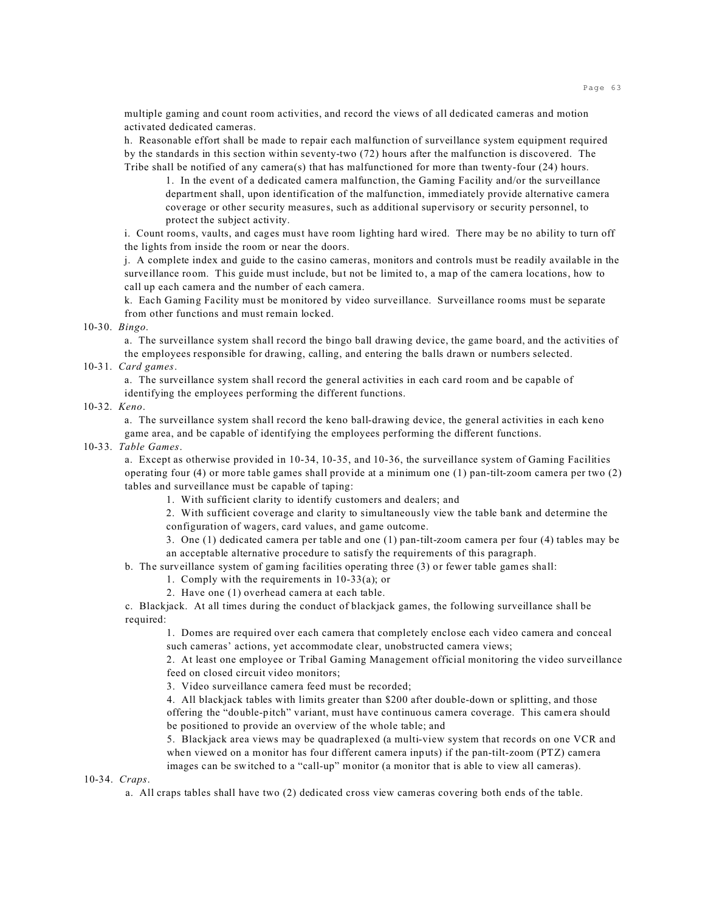multiple gaming and count room activities, and record the views of all dedicated cameras and motion activated dedicated cameras.

h. Reasonable effort shall be made to repair each malfunction of surveillance system equipment required by the standards in this section within seventy-two (72) hours after the malfunction is discovered. The Tribe shall be notified of any camera(s) that has malfunctioned for more than twenty-four (24) hours.

1. In the event of a dedicated camera malfunction, the Gaming Facility and/or the surveillance department shall, upon identification of the malfunction, immediately provide alternative camera coverage or other security measures, such as additional supervisory or security personnel, to protect the subject activity.

i. Count rooms, vaults, and cages must have room lighting hard wired. There may be no ability to turn off the lights from inside the room or near the doors.

j. A complete index and guide to the casino cameras, monitors and controls must be readily available in the surveillance room. This guide must include, but not be limited to, a map of the camera locations, how to call up each camera and the number of each camera.

k. Each Gaming Facility must be monitored by video surveillance. Surveillance rooms must be separate from other functions and must remain locked.

10-30. *Bingo*.

a. The surveillance system shall record the bingo ball drawing device, the game board, and the activities of the employees responsible for drawing, calling, and entering the balls drawn or numbers selected.

10-31. *Card games*.

a. The surveillance system shall record the general activities in each card room and be capable of identifying the employees performing the different functions.

10-32. *Keno*.

a. The surveillance system shall record the keno ball-drawing device, the general activities in each keno game area, and be capable of identifying the employees performing the different functions.

10-33. *Table Games*.

a. Except as otherwise provided in 10-34, 10-35, and 10-36, the surveillance system of Gaming Facilities operating four (4) or more table games shall provide at a minimum one (1) pan-tilt-zoom camera per two (2) tables and surveillance must be capable of taping:

1. With sufficient clarity to identify customers and dealers; and

2. With sufficient coverage and clarity to simultaneously view the table bank and determine the configuration of wagers, card values, and game outcome.

3. One (1) dedicated camera per table and one (1) pan-tilt-zoom camera per four (4) tables may be an acceptable alternative procedure to satisfy the requirements of this paragraph.

b. The surveillance system of gaming facilities operating three (3) or fewer table games shall:

1. Comply with the requirements in 10-33(a); or

2. Have one (1) overhead camera at each table.

c. Blackjack. At all times during the conduct of blackjack games, the following surveillance shall be required:

1. Domes are required over each camera that completely enclose each video camera and conceal such cameras' actions, yet accommodate clear, unobstructed camera views;

2. At least one employee or Tribal Gaming Management official monitoring the video surveillance feed on closed circuit video monitors;

3. Video surveillance camera feed must be recorded;

4. All blackjack tables with limits greater than $200 after double-down or splitting, and those offering the "double-pitch" variant, must have continuous camera coverage. This camera should be positioned to provide an overview of the whole table; and

5. Blackjack area views may be quadraplexed (a multi-view system that records on one VCR and when viewed on a monitor has four different camera inputs) if the pan-tilt-zoom (PTZ) camera images can be switched to a "call-up" monitor (a monitor that is able to view all cameras).

10-34. *Craps*.

a. All craps tables shall have two (2) dedicated cross view cameras covering both ends of the table.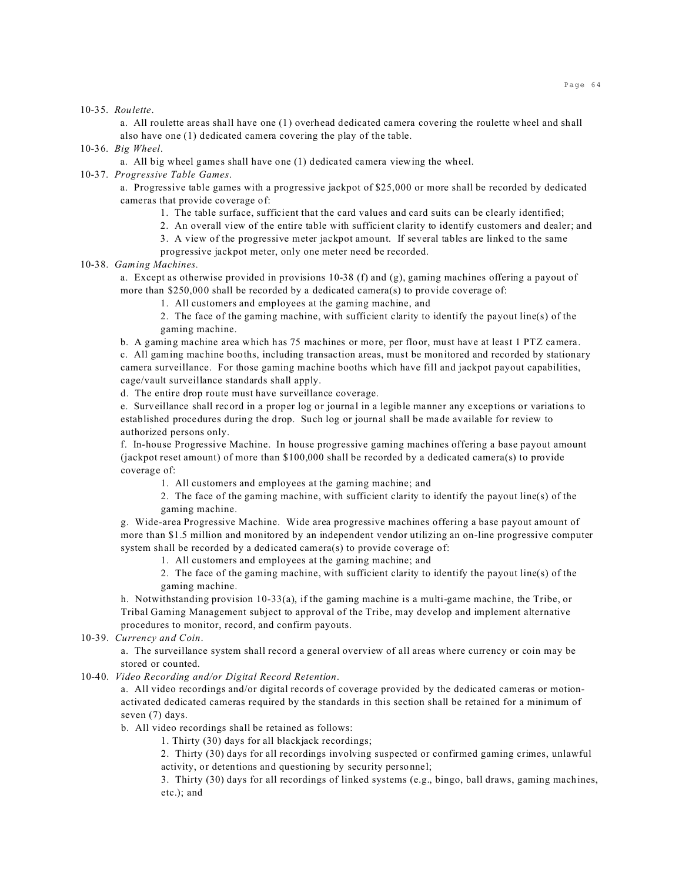10-35. *Roulette*.

a. All roulette areas shall have one (1) overhead dedicated camera covering the roulette wheel and shall also have one (1) dedicated camera covering the play of the table.

10-36. *Big Wheel*.

a. All big wheel games shall have one (1) dedicated camera viewing the wheel.

10-37. *Progressive Table Games*.

a. Progressive table games with a progressive jackpot of $25,000 or more shall be recorded by dedicated cameras that provide coverage of:

1. The table surface, sufficient that the card values and card suits can be clearly identified;
2. An overall view of the entire table with sufficient clarity to identify customers and dealer; and
3. A view of the progressive meter jackpot amount. If several tables are linked to the same progressive jackpot meter, only one meter need be recorded.

10-38. *Gaming Machines.*

a. Except as otherwise provided in provisions 10-38 (f) and (g), gaming machines offering a payout of more than $250,000 shall be recorded by a dedicated camera(s) to provide coverage of:

1. All customers and employees at the gaming machine, and
2. The face of the gaming machine, with sufficient clarity to identify the payout line(s) of the gaming machine.

b. A gaming machine area which has 75 machines or more, per floor, must have at least 1 PTZ camera.

c. All gaming machine booths, including transaction areas, must be monitored and recorded by stationary camera surveillance. For those gaming machine booths which have fill and jackpot payout capabilities, cage/vault surveillance standards shall apply.

d. The entire drop route must have surveillance coverage.

e. Surveillance shall record in a proper log or journal in a legible manner any exceptions or variations to established procedures during the drop. Such log or journal shall be made available for review to authorized persons only.

f. In-house Progressive Machine. In house progressive gaming machines offering a base payout amount (jackpot reset amount) of more than $100,000 shall be recorded by a dedicated camera(s) to provide coverage of:

1. All customers and employees at the gaming machine; and
2. The face of the gaming machine, with sufficient clarity to identify the payout line(s) of the gaming machine.

g. Wide-area Progressive Machine. Wide area progressive machines offering a base payout amount of more than $1.5 million and monitored by an independent vendor utilizing an on-line progressive computer system shall be recorded by a dedicated camera(s) to provide coverage of:

1. All customers and employees at the gaming machine; and
2. The face of the gaming machine, with sufficient clarity to identify the payout line(s) of the gaming machine.

h. Notwithstanding provision 10-33(a), if the gaming machine is a multi-game machine, the Tribe, or Tribal Gaming Management subject to approval of the Tribe, may develop and implement alternative procedures to monitor, record, and confirm payouts.

10-39. *Currency and Coin*.

a. The surveillance system shall record a general overview of all areas where currency or coin may be stored or counted.

10-40. *Video Recording and/or Digital Record Retention*.

a. All video recordings and/or digital records of coverage provided by the dedicated cameras or motion-activated dedicated cameras required by the standards in this section shall be retained for a minimum of seven (7) days.

b. All video recordings shall be retained as follows:

1. Thirty (30) days for all blackjack recordings;
2. Thirty (30) days for all recordings involving suspected or confirmed gaming crimes, unlawful activity, or detentions and questioning by security personnel;
3. Thirty (30) days for all recordings of linked systems (e.g., bingo, ball draws, gaming machines, etc.); and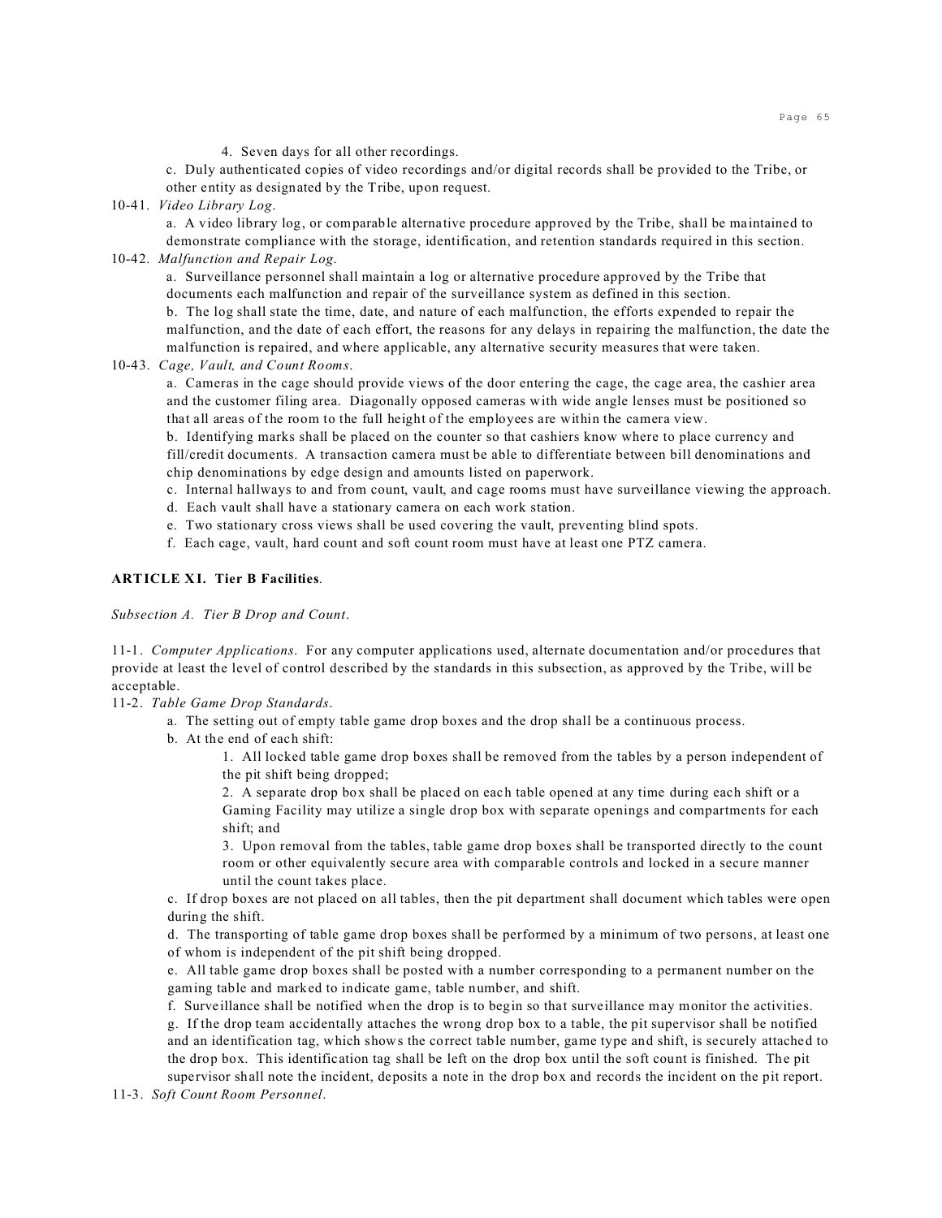4. Seven days for all other recordings.

c. Duly authenticated copies of video recordings and/or digital records shall be provided to the Tribe, or other entity as designated by the Tribe, upon request.

10-41. *Video Library Log*.

a. A video library log, or comparable alternative procedure approved by the Tribe, shall be maintained to demonstrate compliance with the storage, identification, and retention standards required in this section.

10-42. *Malfunction and Repair Log*.

a. Surveillance personnel shall maintain a log or alternative procedure approved by the Tribe that documents each malfunction and repair of the surveillance system as defined in this section.

b. The log shall state the time, date, and nature of each malfunction, the efforts expended to repair the malfunction, and the date of each effort, the reasons for any delays in repairing the malfunction, the date the malfunction is repaired, and where applicable, any alternative security measures that were taken.

10-43. *Cage, Vault, and Count Rooms*.

a. Cameras in the cage should provide views of the door entering the cage, the cage area, the cashier area and the customer filing area. Diagonally opposed cameras with wide angle lenses must be positioned so that all areas of the room to the full height of the employees are within the camera view.

b. Identifying marks shall be placed on the counter so that cashiers know where to place currency and fill/credit documents. A transaction camera must be able to differentiate between bill denominations and chip denominations by edge design and amounts listed on paperwork.

c. Internal hallways to and from count, vault, and cage rooms must have surveillance viewing the approach.

d. Each vault shall have a stationary camera on each work station.

e. Two stationary cross views shall be used covering the vault, preventing blind spots.

f. Each cage, vault, hard count and soft count room must have at least one PTZ camera.

**ARTICLE XI. Tier B Facilities**.

*Subsection A. Tier B Drop and Count*.

11-1. *Computer Applications*. For any computer applications used, alternate documentation and/or procedures that provide at least the level of control described by the standards in this subsection, as approved by the Tribe, will be acceptable.

11-2. *Table Game Drop Standards*.

a. The setting out of empty table game drop boxes and the drop shall be a continuous process.

b. At the end of each shift:

1. All locked table game drop boxes shall be removed from the tables by a person independent of the pit shift being dropped;

2. A separate drop box shall be placed on each table opened at any time during each shift or a Gaming Facility may utilize a single drop box with separate openings and compartments for each shift; and

3. Upon removal from the tables, table game drop boxes shall be transported directly to the count room or other equivalently secure area with comparable controls and locked in a secure manner until the count takes place.

c. If drop boxes are not placed on all tables, then the pit department shall document which tables were open during the shift.

d. The transporting of table game drop boxes shall be performed by a minimum of two persons, at least one of whom is independent of the pit shift being dropped.

e. All table game drop boxes shall be posted with a number corresponding to a permanent number on the gaming table and marked to indicate game, table number, and shift.

f. Surveillance shall be notified when the drop is to begin so that surveillance may monitor the activities.

g. If the drop team accidentally attaches the wrong drop box to a table, the pit supervisor shall be notified and an identification tag, which shows the correct table number, game type and shift, is securely attached to the drop box. This identification tag shall be left on the drop box until the soft count is finished. The pit supervisor shall note the incident, deposits a note in the drop box and records the incident on the pit report.

11-3. *Soft Count Room Personnel*.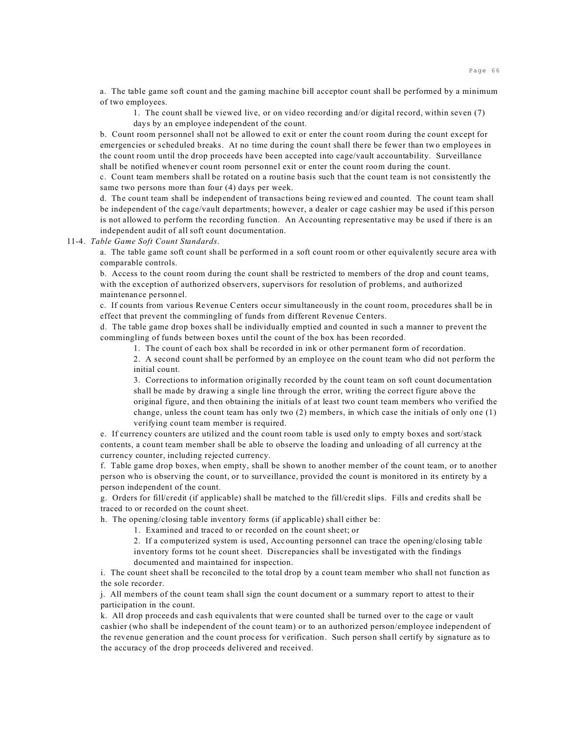a. The table game soft count and the gaming machine bill acceptor count shall be performed by a minimum of two employees.

1. The count shall be viewed live, or on video recording and/or digital record, within seven (7) days by an employee independent of the count.

b. Count room personnel shall not be allowed to exit or enter the count room during the count except for emergencies or scheduled breaks. At no time during the count shall there be fewer than two employees in the count room until the drop proceeds have been accepted into cage/vault accountability. Surveillance shall be notified whenever count room personnel exit or enter the count room during the count.

c. Count team members shall be rotated on a routine basis such that the count team is not consistently the same two persons more than four (4) days per week.

d. The count team shall be independent of transactions being reviewed and counted. The count team shall be independent of the cage/vault departments; however, a dealer or cage cashier may be used if this person is not allowed to perform the recording function. An Accounting representative may be used if there is an independent audit of all soft count documentation.

11-4. *Table Game Soft Count Standards*.

a. The table game soft count shall be performed in a soft count room or other equivalently secure area with comparable controls.

b. Access to the count room during the count shall be restricted to members of the drop and count teams, with the exception of authorized observers, supervisors for resolution of problems, and authorized maintenance personnel.

c. If counts from various Revenue Centers occur simultaneously in the count room, procedures shall be in effect that prevent the commingling of funds from different Revenue Centers.

d. The table game drop boxes shall be individually emptied and counted in such a manner to prevent the commingling of funds between boxes until the count of the box has been recorded.

1. The count of each box shall be recorded in ink or other permanent form of recordation.

2. A second count shall be performed by an employee on the count team who did not perform the initial count.

3. Corrections to information originally recorded by the count team on soft count documentation shall be made by drawing a single line through the error, writing the correct figure above the original figure, and then obtaining the initials of at least two count team members who verified the change, unless the count team has only two (2) members, in which case the initials of only one (1) verifying count team member is required.

e. If currency counters are utilized and the count room table is used only to empty boxes and sort/stack contents, a count team member shall be able to observe the loading and unloading of all currency at the currency counter, including rejected currency.

f. Table game drop boxes, when empty, shall be shown to another member of the count team, or to another person who is observing the count, or to surveillance, provided the count is monitored in its entirety by a person independent of the count.

g. Orders for fill/credit (if applicable) shall be matched to the fill/credit slips. Fills and credits shall be traced to or recorded on the count sheet.

h. The opening/closing table inventory forms (if applicable) shall either be:

1. Examined and traced to or recorded on the count sheet; or

2. If a computerized system is used, Accounting personnel can trace the opening/closing table inventory forms tot he count sheet. Discrepancies shall be investigated with the findings documented and maintained for inspection.

i. The count sheet shall be reconciled to the total drop by a count team member who shall not function as the sole recorder.

j. All members of the count team shall sign the count document or a summary report to attest to their participation in the count.

k. All drop proceeds and cash equivalents that were counted shall be turned over to the cage or vault cashier (who shall be independent of the count team) or to an authorized person/employee independent of the revenue generation and the count process for verification. Such person shall certify by signature as to the accuracy of the drop proceeds delivered and received.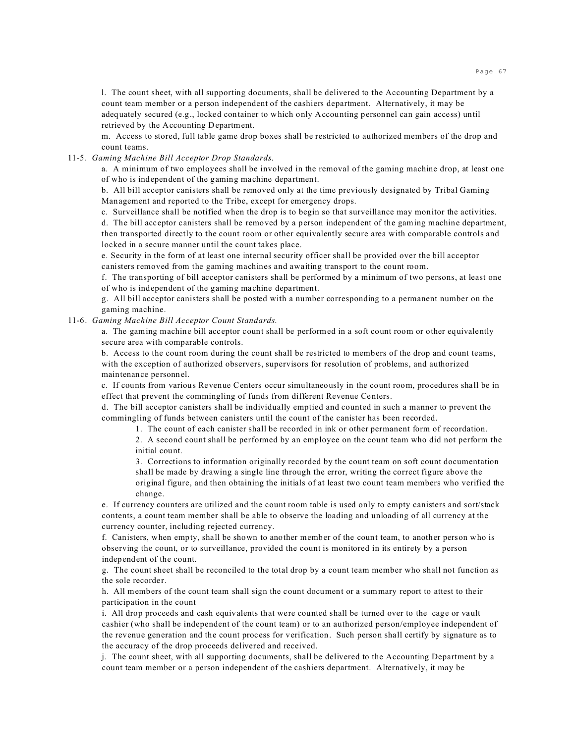l. The count sheet, with all supporting documents, shall be delivered to the Accounting Department by a count team member or a person independent of the cashiers department. Alternatively, it may be adequately secured (e.g., locked container to which only Accounting personnel can gain access) until retrieved by the Accounting Department.

m. Access to stored, full table game drop boxes shall be restricted to authorized members of the drop and count teams.

11-5. *Gaming Machine Bill Acceptor Drop Standards.*

a. A minimum of two employees shall be involved in the removal of the gaming machine drop, at least one of who is independent of the gaming machine department.

b. All bill acceptor canisters shall be removed only at the time previously designated by Tribal Gaming Management and reported to the Tribe, except for emergency drops.

c. Surveillance shall be notified when the drop is to begin so that surveillance may monitor the activities.

d. The bill acceptor canisters shall be removed by a person independent of the gaming machine department, then transported directly to the count room or other equivalently secure area with comparable controls and locked in a secure manner until the count takes place.

e. Security in the form of at least one internal security officer shall be provided over the bill acceptor canisters removed from the gaming machines and awaiting transport to the count room.

f. The transporting of bill acceptor canisters shall be performed by a minimum of two persons, at least one of who is independent of the gaming machine department.

g. All bill acceptor canisters shall be posted with a number corresponding to a permanent number on the gaming machine.

11-6. *Gaming Machine Bill Acceptor Count Standards.*

a. The gaming machine bill acceptor count shall be performed in a soft count room or other equivalently secure area with comparable controls.

b. Access to the count room during the count shall be restricted to members of the drop and count teams, with the exception of authorized observers, supervisors for resolution of problems, and authorized maintenance personnel.

c. If counts from various Revenue Centers occur simultaneously in the count room, procedures shall be in effect that prevent the commingling of funds from different Revenue Centers.

d. The bill acceptor canisters shall be individually emptied and counted in such a manner to prevent the commingling of funds between canisters until the count of the canister has been recorded.

1. The count of each canister shall be recorded in ink or other permanent form of recordation.
2. A second count shall be performed by an employee on the count team who did not perform the initial count.
3. Corrections to information originally recorded by the count team on soft count documentation shall be made by drawing a single line through the error, writing the correct figure above the original figure, and then obtaining the initials of at least two count team members who verified the change.

e. If currency counters are utilized and the count room table is used only to empty canisters and sort/stack contents, a count team member shall be able to observe the loading and unloading of all currency at the currency counter, including rejected currency.

f. Canisters, when empty, shall be shown to another member of the count team, to another person who is observing the count, or to surveillance, provided the count is monitored in its entirety by a person independent of the count.

g. The count sheet shall be reconciled to the total drop by a count team member who shall not function as the sole recorder.

h. All members of the count team shall sign the count document or a summary report to attest to their participation in the count

i. All drop proceeds and cash equivalents that were counted shall be turned over to the cage or vault cashier (who shall be independent of the count team) or to an authorized person/employee independent of the revenue generation and the count process for verification. Such person shall certify by signature as to the accuracy of the drop proceeds delivered and received.

j. The count sheet, with all supporting documents, shall be delivered to the Accounting Department by a count team member or a person independent of the cashiers department. Alternatively, it may be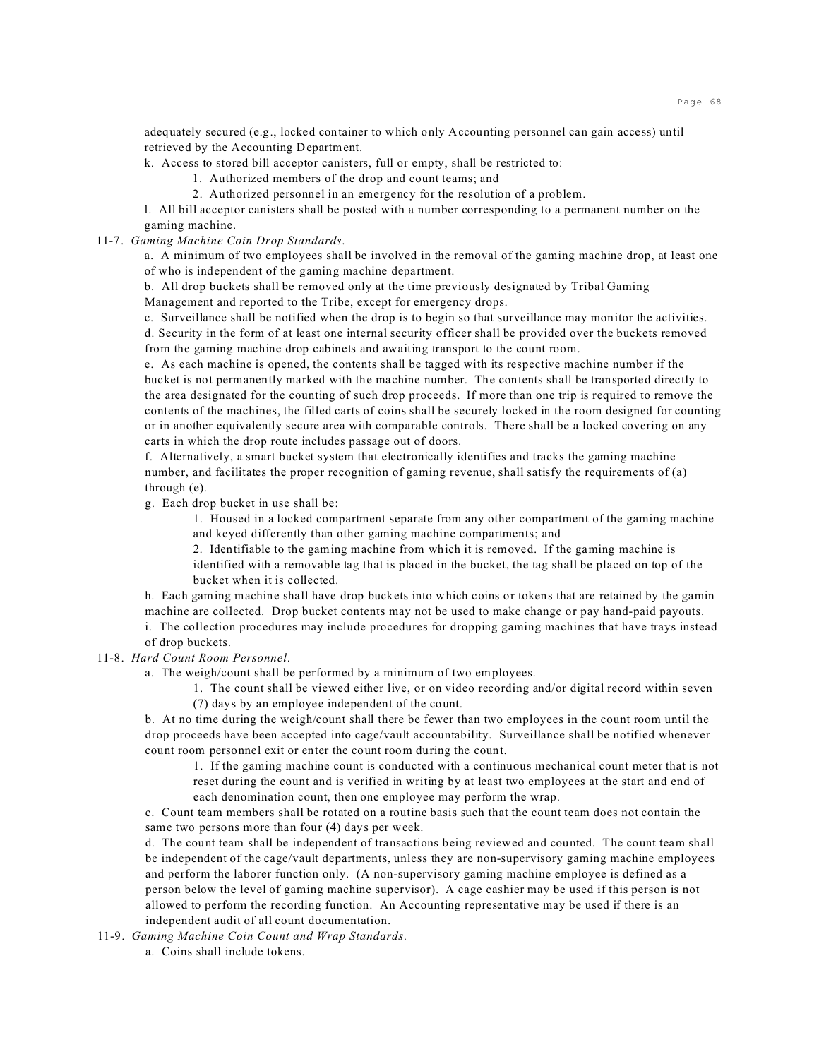adequately secured (e.g., locked container to which only Accounting personnel can gain access) until retrieved by the Accounting Department.

k. Access to stored bill acceptor canisters, full or empty, shall be restricted to:

1. Authorized members of the drop and count teams; and
2. Authorized personnel in an emergency for the resolution of a problem.

l. All bill acceptor canisters shall be posted with a number corresponding to a permanent number on the gaming machine.

11-7. *Gaming Machine Coin Drop Standards.*

a. A minimum of two employees shall be involved in the removal of the gaming machine drop, at least one of who is independent of the gaming machine department.

b. All drop buckets shall be removed only at the time previously designated by Tribal Gaming Management and reported to the Tribe, except for emergency drops.

c. Surveillance shall be notified when the drop is to begin so that surveillance may monitor the activities.

d. Security in the form of at least one internal security officer shall be provided over the buckets removed from the gaming machine drop cabinets and awaiting transport to the count room.

e. As each machine is opened, the contents shall be tagged with its respective machine number if the bucket is not permanently marked with the machine number. The contents shall be transported directly to the area designated for the counting of such drop proceeds. If more than one trip is required to remove the contents of the machines, the filled carts of coins shall be securely locked in the room designed for counting or in another equivalently secure area with comparable controls. There shall be a locked covering on any carts in which the drop route includes passage out of doors.

f. Alternatively, a smart bucket system that electronically identifies and tracks the gaming machine number, and facilitates the proper recognition of gaming revenue, shall satisfy the requirements of (a) through (e).

g. Each drop bucket in use shall be:

1. Housed in a locked compartment separate from any other compartment of the gaming machine and keyed differently than other gaming machine compartments; and
2. Identifiable to the gaming machine from which it is removed. If the gaming machine is identified with a removable tag that is placed in the bucket, the tag shall be placed on top of the bucket when it is collected.

h. Each gaming machine shall have drop buckets into which coins or tokens that are retained by the gamin machine are collected. Drop bucket contents may not be used to make change or pay hand-paid payouts.

i. The collection procedures may include procedures for dropping gaming machines that have trays instead of drop buckets.

11-8. *Hard Count Room Personnel.*

a. The weigh/count shall be performed by a minimum of two employees.

1. The count shall be viewed either live, or on video recording and/or digital record within seven (7) days by an employee independent of the count.

b. At no time during the weigh/count shall there be fewer than two employees in the count room until the drop proceeds have been accepted into cage/vault accountability. Surveillance shall be notified whenever count room personnel exit or enter the count room during the count.

1. If the gaming machine count is conducted with a continuous mechanical count meter that is not reset during the count and is verified in writing by at least two employees at the start and end of each denomination count, then one employee may perform the wrap.

c. Count team members shall be rotated on a routine basis such that the count team does not contain the same two persons more than four (4) days per week.

d. The count team shall be independent of transactions being reviewed and counted. The count team shall be independent of the cage/vault departments, unless they are non-supervisory gaming machine employees and perform the laborer function only. (A non-supervisory gaming machine employee is defined as a person below the level of gaming machine supervisor). A cage cashier may be used if this person is not allowed to perform the recording function. An Accounting representative may be used if there is an independent audit of all count documentation.

11-9. *Gaming Machine Coin Count and Wrap Standards.*

a. Coins shall include tokens.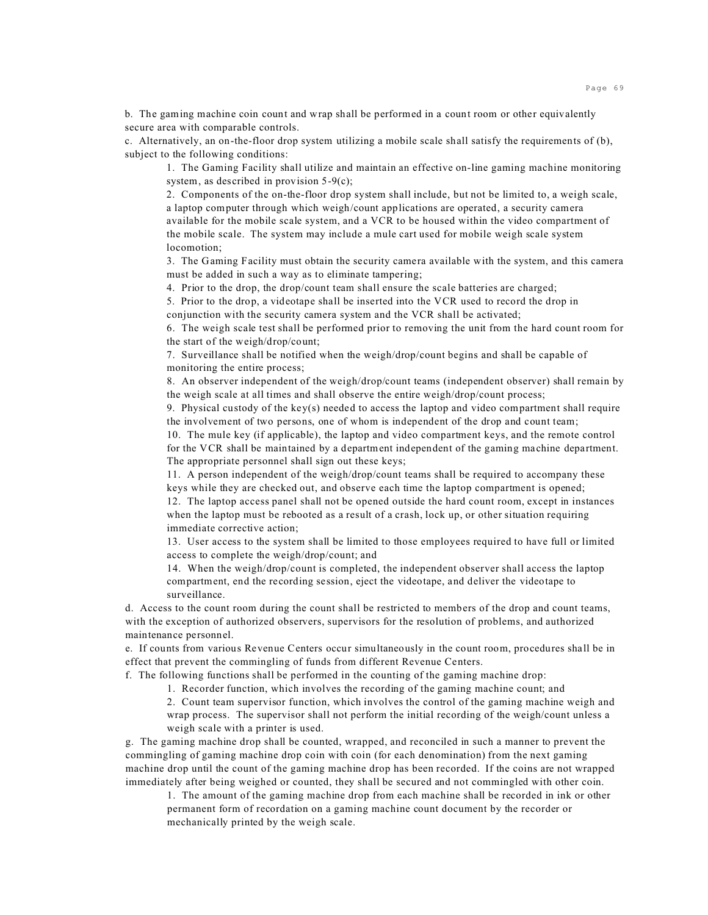b. The gaming machine coin count and wrap shall be performed in a count room or other equivalently secure area with comparable controls.

c. Alternatively, an on-the-floor drop system utilizing a mobile scale shall satisfy the requirements of (b), subject to the following conditions:

1. The Gaming Facility shall utilize and maintain an effective on-line gaming machine monitoring system, as described in provision 5-9(c);
2. Components of the on-the-floor drop system shall include, but not be limited to, a weigh scale, a laptop computer through which weigh/count applications are operated, a security camera available for the mobile scale system, and a VCR to be housed within the video compartment of the mobile scale. The system may include a mule cart used for mobile weigh scale system locomotion;
3. The Gaming Facility must obtain the security camera available with the system, and this camera must be added in such a way as to eliminate tampering;
4. Prior to the drop, the drop/count team shall ensure the scale batteries are charged;
5. Prior to the drop, a videotape shall be inserted into the VCR used to record the drop in conjunction with the security camera system and the VCR shall be activated;
6. The weigh scale test shall be performed prior to removing the unit from the hard count room for the start of the weigh/drop/count;
7. Surveillance shall be notified when the weigh/drop/count begins and shall be capable of monitoring the entire process;
8. An observer independent of the weigh/drop/count teams (independent observer) shall remain by the weigh scale at all times and shall observe the entire weigh/drop/count process;
9. Physical custody of the key(s) needed to access the laptop and video compartment shall require the involvement of two persons, one of whom is independent of the drop and count team;
10. The mule key (if applicable), the laptop and video compartment keys, and the remote control for the VCR shall be maintained by a department independent of the gaming machine department. The appropriate personnel shall sign out these keys;
11. A person independent of the weigh/drop/count teams shall be required to accompany these keys while they are checked out, and observe each time the laptop compartment is opened;
12. The laptop access panel shall not be opened outside the hard count room, except in instances when the laptop must be rebooted as a result of a crash, lock up, or other situation requiring immediate corrective action;
13. User access to the system shall be limited to those employees required to have full or limited access to complete the weigh/drop/count; and
14. When the weigh/drop/count is completed, the independent observer shall access the laptop compartment, end the recording session, eject the videotape, and deliver the videotape to surveillance.

d. Access to the count room during the count shall be restricted to members of the drop and count teams, with the exception of authorized observers, supervisors for the resolution of problems, and authorized maintenance personnel.

e. If counts from various Revenue Centers occur simultaneously in the count room, procedures shall be in effect that prevent the commingling of funds from different Revenue Centers.

f. The following functions shall be performed in the counting of the gaming machine drop:

1. Recorder function, which involves the recording of the gaming machine count; and
2. Count team supervisor function, which involves the control of the gaming machine weigh and wrap process. The supervisor shall not perform the initial recording of the weigh/count unless a weigh scale with a printer is used.

g. The gaming machine drop shall be counted, wrapped, and reconciled in such a manner to prevent the commingling of gaming machine drop coin with coin (for each denomination) from the next gaming machine drop until the count of the gaming machine drop has been recorded. If the coins are not wrapped immediately after being weighed or counted, they shall be secured and not commingled with other coin.

1. The amount of the gaming machine drop from each machine shall be recorded in ink or other permanent form of recordation on a gaming machine count document by the recorder or mechanically printed by the weigh scale.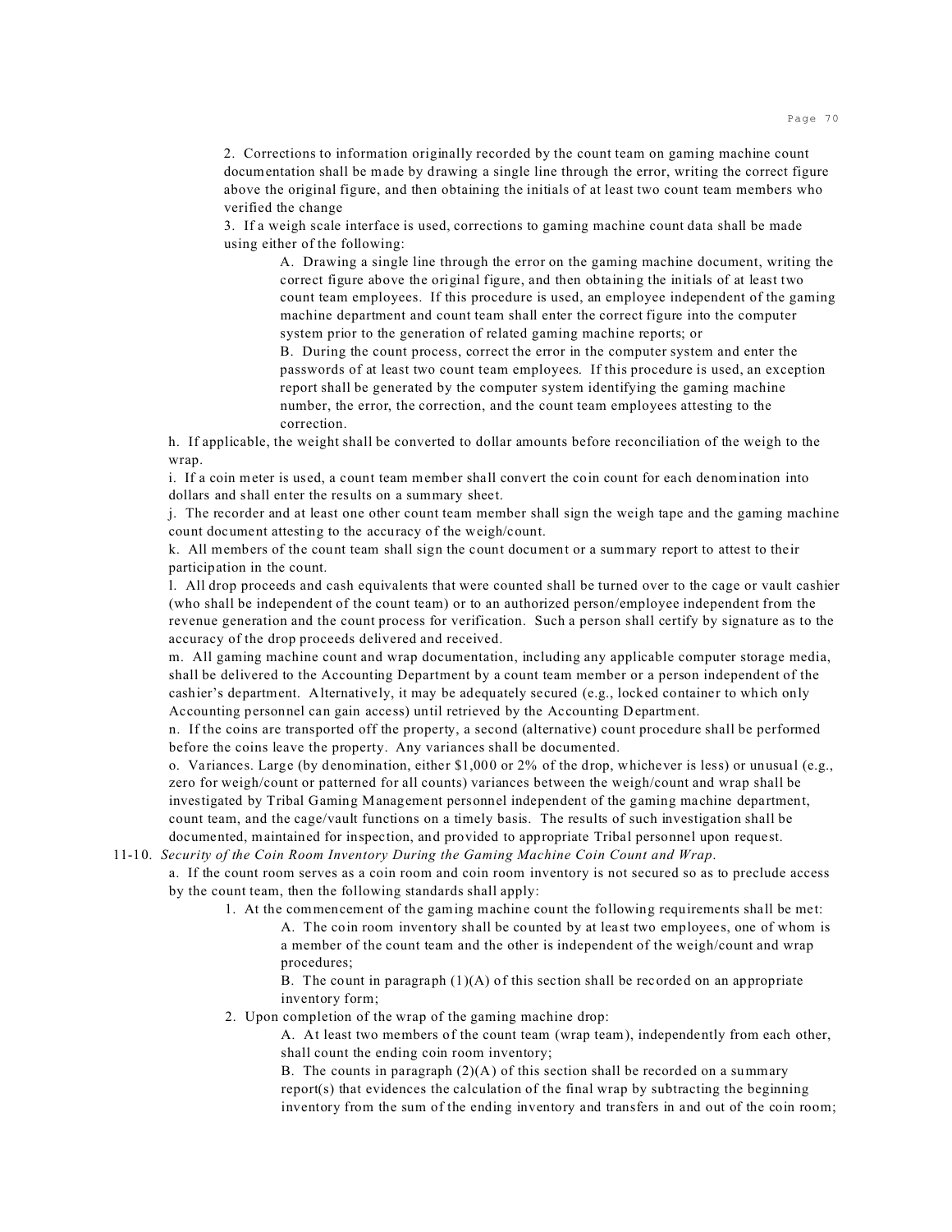2. Corrections to information originally recorded by the count team on gaming machine count documentation shall be made by drawing a single line through the error, writing the correct figure above the original figure, and then obtaining the initials of at least two count team members who verified the change

3. If a weigh scale interface is used, corrections to gaming machine count data shall be made using either of the following:

A. Drawing a single line through the error on the gaming machine document, writing the correct figure above the original figure, and then obtaining the initials of at least two count team employees. If this procedure is used, an employee independent of the gaming machine department and count team shall enter the correct figure into the computer system prior to the generation of related gaming machine reports; or

B. During the count process, correct the error in the computer system and enter the passwords of at least two count team employees. If this procedure is used, an exception report shall be generated by the computer system identifying the gaming machine number, the error, the correction, and the count team employees attesting to the correction.

h. If applicable, the weight shall be converted to dollar amounts before reconciliation of the weigh to the wrap.

i. If a coin meter is used, a count team member shall convert the coin count for each denomination into dollars and shall enter the results on a summary sheet.

j. The recorder and at least one other count team member shall sign the weigh tape and the gaming machine count document attesting to the accuracy of the weigh/count.

k. All members of the count team shall sign the count document or a summary report to attest to their participation in the count.

l. All drop proceeds and cash equivalents that were counted shall be turned over to the cage or vault cashier (who shall be independent of the count team) or to an authorized person/employee independent from the revenue generation and the count process for verification. Such a person shall certify by signature as to the accuracy of the drop proceeds delivered and received.

m. All gaming machine count and wrap documentation, including any applicable computer storage media, shall be delivered to the Accounting Department by a count team member or a person independent of the cashier's department. Alternatively, it may be adequately secured (e.g., locked container to which only Accounting personnel can gain access) until retrieved by the Accounting Department.

n. If the coins are transported off the property, a second (alternative) count procedure shall be performed before the coins leave the property. Any variances shall be documented.

o. Variances. Large (by denomination, either $1,000 or 2% of the drop, whichever is less) or unusual (e.g., zero for weigh/count or patterned for all counts) variances between the weigh/count and wrap shall be investigated by Tribal Gaming Management personnel independent of the gaming machine department, count team, and the cage/vault functions on a timely basis. The results of such investigation shall be documented, maintained for inspection, and provided to appropriate Tribal personnel upon request.

11-10. *Security of the Coin Room Inventory During the Gaming Machine Coin Count and Wrap.*

a. If the count room serves as a coin room and coin room inventory is not secured so as to preclude access by the count team, then the following standards shall apply:

1. At the commencement of the gaming machine count the following requirements shall be met:

A. The coin room inventory shall be counted by at least two employees, one of whom is a member of the count team and the other is independent of the weigh/count and wrap procedures;

B. The count in paragraph (1)(A) of this section shall be recorded on an appropriate inventory form;

2. Upon completion of the wrap of the gaming machine drop:

A. At least two members of the count team (wrap team), independently from each other, shall count the ending coin room inventory;

B. The counts in paragraph (2)(A) of this section shall be recorded on a summary report(s) that evidences the calculation of the final wrap by subtracting the beginning inventory from the sum of the ending inventory and transfers in and out of the coin room;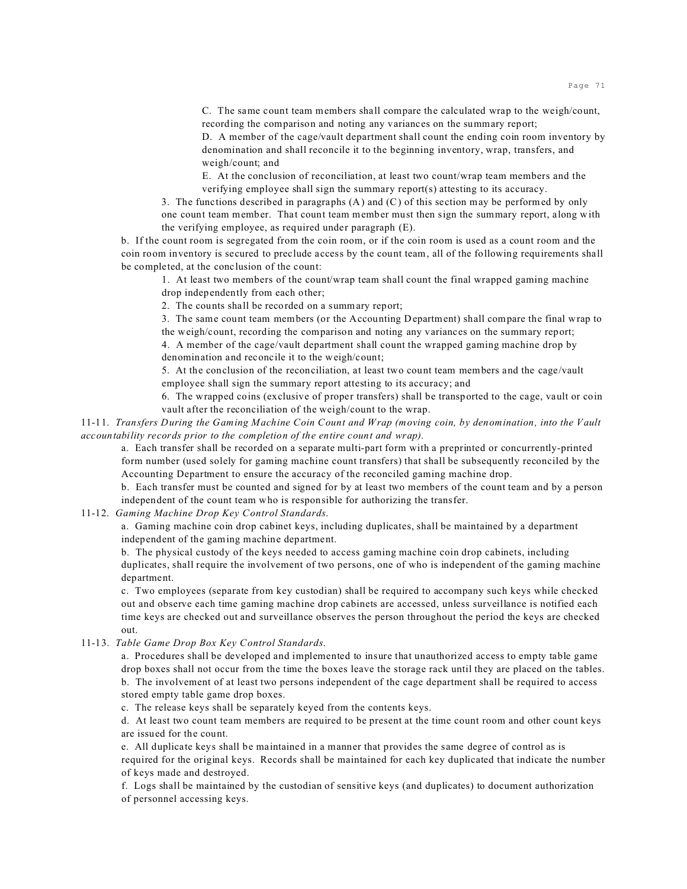C. The same count team members shall compare the calculated wrap to the weigh/count, recording the comparison and noting any variances on the summary report;

D. A member of the cage/vault department shall count the ending coin room inventory by denomination and shall reconcile it to the beginning inventory, wrap, transfers, and weigh/count; and

E. At the conclusion of reconciliation, at least two count/wrap team members and the verifying employee shall sign the summary report(s) attesting to its accuracy.

3. The functions described in paragraphs (A) and (C) of this section may be performed by only one count team member. That count team member must then sign the summary report, along with the verifying employee, as required under paragraph (E).

b. If the count room is segregated from the coin room, or if the coin room is used as a count room and the coin room inventory is secured to preclude access by the count team, all of the following requirements shall be completed, at the conclusion of the count:

1. At least two members of the count/wrap team shall count the final wrapped gaming machine drop independently from each other;

2. The counts shall be recorded on a summary report;

3. The same count team members (or the Accounting Department) shall compare the final wrap to the weigh/count, recording the comparison and noting any variances on the summary report;

4. A member of the cage/vault department shall count the wrapped gaming machine drop by denomination and reconcile it to the weigh/count;

5. At the conclusion of the reconciliation, at least two count team members and the cage/vault employee shall sign the summary report attesting to its accuracy; and

6. The wrapped coins (exclusive of proper transfers) shall be transported to the cage, vault or coin vault after the reconciliation of the weigh/count to the wrap.

11-11. *Transfers During the Gaming Machine Coin Count and Wrap (moving coin, by denomination, into the Vault accountability records prior to the completion of the entire count and wrap).*

a. Each transfer shall be recorded on a separate multi-part form with a preprinted or concurrently-printed form number (used solely for gaming machine count transfers) that shall be subsequently reconciled by the Accounting Department to ensure the accuracy of the reconciled gaming machine drop.

b. Each transfer must be counted and signed for by at least two members of the count team and by a person independent of the count team who is responsible for authorizing the transfer.

11-12. *Gaming Machine Drop Key Control Standards.*

a. Gaming machine coin drop cabinet keys, including duplicates, shall be maintained by a department independent of the gaming machine department.

b. The physical custody of the keys needed to access gaming machine coin drop cabinets, including duplicates, shall require the involvement of two persons, one of who is independent of the gaming machine department.

c. Two employees (separate from key custodian) shall be required to accompany such keys while checked out and observe each time gaming machine drop cabinets are accessed, unless surveillance is notified each time keys are checked out and surveillance observes the person throughout the period the keys are checked out.

11-13. *Table Game Drop Box Key Control Standards.*

a. Procedures shall be developed and implemented to insure that unauthorized access to empty table game drop boxes shall not occur from the time the boxes leave the storage rack until they are placed on the tables.

b. The involvement of at least two persons independent of the cage department shall be required to access stored empty table game drop boxes.

c. The release keys shall be separately keyed from the contents keys.

d. At least two count team members are required to be present at the time count room and other count keys are issued for the count.

e. All duplicate keys shall be maintained in a manner that provides the same degree of control as is required for the original keys. Records shall be maintained for each key duplicated that indicate the number of keys made and destroyed.

f. Logs shall be maintained by the custodian of sensitive keys (and duplicates) to document authorization of personnel accessing keys.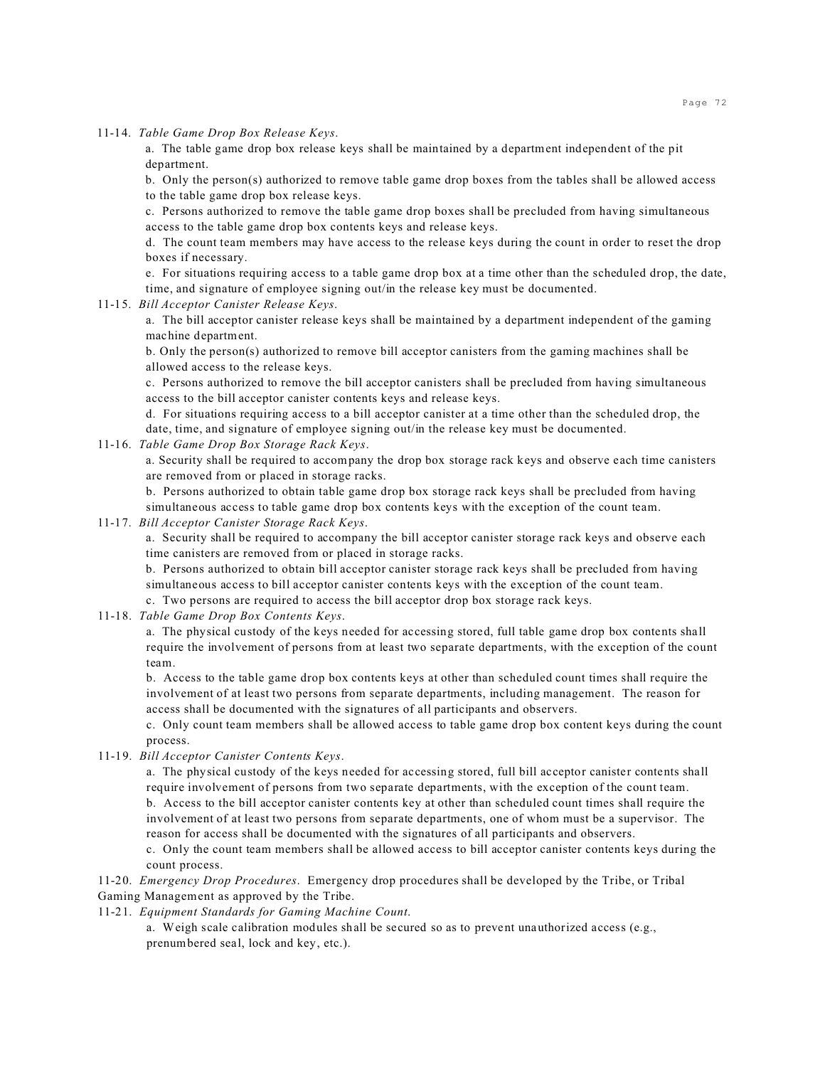11-14. *Table Game Drop Box Release Keys*.

a. The table game drop box release keys shall be maintained by a department independent of the pit department.

b. Only the person(s) authorized to remove table game drop boxes from the tables shall be allowed access to the table game drop box release keys.

c. Persons authorized to remove the table game drop boxes shall be precluded from having simultaneous access to the table game drop box contents keys and release keys.

d. The count team members may have access to the release keys during the count in order to reset the drop boxes if necessary.

e. For situations requiring access to a table game drop box at a time other than the scheduled drop, the date, time, and signature of employee signing out/in the release key must be documented.

11-15. *Bill Acceptor Canister Release Keys*.

a. The bill acceptor canister release keys shall be maintained by a department independent of the gaming machine department.

b. Only the person(s) authorized to remove bill acceptor canisters from the gaming machines shall be allowed access to the release keys.

c. Persons authorized to remove the bill acceptor canisters shall be precluded from having simultaneous access to the bill acceptor canister contents keys and release keys.

d. For situations requiring access to a bill acceptor canister at a time other than the scheduled drop, the date, time, and signature of employee signing out/in the release key must be documented.

11-16. *Table Game Drop Box Storage Rack Keys*.

a. Security shall be required to accompany the drop box storage rack keys and observe each time canisters are removed from or placed in storage racks.

b. Persons authorized to obtain table game drop box storage rack keys shall be precluded from having simultaneous access to table game drop box contents keys with the exception of the count team.

11-17. *Bill Acceptor Canister Storage Rack Keys*.

a. Security shall be required to accompany the bill acceptor canister storage rack keys and observe each time canisters are removed from or placed in storage racks.

b. Persons authorized to obtain bill acceptor canister storage rack keys shall be precluded from having simultaneous access to bill acceptor canister contents keys with the exception of the count team.

c. Two persons are required to access the bill acceptor drop box storage rack keys.

11-18. *Table Game Drop Box Contents Keys*.

a. The physical custody of the keys needed for accessing stored, full table game drop box contents shall require the involvement of persons from at least two separate departments, with the exception of the count team.

b. Access to the table game drop box contents keys at other than scheduled count times shall require the involvement of at least two persons from separate departments, including management. The reason for access shall be documented with the signatures of all participants and observers.

c. Only count team members shall be allowed access to table game drop box content keys during the count process.

11-19. *Bill Acceptor Canister Contents Keys*.

a. The physical custody of the keys needed for accessing stored, full bill acceptor canister contents shall require involvement of persons from two separate departments, with the exception of the count team.

b. Access to the bill acceptor canister contents key at other than scheduled count times shall require the involvement of at least two persons from separate departments, one of whom must be a supervisor. The reason for access shall be documented with the signatures of all participants and observers.

c. Only the count team members shall be allowed access to bill acceptor canister contents keys during the count process.

11-20. *Emergency Drop Procedures*. Emergency drop procedures shall be developed by the Tribe, or Tribal Gaming Management as approved by the Tribe.

11-21. *Equipment Standards for Gaming Machine Count.*

a. Weigh scale calibration modules shall be secured so as to prevent unauthorized access (e.g., prenumbered seal, lock and key, etc.).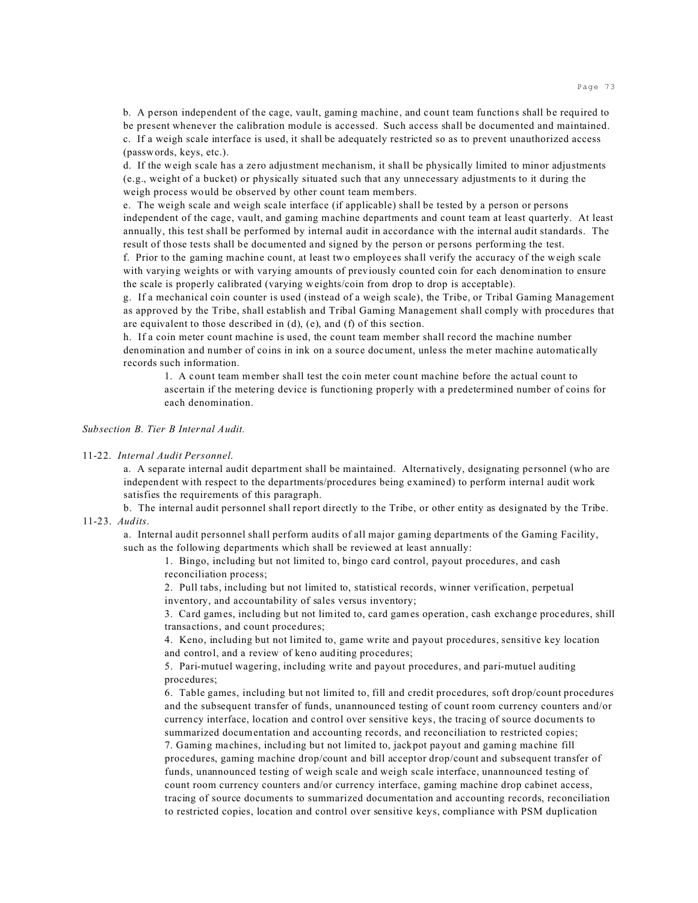b. A person independent of the cage, vault, gaming machine, and count team functions shall be required to be present whenever the calibration module is accessed. Such access shall be documented and maintained.

c. If a weigh scale interface is used, it shall be adequately restricted so as to prevent unauthorized access (passwords, keys, etc.).

d. If the weigh scale has a zero adjustment mechanism, it shall be physically limited to minor adjustments (e.g., weight of a bucket) or physically situated such that any unnecessary adjustments to it during the weigh process would be observed by other count team members.

e. The weigh scale and weigh scale interface (if applicable) shall be tested by a person or persons independent of the cage, vault, and gaming machine departments and count team at least quarterly. At least annually, this test shall be performed by internal audit in accordance with the internal audit standards. The result of those tests shall be documented and signed by the person or persons performing the test.

f. Prior to the gaming machine count, at least two employees shall verify the accuracy of the weigh scale with varying weights or with varying amounts of previously counted coin for each denomination to ensure the scale is properly calibrated (varying weights/coin from drop to drop is acceptable).

g. If a mechanical coin counter is used (instead of a weigh scale), the Tribe, or Tribal Gaming Management as approved by the Tribe, shall establish and Tribal Gaming Management shall comply with procedures that are equivalent to those described in (d), (e), and (f) of this section.

h. If a coin meter count machine is used, the count team member shall record the machine number denomination and number of coins in ink on a source document, unless the meter machine automatically records such information.

> 1. A count team member shall test the coin meter count machine before the actual count to ascertain if the metering device is functioning properly with a predetermined number of coins for each denomination.

*Subsection B. Tier B Internal Audit.*

11-22. *Internal Audit Personnel.*

a. A separate internal audit department shall be maintained. Alternatively, designating personnel (who are independent with respect to the departments/procedures being examined) to perform internal audit work satisfies the requirements of this paragraph.

b. The internal audit personnel shall report directly to the Tribe, or other entity as designated by the Tribe.

11-23. *Audits.*

a. Internal audit personnel shall perform audits of all major gaming departments of the Gaming Facility, such as the following departments which shall be reviewed at least annually:

1. Bingo, including but not limited to, bingo card control, payout procedures, and cash reconciliation process;
2. Pull tabs, including but not limited to, statistical records, winner verification, perpetual inventory, and accountability of sales versus inventory;
3. Card games, including but not limited to, card games operation, cash exchange procedures, shill transactions, and count procedures;
4. Keno, including but not limited to, game write and payout procedures, sensitive key location and control, and a review of keno auditing procedures;
5. Pari-mutuel wagering, including write and payout procedures, and pari-mutuel auditing procedures;
6. Table games, including but not limited to, fill and credit procedures, soft drop/count procedures and the subsequent transfer of funds, unannounced testing of count room currency counters and/or currency interface, location and control over sensitive keys, the tracing of source documents to summarized documentation and accounting records, and reconciliation to restricted copies;
7. Gaming machines, including but not limited to, jackpot payout and gaming machine fill procedures, gaming machine drop/count and bill acceptor drop/count and subsequent transfer of funds, unannounced testing of weigh scale and weigh scale interface, unannounced testing of count room currency counters and/or currency interface, gaming machine drop cabinet access, tracing of source documents to summarized documentation and accounting records, reconciliation to restricted copies, location and control over sensitive keys, compliance with PSM duplication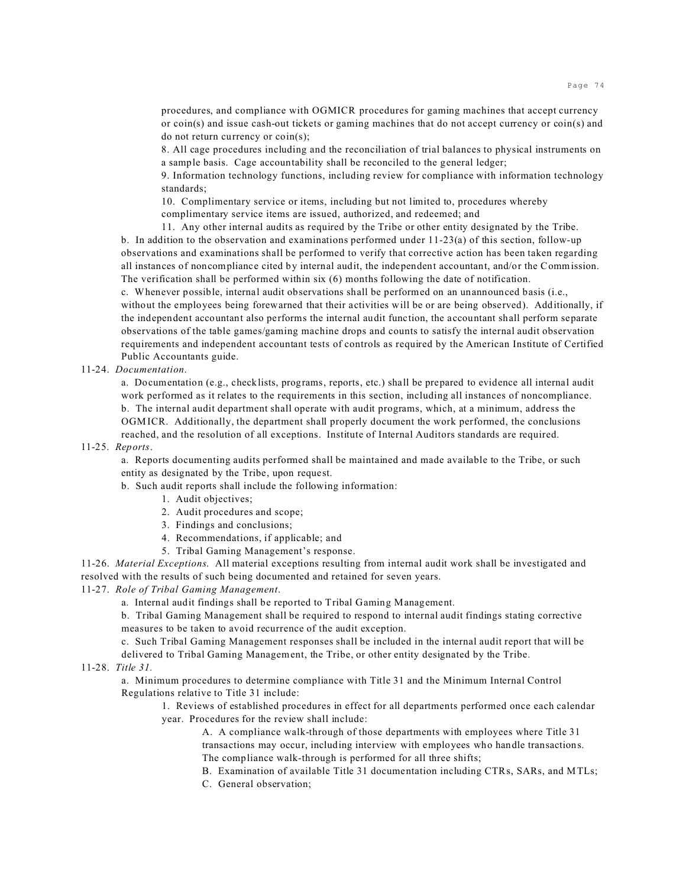procedures, and compliance with OGMICR procedures for gaming machines that accept currency or coin(s) and issue cash-out tickets or gaming machines that do not accept currency or coin(s) and do not return currency or coin(s);

8. All cage procedures including and the reconciliation of trial balances to physical instruments on a sample basis. Cage accountability shall be reconciled to the general ledger;

9. Information technology functions, including review for compliance with information technology standards;

10. Complimentary service or items, including but not limited to, procedures whereby complimentary service items are issued, authorized, and redeemed; and

11. Any other internal audits as required by the Tribe or other entity designated by the Tribe.

b. In addition to the observation and examinations performed under 11-23(a) of this section, follow-up observations and examinations shall be performed to verify that corrective action has been taken regarding all instances of noncompliance cited by internal audit, the independent accountant, and/or the Commission. The verification shall be performed within six (6) months following the date of notification.

c. Whenever possible, internal audit observations shall be performed on an unannounced basis (i.e., without the employees being forewarned that their activities will be or are being observed). Additionally, if the independent accountant also performs the internal audit function, the accountant shall perform separate observations of the table games/gaming machine drops and counts to satisfy the internal audit observation requirements and independent accountant tests of controls as required by the American Institute of Certified Public Accountants guide.

11-24. *Documentation.*

a. Documentation (e.g., checklists, programs, reports, etc.) shall be prepared to evidence all internal audit work performed as it relates to the requirements in this section, including all instances of noncompliance.

b. The internal audit department shall operate with audit programs, which, at a minimum, address the OGMICR. Additionally, the department shall properly document the work performed, the conclusions reached, and the resolution of all exceptions. Institute of Internal Auditors standards are required.

11-25. *Reports.*

a. Reports documenting audits performed shall be maintained and made available to the Tribe, or such entity as designated by the Tribe, upon request.

b. Such audit reports shall include the following information:

1. Audit objectives;
2. Audit procedures and scope;
3. Findings and conclusions;
4. Recommendations, if applicable; and
5. Tribal Gaming Management's response.

11-26. *Material Exceptions.* All material exceptions resulting from internal audit work shall be investigated and resolved with the results of such being documented and retained for seven years.

11-27. *Role of Tribal Gaming Management.*

a. Internal audit findings shall be reported to Tribal Gaming Management.

b. Tribal Gaming Management shall be required to respond to internal audit findings stating corrective measures to be taken to avoid recurrence of the audit exception.

c. Such Tribal Gaming Management responses shall be included in the internal audit report that will be delivered to Tribal Gaming Management, the Tribe, or other entity designated by the Tribe.

11-28. *Title 31.*

a. Minimum procedures to determine compliance with Title 31 and the Minimum Internal Control Regulations relative to Title 31 include:

1. Reviews of established procedures in effect for all departments performed once each calendar year. Procedures for the review shall include:

A. A compliance walk-through of those departments with employees where Title 31 transactions may occur, including interview with employees who handle transactions. The compliance walk-through is performed for all three shifts;

B. Examination of available Title 31 documentation including CTRs, SARs, and MTLs;

C. General observation;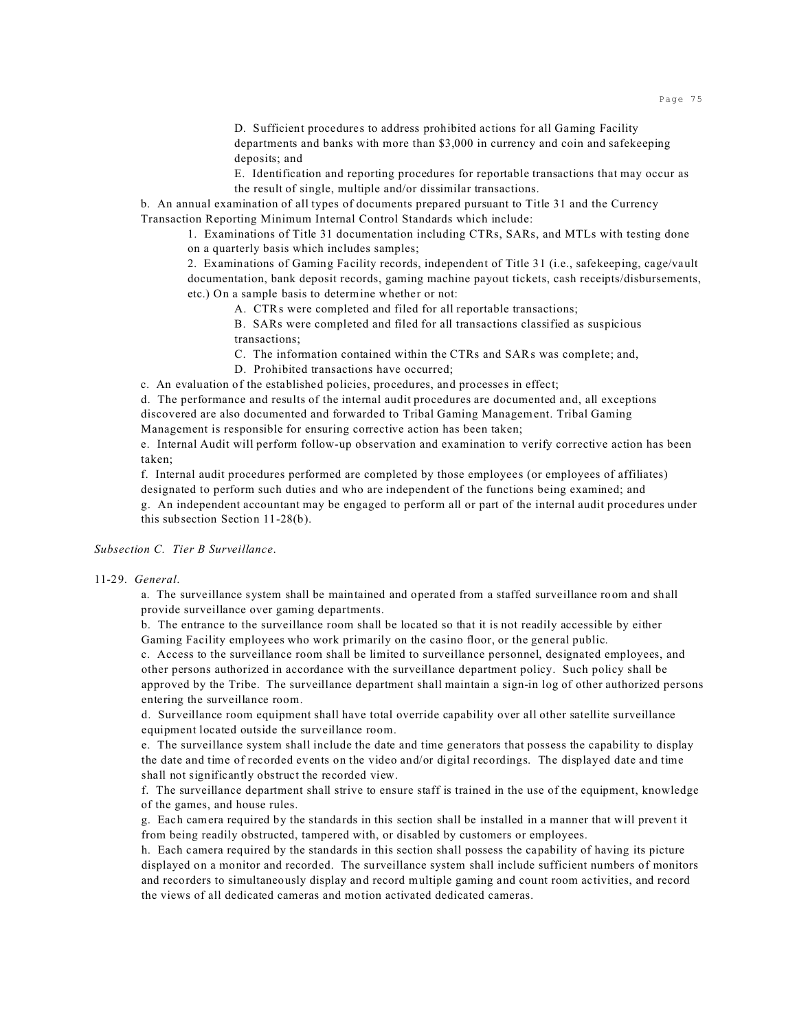D. Sufficient procedures to address prohibited actions for all Gaming Facility departments and banks with more than $3,000 in currency and coin and safekeeping deposits; and

E. Identification and reporting procedures for reportable transactions that may occur as the result of single, multiple and/or dissimilar transactions.

b. An annual examination of all types of documents prepared pursuant to Title 31 and the Currency Transaction Reporting Minimum Internal Control Standards which include:

1. Examinations of Title 31 documentation including CTRs, SARs, and MTLs with testing done on a quarterly basis which includes samples;

2. Examinations of Gaming Facility records, independent of Title 31 (i.e., safekeeping, cage/vault documentation, bank deposit records, gaming machine payout tickets, cash receipts/disbursements, etc.) On a sample basis to determine whether or not:

A. CTRs were completed and filed for all reportable transactions;

B. SARs were completed and filed for all transactions classified as suspicious transactions;

C. The information contained within the CTRs and SARs was complete; and,

D. Prohibited transactions have occurred;

c. An evaluation of the established policies, procedures, and processes in effect;

d. The performance and results of the internal audit procedures are documented and, all exceptions discovered are also documented and forwarded to Tribal Gaming Management. Tribal Gaming Management is responsible for ensuring corrective action has been taken;

e. Internal Audit will perform follow-up observation and examination to verify corrective action has been taken;

f. Internal audit procedures performed are completed by those employees (or employees of affiliates) designated to perform such duties and who are independent of the functions being examined; and

g. An independent accountant may be engaged to perform all or part of the internal audit procedures under this subsection Section 11-28(b).

*Subsection C. Tier B Surveillance.*

11-29. *General.*

a. The surveillance system shall be maintained and operated from a staffed surveillance room and shall provide surveillance over gaming departments.

b. The entrance to the surveillance room shall be located so that it is not readily accessible by either Gaming Facility employees who work primarily on the casino floor, or the general public.

c. Access to the surveillance room shall be limited to surveillance personnel, designated employees, and other persons authorized in accordance with the surveillance department policy. Such policy shall be approved by the Tribe. The surveillance department shall maintain a sign-in log of other authorized persons entering the surveillance room.

d. Surveillance room equipment shall have total override capability over all other satellite surveillance equipment located outside the surveillance room.

e. The surveillance system shall include the date and time generators that possess the capability to display the date and time of recorded events on the video and/or digital recordings. The displayed date and time shall not significantly obstruct the recorded view.

f. The surveillance department shall strive to ensure staff is trained in the use of the equipment, knowledge of the games, and house rules.

g. Each camera required by the standards in this section shall be installed in a manner that will prevent it from being readily obstructed, tampered with, or disabled by customers or employees.

h. Each camera required by the standards in this section shall possess the capability of having its picture displayed on a monitor and recorded. The surveillance system shall include sufficient numbers of monitors and recorders to simultaneously display and record multiple gaming and count room activities, and record the views of all dedicated cameras and motion activated dedicated cameras.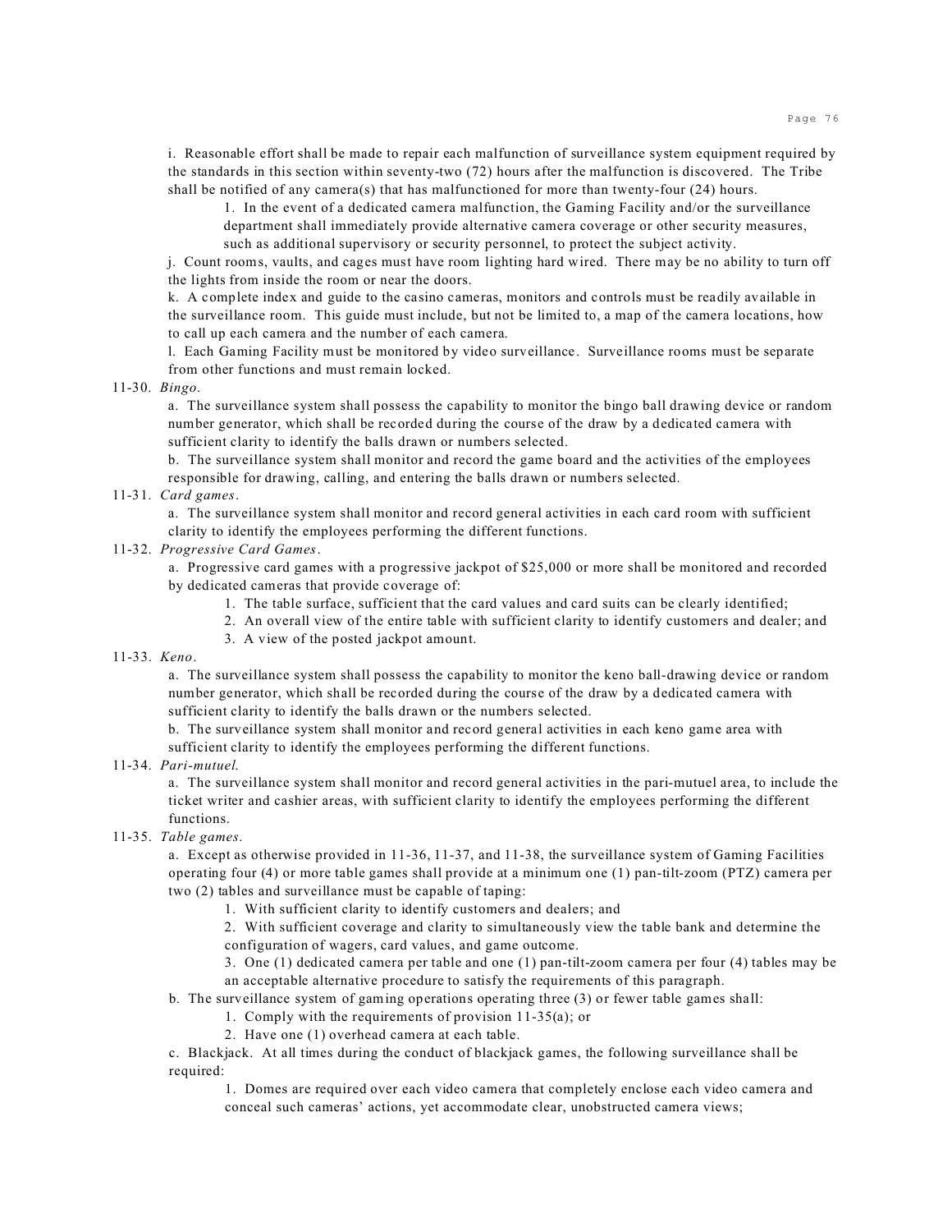i. Reasonable effort shall be made to repair each malfunction of surveillance system equipment required by the standards in this section within seventy-two (72) hours after the malfunction is discovered. The Tribe shall be notified of any camera(s) that has malfunctioned for more than twenty-four (24) hours.

1. In the event of a dedicated camera malfunction, the Gaming Facility and/or the surveillance department shall immediately provide alternative camera coverage or other security measures, such as additional supervisory or security personnel, to protect the subject activity.

j. Count rooms, vaults, and cages must have room lighting hard wired. There may be no ability to turn off the lights from inside the room or near the doors.

k. A complete index and guide to the casino cameras, monitors and controls must be readily available in the surveillance room. This guide must include, but not be limited to, a map of the camera locations, how to call up each camera and the number of each camera.

l. Each Gaming Facility must be monitored by video surveillance. Surveillance rooms must be separate from other functions and must remain locked.

11-30. *Bingo*.

a. The surveillance system shall possess the capability to monitor the bingo ball drawing device or random number generator, which shall be recorded during the course of the draw by a dedicated camera with sufficient clarity to identify the balls drawn or numbers selected.

b. The surveillance system shall monitor and record the game board and the activities of the employees responsible for drawing, calling, and entering the balls drawn or numbers selected.

11-31. *Card games*.

a. The surveillance system shall monitor and record general activities in each card room with sufficient clarity to identify the employees performing the different functions.

11-32. *Progressive Card Games*.

a. Progressive card games with a progressive jackpot of $25,000 or more shall be monitored and recorded by dedicated cameras that provide coverage of:

1. The table surface, sufficient that the card values and card suits can be clearly identified;
2. An overall view of the entire table with sufficient clarity to identify customers and dealer; and
3. A view of the posted jackpot amount.

11-33. *Keno*.

a. The surveillance system shall possess the capability to monitor the keno ball-drawing device or random number generator, which shall be recorded during the course of the draw by a dedicated camera with sufficient clarity to identify the balls drawn or the numbers selected.

b. The surveillance system shall monitor and record general activities in each keno game area with sufficient clarity to identify the employees performing the different functions.

11-34. *Pari-mutuel.*

a. The surveillance system shall monitor and record general activities in the pari-mutuel area, to include the ticket writer and cashier areas, with sufficient clarity to identify the employees performing the different functions.

11-35. *Table games*.

a. Except as otherwise provided in 11-36, 11-37, and 11-38, the surveillance system of Gaming Facilities operating four (4) or more table games shall provide at a minimum one (1) pan-tilt-zoom (PTZ) camera per two (2) tables and surveillance must be capable of taping:

1. With sufficient clarity to identify customers and dealers; and
2. With sufficient coverage and clarity to simultaneously view the table bank and determine the configuration of wagers, card values, and game outcome.
3. One (1) dedicated camera per table and one (1) pan-tilt-zoom camera per four (4) tables may be an acceptable alternative procedure to satisfy the requirements of this paragraph.

b. The surveillance system of gaming operations operating three (3) or fewer table games shall:

1. Comply with the requirements of provision 11-35(a); or
2. Have one (1) overhead camera at each table.

c. Blackjack. At all times during the conduct of blackjack games, the following surveillance shall be required:

1. Domes are required over each video camera that completely enclose each video camera and conceal such cameras' actions, yet accommodate clear, unobstructed camera views;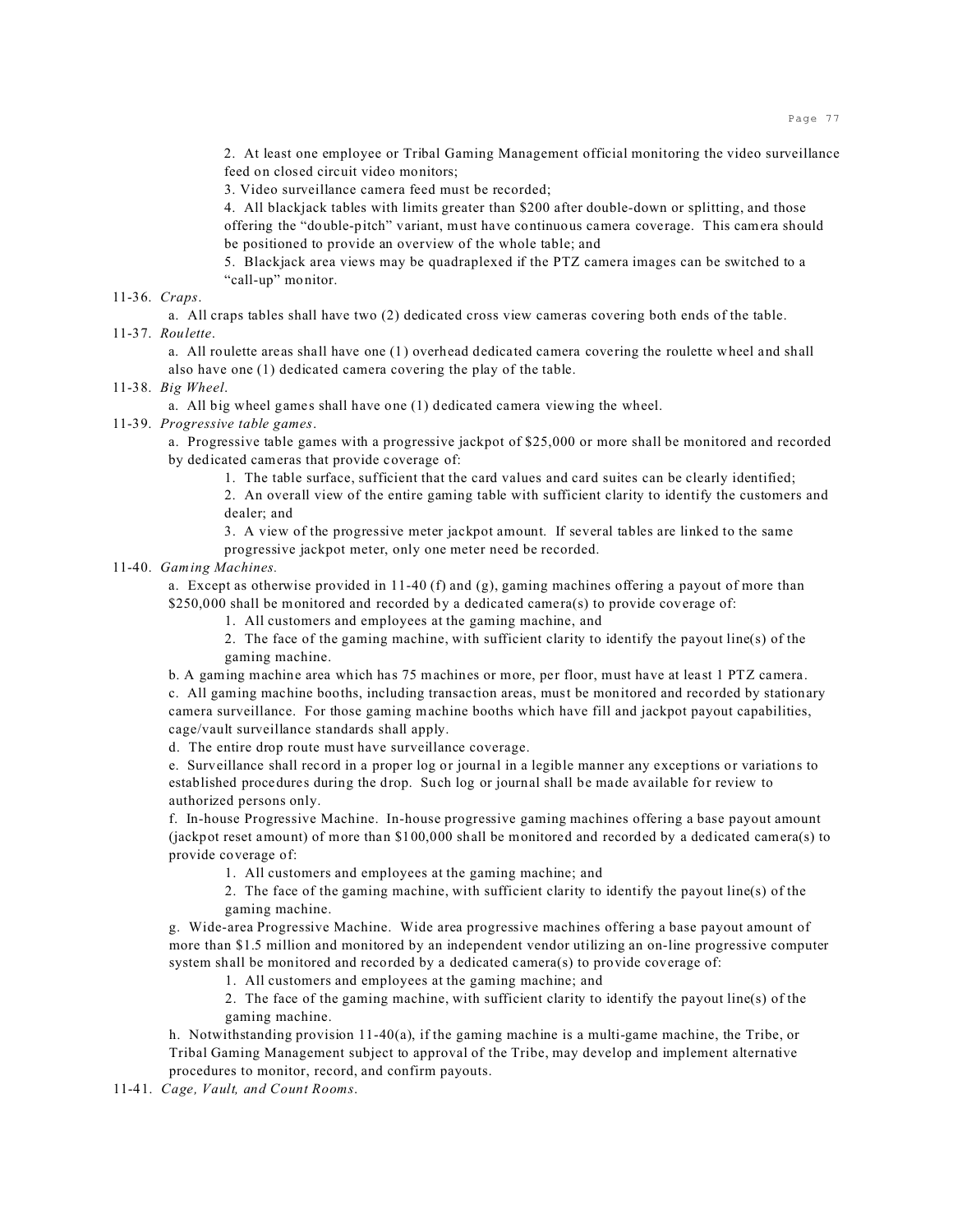2. At least one employee or Tribal Gaming Management official monitoring the video surveillance feed on closed circuit video monitors;

3. Video surveillance camera feed must be recorded;

4. All blackjack tables with limits greater than $200 after double-down or splitting, and those offering the "double-pitch" variant, must have continuous camera coverage. This camera should be positioned to provide an overview of the whole table; and

5. Blackjack area views may be quadraplexed if the PTZ camera images can be switched to a "call-up" monitor.

11-36. *Craps*.

a. All craps tables shall have two (2) dedicated cross view cameras covering both ends of the table.

11-37. *Roulette*.

a. All roulette areas shall have one (1) overhead dedicated camera covering the roulette wheel and shall also have one (1) dedicated camera covering the play of the table.

11-38. *Big Wheel*.

a. All big wheel games shall have one (1) dedicated camera viewing the wheel.

11-39. *Progressive table games*.

a. Progressive table games with a progressive jackpot of $25,000 or more shall be monitored and recorded by dedicated cameras that provide coverage of:

1. The table surface, sufficient that the card values and card suites can be clearly identified;

2. An overall view of the entire gaming table with sufficient clarity to identify the customers and dealer; and

3. A view of the progressive meter jackpot amount. If several tables are linked to the same progressive jackpot meter, only one meter need be recorded.

11-40. *Gaming Machines.*

a. Except as otherwise provided in 11-40 (f) and (g), gaming machines offering a payout of more than $250,000 shall be monitored and recorded by a dedicated camera(s) to provide coverage of:

1. All customers and employees at the gaming machine, and

2. The face of the gaming machine, with sufficient clarity to identify the payout line(s) of the gaming machine.

b. A gaming machine area which has 75 machines or more, per floor, must have at least 1 PTZ camera.

c. All gaming machine booths, including transaction areas, must be monitored and recorded by stationary camera surveillance. For those gaming machine booths which have fill and jackpot payout capabilities, cage/vault surveillance standards shall apply.

d. The entire drop route must have surveillance coverage.

e. Surveillance shall record in a proper log or journal in a legible manner any exceptions or variations to established procedures during the drop. Such log or journal shall be made available for review to authorized persons only.

f. In-house Progressive Machine. In-house progressive gaming machines offering a base payout amount (jackpot reset amount) of more than $100,000 shall be monitored and recorded by a dedicated camera(s) to provide coverage of:

1. All customers and employees at the gaming machine; and

2. The face of the gaming machine, with sufficient clarity to identify the payout line(s) of the gaming machine.

g. Wide-area Progressive Machine. Wide area progressive machines offering a base payout amount of more than $1.5 million and monitored by an independent vendor utilizing an on-line progressive computer system shall be monitored and recorded by a dedicated camera(s) to provide coverage of:

1. All customers and employees at the gaming machine; and

2. The face of the gaming machine, with sufficient clarity to identify the payout line(s) of the gaming machine.

h. Notwithstanding provision 11-40(a), if the gaming machine is a multi-game machine, the Tribe, or Tribal Gaming Management subject to approval of the Tribe, may develop and implement alternative procedures to monitor, record, and confirm payouts.

11-41. *Cage, Vault, and Count Rooms*.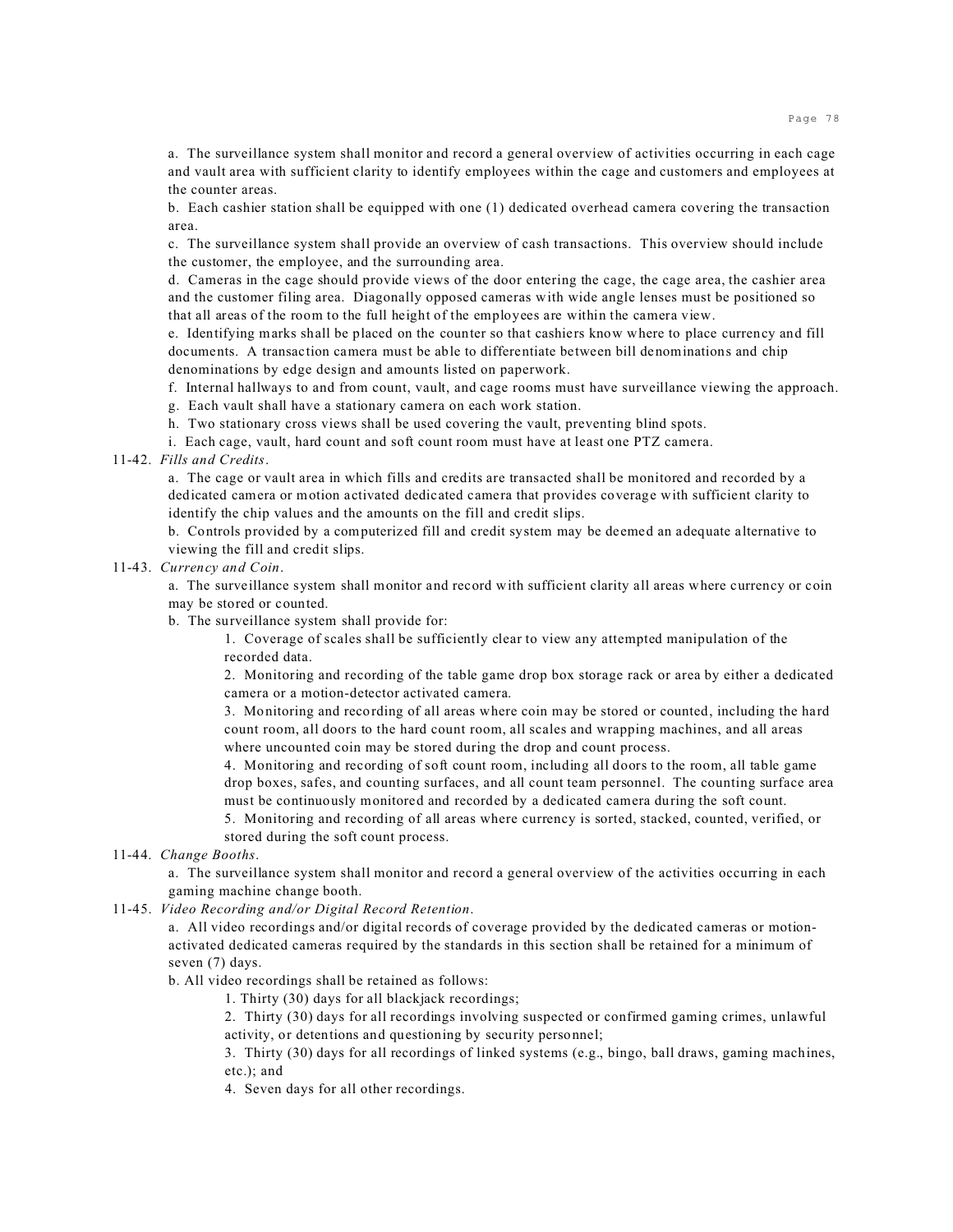a. The surveillance system shall monitor and record a general overview of activities occurring in each cage and vault area with sufficient clarity to identify employees within the cage and customers and employees at the counter areas.

b. Each cashier station shall be equipped with one (1) dedicated overhead camera covering the transaction area.

c. The surveillance system shall provide an overview of cash transactions. This overview should include the customer, the employee, and the surrounding area.

d. Cameras in the cage should provide views of the door entering the cage, the cage area, the cashier area and the customer filing area. Diagonally opposed cameras with wide angle lenses must be positioned so that all areas of the room to the full height of the employees are within the camera view.

e. Identifying marks shall be placed on the counter so that cashiers know where to place currency and fill documents. A transaction camera must be able to differentiate between bill denominations and chip denominations by edge design and amounts listed on paperwork.

f. Internal hallways to and from count, vault, and cage rooms must have surveillance viewing the approach.

g. Each vault shall have a stationary camera on each work station.

h. Two stationary cross views shall be used covering the vault, preventing blind spots.

i. Each cage, vault, hard count and soft count room must have at least one PTZ camera.

11-42. *Fills and Credits*.

a. The cage or vault area in which fills and credits are transacted shall be monitored and recorded by a dedicated camera or motion activated dedicated camera that provides coverage with sufficient clarity to identify the chip values and the amounts on the fill and credit slips.

b. Controls provided by a computerized fill and credit system may be deemed an adequate alternative to viewing the fill and credit slips.

11-43. *Currency and Coin*.

a. The surveillance system shall monitor and record with sufficient clarity all areas where currency or coin may be stored or counted.

b. The surveillance system shall provide for:

1. Coverage of scales shall be sufficiently clear to view any attempted manipulation of the recorded data.

2. Monitoring and recording of the table game drop box storage rack or area by either a dedicated camera or a motion-detector activated camera.

3. Monitoring and recording of all areas where coin may be stored or counted, including the hard count room, all doors to the hard count room, all scales and wrapping machines, and all areas where uncounted coin may be stored during the drop and count process.

4. Monitoring and recording of soft count room, including all doors to the room, all table game drop boxes, safes, and counting surfaces, and all count team personnel. The counting surface area must be continuously monitored and recorded by a dedicated camera during the soft count.

5. Monitoring and recording of all areas where currency is sorted, stacked, counted, verified, or stored during the soft count process.

11-44. *Change Booths*.

a. The surveillance system shall monitor and record a general overview of the activities occurring in each gaming machine change booth.

11-45. *Video Recording and/or Digital Record Retention*.

a. All video recordings and/or digital records of coverage provided by the dedicated cameras or motion-activated dedicated cameras required by the standards in this section shall be retained for a minimum of seven (7) days.

b. All video recordings shall be retained as follows:

1. Thirty (30) days for all blackjack recordings;

2. Thirty (30) days for all recordings involving suspected or confirmed gaming crimes, unlawful activity, or detentions and questioning by security personnel;

3. Thirty (30) days for all recordings of linked systems (e.g., bingo, ball draws, gaming machines, etc.); and

4. Seven days for all other recordings.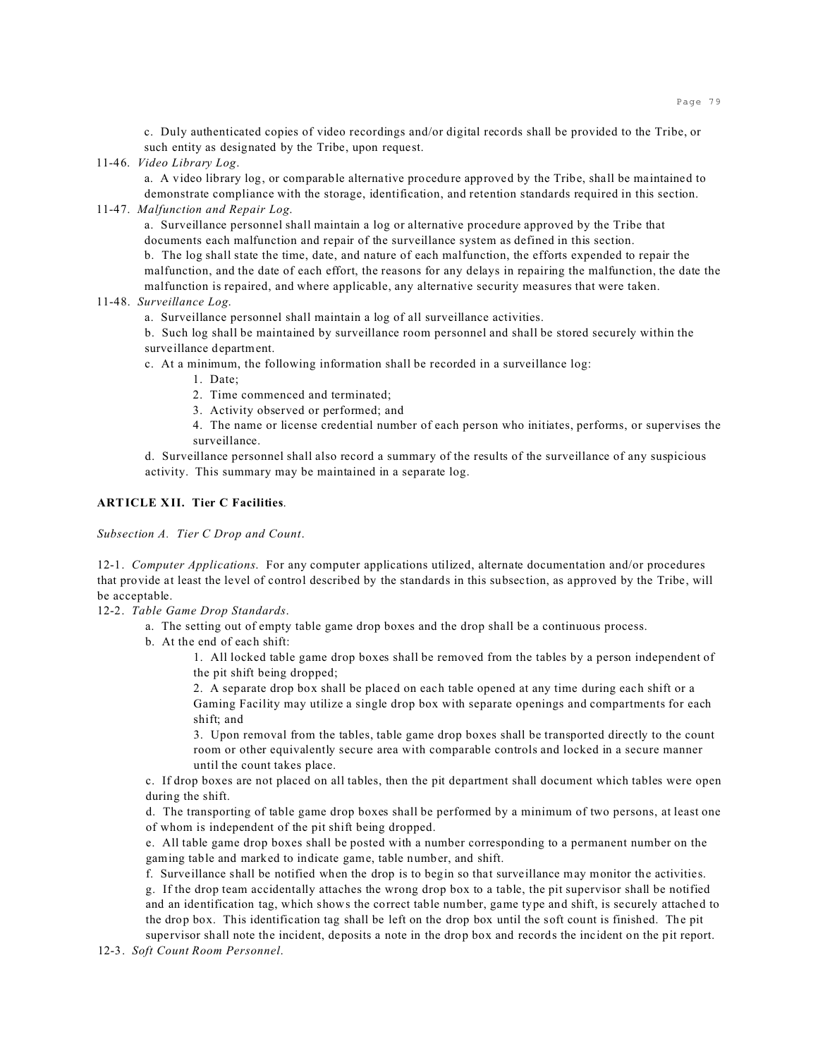c. Duly authenticated copies of video recordings and/or digital records shall be provided to the Tribe, or such entity as designated by the Tribe, upon request.

11-46. *Video Library Log*.

a. A video library log, or comparable alternative procedure approved by the Tribe, shall be maintained to demonstrate compliance with the storage, identification, and retention standards required in this section.

11-47. *Malfunction and Repair Log.*

a. Surveillance personnel shall maintain a log or alternative procedure approved by the Tribe that documents each malfunction and repair of the surveillance system as defined in this section.

b. The log shall state the time, date, and nature of each malfunction, the efforts expended to repair the malfunction, and the date of each effort, the reasons for any delays in repairing the malfunction, the date the malfunction is repaired, and where applicable, any alternative security measures that were taken.

11-48. *Surveillance Log.*

a. Surveillance personnel shall maintain a log of all surveillance activities.

b. Such log shall be maintained by surveillance room personnel and shall be stored securely within the surveillance department.

c. At a minimum, the following information shall be recorded in a surveillance log:

1. Date;
2. Time commenced and terminated;
3. Activity observed or performed; and
4. The name or license credential number of each person who initiates, performs, or supervises the surveillance.

d. Surveillance personnel shall also record a summary of the results of the surveillance of any suspicious activity. This summary may be maintained in a separate log.

## ARTICLE XII. Tier C Facilities.

*Subsection A. Tier C Drop and Count.*

12-1. *Computer Applications.* For any computer applications utilized, alternate documentation and/or procedures that provide at least the level of control described by the standards in this subsection, as approved by the Tribe, will be acceptable.

12-2. *Table Game Drop Standards.*

a. The setting out of empty table game drop boxes and the drop shall be a continuous process.

b. At the end of each shift:

1. All locked table game drop boxes shall be removed from the tables by a person independent of the pit shift being dropped;
2. A separate drop box shall be placed on each table opened at any time during each shift or a Gaming Facility may utilize a single drop box with separate openings and compartments for each shift; and
3. Upon removal from the tables, table game drop boxes shall be transported directly to the count room or other equivalently secure area with comparable controls and locked in a secure manner until the count takes place.

c. If drop boxes are not placed on all tables, then the pit department shall document which tables were open during the shift.

d. The transporting of table game drop boxes shall be performed by a minimum of two persons, at least one of whom is independent of the pit shift being dropped.

e. All table game drop boxes shall be posted with a number corresponding to a permanent number on the gaming table and marked to indicate game, table number, and shift.

f. Surveillance shall be notified when the drop is to begin so that surveillance may monitor the activities.

g. If the drop team accidentally attaches the wrong drop box to a table, the pit supervisor shall be notified and an identification tag, which shows the correct table number, game type and shift, is securely attached to the drop box. This identification tag shall be left on the drop box until the soft count is finished. The pit supervisor shall note the incident, deposits a note in the drop box and records the incident on the pit report.

12-3. *Soft Count Room Personnel.*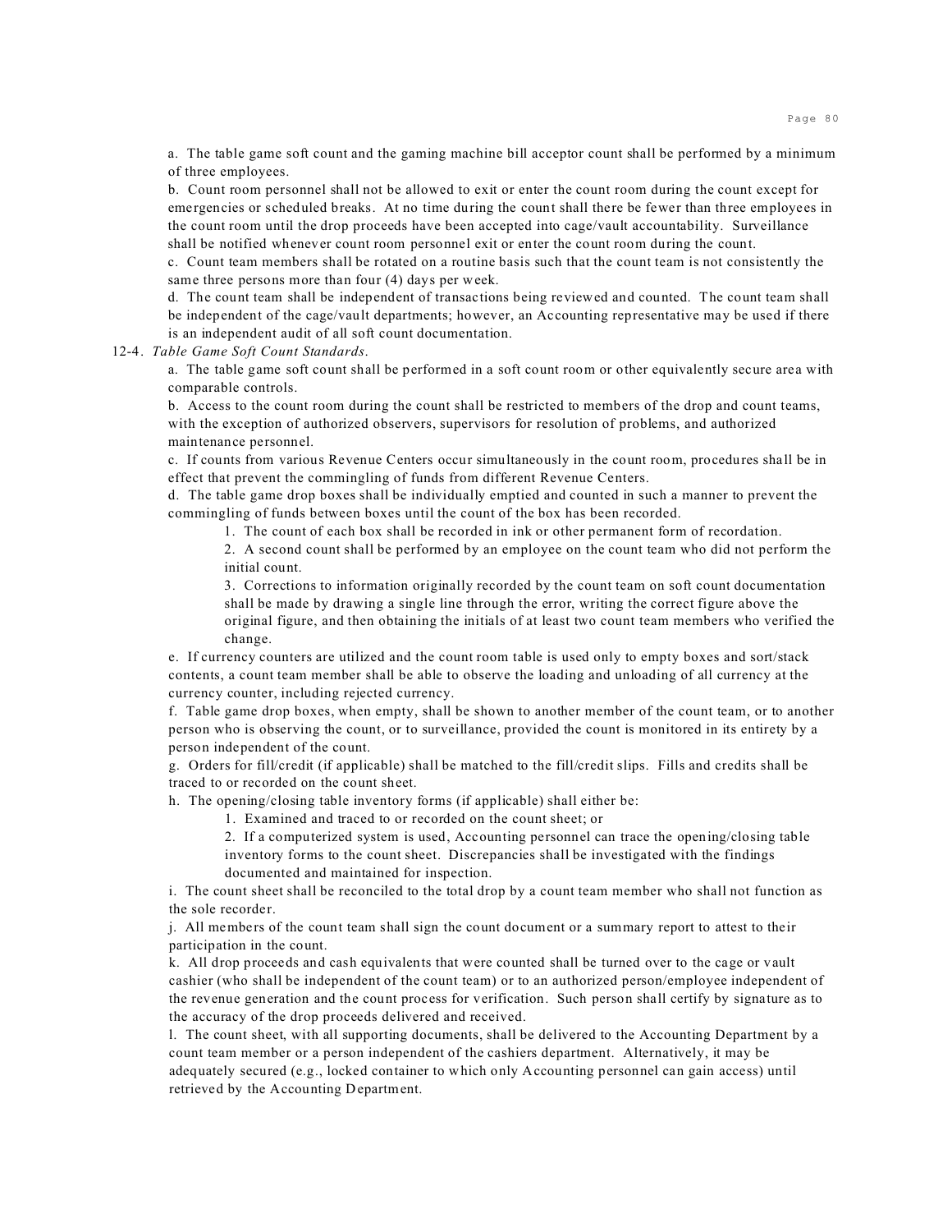a. The table game soft count and the gaming machine bill acceptor count shall be performed by a minimum of three employees.

b. Count room personnel shall not be allowed to exit or enter the count room during the count except for emergencies or scheduled breaks. At no time during the count shall there be fewer than three employees in the count room until the drop proceeds have been accepted into cage/vault accountability. Surveillance shall be notified whenever count room personnel exit or enter the count room during the count.

c. Count team members shall be rotated on a routine basis such that the count team is not consistently the same three persons more than four (4) days per week.

d. The count team shall be independent of transactions being reviewed and counted. The count team shall be independent of the cage/vault departments; however, an Accounting representative may be used if there is an independent audit of all soft count documentation.

12-4. *Table Game Soft Count Standards.*

a. The table game soft count shall be performed in a soft count room or other equivalently secure area with comparable controls.

b. Access to the count room during the count shall be restricted to members of the drop and count teams, with the exception of authorized observers, supervisors for resolution of problems, and authorized maintenance personnel.

c. If counts from various Revenue Centers occur simultaneously in the count room, procedures shall be in effect that prevent the commingling of funds from different Revenue Centers.

d. The table game drop boxes shall be individually emptied and counted in such a manner to prevent the commingling of funds between boxes until the count of the box has been recorded.

1. The count of each box shall be recorded in ink or other permanent form of recordation.
2. A second count shall be performed by an employee on the count team who did not perform the initial count.
3. Corrections to information originally recorded by the count team on soft count documentation shall be made by drawing a single line through the error, writing the correct figure above the original figure, and then obtaining the initials of at least two count team members who verified the change.

e. If currency counters are utilized and the count room table is used only to empty boxes and sort/stack contents, a count team member shall be able to observe the loading and unloading of all currency at the currency counter, including rejected currency.

f. Table game drop boxes, when empty, shall be shown to another member of the count team, or to another person who is observing the count, or to surveillance, provided the count is monitored in its entirety by a person independent of the count.

g. Orders for fill/credit (if applicable) shall be matched to the fill/credit slips. Fills and credits shall be traced to or recorded on the count sheet.

h. The opening/closing table inventory forms (if applicable) shall either be:

1. Examined and traced to or recorded on the count sheet; or
2. If a computerized system is used, Accounting personnel can trace the opening/closing table inventory forms to the count sheet. Discrepancies shall be investigated with the findings documented and maintained for inspection.

i. The count sheet shall be reconciled to the total drop by a count team member who shall not function as the sole recorder.

j. All members of the count team shall sign the count document or a summary report to attest to their participation in the count.

k. All drop proceeds and cash equivalents that were counted shall be turned over to the cage or vault cashier (who shall be independent of the count team) or to an authorized person/employee independent of the revenue generation and the count process for verification. Such person shall certify by signature as to the accuracy of the drop proceeds delivered and received.

l. The count sheet, with all supporting documents, shall be delivered to the Accounting Department by a count team member or a person independent of the cashiers department. Alternatively, it may be adequately secured (e.g., locked container to which only Accounting personnel can gain access) until retrieved by the Accounting Department.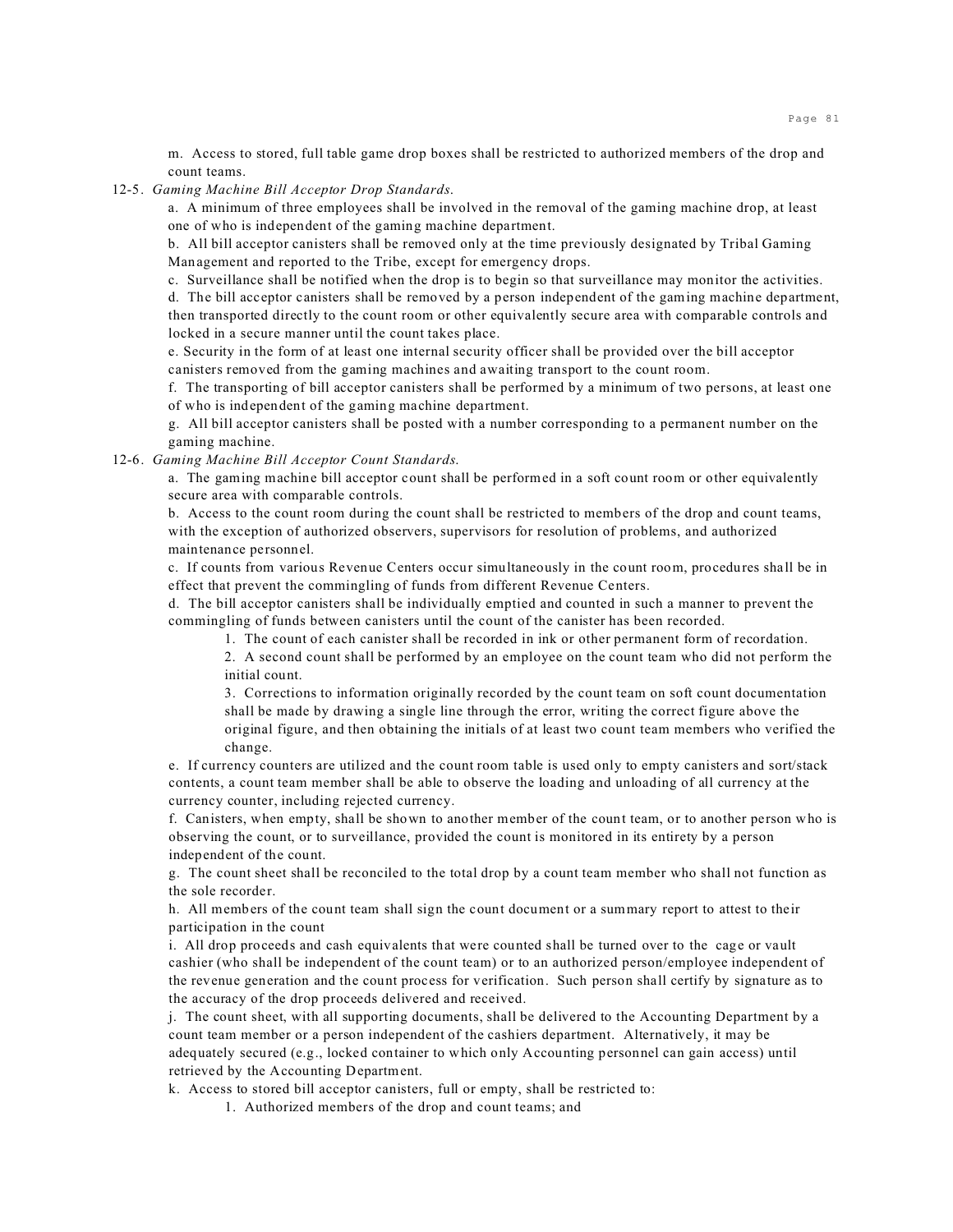m. Access to stored, full table game drop boxes shall be restricted to authorized members of the drop and count teams.

12-5. *Gaming Machine Bill Acceptor Drop Standards.*

a. A minimum of three employees shall be involved in the removal of the gaming machine drop, at least one of who is independent of the gaming machine department.

b. All bill acceptor canisters shall be removed only at the time previously designated by Tribal Gaming Management and reported to the Tribe, except for emergency drops.

c. Surveillance shall be notified when the drop is to begin so that surveillance may monitor the activities.

d. The bill acceptor canisters shall be removed by a person independent of the gaming machine department, then transported directly to the count room or other equivalently secure area with comparable controls and locked in a secure manner until the count takes place.

e. Security in the form of at least one internal security officer shall be provided over the bill acceptor canisters removed from the gaming machines and awaiting transport to the count room.

f. The transporting of bill acceptor canisters shall be performed by a minimum of two persons, at least one of who is independent of the gaming machine department.

g. All bill acceptor canisters shall be posted with a number corresponding to a permanent number on the gaming machine.

12-6. *Gaming Machine Bill Acceptor Count Standards.*

a. The gaming machine bill acceptor count shall be performed in a soft count room or other equivalently secure area with comparable controls.

b. Access to the count room during the count shall be restricted to members of the drop and count teams, with the exception of authorized observers, supervisors for resolution of problems, and authorized maintenance personnel.

c. If counts from various Revenue Centers occur simultaneously in the count room, procedures shall be in effect that prevent the commingling of funds from different Revenue Centers.

d. The bill acceptor canisters shall be individually emptied and counted in such a manner to prevent the commingling of funds between canisters until the count of the canister has been recorded.

1. The count of each canister shall be recorded in ink or other permanent form of recordation.
2. A second count shall be performed by an employee on the count team who did not perform the initial count.
3. Corrections to information originally recorded by the count team on soft count documentation shall be made by drawing a single line through the error, writing the correct figure above the original figure, and then obtaining the initials of at least two count team members who verified the change.

e. If currency counters are utilized and the count room table is used only to empty canisters and sort/stack contents, a count team member shall be able to observe the loading and unloading of all currency at the currency counter, including rejected currency.

f. Canisters, when empty, shall be shown to another member of the count team, or to another person who is observing the count, or to surveillance, provided the count is monitored in its entirety by a person independent of the count.

g. The count sheet shall be reconciled to the total drop by a count team member who shall not function as the sole recorder.

h. All members of the count team shall sign the count document or a summary report to attest to their participation in the count

i. All drop proceeds and cash equivalents that were counted shall be turned over to the cage or vault cashier (who shall be independent of the count team) or to an authorized person/employee independent of the revenue generation and the count process for verification. Such person shall certify by signature as to the accuracy of the drop proceeds delivered and received.

j. The count sheet, with all supporting documents, shall be delivered to the Accounting Department by a count team member or a person independent of the cashiers department. Alternatively, it may be adequately secured (e.g., locked container to which only Accounting personnel can gain access) until retrieved by the Accounting Department.

k. Access to stored bill acceptor canisters, full or empty, shall be restricted to:

1. Authorized members of the drop and count teams; and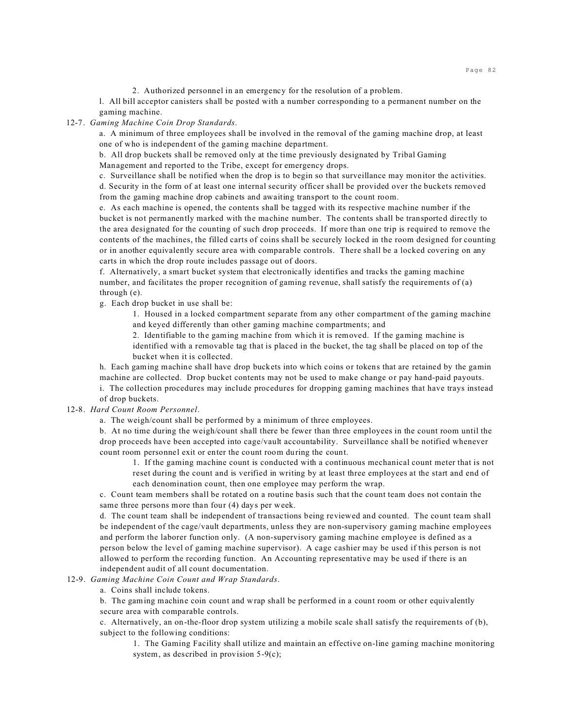2. Authorized personnel in an emergency for the resolution of a problem.

l. All bill acceptor canisters shall be posted with a number corresponding to a permanent number on the gaming machine.

12-7. *Gaming Machine Coin Drop Standards*.

a. A minimum of three employees shall be involved in the removal of the gaming machine drop, at least one of who is independent of the gaming machine department.

b. All drop buckets shall be removed only at the time previously designated by Tribal Gaming Management and reported to the Tribe, except for emergency drops.

c. Surveillance shall be notified when the drop is to begin so that surveillance may monitor the activities.

d. Security in the form of at least one internal security officer shall be provided over the buckets removed from the gaming machine drop cabinets and awaiting transport to the count room.

e. As each machine is opened, the contents shall be tagged with its respective machine number if the bucket is not permanently marked with the machine number. The contents shall be transported directly to the area designated for the counting of such drop proceeds. If more than one trip is required to remove the contents of the machines, the filled carts of coins shall be securely locked in the room designed for counting or in another equivalently secure area with comparable controls. There shall be a locked covering on any carts in which the drop route includes passage out of doors.

f. Alternatively, a smart bucket system that electronically identifies and tracks the gaming machine number, and facilitates the proper recognition of gaming revenue, shall satisfy the requirements of (a) through (e).

g. Each drop bucket in use shall be:

1. Housed in a locked compartment separate from any other compartment of the gaming machine and keyed differently than other gaming machine compartments; and

2. Identifiable to the gaming machine from which it is removed. If the gaming machine is identified with a removable tag that is placed in the bucket, the tag shall be placed on top of the bucket when it is collected.

h. Each gaming machine shall have drop buckets into which coins or tokens that are retained by the gamin machine are collected. Drop bucket contents may not be used to make change or pay hand-paid payouts.

i. The collection procedures may include procedures for dropping gaming machines that have trays instead of drop buckets.

12-8. *Hard Count Room Personnel*.

a. The weigh/count shall be performed by a minimum of three employees.

b. At no time during the weigh/count shall there be fewer than three employees in the count room until the drop proceeds have been accepted into cage/vault accountability. Surveillance shall be notified whenever count room personnel exit or enter the count room during the count.

1. If the gaming machine count is conducted with a continuous mechanical count meter that is not reset during the count and is verified in writing by at least three employees at the start and end of each denomination count, then one employee may perform the wrap.

c. Count team members shall be rotated on a routine basis such that the count team does not contain the same three persons more than four (4) days per week.

d. The count team shall be independent of transactions being reviewed and counted. The count team shall be independent of the cage/vault departments, unless they are non-supervisory gaming machine employees and perform the laborer function only. (A non-supervisory gaming machine employee is defined as a person below the level of gaming machine supervisor). A cage cashier may be used if this person is not allowed to perform the recording function. An Accounting representative may be used if there is an independent audit of all count documentation.

12-9. *Gaming Machine Coin Count and Wrap Standards*.

a. Coins shall include tokens.

b. The gaming machine coin count and wrap shall be performed in a count room or other equivalently secure area with comparable controls.

c. Alternatively, an on-the-floor drop system utilizing a mobile scale shall satisfy the requirements of (b), subject to the following conditions:

1. The Gaming Facility shall utilize and maintain an effective on-line gaming machine monitoring system, as described in provision 5-9(c);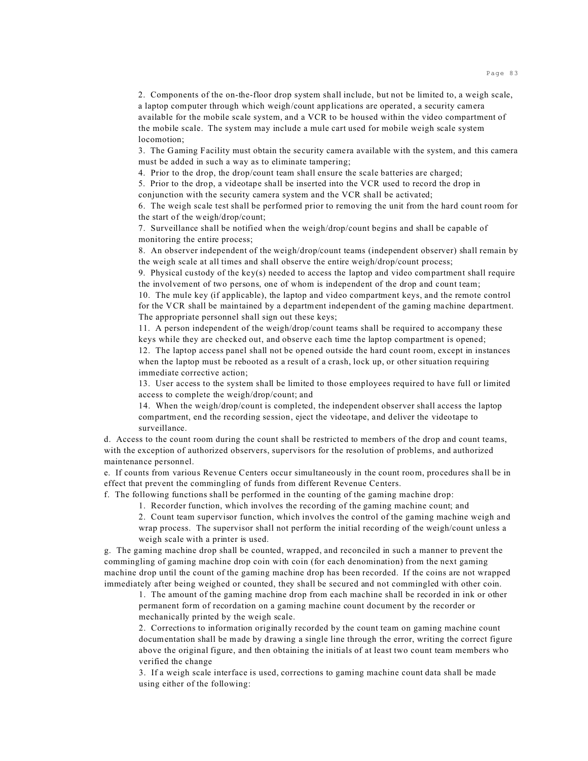2. Components of the on-the-floor drop system shall include, but not be limited to, a weigh scale, a laptop computer through which weigh/count applications are operated, a security camera available for the mobile scale system, and a VCR to be housed within the video compartment of the mobile scale. The system may include a mule cart used for mobile weigh scale system locomotion;
3. The Gaming Facility must obtain the security camera available with the system, and this camera must be added in such a way as to eliminate tampering;
4. Prior to the drop, the drop/count team shall ensure the scale batteries are charged;
5. Prior to the drop, a videotape shall be inserted into the VCR used to record the drop in conjunction with the security camera system and the VCR shall be activated;
6. The weigh scale test shall be performed prior to removing the unit from the hard count room for the start of the weigh/drop/count;
7. Surveillance shall be notified when the weigh/drop/count begins and shall be capable of monitoring the entire process;
8. An observer independent of the weigh/drop/count teams (independent observer) shall remain by the weigh scale at all times and shall observe the entire weigh/drop/count process;
9. Physical custody of the key(s) needed to access the laptop and video compartment shall require the involvement of two persons, one of whom is independent of the drop and count team;
10. The mule key (if applicable), the laptop and video compartment keys, and the remote control for the VCR shall be maintained by a department independent of the gaming machine department. The appropriate personnel shall sign out these keys;
11. A person independent of the weigh/drop/count teams shall be required to accompany these keys while they are checked out, and observe each time the laptop compartment is opened;
12. The laptop access panel shall not be opened outside the hard count room, except in instances when the laptop must be rebooted as a result of a crash, lock up, or other situation requiring immediate corrective action;
13. User access to the system shall be limited to those employees required to have full or limited access to complete the weigh/drop/count; and
14. When the weigh/drop/count is completed, the independent observer shall access the laptop compartment, end the recording session, eject the videotape, and deliver the videotape to surveillance.

d. Access to the count room during the count shall be restricted to members of the drop and count teams, with the exception of authorized observers, supervisors for the resolution of problems, and authorized maintenance personnel.

e. If counts from various Revenue Centers occur simultaneously in the count room, procedures shall be in effect that prevent the commingling of funds from different Revenue Centers.

f. The following functions shall be performed in the counting of the gaming machine drop:

1. Recorder function, which involves the recording of the gaming machine count; and
2. Count team supervisor function, which involves the control of the gaming machine weigh and wrap process. The supervisor shall not perform the initial recording of the weigh/count unless a weigh scale with a printer is used.

g. The gaming machine drop shall be counted, wrapped, and reconciled in such a manner to prevent the commingling of gaming machine drop coin with coin (for each denomination) from the next gaming machine drop until the count of the gaming machine drop has been recorded. If the coins are not wrapped immediately after being weighed or counted, they shall be secured and not commingled with other coin.

1. The amount of the gaming machine drop from each machine shall be recorded in ink or other permanent form of recordation on a gaming machine count document by the recorder or mechanically printed by the weigh scale.
2. Corrections to information originally recorded by the count team on gaming machine count documentation shall be made by drawing a single line through the error, writing the correct figure above the original figure, and then obtaining the initials of at least two count team members who verified the change
3. If a weigh scale interface is used, corrections to gaming machine count data shall be made using either of the following: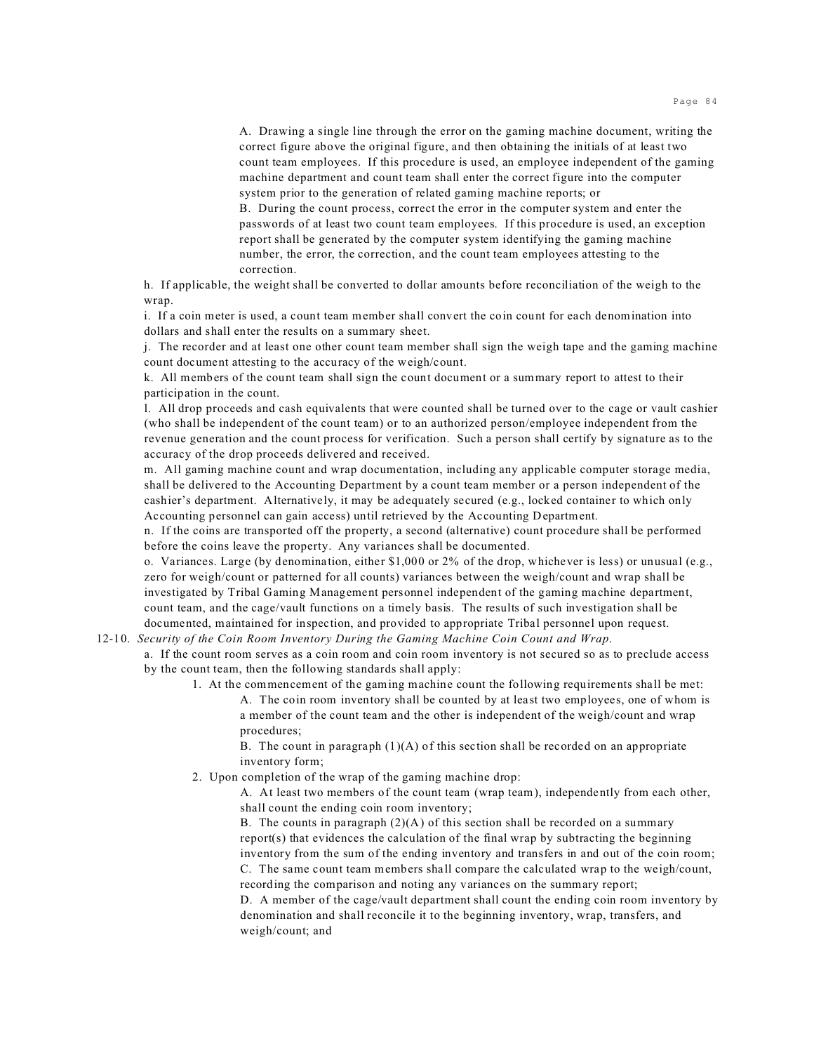A. Drawing a single line through the error on the gaming machine document, writing the correct figure above the original figure, and then obtaining the initials of at least two count team employees. If this procedure is used, an employee independent of the gaming machine department and count team shall enter the correct figure into the computer system prior to the generation of related gaming machine reports; or

B. During the count process, correct the error in the computer system and enter the passwords of at least two count team employees. If this procedure is used, an exception report shall be generated by the computer system identifying the gaming machine number, the error, the correction, and the count team employees attesting to the correction.

h. If applicable, the weight shall be converted to dollar amounts before reconciliation of the weigh to the wrap.

i. If a coin meter is used, a count team member shall convert the coin count for each denomination into dollars and shall enter the results on a summary sheet.

j. The recorder and at least one other count team member shall sign the weigh tape and the gaming machine count document attesting to the accuracy of the weigh/count.

k. All members of the count team shall sign the count document or a summary report to attest to their participation in the count.

l. All drop proceeds and cash equivalents that were counted shall be turned over to the cage or vault cashier (who shall be independent of the count team) or to an authorized person/employee independent from the revenue generation and the count process for verification. Such a person shall certify by signature as to the accuracy of the drop proceeds delivered and received.

m. All gaming machine count and wrap documentation, including any applicable computer storage media, shall be delivered to the Accounting Department by a count team member or a person independent of the cashier's department. Alternatively, it may be adequately secured (e.g., locked container to which only Accounting personnel can gain access) until retrieved by the Accounting Department.

n. If the coins are transported off the property, a second (alternative) count procedure shall be performed before the coins leave the property. Any variances shall be documented.

o. Variances. Large (by denomination, either $1,000 or 2% of the drop, whichever is less) or unusual (e.g., zero for weigh/count or patterned for all counts) variances between the weigh/count and wrap shall be investigated by Tribal Gaming Management personnel independent of the gaming machine department, count team, and the cage/vault functions on a timely basis. The results of such investigation shall be documented, maintained for inspection, and provided to appropriate Tribal personnel upon request.

12-10. *Security of the Coin Room Inventory During the Gaming Machine Coin Count and Wrap.*

a. If the count room serves as a coin room and coin room inventory is not secured so as to preclude access by the count team, then the following standards shall apply:

1. At the commencement of the gaming machine count the following requirements shall be met:

A. The coin room inventory shall be counted by at least two employees, one of whom is a member of the count team and the other is independent of the weigh/count and wrap procedures;

B. The count in paragraph (1)(A) of this section shall be recorded on an appropriate inventory form;

2. Upon completion of the wrap of the gaming machine drop:

A. At least two members of the count team (wrap team), independently from each other, shall count the ending coin room inventory;

B. The counts in paragraph (2)(A) of this section shall be recorded on a summary report(s) that evidences the calculation of the final wrap by subtracting the beginning inventory from the sum of the ending inventory and transfers in and out of the coin room;

C. The same count team members shall compare the calculated wrap to the weigh/count, recording the comparison and noting any variances on the summary report;

D. A member of the cage/vault department shall count the ending coin room inventory by denomination and shall reconcile it to the beginning inventory, wrap, transfers, and weigh/count; and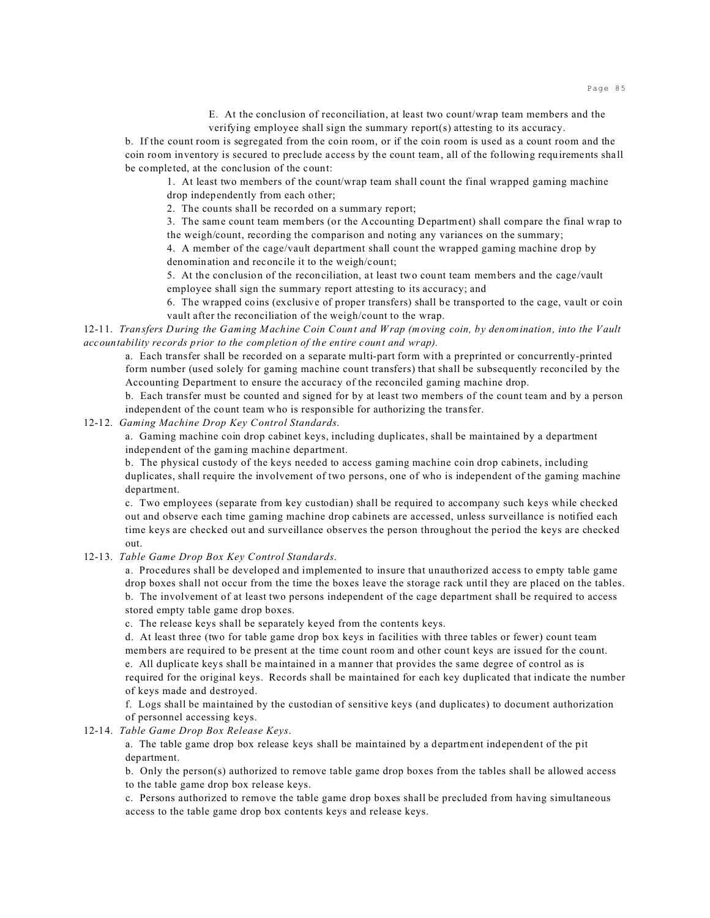E. At the conclusion of reconciliation, at least two count/wrap team members and the verifying employee shall sign the summary report(s) attesting to its accuracy.

b. If the count room is segregated from the coin room, or if the coin room is used as a count room and the coin room inventory is secured to preclude access by the count team, all of the following requirements shall be completed, at the conclusion of the count:

1. At least two members of the count/wrap team shall count the final wrapped gaming machine drop independently from each other;
2. The counts shall be recorded on a summary report;
3. The same count team members (or the Accounting Department) shall compare the final wrap to the weigh/count, recording the comparison and noting any variances on the summary;
4. A member of the cage/vault department shall count the wrapped gaming machine drop by denomination and reconcile it to the weigh/count;
5. At the conclusion of the reconciliation, at least two count team members and the cage/vault employee shall sign the summary report attesting to its accuracy; and
6. The wrapped coins (exclusive of proper transfers) shall be transported to the cage, vault or coin vault after the reconciliation of the weigh/count to the wrap.

12-11. *Transfers During the Gaming Machine Coin Count and Wrap (moving coin, by denomination, into the Vault accountability records prior to the completion of the entire count and wrap).*

a. Each transfer shall be recorded on a separate multi-part form with a preprinted or concurrently-printed form number (used solely for gaming machine count transfers) that shall be subsequently reconciled by the Accounting Department to ensure the accuracy of the reconciled gaming machine drop.

b. Each transfer must be counted and signed for by at least two members of the count team and by a person independent of the count team who is responsible for authorizing the transfer.

12-12. *Gaming Machine Drop Key Control Standards.*

a. Gaming machine coin drop cabinet keys, including duplicates, shall be maintained by a department independent of the gaming machine department.

b. The physical custody of the keys needed to access gaming machine coin drop cabinets, including duplicates, shall require the involvement of two persons, one of who is independent of the gaming machine department.

c. Two employees (separate from key custodian) shall be required to accompany such keys while checked out and observe each time gaming machine drop cabinets are accessed, unless surveillance is notified each time keys are checked out and surveillance observes the person throughout the period the keys are checked out.

12-13. *Table Game Drop Box Key Control Standards.*

a. Procedures shall be developed and implemented to insure that unauthorized access to empty table game drop boxes shall not occur from the time the boxes leave the storage rack until they are placed on the tables.

b. The involvement of at least two persons independent of the cage department shall be required to access stored empty table game drop boxes.

c. The release keys shall be separately keyed from the contents keys.

d. At least three (two for table game drop box keys in facilities with three tables or fewer) count team members are required to be present at the time count room and other count keys are issued for the count.

e. All duplicate keys shall be maintained in a manner that provides the same degree of control as is required for the original keys. Records shall be maintained for each key duplicated that indicate the number of keys made and destroyed.

f. Logs shall be maintained by the custodian of sensitive keys (and duplicates) to document authorization of personnel accessing keys.

12-14. *Table Game Drop Box Release Keys.*

a. The table game drop box release keys shall be maintained by a department independent of the pit department.

b. Only the person(s) authorized to remove table game drop boxes from the tables shall be allowed access to the table game drop box release keys.

c. Persons authorized to remove the table game drop boxes shall be precluded from having simultaneous access to the table game drop box contents keys and release keys.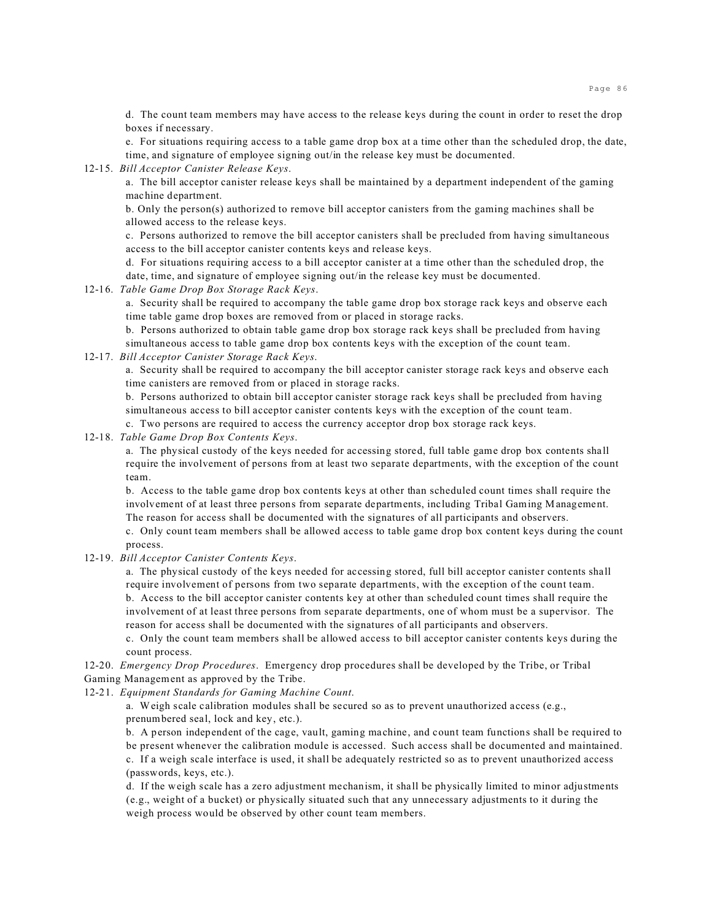d. The count team members may have access to the release keys during the count in order to reset the drop boxes if necessary.

e. For situations requiring access to a table game drop box at a time other than the scheduled drop, the date, time, and signature of employee signing out/in the release key must be documented.

12-15. *Bill Acceptor Canister Release Keys*.

a. The bill acceptor canister release keys shall be maintained by a department independent of the gaming machine department.

b. Only the person(s) authorized to remove bill acceptor canisters from the gaming machines shall be allowed access to the release keys.

c. Persons authorized to remove the bill acceptor canisters shall be precluded from having simultaneous access to the bill acceptor canister contents keys and release keys.

d. For situations requiring access to a bill acceptor canister at a time other than the scheduled drop, the date, time, and signature of employee signing out/in the release key must be documented.

12-16. *Table Game Drop Box Storage Rack Keys*.

a. Security shall be required to accompany the table game drop box storage rack keys and observe each time table game drop boxes are removed from or placed in storage racks.

b. Persons authorized to obtain table game drop box storage rack keys shall be precluded from having simultaneous access to table game drop box contents keys with the exception of the count team.

12-17. *Bill Acceptor Canister Storage Rack Keys*.

a. Security shall be required to accompany the bill acceptor canister storage rack keys and observe each time canisters are removed from or placed in storage racks.

b. Persons authorized to obtain bill acceptor canister storage rack keys shall be precluded from having simultaneous access to bill acceptor canister contents keys with the exception of the count team.

c. Two persons are required to access the currency acceptor drop box storage rack keys.

12-18. *Table Game Drop Box Contents Keys*.

a. The physical custody of the keys needed for accessing stored, full table game drop box contents shall require the involvement of persons from at least two separate departments, with the exception of the count team.

b. Access to the table game drop box contents keys at other than scheduled count times shall require the involvement of at least three persons from separate departments, including Tribal Gaming Management. The reason for access shall be documented with the signatures of all participants and observers.

c. Only count team members shall be allowed access to table game drop box content keys during the count process.

12-19. *Bill Acceptor Canister Contents Keys*.

a. The physical custody of the keys needed for accessing stored, full bill acceptor canister contents shall require involvement of persons from two separate departments, with the exception of the count team.

b. Access to the bill acceptor canister contents key at other than scheduled count times shall require the involvement of at least three persons from separate departments, one of whom must be a supervisor. The reason for access shall be documented with the signatures of all participants and observers.

c. Only the count team members shall be allowed access to bill acceptor canister contents keys during the count process.

12-20. *Emergency Drop Procedures*. Emergency drop procedures shall be developed by the Tribe, or Tribal Gaming Management as approved by the Tribe.

12-21. *Equipment Standards for Gaming Machine Count*.

a. Weigh scale calibration modules shall be secured so as to prevent unauthorized access (e.g., prenumbered seal, lock and key, etc.).

b. A person independent of the cage, vault, gaming machine, and count team functions shall be required to be present whenever the calibration module is accessed. Such access shall be documented and maintained.

c. If a weigh scale interface is used, it shall be adequately restricted so as to prevent unauthorized access (passwords, keys, etc.).

d. If the weigh scale has a zero adjustment mechanism, it shall be physically limited to minor adjustments (e.g., weight of a bucket) or physically situated such that any unnecessary adjustments to it during the weigh process would be observed by other count team members.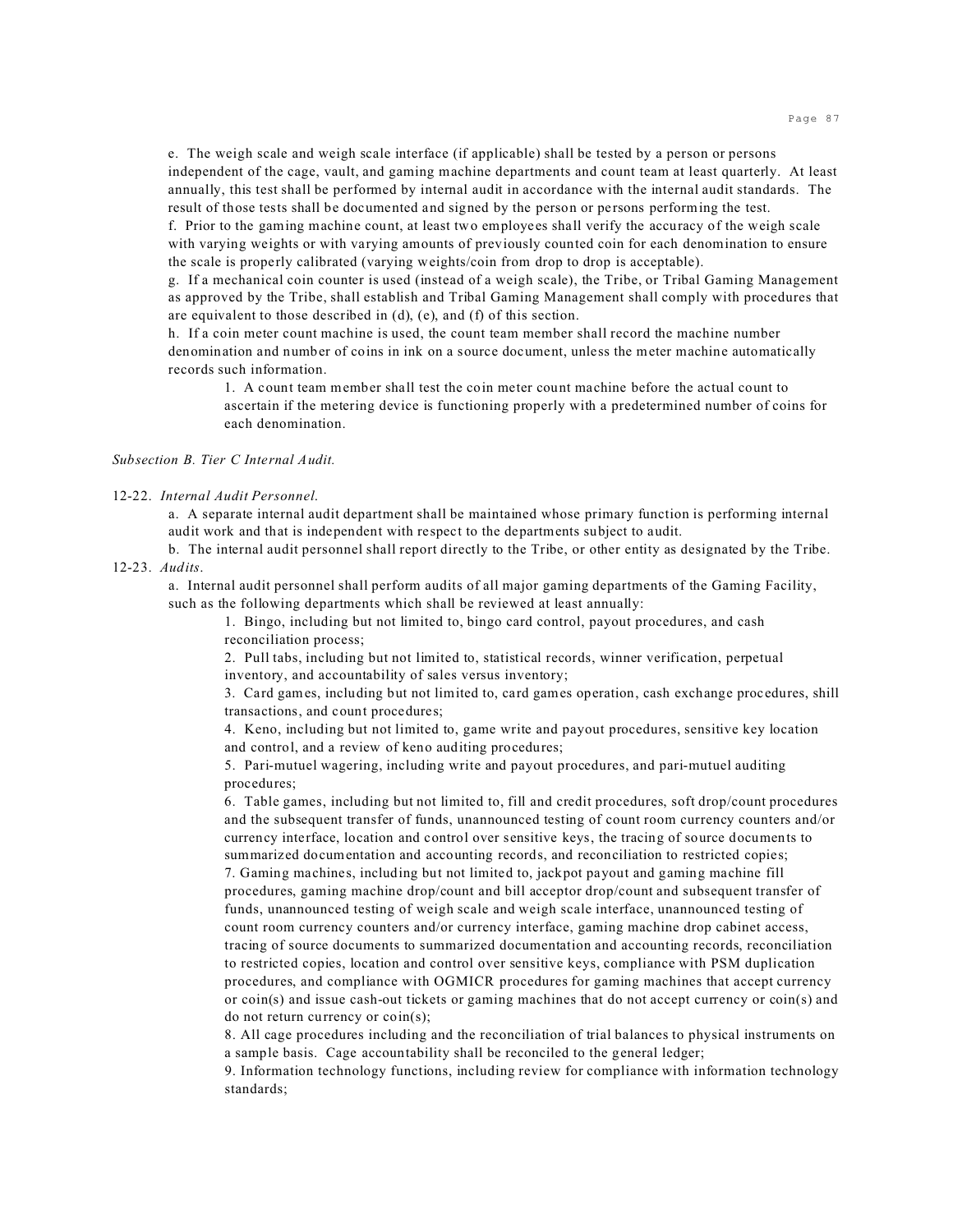e. The weigh scale and weigh scale interface (if applicable) shall be tested by a person or persons independent of the cage, vault, and gaming machine departments and count team at least quarterly. At least annually, this test shall be performed by internal audit in accordance with the internal audit standards. The result of those tests shall be documented and signed by the person or persons performing the test.

f. Prior to the gaming machine count, at least two employees shall verify the accuracy of the weigh scale with varying weights or with varying amounts of previously counted coin for each denomination to ensure the scale is properly calibrated (varying weights/coin from drop to drop is acceptable).

g. If a mechanical coin counter is used (instead of a weigh scale), the Tribe, or Tribal Gaming Management as approved by the Tribe, shall establish and Tribal Gaming Management shall comply with procedures that are equivalent to those described in (d), (e), and (f) of this section.

h. If a coin meter count machine is used, the count team member shall record the machine number denomination and number of coins in ink on a source document, unless the meter machine automatically records such information.

1. A count team member shall test the coin meter count machine before the actual count to ascertain if the metering device is functioning properly with a predetermined number of coins for each denomination.

*Subsection B. Tier C Internal Audit.*

12-22. *Internal Audit Personnel.*

a. A separate internal audit department shall be maintained whose primary function is performing internal audit work and that is independent with respect to the departments subject to audit.

b. The internal audit personnel shall report directly to the Tribe, or other entity as designated by the Tribe.

12-23. *Audits.*

a. Internal audit personnel shall perform audits of all major gaming departments of the Gaming Facility, such as the following departments which shall be reviewed at least annually:

1. Bingo, including but not limited to, bingo card control, payout procedures, and cash reconciliation process;
2. Pull tabs, including but not limited to, statistical records, winner verification, perpetual inventory, and accountability of sales versus inventory;
3. Card games, including but not limited to, card games operation, cash exchange procedures, shill transactions, and count procedures;
4. Keno, including but not limited to, game write and payout procedures, sensitive key location and control, and a review of keno auditing procedures;
5. Pari-mutuel wagering, including write and payout procedures, and pari-mutuel auditing procedures;
6. Table games, including but not limited to, fill and credit procedures, soft drop/count procedures and the subsequent transfer of funds, unannounced testing of count room currency counters and/or currency interface, location and control over sensitive keys, the tracing of source documents to summarized documentation and accounting records, and reconciliation to restricted copies;
7. Gaming machines, including but not limited to, jackpot payout and gaming machine fill procedures, gaming machine drop/count and bill acceptor drop/count and subsequent transfer of funds, unannounced testing of weigh scale and weigh scale interface, unannounced testing of count room currency counters and/or currency interface, gaming machine drop cabinet access, tracing of source documents to summarized documentation and accounting records, reconciliation to restricted copies, location and control over sensitive keys, compliance with PSM duplication procedures, and compliance with OGMICR procedures for gaming machines that accept currency or coin(s) and issue cash-out tickets or gaming machines that do not accept currency or coin(s) and do not return currency or coin(s);
8. All cage procedures including and the reconciliation of trial balances to physical instruments on a sample basis. Cage accountability shall be reconciled to the general ledger;
9. Information technology functions, including review for compliance with information technology standards;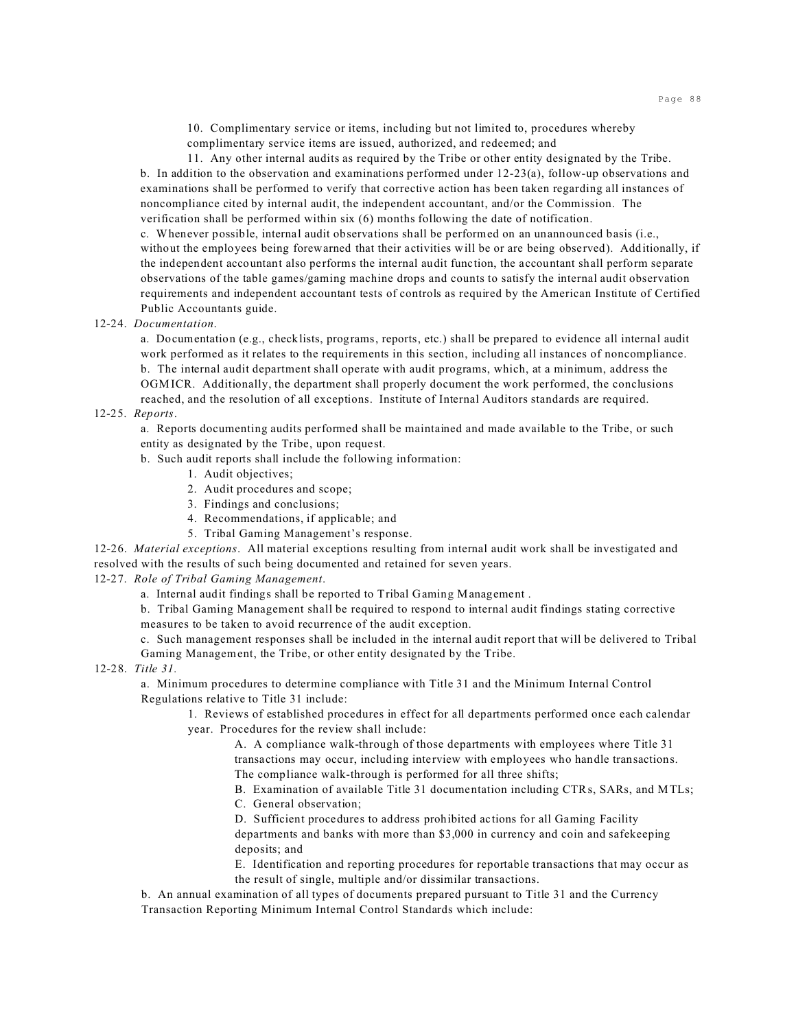10. Complimentary service or items, including but not limited to, procedures whereby complimentary service items are issued, authorized, and redeemed; and

11. Any other internal audits as required by the Tribe or other entity designated by the Tribe.

b. In addition to the observation and examinations performed under 12-23(a), follow-up observations and examinations shall be performed to verify that corrective action has been taken regarding all instances of noncompliance cited by internal audit, the independent accountant, and/or the Commission. The verification shall be performed within six (6) months following the date of notification.

c. Whenever possible, internal audit observations shall be performed on an unannounced basis (i.e., without the employees being forewarned that their activities will be or are being observed). Additionally, if the independent accountant also performs the internal audit function, the accountant shall perform separate observations of the table games/gaming machine drops and counts to satisfy the internal audit observation requirements and independent accountant tests of controls as required by the American Institute of Certified Public Accountants guide.

12-24. *Documentation*.

a. Documentation (e.g., checklists, programs, reports, etc.) shall be prepared to evidence all internal audit work performed as it relates to the requirements in this section, including all instances of noncompliance.

b. The internal audit department shall operate with audit programs, which, at a minimum, address the OGMICR. Additionally, the department shall properly document the work performed, the conclusions reached, and the resolution of all exceptions. Institute of Internal Auditors standards are required.

12-25. *Reports*.

a. Reports documenting audits performed shall be maintained and made available to the Tribe, or such entity as designated by the Tribe, upon request.

b. Such audit reports shall include the following information:

1. Audit objectives;
2. Audit procedures and scope;
3. Findings and conclusions;
4. Recommendations, if applicable; and
5. Tribal Gaming Management's response.

12-26. *Material exceptions*. All material exceptions resulting from internal audit work shall be investigated and resolved with the results of such being documented and retained for seven years.

12-27. *Role of Tribal Gaming Management*.

a. Internal audit findings shall be reported to Tribal Gaming Management .

b. Tribal Gaming Management shall be required to respond to internal audit findings stating corrective measures to be taken to avoid recurrence of the audit exception.

c. Such management responses shall be included in the internal audit report that will be delivered to Tribal Gaming Management, the Tribe, or other entity designated by the Tribe.

12-28. *Title 31.*

a. Minimum procedures to determine compliance with Title 31 and the Minimum Internal Control Regulations relative to Title 31 include:

1. Reviews of established procedures in effect for all departments performed once each calendar year. Procedures for the review shall include:

A. A compliance walk-through of those departments with employees where Title 31 transactions may occur, including interview with employees who handle transactions. The compliance walk-through is performed for all three shifts;

B. Examination of available Title 31 documentation including CTRs, SARs, and MTLs;

C. General observation;

D. Sufficient procedures to address prohibited actions for all Gaming Facility departments and banks with more than $3,000 in currency and coin and safekeeping deposits; and

E. Identification and reporting procedures for reportable transactions that may occur as the result of single, multiple and/or dissimilar transactions.

b. An annual examination of all types of documents prepared pursuant to Title 31 and the Currency Transaction Reporting Minimum Internal Control Standards which include: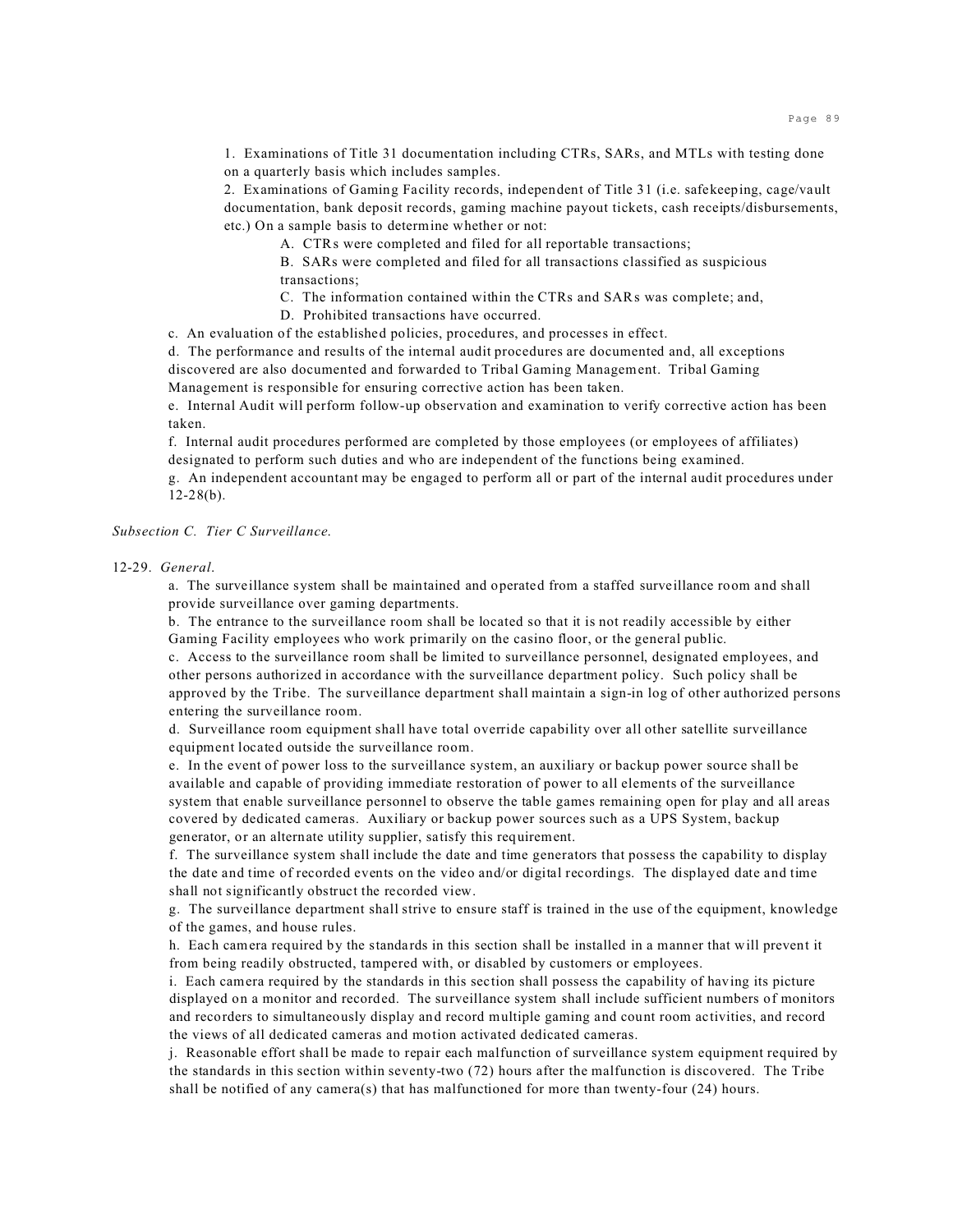1. Examinations of Title 31 documentation including CTRs, SARs, and MTLs with testing done on a quarterly basis which includes samples.

2. Examinations of Gaming Facility records, independent of Title 31 (i.e. safekeeping, cage/vault documentation, bank deposit records, gaming machine payout tickets, cash receipts/disbursements, etc.) On a sample basis to determine whether or not:

   A. CTRs were completed and filed for all reportable transactions;

   B. SARs were completed and filed for all transactions classified as suspicious transactions;

   C. The information contained within the CTRs and SARs was complete; and,

   D. Prohibited transactions have occurred.

c. An evaluation of the established policies, procedures, and processes in effect.

d. The performance and results of the internal audit procedures are documented and, all exceptions discovered are also documented and forwarded to Tribal Gaming Management. Tribal Gaming Management is responsible for ensuring corrective action has been taken.

e. Internal Audit will perform follow-up observation and examination to verify corrective action has been taken.

f. Internal audit procedures performed are completed by those employees (or employees of affiliates) designated to perform such duties and who are independent of the functions being examined.

g. An independent accountant may be engaged to perform all or part of the internal audit procedures under 12-28(b).

*Subsection C. Tier C Surveillance.*

12-29. *General*.

a. The surveillance system shall be maintained and operated from a staffed surveillance room and shall provide surveillance over gaming departments.

b. The entrance to the surveillance room shall be located so that it is not readily accessible by either Gaming Facility employees who work primarily on the casino floor, or the general public.

c. Access to the surveillance room shall be limited to surveillance personnel, designated employees, and other persons authorized in accordance with the surveillance department policy. Such policy shall be approved by the Tribe. The surveillance department shall maintain a sign-in log of other authorized persons entering the surveillance room.

d. Surveillance room equipment shall have total override capability over all other satellite surveillance equipment located outside the surveillance room.

e. In the event of power loss to the surveillance system, an auxiliary or backup power source shall be available and capable of providing immediate restoration of power to all elements of the surveillance system that enable surveillance personnel to observe the table games remaining open for play and all areas covered by dedicated cameras. Auxiliary or backup power sources such as a UPS System, backup generator, or an alternate utility supplier, satisfy this requirement.

f. The surveillance system shall include the date and time generators that possess the capability to display the date and time of recorded events on the video and/or digital recordings. The displayed date and time shall not significantly obstruct the recorded view.

g. The surveillance department shall strive to ensure staff is trained in the use of the equipment, knowledge of the games, and house rules.

h. Each camera required by the standards in this section shall be installed in a manner that will prevent it from being readily obstructed, tampered with, or disabled by customers or employees.

i. Each camera required by the standards in this section shall possess the capability of having its picture displayed on a monitor and recorded. The surveillance system shall include sufficient numbers of monitors and recorders to simultaneously display and record multiple gaming and count room activities, and record the views of all dedicated cameras and motion activated dedicated cameras.

j. Reasonable effort shall be made to repair each malfunction of surveillance system equipment required by the standards in this section within seventy-two (72) hours after the malfunction is discovered. The Tribe shall be notified of any camera(s) that has malfunctioned for more than twenty-four (24) hours.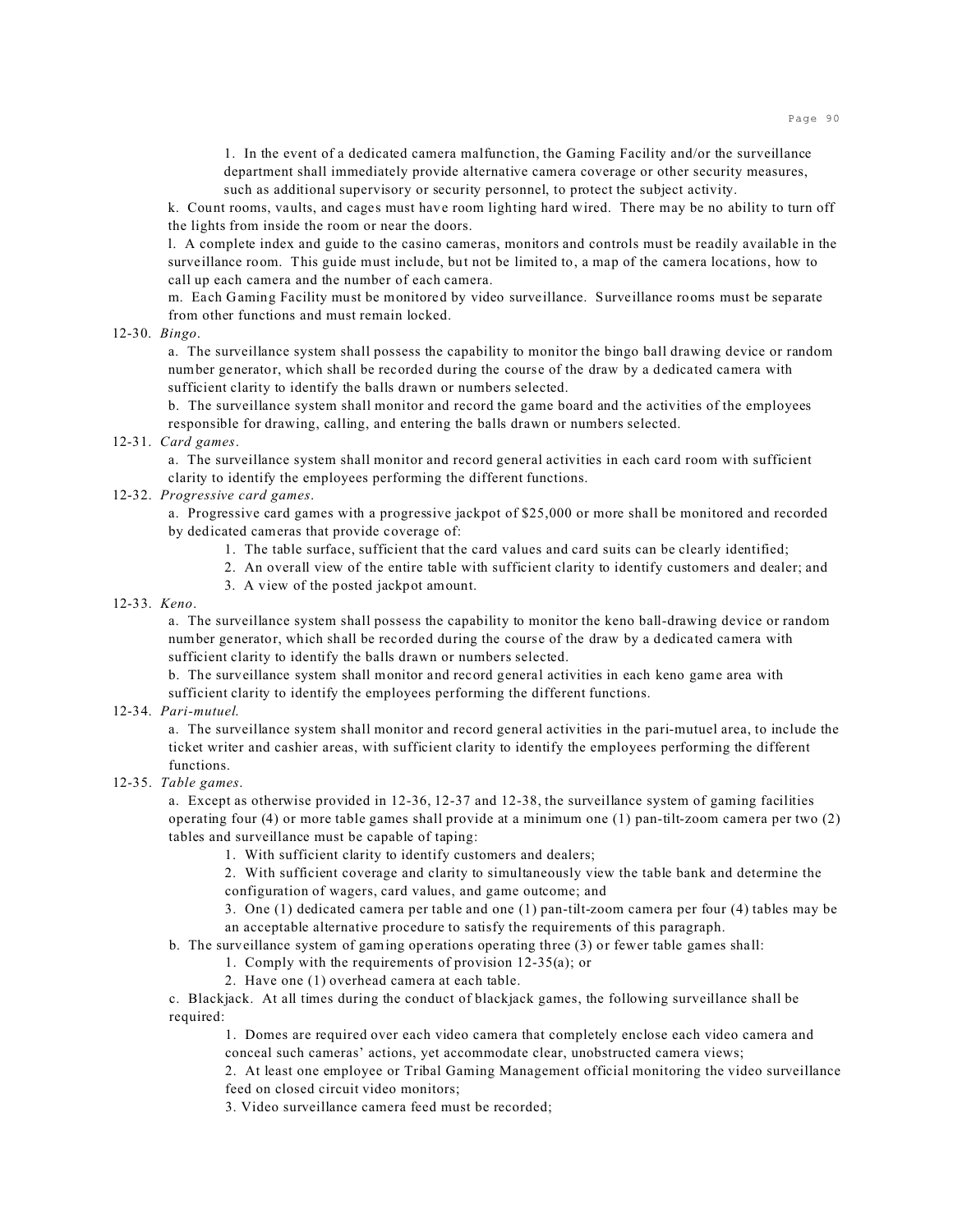1. In the event of a dedicated camera malfunction, the Gaming Facility and/or the surveillance department shall immediately provide alternative camera coverage or other security measures, such as additional supervisory or security personnel, to protect the subject activity.

k. Count rooms, vaults, and cages must have room lighting hard wired. There may be no ability to turn off the lights from inside the room or near the doors.

l. A complete index and guide to the casino cameras, monitors and controls must be readily available in the surveillance room. This guide must include, but not be limited to, a map of the camera locations, how to call up each camera and the number of each camera.

m. Each Gaming Facility must be monitored by video surveillance. Surveillance rooms must be separate from other functions and must remain locked.

12-30. *Bingo*.

a. The surveillance system shall possess the capability to monitor the bingo ball drawing device or random number generator, which shall be recorded during the course of the draw by a dedicated camera with sufficient clarity to identify the balls drawn or numbers selected.

b. The surveillance system shall monitor and record the game board and the activities of the employees responsible for drawing, calling, and entering the balls drawn or numbers selected.

12-31. *Card games*.

a. The surveillance system shall monitor and record general activities in each card room with sufficient clarity to identify the employees performing the different functions.

12-32. *Progressive card games*.

a. Progressive card games with a progressive jackpot of $25,000 or more shall be monitored and recorded by dedicated cameras that provide coverage of:

1. The table surface, sufficient that the card values and card suits can be clearly identified;
2. An overall view of the entire table with sufficient clarity to identify customers and dealer; and
3. A view of the posted jackpot amount.

12-33. *Keno*.

a. The surveillance system shall possess the capability to monitor the keno ball-drawing device or random number generator, which shall be recorded during the course of the draw by a dedicated camera with sufficient clarity to identify the balls drawn or numbers selected.

b. The surveillance system shall monitor and record general activities in each keno game area with sufficient clarity to identify the employees performing the different functions.

12-34. *Pari-mutuel.*

a. The surveillance system shall monitor and record general activities in the pari-mutuel area, to include the ticket writer and cashier areas, with sufficient clarity to identify the employees performing the different functions.

12-35. *Table games*.

a. Except as otherwise provided in 12-36, 12-37 and 12-38, the surveillance system of gaming facilities operating four (4) or more table games shall provide at a minimum one (1) pan-tilt-zoom camera per two (2) tables and surveillance must be capable of taping:

1. With sufficient clarity to identify customers and dealers;
2. With sufficient coverage and clarity to simultaneously view the table bank and determine the configuration of wagers, card values, and game outcome; and
3. One (1) dedicated camera per table and one (1) pan-tilt-zoom camera per four (4) tables may be an acceptable alternative procedure to satisfy the requirements of this paragraph.

b. The surveillance system of gaming operations operating three (3) or fewer table games shall:

1. Comply with the requirements of provision 12-35(a); or
2. Have one (1) overhead camera at each table.

c. Blackjack. At all times during the conduct of blackjack games, the following surveillance shall be required:

1. Domes are required over each video camera that completely enclose each video camera and conceal such cameras' actions, yet accommodate clear, unobstructed camera views;
2. At least one employee or Tribal Gaming Management official monitoring the video surveillance feed on closed circuit video monitors;
3. Video surveillance camera feed must be recorded;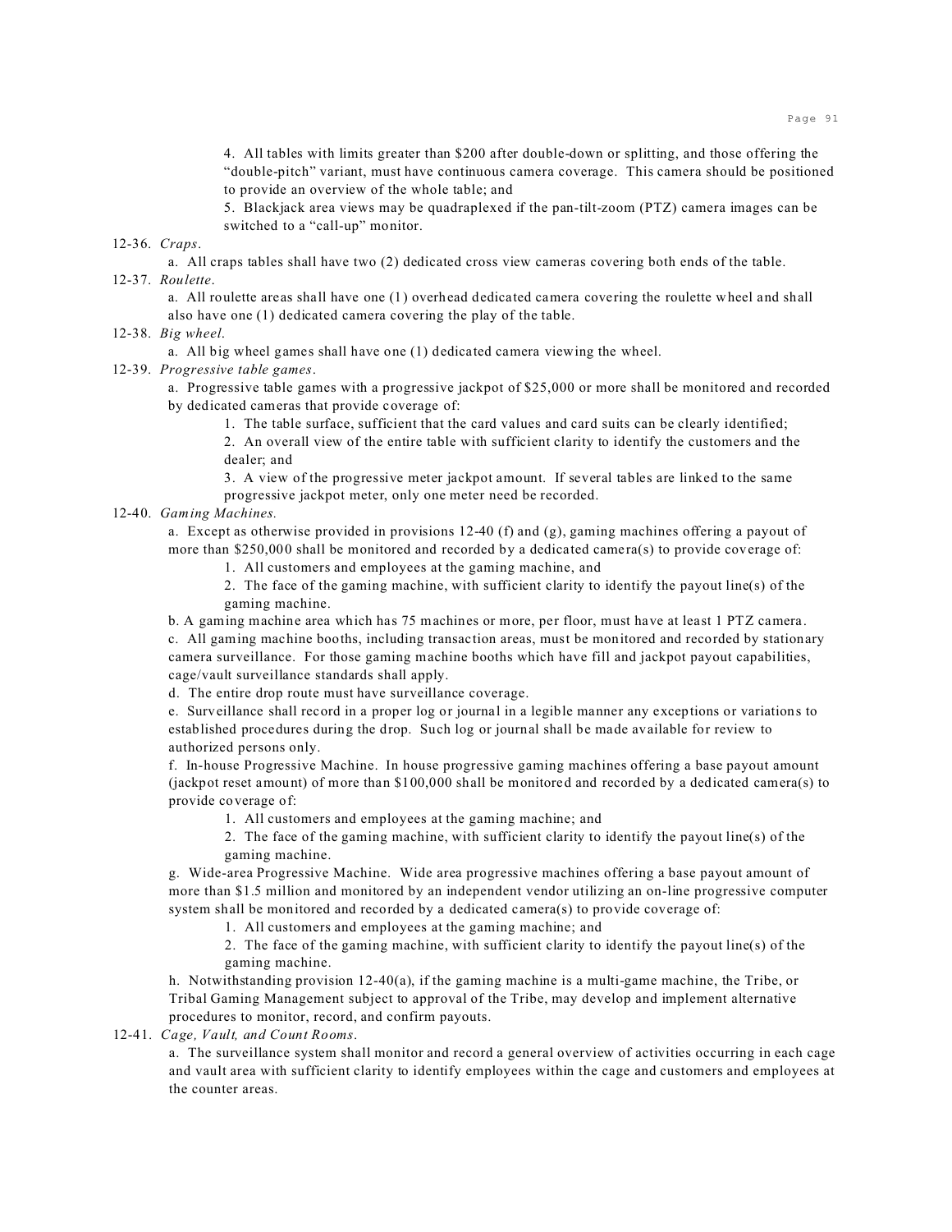4. All tables with limits greater than $200 after double-down or splitting, and those offering the "double-pitch" variant, must have continuous camera coverage. This camera should be positioned to provide an overview of the whole table; and

5. Blackjack area views may be quadraplexed if the pan-tilt-zoom (PTZ) camera images can be switched to a "call-up" monitor.

12-36. *Craps*.

a. All craps tables shall have two (2) dedicated cross view cameras covering both ends of the table.

12-37. *Roulette*.

a. All roulette areas shall have one (1) overhead dedicated camera covering the roulette wheel and shall also have one (1) dedicated camera covering the play of the table.

12-38. *Big wheel*.

a. All big wheel games shall have one (1) dedicated camera viewing the wheel.

12-39. *Progressive table games*.

a. Progressive table games with a progressive jackpot of $25,000 or more shall be monitored and recorded by dedicated cameras that provide coverage of:

1. The table surface, sufficient that the card values and card suits can be clearly identified;

2. An overall view of the entire table with sufficient clarity to identify the customers and the dealer; and

3. A view of the progressive meter jackpot amount. If several tables are linked to the same progressive jackpot meter, only one meter need be recorded.

12-40. *Gaming Machines.*

a. Except as otherwise provided in provisions 12-40 (f) and (g), gaming machines offering a payout of more than $250,000 shall be monitored and recorded by a dedicated camera(s) to provide coverage of:

1. All customers and employees at the gaming machine, and

2. The face of the gaming machine, with sufficient clarity to identify the payout line(s) of the gaming machine.

b. A gaming machine area which has 75 machines or more, per floor, must have at least 1 PTZ camera.

c. All gaming machine booths, including transaction areas, must be monitored and recorded by stationary camera surveillance. For those gaming machine booths which have fill and jackpot payout capabilities, cage/vault surveillance standards shall apply.

d. The entire drop route must have surveillance coverage.

e. Surveillance shall record in a proper log or journal in a legible manner any exceptions or variations to established procedures during the drop. Such log or journal shall be made available for review to authorized persons only.

f. In-house Progressive Machine. In house progressive gaming machines offering a base payout amount (jackpot reset amount) of more than $100,000 shall be monitored and recorded by a dedicated camera(s) to provide coverage of:

1. All customers and employees at the gaming machine; and

2. The face of the gaming machine, with sufficient clarity to identify the payout line(s) of the gaming machine.

g. Wide-area Progressive Machine. Wide area progressive machines offering a base payout amount of more than $1.5 million and monitored by an independent vendor utilizing an on-line progressive computer system shall be monitored and recorded by a dedicated camera(s) to provide coverage of:

1. All customers and employees at the gaming machine; and

2. The face of the gaming machine, with sufficient clarity to identify the payout line(s) of the gaming machine.

h. Notwithstanding provision 12-40(a), if the gaming machine is a multi-game machine, the Tribe, or Tribal Gaming Management subject to approval of the Tribe, may develop and implement alternative procedures to monitor, record, and confirm payouts.

12-41. *Cage, Vault, and Count Rooms*.

a. The surveillance system shall monitor and record a general overview of activities occurring in each cage and vault area with sufficient clarity to identify employees within the cage and customers and employees at the counter areas.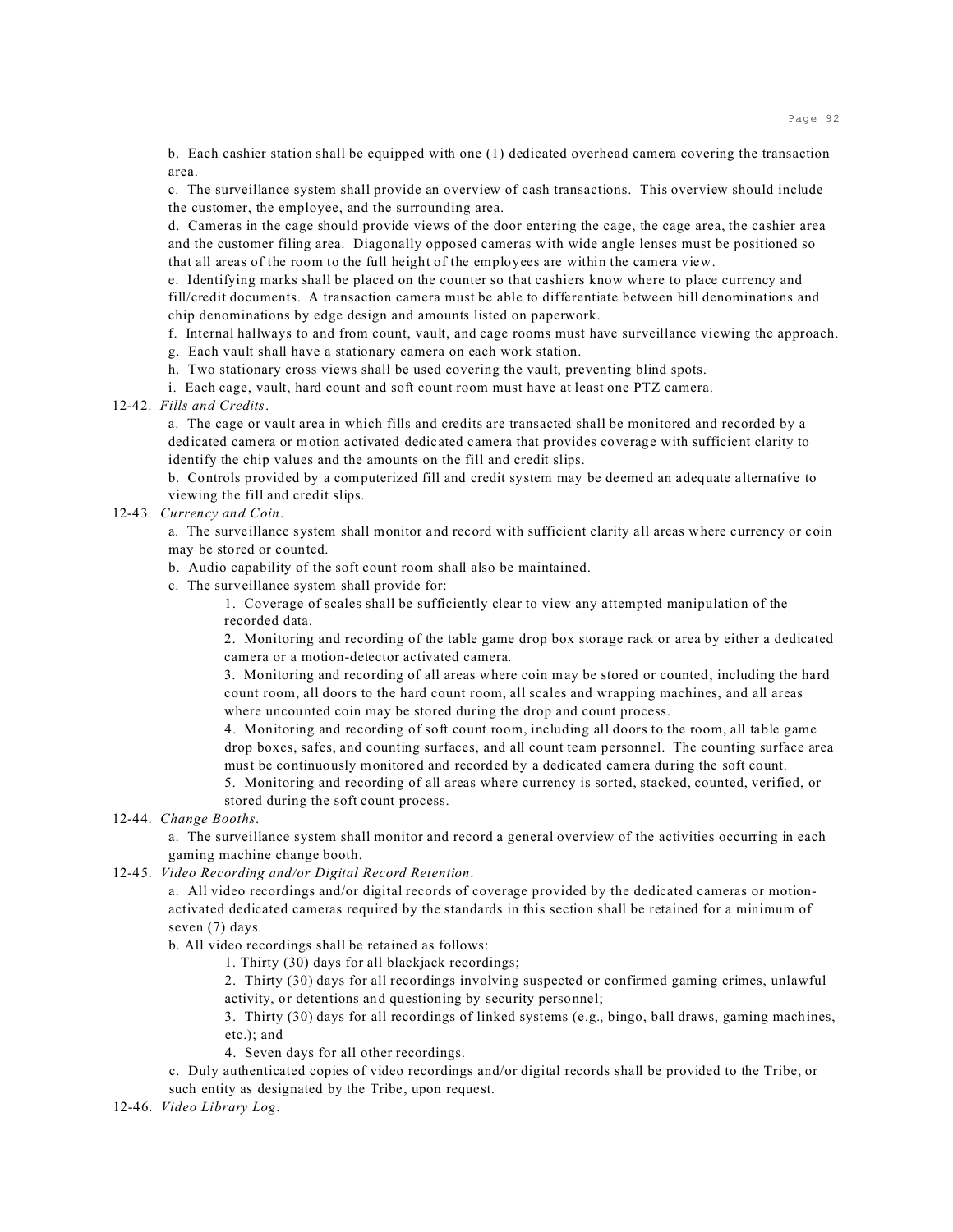b. Each cashier station shall be equipped with one (1) dedicated overhead camera covering the transaction area.

c. The surveillance system shall provide an overview of cash transactions. This overview should include the customer, the employee, and the surrounding area.

d. Cameras in the cage should provide views of the door entering the cage, the cage area, the cashier area and the customer filing area. Diagonally opposed cameras with wide angle lenses must be positioned so that all areas of the room to the full height of the employees are within the camera view.

e. Identifying marks shall be placed on the counter so that cashiers know where to place currency and fill/credit documents. A transaction camera must be able to differentiate between bill denominations and chip denominations by edge design and amounts listed on paperwork.

f. Internal hallways to and from count, vault, and cage rooms must have surveillance viewing the approach.

g. Each vault shall have a stationary camera on each work station.

h. Two stationary cross views shall be used covering the vault, preventing blind spots.

i. Each cage, vault, hard count and soft count room must have at least one PTZ camera.

12-42. *Fills and Credits*.

a. The cage or vault area in which fills and credits are transacted shall be monitored and recorded by a dedicated camera or motion activated dedicated camera that provides coverage with sufficient clarity to identify the chip values and the amounts on the fill and credit slips.

b. Controls provided by a computerized fill and credit system may be deemed an adequate alternative to viewing the fill and credit slips.

12-43. *Currency and Coin*.

a. The surveillance system shall monitor and record with sufficient clarity all areas where currency or coin may be stored or counted.

b. Audio capability of the soft count room shall also be maintained.

c. The surveillance system shall provide for:

1. Coverage of scales shall be sufficiently clear to view any attempted manipulation of the recorded data.

2. Monitoring and recording of the table game drop box storage rack or area by either a dedicated camera or a motion-detector activated camera.

3. Monitoring and recording of all areas where coin may be stored or counted, including the hard count room, all doors to the hard count room, all scales and wrapping machines, and all areas where uncounted coin may be stored during the drop and count process.

4. Monitoring and recording of soft count room, including all doors to the room, all table game drop boxes, safes, and counting surfaces, and all count team personnel. The counting surface area must be continuously monitored and recorded by a dedicated camera during the soft count.

5. Monitoring and recording of all areas where currency is sorted, stacked, counted, verified, or stored during the soft count process.

12-44. *Change Booths*.

a. The surveillance system shall monitor and record a general overview of the activities occurring in each gaming machine change booth.

12-45. *Video Recording and/or Digital Record Retention*.

a. All video recordings and/or digital records of coverage provided by the dedicated cameras or motion-activated dedicated cameras required by the standards in this section shall be retained for a minimum of seven (7) days.

b. All video recordings shall be retained as follows:

1. Thirty (30) days for all blackjack recordings;

2. Thirty (30) days for all recordings involving suspected or confirmed gaming crimes, unlawful activity, or detentions and questioning by security personnel;

3. Thirty (30) days for all recordings of linked systems (e.g., bingo, ball draws, gaming machines, etc.); and

4. Seven days for all other recordings.

c. Duly authenticated copies of video recordings and/or digital records shall be provided to the Tribe, or such entity as designated by the Tribe, upon request.

12-46. *Video Library Log*.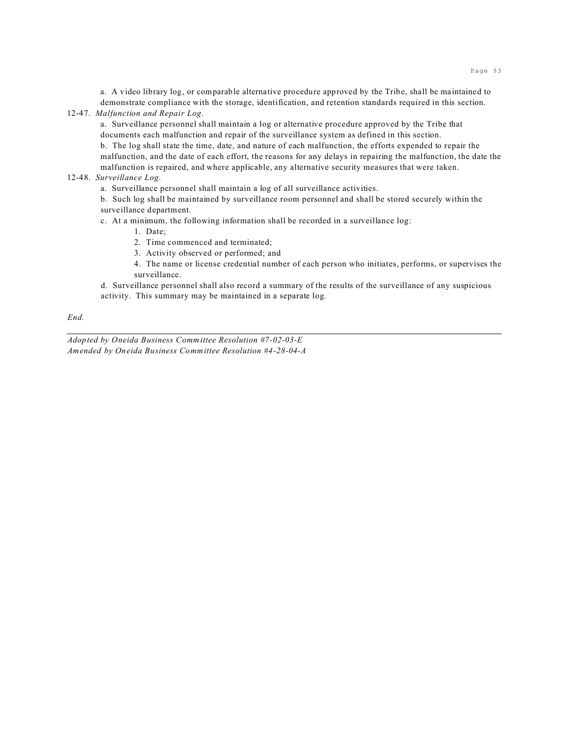a. A video library log, or comparable alternative procedure approved by the Tribe, shall be maintained to demonstrate compliance with the storage, identification, and retention standards required in this section.

12-47. *Malfunction and Repair Log.*

a. Surveillance personnel shall maintain a log or alternative procedure approved by the Tribe that documents each malfunction and repair of the surveillance system as defined in this section.

b. The log shall state the time, date, and nature of each malfunction, the efforts expended to repair the malfunction, and the date of each effort, the reasons for any delays in repairing the malfunction, the date the malfunction is repaired, and where applicable, any alternative security measures that were taken.

12-48. *Surveillance Log.*

a. Surveillance personnel shall maintain a log of all surveillance activities.

b. Such log shall be maintained by surveillance room personnel and shall be stored securely within the surveillance department.

c. At a minimum, the following information shall be recorded in a surveillance log:

1. Date;
2. Time commenced and terminated;
3. Activity observed or performed; and
4. The name or license credential number of each person who initiates, performs, or supervises the surveillance.

d. Surveillance personnel shall also record a summary of the results of the surveillance of any suspicious activity. This summary may be maintained in a separate log.

*End.*

---

*Adopted by Oneida Business Committee Resolution #7-02-03-E*
*Amended by Oneida Business Committee Resolution #4-28-04-A*